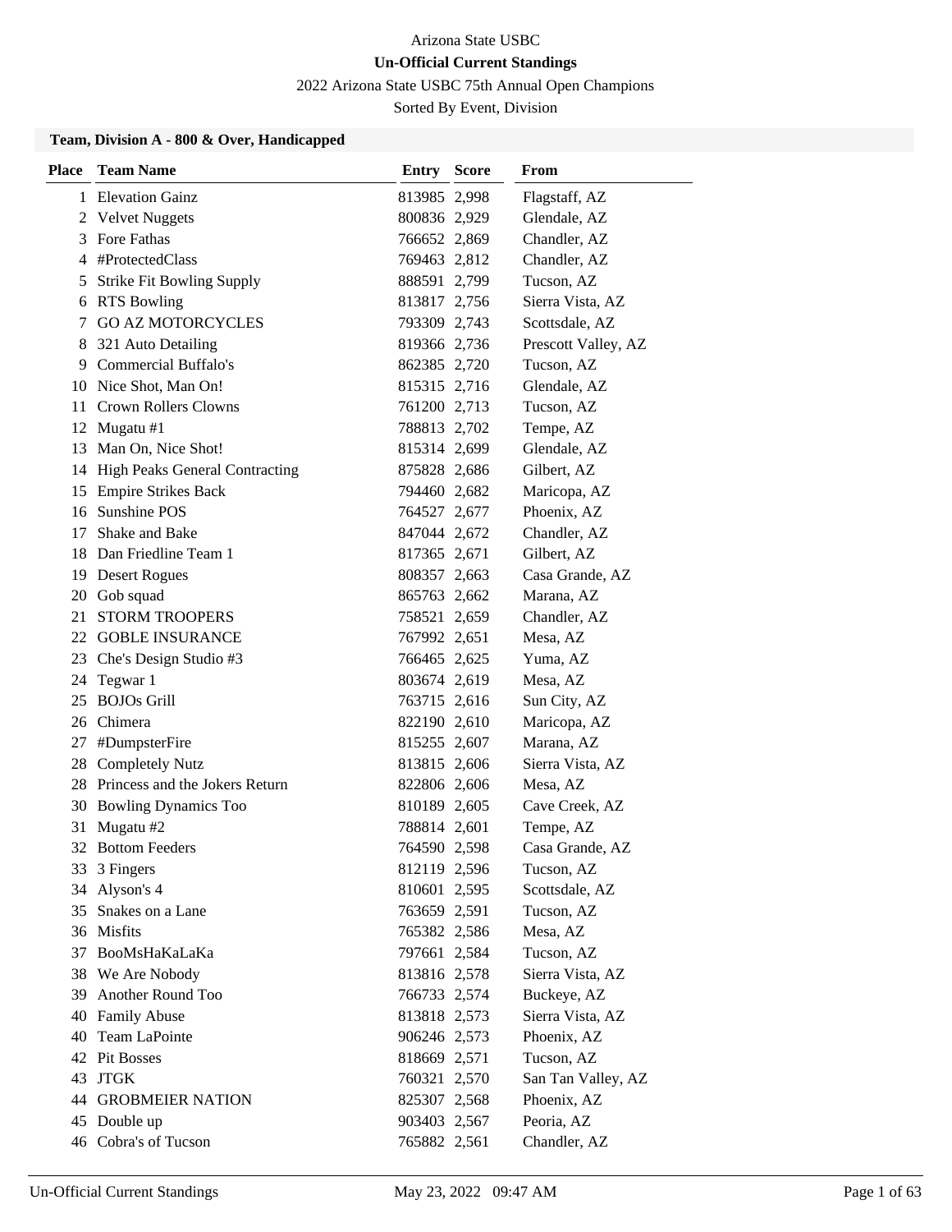Arizona State USBC

**Un-Official Current Standings**

2022 Arizona State USBC 75th Annual Open Champions

Sorted By Event, Division

### Team, Division A - 800 & Over, Handicapped

| Place | Team Name | Entry | Score | From |
|---|---|---|---|---|
| 1 | Elevation Gainz | 813985 | 2,998 | Flagstaff, AZ |
| 2 | Velvet Nuggets | 800836 | 2,929 | Glendale, AZ |
| 3 | Fore Fathas | 766652 | 2,869 | Chandler, AZ |
| 4 | #ProtectedClass | 769463 | 2,812 | Chandler, AZ |
| 5 | Strike Fit Bowling Supply | 888591 | 2,799 | Tucson, AZ |
| 6 | RTS Bowling | 813817 | 2,756 | Sierra Vista, AZ |
| 7 | GO AZ MOTORCYCLES | 793309 | 2,743 | Scottsdale, AZ |
| 8 | 321 Auto Detailing | 819366 | 2,736 | Prescott Valley, AZ |
| 9 | Commercial Buffalo's | 862385 | 2,720 | Tucson, AZ |
| 10 | Nice Shot, Man On! | 815315 | 2,716 | Glendale, AZ |
| 11 | Crown Rollers Clowns | 761200 | 2,713 | Tucson, AZ |
| 12 | Mugatu #1 | 788813 | 2,702 | Tempe, AZ |
| 13 | Man On, Nice Shot! | 815314 | 2,699 | Glendale, AZ |
| 14 | High Peaks General Contracting | 875828 | 2,686 | Gilbert, AZ |
| 15 | Empire Strikes Back | 794460 | 2,682 | Maricopa, AZ |
| 16 | Sunshine POS | 764527 | 2,677 | Phoenix, AZ |
| 17 | Shake and Bake | 847044 | 2,672 | Chandler, AZ |
| 18 | Dan Friedline Team 1 | 817365 | 2,671 | Gilbert, AZ |
| 19 | Desert Rogues | 808357 | 2,663 | Casa Grande, AZ |
| 20 | Gob squad | 865763 | 2,662 | Marana, AZ |
| 21 | STORM TROOPERS | 758521 | 2,659 | Chandler, AZ |
| 22 | GOBLE INSURANCE | 767992 | 2,651 | Mesa, AZ |
| 23 | Che's Design Studio #3 | 766465 | 2,625 | Yuma, AZ |
| 24 | Tegwar 1 | 803674 | 2,619 | Mesa, AZ |
| 25 | BOJOs Grill | 763715 | 2,616 | Sun City, AZ |
| 26 | Chimera | 822190 | 2,610 | Maricopa, AZ |
| 27 | #DumpsterFire | 815255 | 2,607 | Marana, AZ |
| 28 | Completely Nutz | 813815 | 2,606 | Sierra Vista, AZ |
| 28 | Princess and the Jokers Return | 822806 | 2,606 | Mesa, AZ |
| 30 | Bowling Dynamics Too | 810189 | 2,605 | Cave Creek, AZ |
| 31 | Mugatu #2 | 788814 | 2,601 | Tempe, AZ |
| 32 | Bottom Feeders | 764590 | 2,598 | Casa Grande, AZ |
| 33 | 3 Fingers | 812119 | 2,596 | Tucson, AZ |
| 34 | Alyson's 4 | 810601 | 2,595 | Scottsdale, AZ |
| 35 | Snakes on a Lane | 763659 | 2,591 | Tucson, AZ |
| 36 | Misfits | 765382 | 2,586 | Mesa, AZ |
| 37 | BooMsHaKaLaKa | 797661 | 2,584 | Tucson, AZ |
| 38 | We Are Nobody | 813816 | 2,578 | Sierra Vista, AZ |
| 39 | Another Round Too | 766733 | 2,574 | Buckeye, AZ |
| 40 | Family Abuse | 813818 | 2,573 | Sierra Vista, AZ |
| 40 | Team LaPointe | 906246 | 2,573 | Phoenix, AZ |
| 42 | Pit Bosses | 818669 | 2,571 | Tucson, AZ |
| 43 | JTGK | 760321 | 2,570 | San Tan Valley, AZ |
| 44 | GROBMEIER NATION | 825307 | 2,568 | Phoenix, AZ |
| 45 | Double up | 903403 | 2,567 | Peoria, AZ |
| 46 | Cobra's of Tucson | 765882 | 2,561 | Chandler, AZ |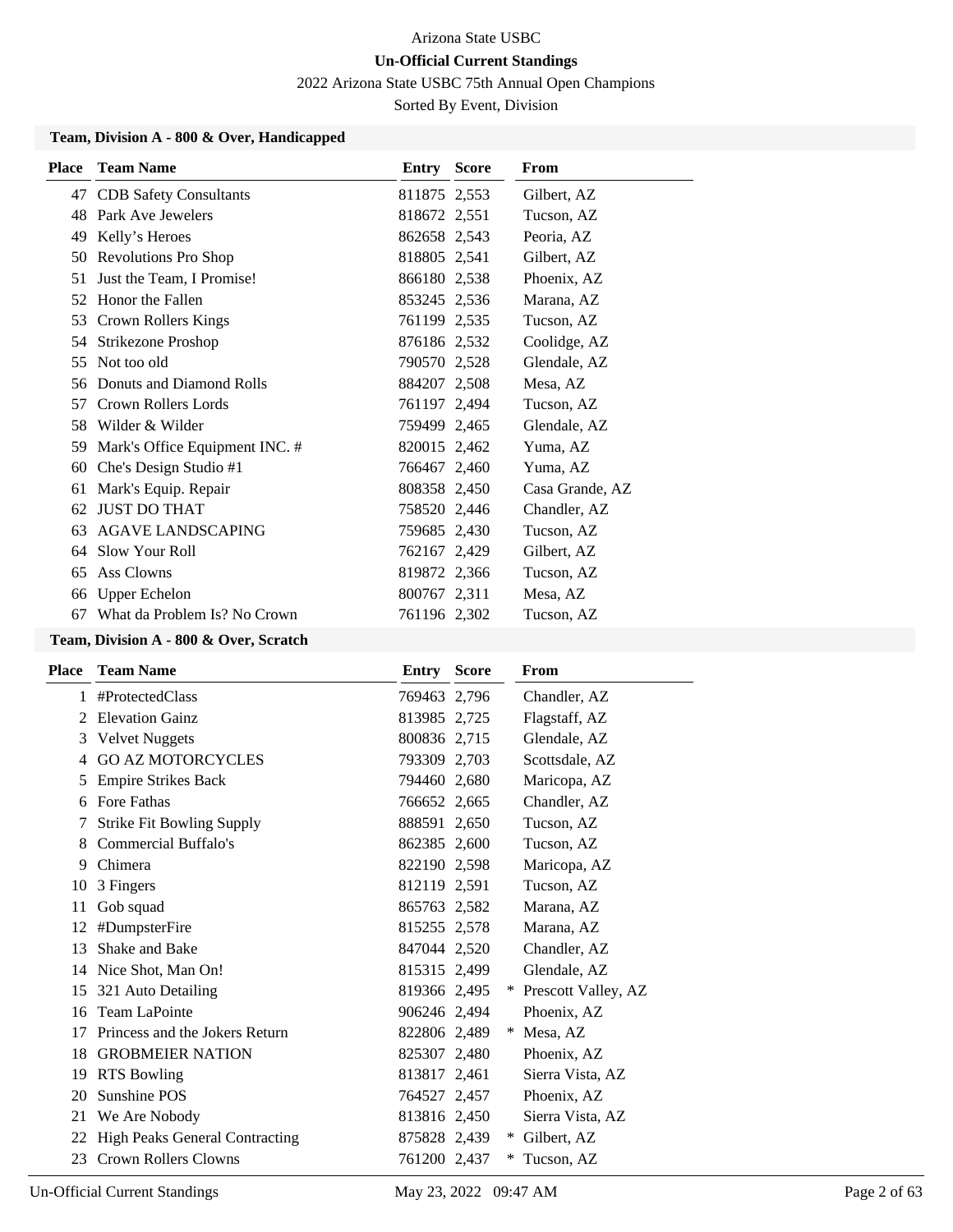Arizona State USBC

**Un-Official Current Standings**

2022 Arizona State USBC 75th Annual Open Champions

Sorted By Event, Division

### Team, Division A - 800 & Over, Handicapped

| Place | Team Name | Entry | Score | | From |
|---|---|---|---|---|---|
| 47 | CDB Safety Consultants | 811875 | 2,553 | | Gilbert, AZ |
| 48 | Park Ave Jewelers | 818672 | 2,551 | | Tucson, AZ |
| 49 | Kelly's Heroes | 862658 | 2,543 | | Peoria, AZ |
| 50 | Revolutions Pro Shop | 818805 | 2,541 | | Gilbert, AZ |
| 51 | Just the Team, I Promise! | 866180 | 2,538 | | Phoenix, AZ |
| 52 | Honor the Fallen | 853245 | 2,536 | | Marana, AZ |
| 53 | Crown Rollers Kings | 761199 | 2,535 | | Tucson, AZ |
| 54 | Strikezone Proshop | 876186 | 2,532 | | Coolidge, AZ |
| 55 | Not too old | 790570 | 2,528 | | Glendale, AZ |
| 56 | Donuts and Diamond Rolls | 884207 | 2,508 | | Mesa, AZ |
| 57 | Crown Rollers Lords | 761197 | 2,494 | | Tucson, AZ |
| 58 | Wilder & Wilder | 759499 | 2,465 | | Glendale, AZ |
| 59 | Mark's Office Equipment INC. # | 820015 | 2,462 | | Yuma, AZ |
| 60 | Che's Design Studio #1 | 766467 | 2,460 | | Yuma, AZ |
| 61 | Mark's Equip. Repair | 808358 | 2,450 | | Casa Grande, AZ |
| 62 | JUST DO THAT | 758520 | 2,446 | | Chandler, AZ |
| 63 | AGAVE LANDSCAPING | 759685 | 2,430 | | Tucson, AZ |
| 64 | Slow Your Roll | 762167 | 2,429 | | Gilbert, AZ |
| 65 | Ass Clowns | 819872 | 2,366 | | Tucson, AZ |
| 66 | Upper Echelon | 800767 | 2,311 | | Mesa, AZ |
| 67 | What da Problem Is? No Crown | 761196 | 2,302 | | Tucson, AZ |

### Team, Division A - 800 & Over, Scratch

| Place | Team Name | Entry | Score | | From |
|---|---|---|---|---|---|
| 1 | #ProtectedClass | 769463 | 2,796 | | Chandler, AZ |
| 2 | Elevation Gainz | 813985 | 2,725 | | Flagstaff, AZ |
| 3 | Velvet Nuggets | 800836 | 2,715 | | Glendale, AZ |
| 4 | GO AZ MOTORCYCLES | 793309 | 2,703 | | Scottsdale, AZ |
| 5 | Empire Strikes Back | 794460 | 2,680 | | Maricopa, AZ |
| 6 | Fore Fathas | 766652 | 2,665 | | Chandler, AZ |
| 7 | Strike Fit Bowling Supply | 888591 | 2,650 | | Tucson, AZ |
| 8 | Commercial Buffalo's | 862385 | 2,600 | | Tucson, AZ |
| 9 | Chimera | 822190 | 2,598 | | Maricopa, AZ |
| 10 | 3 Fingers | 812119 | 2,591 | | Tucson, AZ |
| 11 | Gob squad | 865763 | 2,582 | | Marana, AZ |
| 12 | #DumpsterFire | 815255 | 2,578 | | Marana, AZ |
| 13 | Shake and Bake | 847044 | 2,520 | | Chandler, AZ |
| 14 | Nice Shot, Man On! | 815315 | 2,499 | | Glendale, AZ |
| 15 | 321 Auto Detailing | 819366 | 2,495 | * | Prescott Valley, AZ |
| 16 | Team LaPointe | 906246 | 2,494 | | Phoenix, AZ |
| 17 | Princess and the Jokers Return | 822806 | 2,489 | * | Mesa, AZ |
| 18 | GROBMEIER NATION | 825307 | 2,480 | | Phoenix, AZ |
| 19 | RTS Bowling | 813817 | 2,461 | | Sierra Vista, AZ |
| 20 | Sunshine POS | 764527 | 2,457 | | Phoenix, AZ |
| 21 | We Are Nobody | 813816 | 2,450 | | Sierra Vista, AZ |
| 22 | High Peaks General Contracting | 875828 | 2,439 | * | Gilbert, AZ |
| 23 | Crown Rollers Clowns | 761200 | 2,437 | * | Tucson, AZ |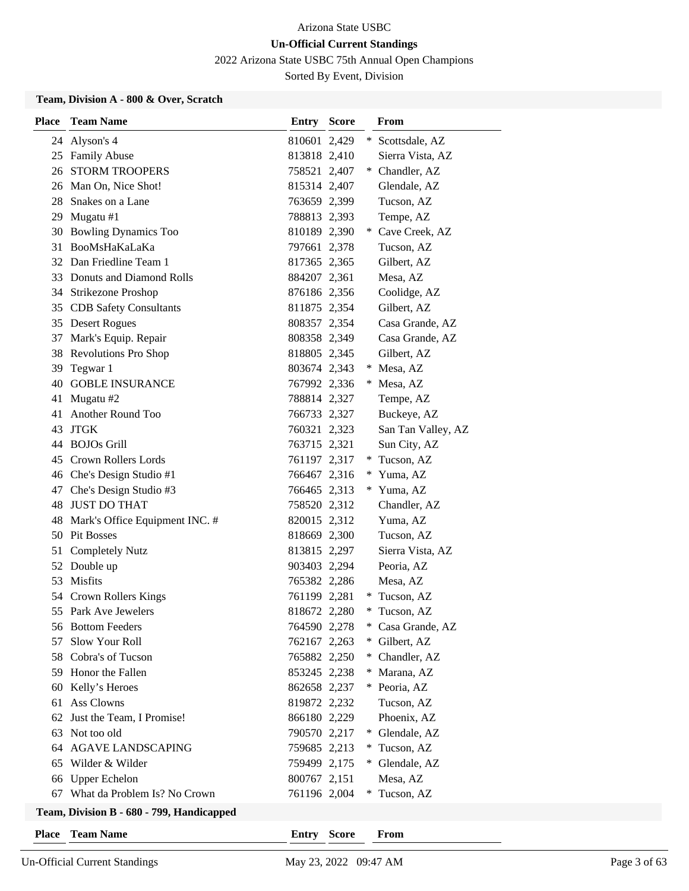Arizona State USBC

**Un-Official Current Standings**

2022 Arizona State USBC 75th Annual Open Champions

Sorted By Event, Division

### Team, Division A - 800 & Over, Scratch

| Place | Team Name | Entry | Score | | From |
|---|---|---|---|---|---|
| 24 | Alyson's 4 | 810601 | 2,429 | * | Scottsdale, AZ |
| 25 | Family Abuse | 813818 | 2,410 | | Sierra Vista, AZ |
| 26 | STORM TROOPERS | 758521 | 2,407 | * | Chandler, AZ |
| 26 | Man On, Nice Shot! | 815314 | 2,407 | | Glendale, AZ |
| 28 | Snakes on a Lane | 763659 | 2,399 | | Tucson, AZ |
| 29 | Mugatu #1 | 788813 | 2,393 | | Tempe, AZ |
| 30 | Bowling Dynamics Too | 810189 | 2,390 | * | Cave Creek, AZ |
| 31 | BooMsHaKaLaKa | 797661 | 2,378 | | Tucson, AZ |
| 32 | Dan Friedline Team 1 | 817365 | 2,365 | | Gilbert, AZ |
| 33 | Donuts and Diamond Rolls | 884207 | 2,361 | | Mesa, AZ |
| 34 | Strikezone Proshop | 876186 | 2,356 | | Coolidge, AZ |
| 35 | CDB Safety Consultants | 811875 | 2,354 | | Gilbert, AZ |
| 35 | Desert Rogues | 808357 | 2,354 | | Casa Grande, AZ |
| 37 | Mark's Equip. Repair | 808358 | 2,349 | | Casa Grande, AZ |
| 38 | Revolutions Pro Shop | 818805 | 2,345 | | Gilbert, AZ |
| 39 | Tegwar 1 | 803674 | 2,343 | * | Mesa, AZ |
| 40 | GOBLE INSURANCE | 767992 | 2,336 | * | Mesa, AZ |
| 41 | Mugatu #2 | 788814 | 2,327 | | Tempe, AZ |
| 41 | Another Round Too | 766733 | 2,327 | | Buckeye, AZ |
| 43 | JTGK | 760321 | 2,323 | | San Tan Valley, AZ |
| 44 | BOJOs Grill | 763715 | 2,321 | | Sun City, AZ |
| 45 | Crown Rollers Lords | 761197 | 2,317 | * | Tucson, AZ |
| 46 | Che's Design Studio #1 | 766467 | 2,316 | * | Yuma, AZ |
| 47 | Che's Design Studio #3 | 766465 | 2,313 | * | Yuma, AZ |
| 48 | JUST DO THAT | 758520 | 2,312 | | Chandler, AZ |
| 48 | Mark's Office Equipment INC. # | 820015 | 2,312 | | Yuma, AZ |
| 50 | Pit Bosses | 818669 | 2,300 | | Tucson, AZ |
| 51 | Completely Nutz | 813815 | 2,297 | | Sierra Vista, AZ |
| 52 | Double up | 903403 | 2,294 | | Peoria, AZ |
| 53 | Misfits | 765382 | 2,286 | | Mesa, AZ |
| 54 | Crown Rollers Kings | 761199 | 2,281 | * | Tucson, AZ |
| 55 | Park Ave Jewelers | 818672 | 2,280 | * | Tucson, AZ |
| 56 | Bottom Feeders | 764590 | 2,278 | * | Casa Grande, AZ |
| 57 | Slow Your Roll | 762167 | 2,263 | * | Gilbert, AZ |
| 58 | Cobra's of Tucson | 765882 | 2,250 | * | Chandler, AZ |
| 59 | Honor the Fallen | 853245 | 2,238 | * | Marana, AZ |
| 60 | Kelly's Heroes | 862658 | 2,237 | * | Peoria, AZ |
| 61 | Ass Clowns | 819872 | 2,232 | | Tucson, AZ |
| 62 | Just the Team, I Promise! | 866180 | 2,229 | | Phoenix, AZ |
| 63 | Not too old | 790570 | 2,217 | * | Glendale, AZ |
| 64 | AGAVE LANDSCAPING | 759685 | 2,213 | * | Tucson, AZ |
| 65 | Wilder & Wilder | 759499 | 2,175 | * | Glendale, AZ |
| 66 | Upper Echelon | 800767 | 2,151 | | Mesa, AZ |
| 67 | What da Problem Is? No Crown | 761196 | 2,004 | * | Tucson, AZ |

### Team, Division B - 680 - 799, Handicapped

| Place | Team Name | Entry | Score | | From |
|---|---|---|---|---|---|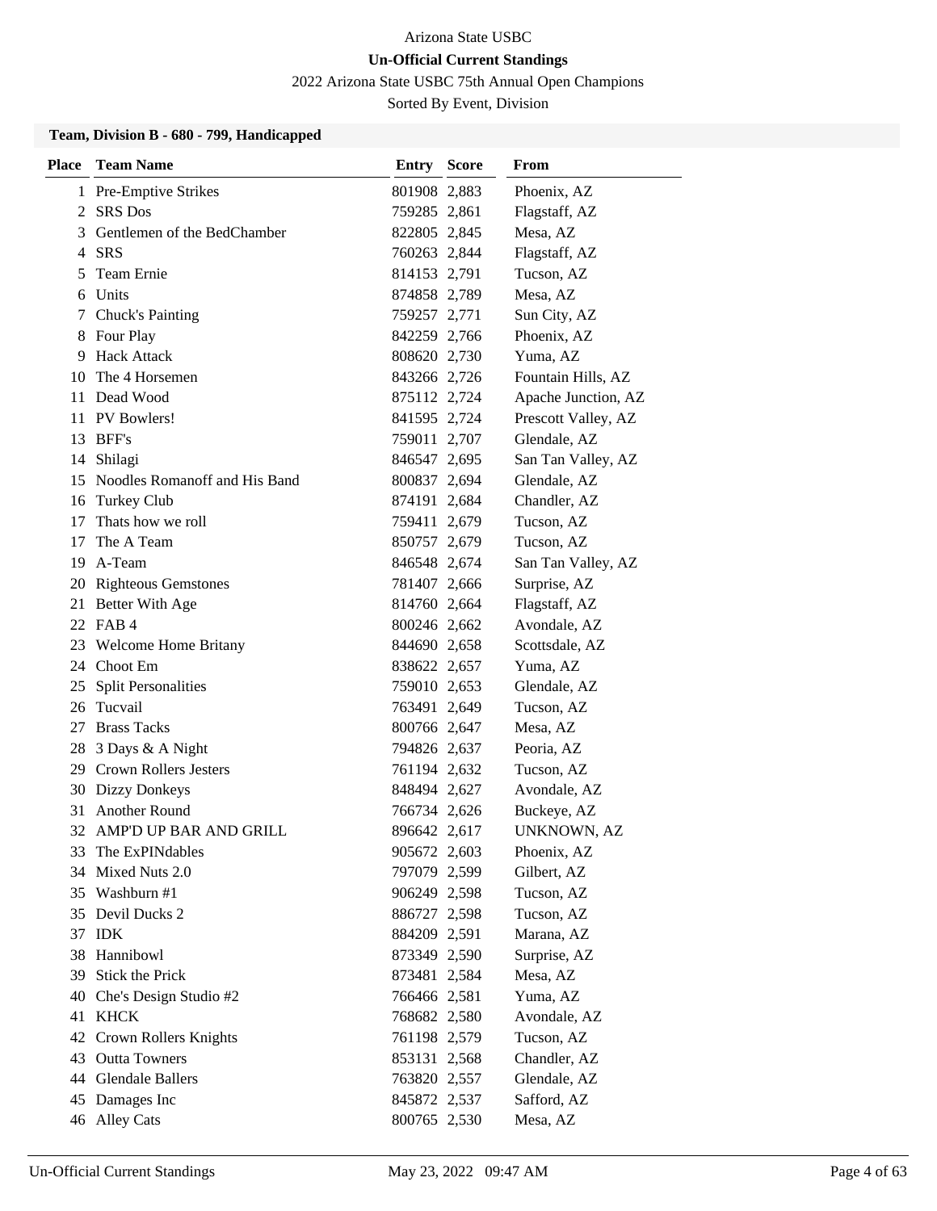Arizona State USBC

**Un-Official Current Standings**

2022 Arizona State USBC 75th Annual Open Champions

Sorted By Event, Division

### Team, Division B - 680 - 799, Handicapped

| Place | Team Name | Entry | Score | From |
|---|---|---|---|---|
| 1 | Pre-Emptive Strikes | 801908 | 2,883 | Phoenix, AZ |
| 2 | SRS Dos | 759285 | 2,861 | Flagstaff, AZ |
| 3 | Gentlemen of the BedChamber | 822805 | 2,845 | Mesa, AZ |
| 4 | SRS | 760263 | 2,844 | Flagstaff, AZ |
| 5 | Team Ernie | 814153 | 2,791 | Tucson, AZ |
| 6 | Units | 874858 | 2,789 | Mesa, AZ |
| 7 | Chuck's Painting | 759257 | 2,771 | Sun City, AZ |
| 8 | Four Play | 842259 | 2,766 | Phoenix, AZ |
| 9 | Hack Attack | 808620 | 2,730 | Yuma, AZ |
| 10 | The 4 Horsemen | 843266 | 2,726 | Fountain Hills, AZ |
| 11 | Dead Wood | 875112 | 2,724 | Apache Junction, AZ |
| 11 | PV Bowlers! | 841595 | 2,724 | Prescott Valley, AZ |
| 13 | BFF's | 759011 | 2,707 | Glendale, AZ |
| 14 | Shilagi | 846547 | 2,695 | San Tan Valley, AZ |
| 15 | Noodles Romanoff and His Band | 800837 | 2,694 | Glendale, AZ |
| 16 | Turkey Club | 874191 | 2,684 | Chandler, AZ |
| 17 | Thats how we roll | 759411 | 2,679 | Tucson, AZ |
| 17 | The A Team | 850757 | 2,679 | Tucson, AZ |
| 19 | A-Team | 846548 | 2,674 | San Tan Valley, AZ |
| 20 | Righteous Gemstones | 781407 | 2,666 | Surprise, AZ |
| 21 | Better With Age | 814760 | 2,664 | Flagstaff, AZ |
| 22 | FAB 4 | 800246 | 2,662 | Avondale, AZ |
| 23 | Welcome Home Britany | 844690 | 2,658 | Scottsdale, AZ |
| 24 | Choot Em | 838622 | 2,657 | Yuma, AZ |
| 25 | Split Personalities | 759010 | 2,653 | Glendale, AZ |
| 26 | Tucvail | 763491 | 2,649 | Tucson, AZ |
| 27 | Brass Tacks | 800766 | 2,647 | Mesa, AZ |
| 28 | 3 Days & A Night | 794826 | 2,637 | Peoria, AZ |
| 29 | Crown Rollers Jesters | 761194 | 2,632 | Tucson, AZ |
| 30 | Dizzy Donkeys | 848494 | 2,627 | Avondale, AZ |
| 31 | Another Round | 766734 | 2,626 | Buckeye, AZ |
| 32 | AMP'D UP BAR AND GRILL | 896642 | 2,617 | UNKNOWN, AZ |
| 33 | The ExPINdables | 905672 | 2,603 | Phoenix, AZ |
| 34 | Mixed Nuts 2.0 | 797079 | 2,599 | Gilbert, AZ |
| 35 | Washburn #1 | 906249 | 2,598 | Tucson, AZ |
| 35 | Devil Ducks 2 | 886727 | 2,598 | Tucson, AZ |
| 37 | IDK | 884209 | 2,591 | Marana, AZ |
| 38 | Hannibowl | 873349 | 2,590 | Surprise, AZ |
| 39 | Stick the Prick | 873481 | 2,584 | Mesa, AZ |
| 40 | Che's Design Studio #2 | 766466 | 2,581 | Yuma, AZ |
| 41 | KHCK | 768682 | 2,580 | Avondale, AZ |
| 42 | Crown Rollers Knights | 761198 | 2,579 | Tucson, AZ |
| 43 | Outta Towners | 853131 | 2,568 | Chandler, AZ |
| 44 | Glendale Ballers | 763820 | 2,557 | Glendale, AZ |
| 45 | Damages Inc | 845872 | 2,537 | Safford, AZ |
| 46 | Alley Cats | 800765 | 2,530 | Mesa, AZ |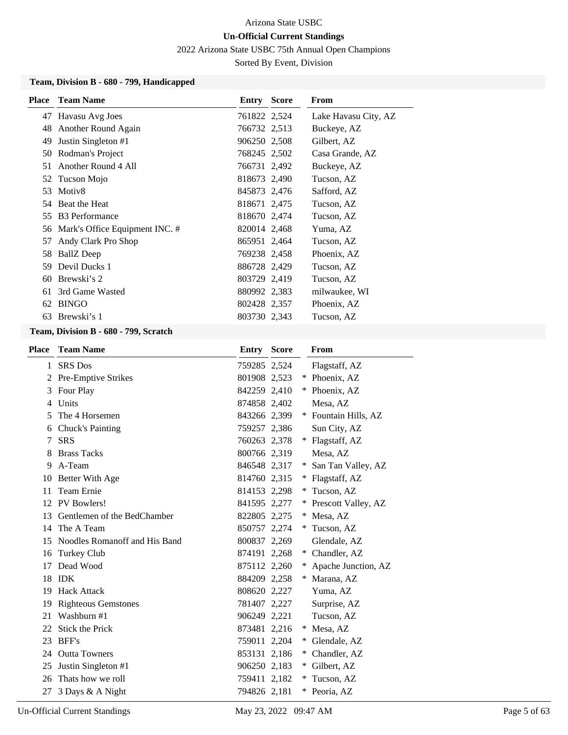Arizona State USBC

**Un-Official Current Standings**

2022 Arizona State USBC 75th Annual Open Champions

Sorted By Event, Division

### Team, Division B - 680 - 799, Handicapped

| Place | Team Name | Entry | Score | | From |
|---|---|---|---|---|---|
| 47 | Havasu Avg Joes | 761822 | 2,524 | | Lake Havasu City, AZ |
| 48 | Another Round Again | 766732 | 2,513 | | Buckeye, AZ |
| 49 | Justin Singleton #1 | 906250 | 2,508 | | Gilbert, AZ |
| 50 | Rodman's Project | 768245 | 2,502 | | Casa Grande, AZ |
| 51 | Another Round 4 All | 766731 | 2,492 | | Buckeye, AZ |
| 52 | Tucson Mojo | 818673 | 2,490 | | Tucson, AZ |
| 53 | Motiv8 | 845873 | 2,476 | | Safford, AZ |
| 54 | Beat the Heat | 818671 | 2,475 | | Tucson, AZ |
| 55 | B3 Performance | 818670 | 2,474 | | Tucson, AZ |
| 56 | Mark's Office Equipment INC. # | 820014 | 2,468 | | Yuma, AZ |
| 57 | Andy Clark Pro Shop | 865951 | 2,464 | | Tucson, AZ |
| 58 | BallZ Deep | 769238 | 2,458 | | Phoenix, AZ |
| 59 | Devil Ducks 1 | 886728 | 2,429 | | Tucson, AZ |
| 60 | Brewski's 2 | 803729 | 2,419 | | Tucson, AZ |
| 61 | 3rd Game Wasted | 880992 | 2,383 | | milwaukee, WI |
| 62 | BINGO | 802428 | 2,357 | | Phoenix, AZ |
| 63 | Brewski's 1 | 803730 | 2,343 | | Tucson, AZ |

### Team, Division B - 680 - 799, Scratch

| Place | Team Name | Entry | Score | | From |
|---|---|---|---|---|---|
| 1 | SRS Dos | 759285 | 2,524 | | Flagstaff, AZ |
| 2 | Pre-Emptive Strikes | 801908 | 2,523 | * | Phoenix, AZ |
| 3 | Four Play | 842259 | 2,410 | * | Phoenix, AZ |
| 4 | Units | 874858 | 2,402 | | Mesa, AZ |
| 5 | The 4 Horsemen | 843266 | 2,399 | * | Fountain Hills, AZ |
| 6 | Chuck's Painting | 759257 | 2,386 | | Sun City, AZ |
| 7 | SRS | 760263 | 2,378 | * | Flagstaff, AZ |
| 8 | Brass Tacks | 800766 | 2,319 | | Mesa, AZ |
| 9 | A-Team | 846548 | 2,317 | * | San Tan Valley, AZ |
| 10 | Better With Age | 814760 | 2,315 | * | Flagstaff, AZ |
| 11 | Team Ernie | 814153 | 2,298 | * | Tucson, AZ |
| 12 | PV Bowlers! | 841595 | 2,277 | * | Prescott Valley, AZ |
| 13 | Gentlemen of the BedChamber | 822805 | 2,275 | * | Mesa, AZ |
| 14 | The A Team | 850757 | 2,274 | * | Tucson, AZ |
| 15 | Noodles Romanoff and His Band | 800837 | 2,269 | | Glendale, AZ |
| 16 | Turkey Club | 874191 | 2,268 | * | Chandler, AZ |
| 17 | Dead Wood | 875112 | 2,260 | * | Apache Junction, AZ |
| 18 | IDK | 884209 | 2,258 | * | Marana, AZ |
| 19 | Hack Attack | 808620 | 2,227 | | Yuma, AZ |
| 19 | Righteous Gemstones | 781407 | 2,227 | | Surprise, AZ |
| 21 | Washburn #1 | 906249 | 2,221 | | Tucson, AZ |
| 22 | Stick the Prick | 873481 | 2,216 | * | Mesa, AZ |
| 23 | BFF's | 759011 | 2,204 | * | Glendale, AZ |
| 24 | Outta Towners | 853131 | 2,186 | * | Chandler, AZ |
| 25 | Justin Singleton #1 | 906250 | 2,183 | * | Gilbert, AZ |
| 26 | Thats how we roll | 759411 | 2,182 | * | Tucson, AZ |
| 27 | 3 Days & A Night | 794826 | 2,181 | * | Peoria, AZ |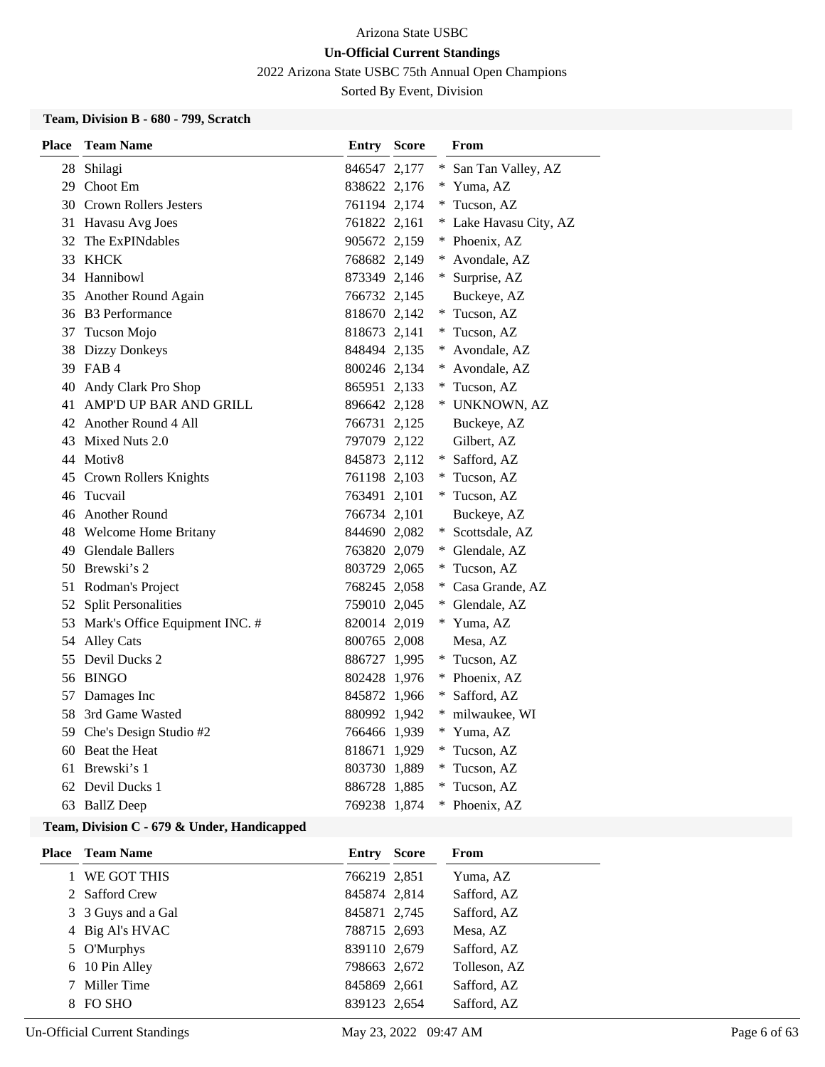Arizona State USBC

**Un-Official Current Standings**

2022 Arizona State USBC 75th Annual Open Champions

Sorted By Event, Division

### Team, Division B - 680 - 799, Scratch

| Place | Team Name | Entry | Score | | From |
|---|---|---|---|---|---|
| 28 | Shilagi | 846547 | 2,177 | * | San Tan Valley, AZ |
| 29 | Choot Em | 838622 | 2,176 | * | Yuma, AZ |
| 30 | Crown Rollers Jesters | 761194 | 2,174 | * | Tucson, AZ |
| 31 | Havasu Avg Joes | 761822 | 2,161 | * | Lake Havasu City, AZ |
| 32 | The ExPINdables | 905672 | 2,159 | * | Phoenix, AZ |
| 33 | KHCK | 768682 | 2,149 | * | Avondale, AZ |
| 34 | Hannibowl | 873349 | 2,146 | * | Surprise, AZ |
| 35 | Another Round Again | 766732 | 2,145 | | Buckeye, AZ |
| 36 | B3 Performance | 818670 | 2,142 | * | Tucson, AZ |
| 37 | Tucson Mojo | 818673 | 2,141 | * | Tucson, AZ |
| 38 | Dizzy Donkeys | 848494 | 2,135 | * | Avondale, AZ |
| 39 | FAB 4 | 800246 | 2,134 | * | Avondale, AZ |
| 40 | Andy Clark Pro Shop | 865951 | 2,133 | * | Tucson, AZ |
| 41 | AMP'D UP BAR AND GRILL | 896642 | 2,128 | * | UNKNOWN, AZ |
| 42 | Another Round 4 All | 766731 | 2,125 | | Buckeye, AZ |
| 43 | Mixed Nuts 2.0 | 797079 | 2,122 | | Gilbert, AZ |
| 44 | Motiv8 | 845873 | 2,112 | * | Safford, AZ |
| 45 | Crown Rollers Knights | 761198 | 2,103 | * | Tucson, AZ |
| 46 | Tucvail | 763491 | 2,101 | * | Tucson, AZ |
| 46 | Another Round | 766734 | 2,101 | | Buckeye, AZ |
| 48 | Welcome Home Britany | 844690 | 2,082 | * | Scottsdale, AZ |
| 49 | Glendale Ballers | 763820 | 2,079 | * | Glendale, AZ |
| 50 | Brewski's 2 | 803729 | 2,065 | * | Tucson, AZ |
| 51 | Rodman's Project | 768245 | 2,058 | * | Casa Grande, AZ |
| 52 | Split Personalities | 759010 | 2,045 | * | Glendale, AZ |
| 53 | Mark's Office Equipment INC. # | 820014 | 2,019 | * | Yuma, AZ |
| 54 | Alley Cats | 800765 | 2,008 | | Mesa, AZ |
| 55 | Devil Ducks 2 | 886727 | 1,995 | * | Tucson, AZ |
| 56 | BINGO | 802428 | 1,976 | * | Phoenix, AZ |
| 57 | Damages Inc | 845872 | 1,966 | * | Safford, AZ |
| 58 | 3rd Game Wasted | 880992 | 1,942 | * | milwaukee, WI |
| 59 | Che's Design Studio #2 | 766466 | 1,939 | * | Yuma, AZ |
| 60 | Beat the Heat | 818671 | 1,929 | * | Tucson, AZ |
| 61 | Brewski's 1 | 803730 | 1,889 | * | Tucson, AZ |
| 62 | Devil Ducks 1 | 886728 | 1,885 | * | Tucson, AZ |
| 63 | BallZ Deep | 769238 | 1,874 | * | Phoenix, AZ |

### Team, Division C - 679 & Under, Handicapped

| Place | Team Name | Entry | Score | From |
|---|---|---|---|---|
| 1 | WE GOT THIS | 766219 | 2,851 | Yuma, AZ |
| 2 | Safford Crew | 845874 | 2,814 | Safford, AZ |
| 3 | 3 Guys and a Gal | 845871 | 2,745 | Safford, AZ |
| 4 | Big Al's HVAC | 788715 | 2,693 | Mesa, AZ |
| 5 | O'Murphys | 839110 | 2,679 | Safford, AZ |
| 6 | 10 Pin Alley | 798663 | 2,672 | Tolleson, AZ |
| 7 | Miller Time | 845869 | 2,661 | Safford, AZ |
| 8 | FO SHO | 839123 | 2,654 | Safford, AZ |

Un-Official Current Standings May 23, 2022 09:47 AM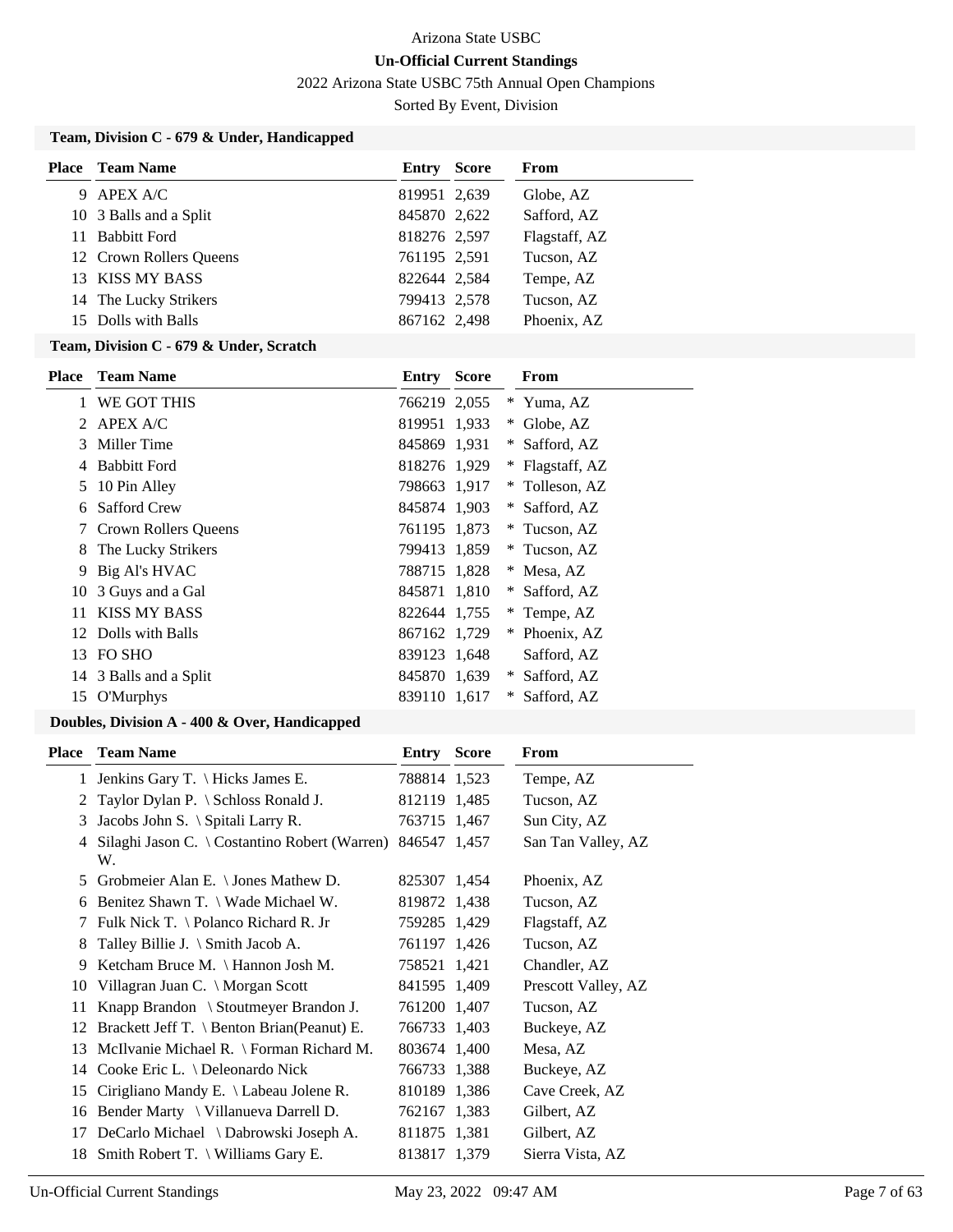Arizona State USBC

**Un-Official Current Standings**

2022 Arizona State USBC 75th Annual Open Champions

Sorted By Event, Division

### Team, Division C - 679 & Under, Handicapped

| Place | Team Name | Entry | Score | | From |
|---|---|---|---|---|---|
| 9 | APEX A/C | 819951 | 2,639 | | Globe, AZ |
| 10 | 3 Balls and a Split | 845870 | 2,622 | | Safford, AZ |
| 11 | Babbitt Ford | 818276 | 2,597 | | Flagstaff, AZ |
| 12 | Crown Rollers Queens | 761195 | 2,591 | | Tucson, AZ |
| 13 | KISS MY BASS | 822644 | 2,584 | | Tempe, AZ |
| 14 | The Lucky Strikers | 799413 | 2,578 | | Tucson, AZ |
| 15 | Dolls with Balls | 867162 | 2,498 | | Phoenix, AZ |

### Team, Division C - 679 & Under, Scratch

| Place | Team Name | Entry | Score | | From |
|---|---|---|---|---|---|
| 1 | WE GOT THIS | 766219 | 2,055 | * | Yuma, AZ |
| 2 | APEX A/C | 819951 | 1,933 | * | Globe, AZ |
| 3 | Miller Time | 845869 | 1,931 | * | Safford, AZ |
| 4 | Babbitt Ford | 818276 | 1,929 | * | Flagstaff, AZ |
| 5 | 10 Pin Alley | 798663 | 1,917 | * | Tolleson, AZ |
| 6 | Safford Crew | 845874 | 1,903 | * | Safford, AZ |
| 7 | Crown Rollers Queens | 761195 | 1,873 | * | Tucson, AZ |
| 8 | The Lucky Strikers | 799413 | 1,859 | * | Tucson, AZ |
| 9 | Big Al's HVAC | 788715 | 1,828 | * | Mesa, AZ |
| 10 | 3 Guys and a Gal | 845871 | 1,810 | * | Safford, AZ |
| 11 | KISS MY BASS | 822644 | 1,755 | * | Tempe, AZ |
| 12 | Dolls with Balls | 867162 | 1,729 | * | Phoenix, AZ |
| 13 | FO SHO | 839123 | 1,648 | | Safford, AZ |
| 14 | 3 Balls and a Split | 845870 | 1,639 | * | Safford, AZ |
| 15 | O'Murphys | 839110 | 1,617 | * | Safford, AZ |

### Doubles, Division A - 400 & Over, Handicapped

| Place | Team Name | Entry | Score | From |
|---|---|---|---|---|
| 1 | Jenkins Gary T. \ Hicks James E. | 788814 | 1,523 | Tempe, AZ |
| 2 | Taylor Dylan P. \ Schloss Ronald J. | 812119 | 1,485 | Tucson, AZ |
| 3 | Jacobs John S. \ Spitali Larry R. | 763715 | 1,467 | Sun City, AZ |
| 4 | Silaghi Jason C. \ Costantino Robert (Warren) W. | 846547 | 1,457 | San Tan Valley, AZ |
| 5 | Grobmeier Alan E. \ Jones Mathew D. | 825307 | 1,454 | Phoenix, AZ |
| 6 | Benitez Shawn T. \ Wade Michael W. | 819872 | 1,438 | Tucson, AZ |
| 7 | Fulk Nick T. \ Polanco Richard R. Jr | 759285 | 1,429 | Flagstaff, AZ |
| 8 | Talley Billie J. \ Smith Jacob A. | 761197 | 1,426 | Tucson, AZ |
| 9 | Ketcham Bruce M. \ Hannon Josh M. | 758521 | 1,421 | Chandler, AZ |
| 10 | Villagran Juan C. \ Morgan Scott | 841595 | 1,409 | Prescott Valley, AZ |
| 11 | Knapp Brandon \ Stoutmeyer Brandon J. | 761200 | 1,407 | Tucson, AZ |
| 12 | Brackett Jeff T. \ Benton Brian(Peanut) E. | 766733 | 1,403 | Buckeye, AZ |
| 13 | McIlvanie Michael R. \ Forman Richard M. | 803674 | 1,400 | Mesa, AZ |
| 14 | Cooke Eric L. \ Deleonardo Nick | 766733 | 1,388 | Buckeye, AZ |
| 15 | Cirigliano Mandy E. \ Labeau Jolene R. | 810189 | 1,386 | Cave Creek, AZ |
| 16 | Bender Marty \ Villanueva Darrell D. | 762167 | 1,383 | Gilbert, AZ |
| 17 | DeCarlo Michael \ Dabrowski Joseph A. | 811875 | 1,381 | Gilbert, AZ |
| 18 | Smith Robert T. \ Williams Gary E. | 813817 | 1,379 | Sierra Vista, AZ |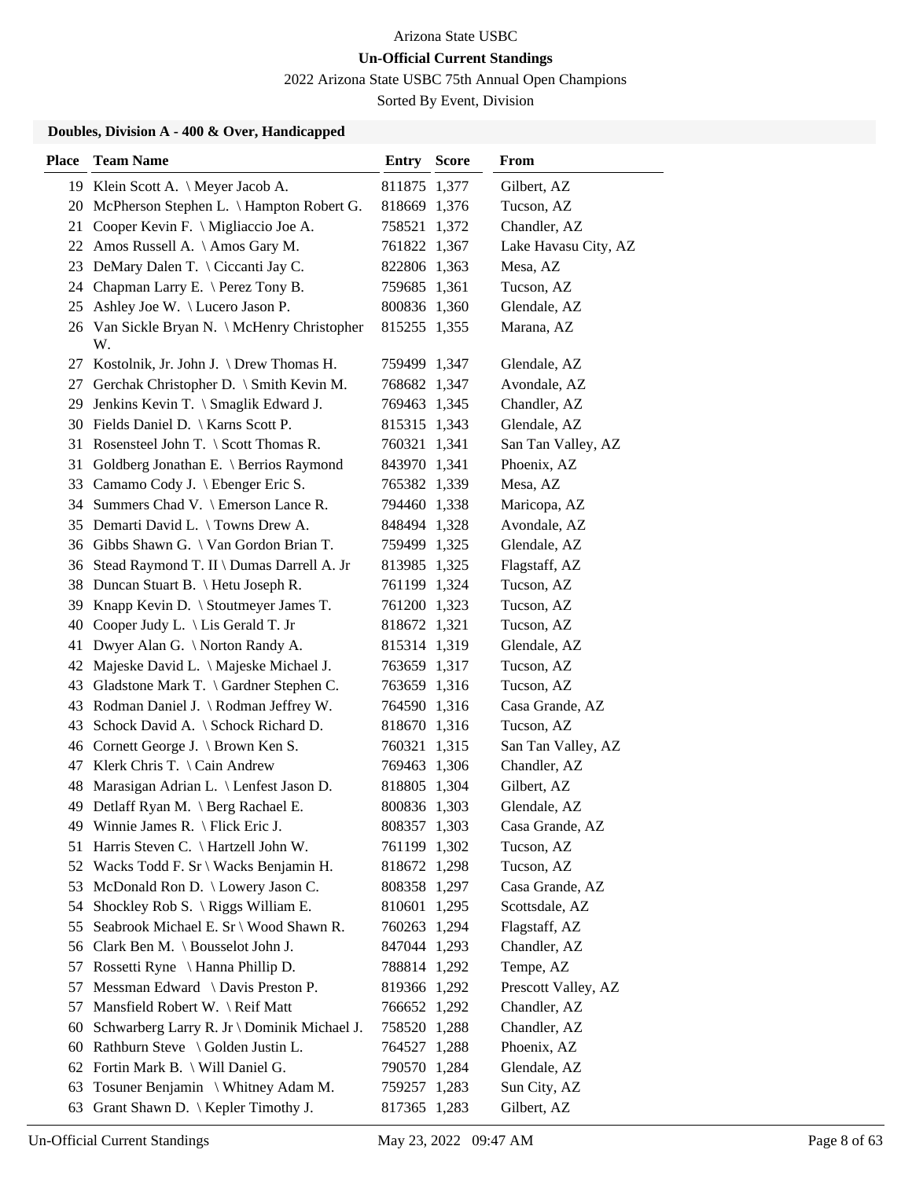Arizona State USBC

**Un-Official Current Standings**

2022 Arizona State USBC 75th Annual Open Champions

Sorted By Event, Division

### Doubles, Division A - 400 & Over, Handicapped

| Place | Team Name | Entry | Score | From |
|---|---|---|---|---|
| 19 | Klein Scott A. \ Meyer Jacob A. | 811875 | 1,377 | Gilbert, AZ |
| 20 | McPherson Stephen L. \ Hampton Robert G. | 818669 | 1,376 | Tucson, AZ |
| 21 | Cooper Kevin F. \ Migliaccio Joe A. | 758521 | 1,372 | Chandler, AZ |
| 22 | Amos Russell A. \ Amos Gary M. | 761822 | 1,367 | Lake Havasu City, AZ |
| 23 | DeMary Dalen T. \ Ciccanti Jay C. | 822806 | 1,363 | Mesa, AZ |
| 24 | Chapman Larry E. \ Perez Tony B. | 759685 | 1,361 | Tucson, AZ |
| 25 | Ashley Joe W. \ Lucero Jason P. | 800836 | 1,360 | Glendale, AZ |
| 26 | Van Sickle Bryan N. \ McHenry Christopher W. | 815255 | 1,355 | Marana, AZ |
| 27 | Kostolnik, Jr. John J. \ Drew Thomas H. | 759499 | 1,347 | Glendale, AZ |
| 27 | Gerchak Christopher D. \ Smith Kevin M. | 768682 | 1,347 | Avondale, AZ |
| 29 | Jenkins Kevin T. \ Smaglik Edward J. | 769463 | 1,345 | Chandler, AZ |
| 30 | Fields Daniel D. \ Karns Scott P. | 815315 | 1,343 | Glendale, AZ |
| 31 | Rosensteel John T. \ Scott Thomas R. | 760321 | 1,341 | San Tan Valley, AZ |
| 31 | Goldberg Jonathan E. \ Berrios Raymond | 843970 | 1,341 | Phoenix, AZ |
| 33 | Camamo Cody J. \ Ebenger Eric S. | 765382 | 1,339 | Mesa, AZ |
| 34 | Summers Chad V. \ Emerson Lance R. | 794460 | 1,338 | Maricopa, AZ |
| 35 | Demarti David L. \ Towns Drew A. | 848494 | 1,328 | Avondale, AZ |
| 36 | Gibbs Shawn G. \ Van Gordon Brian T. | 759499 | 1,325 | Glendale, AZ |
| 36 | Stead Raymond T. II \ Dumas Darrell A. Jr | 813985 | 1,325 | Flagstaff, AZ |
| 38 | Duncan Stuart B. \ Hetu Joseph R. | 761199 | 1,324 | Tucson, AZ |
| 39 | Knapp Kevin D. \ Stoutmeyer James T. | 761200 | 1,323 | Tucson, AZ |
| 40 | Cooper Judy L. \ Lis Gerald T. Jr | 818672 | 1,321 | Tucson, AZ |
| 41 | Dwyer Alan G. \ Norton Randy A. | 815314 | 1,319 | Glendale, AZ |
| 42 | Majeske David L. \ Majeske Michael J. | 763659 | 1,317 | Tucson, AZ |
| 43 | Gladstone Mark T. \ Gardner Stephen C. | 763659 | 1,316 | Tucson, AZ |
| 43 | Rodman Daniel J. \ Rodman Jeffrey W. | 764590 | 1,316 | Casa Grande, AZ |
| 43 | Schock David A. \ Schock Richard D. | 818670 | 1,316 | Tucson, AZ |
| 46 | Cornett George J. \ Brown Ken S. | 760321 | 1,315 | San Tan Valley, AZ |
| 47 | Klerk Chris T. \ Cain Andrew | 769463 | 1,306 | Chandler, AZ |
| 48 | Marasigan Adrian L. \ Lenfest Jason D. | 818805 | 1,304 | Gilbert, AZ |
| 49 | Detlaff Ryan M. \ Berg Rachael E. | 800836 | 1,303 | Glendale, AZ |
| 49 | Winnie James R. \ Flick Eric J. | 808357 | 1,303 | Casa Grande, AZ |
| 51 | Harris Steven C. \ Hartzell John W. | 761199 | 1,302 | Tucson, AZ |
| 52 | Wacks Todd F. Sr \ Wacks Benjamin H. | 818672 | 1,298 | Tucson, AZ |
| 53 | McDonald Ron D. \ Lowery Jason C. | 808358 | 1,297 | Casa Grande, AZ |
| 54 | Shockley Rob S. \ Riggs William E. | 810601 | 1,295 | Scottsdale, AZ |
| 55 | Seabrook Michael E. Sr \ Wood Shawn R. | 760263 | 1,294 | Flagstaff, AZ |
| 56 | Clark Ben M. \ Bousselot John J. | 847044 | 1,293 | Chandler, AZ |
| 57 | Rossetti Ryne \ Hanna Phillip D. | 788814 | 1,292 | Tempe, AZ |
| 57 | Messman Edward \ Davis Preston P. | 819366 | 1,292 | Prescott Valley, AZ |
| 57 | Mansfield Robert W. \ Reif Matt | 766652 | 1,292 | Chandler, AZ |
| 60 | Schwarberg Larry R. Jr \ Dominik Michael J. | 758520 | 1,288 | Chandler, AZ |
| 60 | Rathburn Steve \ Golden Justin L. | 764527 | 1,288 | Phoenix, AZ |
| 62 | Fortin Mark B. \ Will Daniel G. | 790570 | 1,284 | Glendale, AZ |
| 63 | Tosuner Benjamin \ Whitney Adam M. | 759257 | 1,283 | Sun City, AZ |
| 63 | Grant Shawn D. \ Kepler Timothy J. | 817365 | 1,283 | Gilbert, AZ |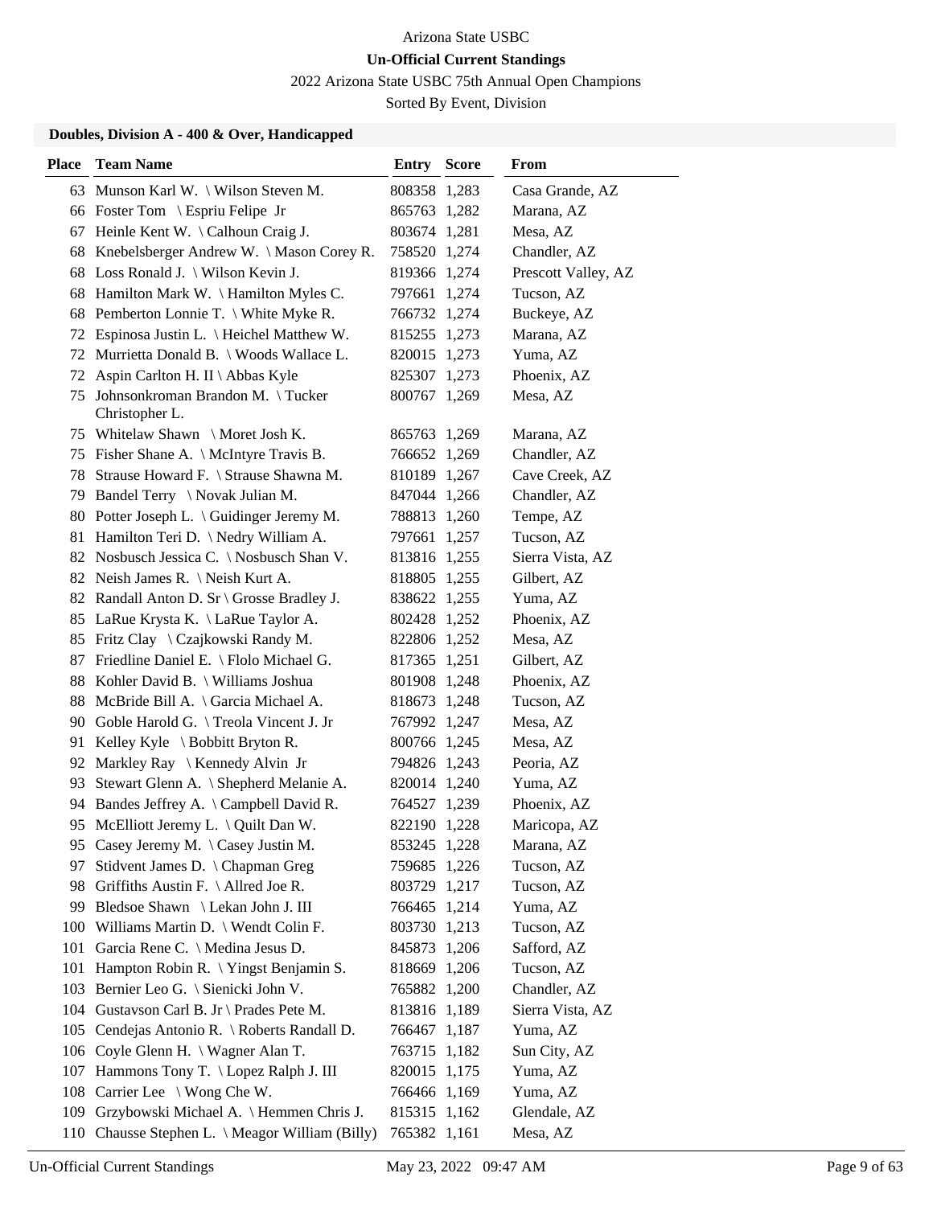Arizona State USBC

**Un-Official Current Standings**

2022 Arizona State USBC 75th Annual Open Champions

Sorted By Event, Division

### Doubles, Division A - 400 & Over, Handicapped

| Place | Team Name | Entry | Score | From |
|---|---|---|---|---|
| 63 | Munson Karl W. \ Wilson Steven M. | 808358 | 1,283 | Casa Grande, AZ |
| 66 | Foster Tom \ Espriu Felipe Jr | 865763 | 1,282 | Marana, AZ |
| 67 | Heinle Kent W. \ Calhoun Craig J. | 803674 | 1,281 | Mesa, AZ |
| 68 | Knebelsberger Andrew W. \ Mason Corey R. | 758520 | 1,274 | Chandler, AZ |
| 68 | Loss Ronald J. \ Wilson Kevin J. | 819366 | 1,274 | Prescott Valley, AZ |
| 68 | Hamilton Mark W. \ Hamilton Myles C. | 797661 | 1,274 | Tucson, AZ |
| 68 | Pemberton Lonnie T. \ White Myke R. | 766732 | 1,274 | Buckeye, AZ |
| 72 | Espinosa Justin L. \ Heichel Matthew W. | 815255 | 1,273 | Marana, AZ |
| 72 | Murrietta Donald B. \ Woods Wallace L. | 820015 | 1,273 | Yuma, AZ |
| 72 | Aspin Carlton H. II \ Abbas Kyle | 825307 | 1,273 | Phoenix, AZ |
| 75 | Johnsonkroman Brandon M. \ Tucker Christopher L. | 800767 | 1,269 | Mesa, AZ |
| 75 | Whitelaw Shawn \ Moret Josh K. | 865763 | 1,269 | Marana, AZ |
| 75 | Fisher Shane A. \ McIntyre Travis B. | 766652 | 1,269 | Chandler, AZ |
| 78 | Strause Howard F. \ Strause Shawna M. | 810189 | 1,267 | Cave Creek, AZ |
| 79 | Bandel Terry \ Novak Julian M. | 847044 | 1,266 | Chandler, AZ |
| 80 | Potter Joseph L. \ Guidinger Jeremy M. | 788813 | 1,260 | Tempe, AZ |
| 81 | Hamilton Teri D. \ Nedry William A. | 797661 | 1,257 | Tucson, AZ |
| 82 | Nosbusch Jessica C. \ Nosbusch Shan V. | 813816 | 1,255 | Sierra Vista, AZ |
| 82 | Neish James R. \ Neish Kurt A. | 818805 | 1,255 | Gilbert, AZ |
| 82 | Randall Anton D. Sr \ Grosse Bradley J. | 838622 | 1,255 | Yuma, AZ |
| 85 | LaRue Krysta K. \ LaRue Taylor A. | 802428 | 1,252 | Phoenix, AZ |
| 85 | Fritz Clay \ Czajkowski Randy M. | 822806 | 1,252 | Mesa, AZ |
| 87 | Friedline Daniel E. \ Flolo Michael G. | 817365 | 1,251 | Gilbert, AZ |
| 88 | Kohler David B. \ Williams Joshua | 801908 | 1,248 | Phoenix, AZ |
| 88 | McBride Bill A. \ Garcia Michael A. | 818673 | 1,248 | Tucson, AZ |
| 90 | Goble Harold G. \ Treola Vincent J. Jr | 767992 | 1,247 | Mesa, AZ |
| 91 | Kelley Kyle \ Bobbitt Bryton R. | 800766 | 1,245 | Mesa, AZ |
| 92 | Markley Ray \ Kennedy Alvin Jr | 794826 | 1,243 | Peoria, AZ |
| 93 | Stewart Glenn A. \ Shepherd Melanie A. | 820014 | 1,240 | Yuma, AZ |
| 94 | Bandes Jeffrey A. \ Campbell David R. | 764527 | 1,239 | Phoenix, AZ |
| 95 | McElliott Jeremy L. \ Quilt Dan W. | 822190 | 1,228 | Maricopa, AZ |
| 95 | Casey Jeremy M. \ Casey Justin M. | 853245 | 1,228 | Marana, AZ |
| 97 | Stidvent James D. \ Chapman Greg | 759685 | 1,226 | Tucson, AZ |
| 98 | Griffiths Austin F. \ Allred Joe R. | 803729 | 1,217 | Tucson, AZ |
| 99 | Bledsoe Shawn \ Lekan John J. III | 766465 | 1,214 | Yuma, AZ |
| 100 | Williams Martin D. \ Wendt Colin F. | 803730 | 1,213 | Tucson, AZ |
| 101 | Garcia Rene C. \ Medina Jesus D. | 845873 | 1,206 | Safford, AZ |
| 101 | Hampton Robin R. \ Yingst Benjamin S. | 818669 | 1,206 | Tucson, AZ |
| 103 | Bernier Leo G. \ Sienicki John V. | 765882 | 1,200 | Chandler, AZ |
| 104 | Gustavson Carl B. Jr \ Prades Pete M. | 813816 | 1,189 | Sierra Vista, AZ |
| 105 | Cendejas Antonio R. \ Roberts Randall D. | 766467 | 1,187 | Yuma, AZ |
| 106 | Coyle Glenn H. \ Wagner Alan T. | 763715 | 1,182 | Sun City, AZ |
| 107 | Hammons Tony T. \ Lopez Ralph J. III | 820015 | 1,175 | Yuma, AZ |
| 108 | Carrier Lee \ Wong Che W. | 766466 | 1,169 | Yuma, AZ |
| 109 | Grzybowski Michael A. \ Hemmen Chris J. | 815315 | 1,162 | Glendale, AZ |
| 110 | Chausse Stephen L. \ Meagor William (Billy) | 765382 | 1,161 | Mesa, AZ |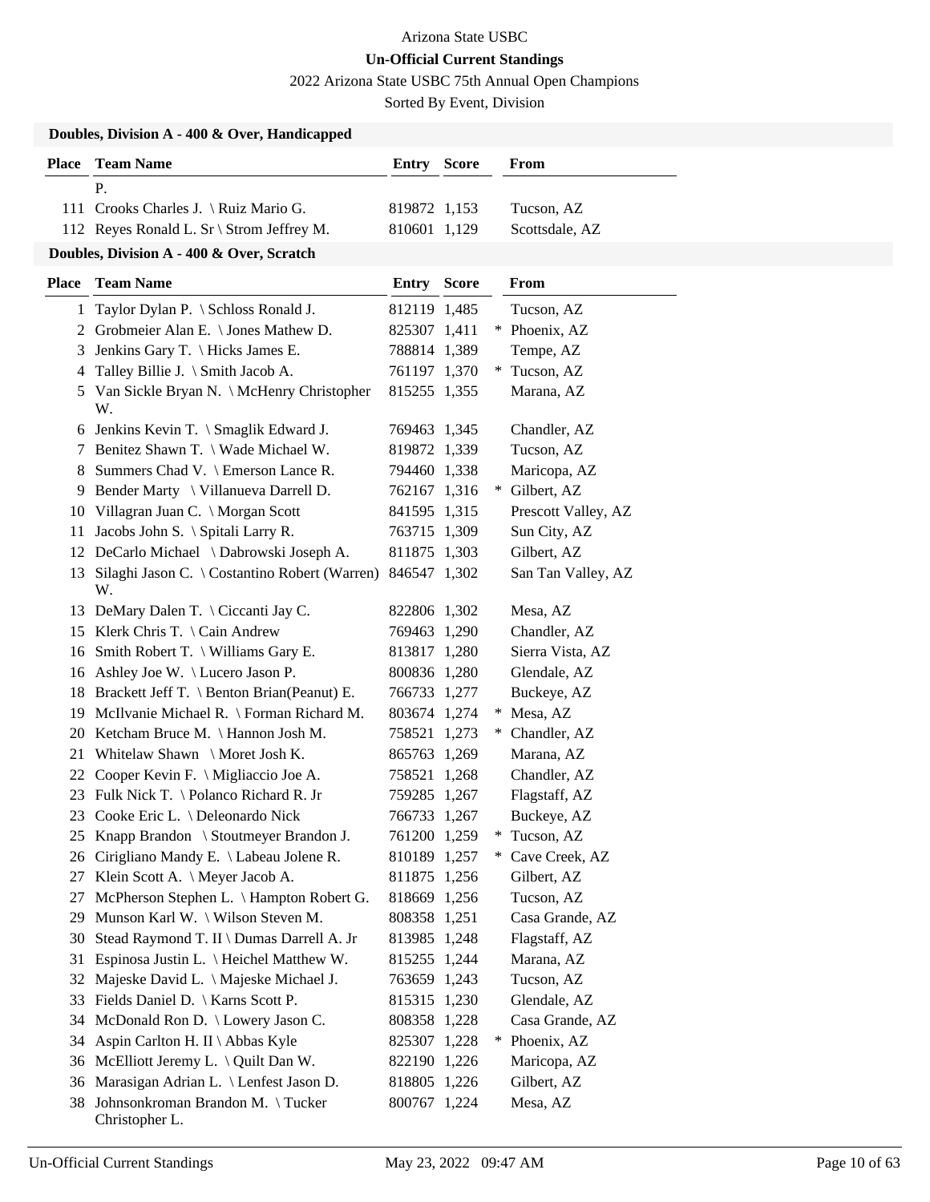Arizona State USBC

**Un-Official Current Standings**

2022 Arizona State USBC 75th Annual Open Champions

Sorted By Event, Division

### Doubles, Division A - 400 & Over, Handicapped

| Place | Team Name | Entry | Score | | From |
|---|---|---|---|---|---|
| | P. | | | | |
| 111 | Crooks Charles J. \ Ruiz Mario G. | 819872 | 1,153 | | Tucson, AZ |
| 112 | Reyes Ronald L. Sr \ Strom Jeffrey M. | 810601 | 1,129 | | Scottsdale, AZ |

### Doubles, Division A - 400 & Over, Scratch

| Place | Team Name | Entry | Score | | From |
|---|---|---|---|---|---|
| 1 | Taylor Dylan P. \ Schloss Ronald J. | 812119 | 1,485 | | Tucson, AZ |
| 2 | Grobmeier Alan E. \ Jones Mathew D. | 825307 | 1,411 | * | Phoenix, AZ |
| 3 | Jenkins Gary T. \ Hicks James E. | 788814 | 1,389 | | Tempe, AZ |
| 4 | Talley Billie J. \ Smith Jacob A. | 761197 | 1,370 | * | Tucson, AZ |
| 5 | Van Sickle Bryan N. \ McHenry Christopher W. | 815255 | 1,355 | | Marana, AZ |
| 6 | Jenkins Kevin T. \ Smaglik Edward J. | 769463 | 1,345 | | Chandler, AZ |
| 7 | Benitez Shawn T. \ Wade Michael W. | 819872 | 1,339 | | Tucson, AZ |
| 8 | Summers Chad V. \ Emerson Lance R. | 794460 | 1,338 | | Maricopa, AZ |
| 9 | Bender Marty \ Villanueva Darrell D. | 762167 | 1,316 | * | Gilbert, AZ |
| 10 | Villagran Juan C. \ Morgan Scott | 841595 | 1,315 | | Prescott Valley, AZ |
| 11 | Jacobs John S. \ Spitali Larry R. | 763715 | 1,309 | | Sun City, AZ |
| 12 | DeCarlo Michael \ Dabrowski Joseph A. | 811875 | 1,303 | | Gilbert, AZ |
| 13 | Silaghi Jason C. \ Costantino Robert (Warren) W. | 846547 | 1,302 | | San Tan Valley, AZ |
| 13 | DeMary Dalen T. \ Ciccanti Jay C. | 822806 | 1,302 | | Mesa, AZ |
| 15 | Klerk Chris T. \ Cain Andrew | 769463 | 1,290 | | Chandler, AZ |
| 16 | Smith Robert T. \ Williams Gary E. | 813817 | 1,280 | | Sierra Vista, AZ |
| 16 | Ashley Joe W. \ Lucero Jason P. | 800836 | 1,280 | | Glendale, AZ |
| 18 | Brackett Jeff T. \ Benton Brian(Peanut) E. | 766733 | 1,277 | | Buckeye, AZ |
| 19 | McIlvanie Michael R. \ Forman Richard M. | 803674 | 1,274 | * | Mesa, AZ |
| 20 | Ketcham Bruce M. \ Hannon Josh M. | 758521 | 1,273 | * | Chandler, AZ |
| 21 | Whitelaw Shawn \ Moret Josh K. | 865763 | 1,269 | | Marana, AZ |
| 22 | Cooper Kevin F. \ Migliaccio Joe A. | 758521 | 1,268 | | Chandler, AZ |
| 23 | Fulk Nick T. \ Polanco Richard R. Jr | 759285 | 1,267 | | Flagstaff, AZ |
| 23 | Cooke Eric L. \ Deleonardo Nick | 766733 | 1,267 | | Buckeye, AZ |
| 25 | Knapp Brandon \ Stoutmeyer Brandon J. | 761200 | 1,259 | * | Tucson, AZ |
| 26 | Cirigliano Mandy E. \ Labeau Jolene R. | 810189 | 1,257 | * | Cave Creek, AZ |
| 27 | Klein Scott A. \ Meyer Jacob A. | 811875 | 1,256 | | Gilbert, AZ |
| 27 | McPherson Stephen L. \ Hampton Robert G. | 818669 | 1,256 | | Tucson, AZ |
| 29 | Munson Karl W. \ Wilson Steven M. | 808358 | 1,251 | | Casa Grande, AZ |
| 30 | Stead Raymond T. II \ Dumas Darrell A. Jr | 813985 | 1,248 | | Flagstaff, AZ |
| 31 | Espinosa Justin L. \ Heichel Matthew W. | 815255 | 1,244 | | Marana, AZ |
| 32 | Majeske David L. \ Majeske Michael J. | 763659 | 1,243 | | Tucson, AZ |
| 33 | Fields Daniel D. \ Karns Scott P. | 815315 | 1,230 | | Glendale, AZ |
| 34 | McDonald Ron D. \ Lowery Jason C. | 808358 | 1,228 | | Casa Grande, AZ |
| 34 | Aspin Carlton H. II \ Abbas Kyle | 825307 | 1,228 | * | Phoenix, AZ |
| 36 | McElliott Jeremy L. \ Quilt Dan W. | 822190 | 1,226 | | Maricopa, AZ |
| 36 | Marasigan Adrian L. \ Lenfest Jason D. | 818805 | 1,226 | | Gilbert, AZ |
| 38 | Johnsonkroman Brandon M. \ Tucker Christopher L. | 800767 | 1,224 | | Mesa, AZ |

Un-Official Current Standings — May 23, 2022 09:47 AM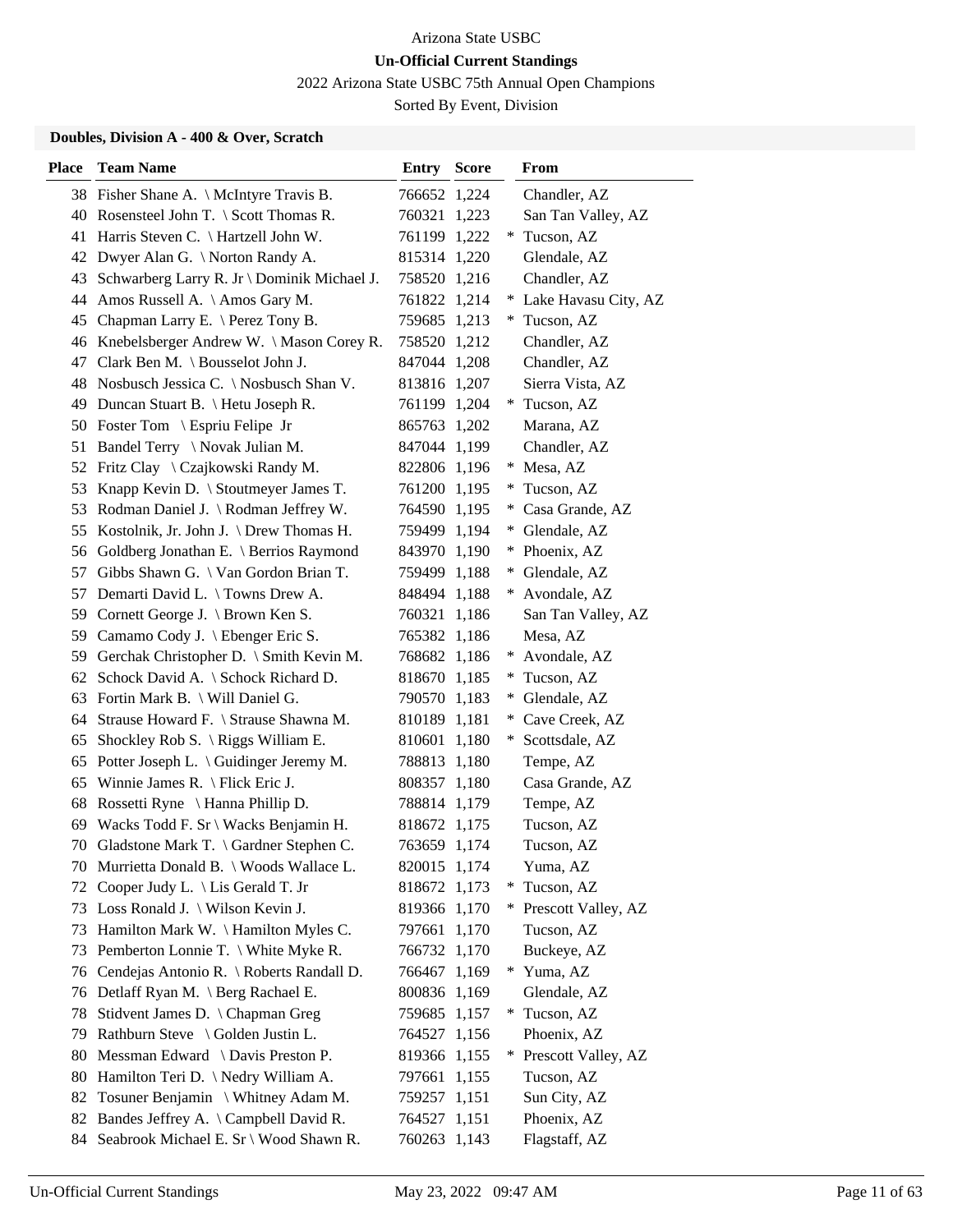Arizona State USBC

**Un-Official Current Standings**

2022 Arizona State USBC 75th Annual Open Champions

Sorted By Event, Division

### Doubles, Division A - 400 & Over, Scratch

| Place | Team Name | Entry | Score | | From |
|---|---|---|---|---|---|
| 38 | Fisher Shane A. \ McIntyre Travis B. | 766652 | 1,224 | | Chandler, AZ |
| 40 | Rosensteel John T. \ Scott Thomas R. | 760321 | 1,223 | | San Tan Valley, AZ |
| 41 | Harris Steven C. \ Hartzell John W. | 761199 | 1,222 | * | Tucson, AZ |
| 42 | Dwyer Alan G. \ Norton Randy A. | 815314 | 1,220 | | Glendale, AZ |
| 43 | Schwarberg Larry R. Jr \ Dominik Michael J. | 758520 | 1,216 | | Chandler, AZ |
| 44 | Amos Russell A. \ Amos Gary M. | 761822 | 1,214 | * | Lake Havasu City, AZ |
| 45 | Chapman Larry E. \ Perez Tony B. | 759685 | 1,213 | * | Tucson, AZ |
| 46 | Knebelsberger Andrew W. \ Mason Corey R. | 758520 | 1,212 | | Chandler, AZ |
| 47 | Clark Ben M. \ Bousselot John J. | 847044 | 1,208 | | Chandler, AZ |
| 48 | Nosbusch Jessica C. \ Nosbusch Shan V. | 813816 | 1,207 | | Sierra Vista, AZ |
| 49 | Duncan Stuart B. \ Hetu Joseph R. | 761199 | 1,204 | * | Tucson, AZ |
| 50 | Foster Tom \ Espriu Felipe Jr | 865763 | 1,202 | | Marana, AZ |
| 51 | Bandel Terry \ Novak Julian M. | 847044 | 1,199 | | Chandler, AZ |
| 52 | Fritz Clay \ Czajkowski Randy M. | 822806 | 1,196 | * | Mesa, AZ |
| 53 | Knapp Kevin D. \ Stoutmeyer James T. | 761200 | 1,195 | * | Tucson, AZ |
| 53 | Rodman Daniel J. \ Rodman Jeffrey W. | 764590 | 1,195 | * | Casa Grande, AZ |
| 55 | Kostolnik, Jr. John J. \ Drew Thomas H. | 759499 | 1,194 | * | Glendale, AZ |
| 56 | Goldberg Jonathan E. \ Berrios Raymond | 843970 | 1,190 | * | Phoenix, AZ |
| 57 | Gibbs Shawn G. \ Van Gordon Brian T. | 759499 | 1,188 | * | Glendale, AZ |
| 57 | Demarti David L. \ Towns Drew A. | 848494 | 1,188 | * | Avondale, AZ |
| 59 | Cornett George J. \ Brown Ken S. | 760321 | 1,186 | | San Tan Valley, AZ |
| 59 | Camamo Cody J. \ Ebenger Eric S. | 765382 | 1,186 | | Mesa, AZ |
| 59 | Gerchak Christopher D. \ Smith Kevin M. | 768682 | 1,186 | * | Avondale, AZ |
| 62 | Schock David A. \ Schock Richard D. | 818670 | 1,185 | * | Tucson, AZ |
| 63 | Fortin Mark B. \ Will Daniel G. | 790570 | 1,183 | * | Glendale, AZ |
| 64 | Strause Howard F. \ Strause Shawna M. | 810189 | 1,181 | * | Cave Creek, AZ |
| 65 | Shockley Rob S. \ Riggs William E. | 810601 | 1,180 | * | Scottsdale, AZ |
| 65 | Potter Joseph L. \ Guidinger Jeremy M. | 788813 | 1,180 | | Tempe, AZ |
| 65 | Winnie James R. \ Flick Eric J. | 808357 | 1,180 | | Casa Grande, AZ |
| 68 | Rossetti Ryne \ Hanna Phillip D. | 788814 | 1,179 | | Tempe, AZ |
| 69 | Wacks Todd F. Sr \ Wacks Benjamin H. | 818672 | 1,175 | | Tucson, AZ |
| 70 | Gladstone Mark T. \ Gardner Stephen C. | 763659 | 1,174 | | Tucson, AZ |
| 70 | Murrietta Donald B. \ Woods Wallace L. | 820015 | 1,174 | | Yuma, AZ |
| 72 | Cooper Judy L. \ Lis Gerald T. Jr | 818672 | 1,173 | * | Tucson, AZ |
| 73 | Loss Ronald J. \ Wilson Kevin J. | 819366 | 1,170 | * | Prescott Valley, AZ |
| 73 | Hamilton Mark W. \ Hamilton Myles C. | 797661 | 1,170 | | Tucson, AZ |
| 73 | Pemberton Lonnie T. \ White Myke R. | 766732 | 1,170 | | Buckeye, AZ |
| 76 | Cendejas Antonio R. \ Roberts Randall D. | 766467 | 1,169 | * | Yuma, AZ |
| 76 | Detlaff Ryan M. \ Berg Rachael E. | 800836 | 1,169 | | Glendale, AZ |
| 78 | Stidvent James D. \ Chapman Greg | 759685 | 1,157 | * | Tucson, AZ |
| 79 | Rathburn Steve \ Golden Justin L. | 764527 | 1,156 | | Phoenix, AZ |
| 80 | Messman Edward \ Davis Preston P. | 819366 | 1,155 | * | Prescott Valley, AZ |
| 80 | Hamilton Teri D. \ Nedry William A. | 797661 | 1,155 | | Tucson, AZ |
| 82 | Tosuner Benjamin \ Whitney Adam M. | 759257 | 1,151 | | Sun City, AZ |
| 82 | Bandes Jeffrey A. \ Campbell David R. | 764527 | 1,151 | | Phoenix, AZ |
| 84 | Seabrook Michael E. Sr \ Wood Shawn R. | 760263 | 1,143 | | Flagstaff, AZ |

Un-Official Current Standings May 23, 2022 09:47 AM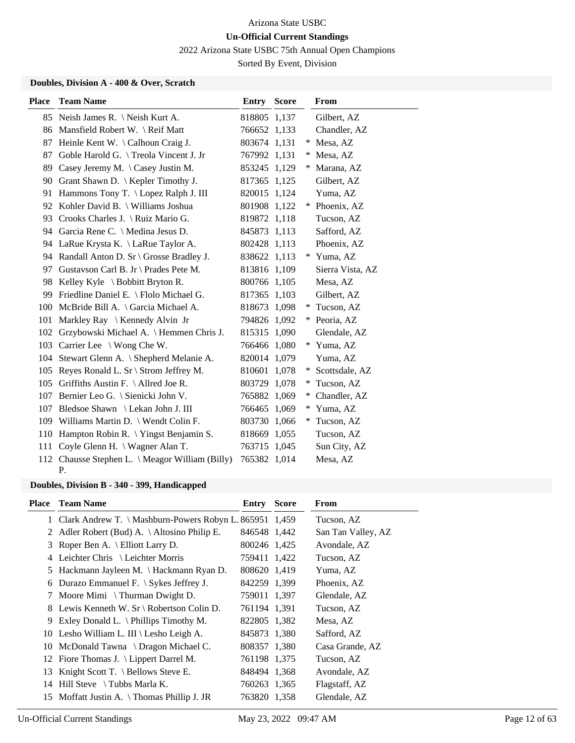Arizona State USBC

**Un-Official Current Standings**

2022 Arizona State USBC 75th Annual Open Champions

Sorted By Event, Division

### Doubles, Division A - 400 & Over, Scratch

| Place | Team Name | Entry | Score | | From |
|---|---|---|---|---|---|
| 85 | Neish James R. \ Neish Kurt A. | 818805 | 1,137 | | Gilbert, AZ |
| 86 | Mansfield Robert W. \ Reif Matt | 766652 | 1,133 | | Chandler, AZ |
| 87 | Heinle Kent W. \ Calhoun Craig J. | 803674 | 1,131 | * | Mesa, AZ |
| 87 | Goble Harold G. \ Treola Vincent J. Jr | 767992 | 1,131 | * | Mesa, AZ |
| 89 | Casey Jeremy M. \ Casey Justin M. | 853245 | 1,129 | * | Marana, AZ |
| 90 | Grant Shawn D. \ Kepler Timothy J. | 817365 | 1,125 | | Gilbert, AZ |
| 91 | Hammons Tony T. \ Lopez Ralph J. III | 820015 | 1,124 | | Yuma, AZ |
| 92 | Kohler David B. \ Williams Joshua | 801908 | 1,122 | * | Phoenix, AZ |
| 93 | Crooks Charles J. \ Ruiz Mario G. | 819872 | 1,118 | | Tucson, AZ |
| 94 | Garcia Rene C. \ Medina Jesus D. | 845873 | 1,113 | | Safford, AZ |
| 94 | LaRue Krysta K. \ LaRue Taylor A. | 802428 | 1,113 | | Phoenix, AZ |
| 94 | Randall Anton D. Sr \ Grosse Bradley J. | 838622 | 1,113 | * | Yuma, AZ |
| 97 | Gustavson Carl B. Jr \ Prades Pete M. | 813816 | 1,109 | | Sierra Vista, AZ |
| 98 | Kelley Kyle \ Bobbitt Bryton R. | 800766 | 1,105 | | Mesa, AZ |
| 99 | Friedline Daniel E. \ Flolo Michael G. | 817365 | 1,103 | | Gilbert, AZ |
| 100 | McBride Bill A. \ Garcia Michael A. | 818673 | 1,098 | * | Tucson, AZ |
| 101 | Markley Ray \ Kennedy Alvin Jr | 794826 | 1,092 | * | Peoria, AZ |
| 102 | Grzybowski Michael A. \ Hemmen Chris J. | 815315 | 1,090 | | Glendale, AZ |
| 103 | Carrier Lee \ Wong Che W. | 766466 | 1,080 | * | Yuma, AZ |
| 104 | Stewart Glenn A. \ Shepherd Melanie A. | 820014 | 1,079 | | Yuma, AZ |
| 105 | Reyes Ronald L. Sr \ Strom Jeffrey M. | 810601 | 1,078 | * | Scottsdale, AZ |
| 105 | Griffiths Austin F. \ Allred Joe R. | 803729 | 1,078 | * | Tucson, AZ |
| 107 | Bernier Leo G. \ Sienicki John V. | 765882 | 1,069 | * | Chandler, AZ |
| 107 | Bledsoe Shawn \ Lekan John J. III | 766465 | 1,069 | * | Yuma, AZ |
| 109 | Williams Martin D. \ Wendt Colin F. | 803730 | 1,066 | * | Tucson, AZ |
| 110 | Hampton Robin R. \ Yingst Benjamin S. | 818669 | 1,055 | | Tucson, AZ |
| 111 | Coyle Glenn H. \ Wagner Alan T. | 763715 | 1,045 | | Sun City, AZ |
| 112 | Chausse Stephen L. \ Meagor William (Billy) P. | 765382 | 1,014 | | Mesa, AZ |

### Doubles, Division B - 340 - 399, Handicapped

| Place | Team Name | Entry | Score | | From |
|---|---|---|---|---|---|
| 1 | Clark Andrew T. \ Mashburn-Powers Robyn L. | 865951 | 1,459 | | Tucson, AZ |
| 2 | Adler Robert (Bud) A. \ Altosino Philip E. | 846548 | 1,442 | | San Tan Valley, AZ |
| 3 | Roper Ben A. \ Elliott Larry D. | 800246 | 1,425 | | Avondale, AZ |
| 4 | Leichter Chris \ Leichter Morris | 759411 | 1,422 | | Tucson, AZ |
| 5 | Hackmann Jayleen M. \ Hackmann Ryan D. | 808620 | 1,419 | | Yuma, AZ |
| 6 | Durazo Emmanuel F. \ Sykes Jeffrey J. | 842259 | 1,399 | | Phoenix, AZ |
| 7 | Moore Mimi \ Thurman Dwight D. | 759011 | 1,397 | | Glendale, AZ |
| 8 | Lewis Kenneth W. Sr \ Robertson Colin D. | 761194 | 1,391 | | Tucson, AZ |
| 9 | Exley Donald L. \ Phillips Timothy M. | 822805 | 1,382 | | Mesa, AZ |
| 10 | Lesho William L. III \ Lesho Leigh A. | 845873 | 1,380 | | Safford, AZ |
| 10 | McDonald Tawna \ Dragon Michael C. | 808357 | 1,380 | | Casa Grande, AZ |
| 12 | Fiore Thomas J. \ Lippert Darrel M. | 761198 | 1,375 | | Tucson, AZ |
| 13 | Knight Scott T. \ Bellows Steve E. | 848494 | 1,368 | | Avondale, AZ |
| 14 | Hill Steve \ Tubbs Marla K. | 760263 | 1,365 | | Flagstaff, AZ |
| 15 | Moffatt Justin A. \ Thomas Phillip J. JR | 763820 | 1,358 | | Glendale, AZ |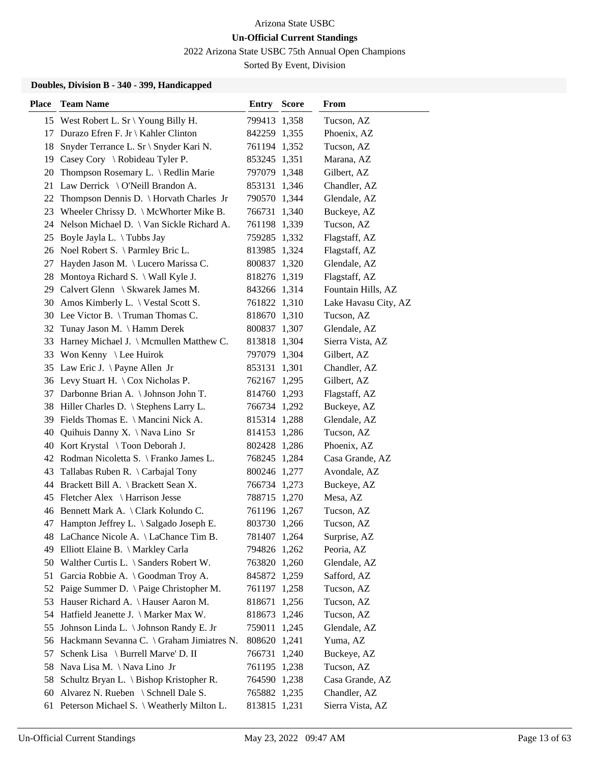Arizona State USBC

**Un-Official Current Standings**

2022 Arizona State USBC 75th Annual Open Champions

Sorted By Event, Division

### Doubles, Division B - 340 - 399, Handicapped

| Place | Team Name | Entry | Score | From |
|---|---|---|---|---|
| 15 | West Robert L. Sr \ Young Billy H. | 799413 | 1,358 | Tucson, AZ |
| 17 | Durazo Efren F. Jr \ Kahler Clinton | 842259 | 1,355 | Phoenix, AZ |
| 18 | Snyder Terrance L. Sr \ Snyder Kari N. | 761194 | 1,352 | Tucson, AZ |
| 19 | Casey Cory \ Robideau Tyler P. | 853245 | 1,351 | Marana, AZ |
| 20 | Thompson Rosemary L. \ Redlin Marie | 797079 | 1,348 | Gilbert, AZ |
| 21 | Law Derrick \ O'Neill Brandon A. | 853131 | 1,346 | Chandler, AZ |
| 22 | Thompson Dennis D. \ Horvath Charles Jr | 790570 | 1,344 | Glendale, AZ |
| 23 | Wheeler Chrissy D. \ McWhorter Mike B. | 766731 | 1,340 | Buckeye, AZ |
| 24 | Nelson Michael D. \ Van Sickle Richard A. | 761198 | 1,339 | Tucson, AZ |
| 25 | Boyle Jayla L. \ Tubbs Jay | 759285 | 1,332 | Flagstaff, AZ |
| 26 | Noel Robert S. \ Parmley Bric L. | 813985 | 1,324 | Flagstaff, AZ |
| 27 | Hayden Jason M. \ Lucero Marissa C. | 800837 | 1,320 | Glendale, AZ |
| 28 | Montoya Richard S. \ Wall Kyle J. | 818276 | 1,319 | Flagstaff, AZ |
| 29 | Calvert Glenn \ Skwarek James M. | 843266 | 1,314 | Fountain Hills, AZ |
| 30 | Amos Kimberly L. \ Vestal Scott S. | 761822 | 1,310 | Lake Havasu City, AZ |
| 30 | Lee Victor B. \ Truman Thomas C. | 818670 | 1,310 | Tucson, AZ |
| 32 | Tunay Jason M. \ Hamm Derek | 800837 | 1,307 | Glendale, AZ |
| 33 | Harney Michael J. \ Mcmullen Matthew C. | 813818 | 1,304 | Sierra Vista, AZ |
| 33 | Won Kenny \ Lee Huirok | 797079 | 1,304 | Gilbert, AZ |
| 35 | Law Eric J. \ Payne Allen Jr | 853131 | 1,301 | Chandler, AZ |
| 36 | Levy Stuart H. \ Cox Nicholas P. | 762167 | 1,295 | Gilbert, AZ |
| 37 | Darbonne Brian A. \ Johnson John T. | 814760 | 1,293 | Flagstaff, AZ |
| 38 | Hiller Charles D. \ Stephens Larry L. | 766734 | 1,292 | Buckeye, AZ |
| 39 | Fields Thomas E. \ Mancini Nick A. | 815314 | 1,288 | Glendale, AZ |
| 40 | Quihuis Danny X. \ Nava Lino Sr | 814153 | 1,286 | Tucson, AZ |
| 40 | Kort Krystal \ Toon Deborah J. | 802428 | 1,286 | Phoenix, AZ |
| 42 | Rodman Nicoletta S. \ Franko James L. | 768245 | 1,284 | Casa Grande, AZ |
| 43 | Tallabas Ruben R. \ Carbajal Tony | 800246 | 1,277 | Avondale, AZ |
| 44 | Brackett Bill A. \ Brackett Sean X. | 766734 | 1,273 | Buckeye, AZ |
| 45 | Fletcher Alex \ Harrison Jesse | 788715 | 1,270 | Mesa, AZ |
| 46 | Bennett Mark A. \ Clark Kolundo C. | 761196 | 1,267 | Tucson, AZ |
| 47 | Hampton Jeffrey L. \ Salgado Joseph E. | 803730 | 1,266 | Tucson, AZ |
| 48 | LaChance Nicole A. \ LaChance Tim B. | 781407 | 1,264 | Surprise, AZ |
| 49 | Elliott Elaine B. \ Markley Carla | 794826 | 1,262 | Peoria, AZ |
| 50 | Walther Curtis L. \ Sanders Robert W. | 763820 | 1,260 | Glendale, AZ |
| 51 | Garcia Robbie A. \ Goodman Troy A. | 845872 | 1,259 | Safford, AZ |
| 52 | Paige Summer D. \ Paige Christopher M. | 761197 | 1,258 | Tucson, AZ |
| 53 | Hauser Richard A. \ Hauser Aaron M. | 818671 | 1,256 | Tucson, AZ |
| 54 | Hatfield Jeanette J. \ Marker Max W. | 818673 | 1,246 | Tucson, AZ |
| 55 | Johnson Linda L. \ Johnson Randy E. Jr | 759011 | 1,245 | Glendale, AZ |
| 56 | Hackmann Sevanna C. \ Graham Jimiatres N. | 808620 | 1,241 | Yuma, AZ |
| 57 | Schenk Lisa \ Burrell Marve' D. II | 766731 | 1,240 | Buckeye, AZ |
| 58 | Nava Lisa M. \ Nava Lino Jr | 761195 | 1,238 | Tucson, AZ |
| 58 | Schultz Bryan L. \ Bishop Kristopher R. | 764590 | 1,238 | Casa Grande, AZ |
| 60 | Alvarez N. Rueben \ Schnell Dale S. | 765882 | 1,235 | Chandler, AZ |
| 61 | Peterson Michael S. \ Weatherly Milton L. | 813815 | 1,231 | Sierra Vista, AZ |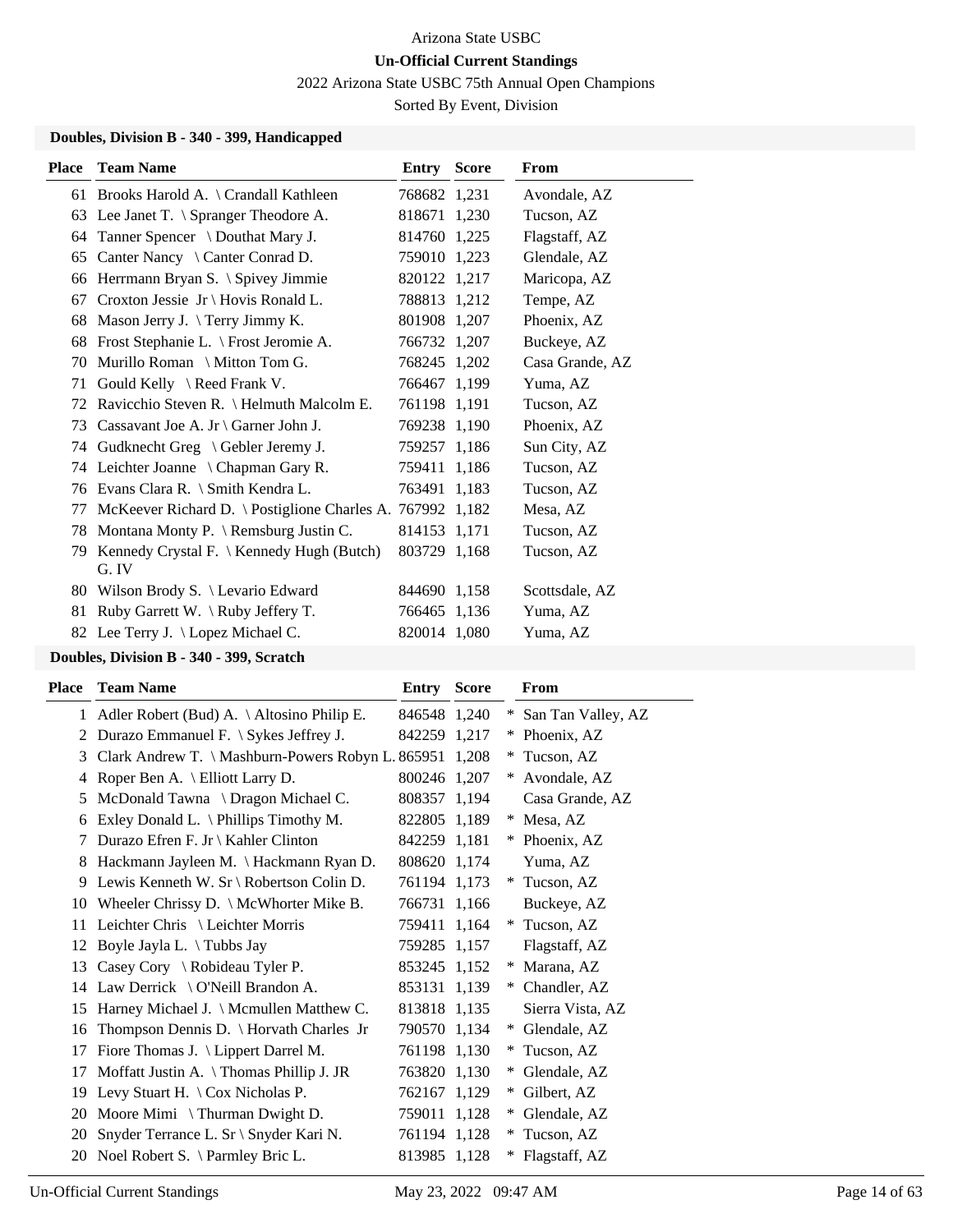Arizona State USBC

**Un-Official Current Standings**

2022 Arizona State USBC 75th Annual Open Champions

Sorted By Event, Division

### Doubles, Division B - 340 - 399, Handicapped

| Place | Team Name | Entry | Score | From |
|---|---|---|---|---|
| 61 | Brooks Harold A. \ Crandall Kathleen | 768682 | 1,231 | Avondale, AZ |
| 63 | Lee Janet T. \ Spranger Theodore A. | 818671 | 1,230 | Tucson, AZ |
| 64 | Tanner Spencer \ Douthat Mary J. | 814760 | 1,225 | Flagstaff, AZ |
| 65 | Canter Nancy \ Canter Conrad D. | 759010 | 1,223 | Glendale, AZ |
| 66 | Herrmann Bryan S. \ Spivey Jimmie | 820122 | 1,217 | Maricopa, AZ |
| 67 | Croxton Jessie Jr \ Hovis Ronald L. | 788813 | 1,212 | Tempe, AZ |
| 68 | Mason Jerry J. \ Terry Jimmy K. | 801908 | 1,207 | Phoenix, AZ |
| 68 | Frost Stephanie L. \ Frost Jeromie A. | 766732 | 1,207 | Buckeye, AZ |
| 70 | Murillo Roman \ Mitton Tom G. | 768245 | 1,202 | Casa Grande, AZ |
| 71 | Gould Kelly \ Reed Frank V. | 766467 | 1,199 | Yuma, AZ |
| 72 | Ravicchio Steven R. \ Helmuth Malcolm E. | 761198 | 1,191 | Tucson, AZ |
| 73 | Cassavant Joe A. Jr \ Garner John J. | 769238 | 1,190 | Phoenix, AZ |
| 74 | Gudknecht Greg \ Gebler Jeremy J. | 759257 | 1,186 | Sun City, AZ |
| 74 | Leichter Joanne \ Chapman Gary R. | 759411 | 1,186 | Tucson, AZ |
| 76 | Evans Clara R. \ Smith Kendra L. | 763491 | 1,183 | Tucson, AZ |
| 77 | McKeever Richard D. \ Postiglione Charles A. | 767992 | 1,182 | Mesa, AZ |
| 78 | Montana Monty P. \ Remsburg Justin C. | 814153 | 1,171 | Tucson, AZ |
| 79 | Kennedy Crystal F. \ Kennedy Hugh (Butch) G. IV | 803729 | 1,168 | Tucson, AZ |
| 80 | Wilson Brody S. \ Levario Edward | 844690 | 1,158 | Scottsdale, AZ |
| 81 | Ruby Garrett W. \ Ruby Jeffery T. | 766465 | 1,136 | Yuma, AZ |
| 82 | Lee Terry J. \ Lopez Michael C. | 820014 | 1,080 | Yuma, AZ |

### Doubles, Division B - 340 - 399, Scratch

| Place | Team Name | Entry | Score | | From |
|---|---|---|---|---|---|
| 1 | Adler Robert (Bud) A. \ Altosino Philip E. | 846548 | 1,240 | * | San Tan Valley, AZ |
| 2 | Durazo Emmanuel F. \ Sykes Jeffrey J. | 842259 | 1,217 | * | Phoenix, AZ |
| 3 | Clark Andrew T. \ Mashburn-Powers Robyn L. | 865951 | 1,208 | * | Tucson, AZ |
| 4 | Roper Ben A. \ Elliott Larry D. | 800246 | 1,207 | * | Avondale, AZ |
| 5 | McDonald Tawna \ Dragon Michael C. | 808357 | 1,194 | | Casa Grande, AZ |
| 6 | Exley Donald L. \ Phillips Timothy M. | 822805 | 1,189 | * | Mesa, AZ |
| 7 | Durazo Efren F. Jr \ Kahler Clinton | 842259 | 1,181 | * | Phoenix, AZ |
| 8 | Hackmann Jayleen M. \ Hackmann Ryan D. | 808620 | 1,174 | | Yuma, AZ |
| 9 | Lewis Kenneth W. Sr \ Robertson Colin D. | 761194 | 1,173 | * | Tucson, AZ |
| 10 | Wheeler Chrissy D. \ McWhorter Mike B. | 766731 | 1,166 | | Buckeye, AZ |
| 11 | Leichter Chris \ Leichter Morris | 759411 | 1,164 | * | Tucson, AZ |
| 12 | Boyle Jayla L. \ Tubbs Jay | 759285 | 1,157 | | Flagstaff, AZ |
| 13 | Casey Cory \ Robideau Tyler P. | 853245 | 1,152 | * | Marana, AZ |
| 14 | Law Derrick \ O'Neill Brandon A. | 853131 | 1,139 | * | Chandler, AZ |
| 15 | Harney Michael J. \ Mcmullen Matthew C. | 813818 | 1,135 | | Sierra Vista, AZ |
| 16 | Thompson Dennis D. \ Horvath Charles Jr | 790570 | 1,134 | * | Glendale, AZ |
| 17 | Fiore Thomas J. \ Lippert Darrel M. | 761198 | 1,130 | * | Tucson, AZ |
| 17 | Moffatt Justin A. \ Thomas Phillip J. JR | 763820 | 1,130 | * | Glendale, AZ |
| 19 | Levy Stuart H. \ Cox Nicholas P. | 762167 | 1,129 | * | Gilbert, AZ |
| 20 | Moore Mimi \ Thurman Dwight D. | 759011 | 1,128 | * | Glendale, AZ |
| 20 | Snyder Terrance L. Sr \ Snyder Kari N. | 761194 | 1,128 | * | Tucson, AZ |
| 20 | Noel Robert S. \ Parmley Bric L. | 813985 | 1,128 | * | Flagstaff, AZ |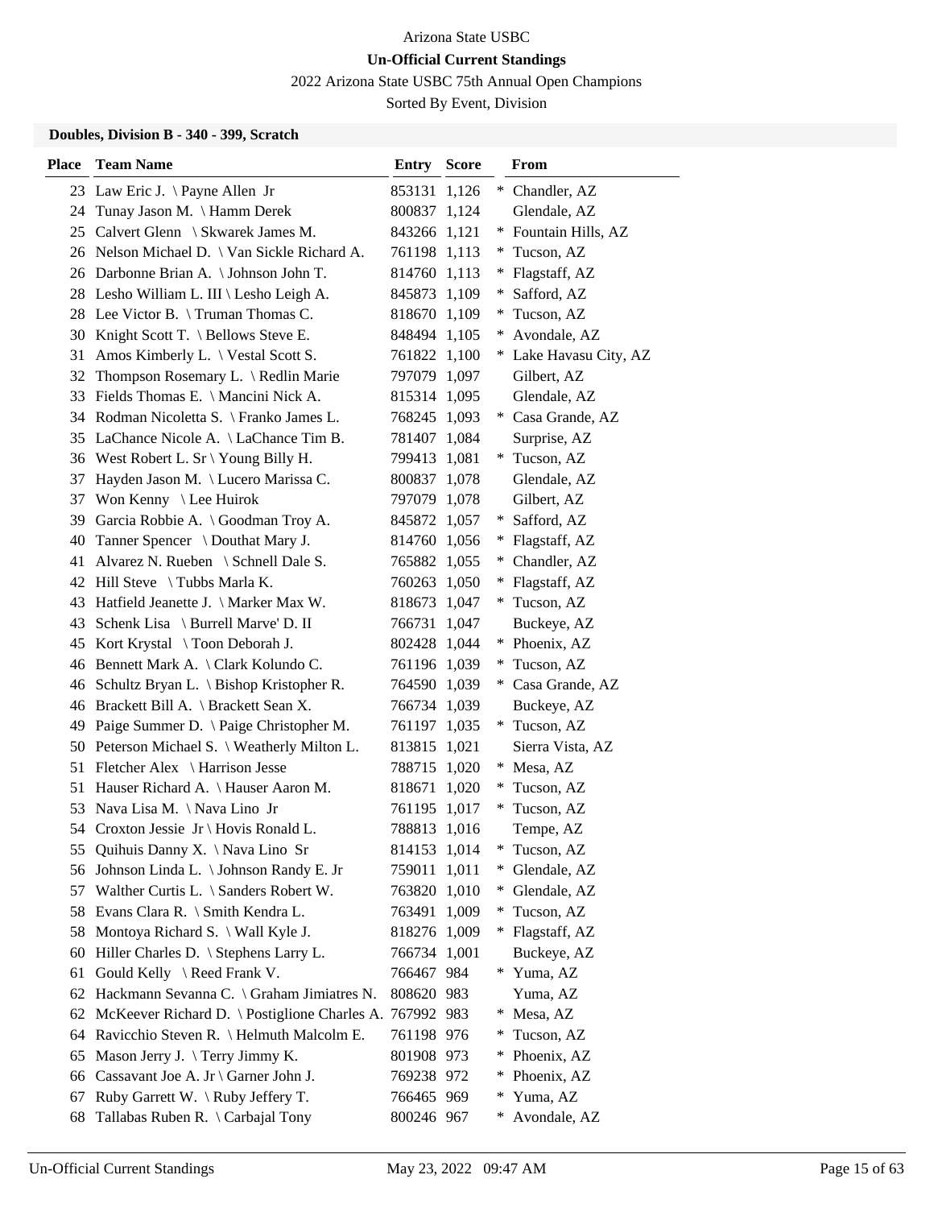Arizona State USBC

**Un-Official Current Standings**

2022 Arizona State USBC 75th Annual Open Champions

Sorted By Event, Division

### Doubles, Division B - 340 - 399, Scratch

| Place | Team Name | Entry | Score | | From |
|---|---|---|---|---|---|
| 23 | Law Eric J. \ Payne Allen Jr | 853131 | 1,126 | * | Chandler, AZ |
| 24 | Tunay Jason M. \ Hamm Derek | 800837 | 1,124 | | Glendale, AZ |
| 25 | Calvert Glenn \ Skwarek James M. | 843266 | 1,121 | * | Fountain Hills, AZ |
| 26 | Nelson Michael D. \ Van Sickle Richard A. | 761198 | 1,113 | * | Tucson, AZ |
| 26 | Darbonne Brian A. \ Johnson John T. | 814760 | 1,113 | * | Flagstaff, AZ |
| 28 | Lesho William L. III \ Lesho Leigh A. | 845873 | 1,109 | * | Safford, AZ |
| 28 | Lee Victor B. \ Truman Thomas C. | 818670 | 1,109 | * | Tucson, AZ |
| 30 | Knight Scott T. \ Bellows Steve E. | 848494 | 1,105 | * | Avondale, AZ |
| 31 | Amos Kimberly L. \ Vestal Scott S. | 761822 | 1,100 | * | Lake Havasu City, AZ |
| 32 | Thompson Rosemary L. \ Redlin Marie | 797079 | 1,097 | | Gilbert, AZ |
| 33 | Fields Thomas E. \ Mancini Nick A. | 815314 | 1,095 | | Glendale, AZ |
| 34 | Rodman Nicoletta S. \ Franko James L. | 768245 | 1,093 | * | Casa Grande, AZ |
| 35 | LaChance Nicole A. \ LaChance Tim B. | 781407 | 1,084 | | Surprise, AZ |
| 36 | West Robert L. Sr \ Young Billy H. | 799413 | 1,081 | * | Tucson, AZ |
| 37 | Hayden Jason M. \ Lucero Marissa C. | 800837 | 1,078 | | Glendale, AZ |
| 37 | Won Kenny \ Lee Huirok | 797079 | 1,078 | | Gilbert, AZ |
| 39 | Garcia Robbie A. \ Goodman Troy A. | 845872 | 1,057 | * | Safford, AZ |
| 40 | Tanner Spencer \ Douthat Mary J. | 814760 | 1,056 | * | Flagstaff, AZ |
| 41 | Alvarez N. Rueben \ Schnell Dale S. | 765882 | 1,055 | * | Chandler, AZ |
| 42 | Hill Steve \ Tubbs Marla K. | 760263 | 1,050 | * | Flagstaff, AZ |
| 43 | Hatfield Jeanette J. \ Marker Max W. | 818673 | 1,047 | * | Tucson, AZ |
| 43 | Schenk Lisa \ Burrell Marve' D. II | 766731 | 1,047 | | Buckeye, AZ |
| 45 | Kort Krystal \ Toon Deborah J. | 802428 | 1,044 | * | Phoenix, AZ |
| 46 | Bennett Mark A. \ Clark Kolundo C. | 761196 | 1,039 | * | Tucson, AZ |
| 46 | Schultz Bryan L. \ Bishop Kristopher R. | 764590 | 1,039 | * | Casa Grande, AZ |
| 46 | Brackett Bill A. \ Brackett Sean X. | 766734 | 1,039 | | Buckeye, AZ |
| 49 | Paige Summer D. \ Paige Christopher M. | 761197 | 1,035 | * | Tucson, AZ |
| 50 | Peterson Michael S. \ Weatherly Milton L. | 813815 | 1,021 | | Sierra Vista, AZ |
| 51 | Fletcher Alex \ Harrison Jesse | 788715 | 1,020 | * | Mesa, AZ |
| 51 | Hauser Richard A. \ Hauser Aaron M. | 818671 | 1,020 | * | Tucson, AZ |
| 53 | Nava Lisa M. \ Nava Lino Jr | 761195 | 1,017 | * | Tucson, AZ |
| 54 | Croxton Jessie Jr \ Hovis Ronald L. | 788813 | 1,016 | | Tempe, AZ |
| 55 | Quihuis Danny X. \ Nava Lino Sr | 814153 | 1,014 | * | Tucson, AZ |
| 56 | Johnson Linda L. \ Johnson Randy E. Jr | 759011 | 1,011 | * | Glendale, AZ |
| 57 | Walther Curtis L. \ Sanders Robert W. | 763820 | 1,010 | * | Glendale, AZ |
| 58 | Evans Clara R. \ Smith Kendra L. | 763491 | 1,009 | * | Tucson, AZ |
| 58 | Montoya Richard S. \ Wall Kyle J. | 818276 | 1,009 | * | Flagstaff, AZ |
| 60 | Hiller Charles D. \ Stephens Larry L. | 766734 | 1,001 | | Buckeye, AZ |
| 61 | Gould Kelly \ Reed Frank V. | 766467 | 984 | * | Yuma, AZ |
| 62 | Hackmann Sevanna C. \ Graham Jimiatres N. | 808620 | 983 | | Yuma, AZ |
| 62 | McKeever Richard D. \ Postiglione Charles A. | 767992 | 983 | * | Mesa, AZ |
| 64 | Ravicchio Steven R. \ Helmuth Malcolm E. | 761198 | 976 | * | Tucson, AZ |
| 65 | Mason Jerry J. \ Terry Jimmy K. | 801908 | 973 | * | Phoenix, AZ |
| 66 | Cassavant Joe A. Jr \ Garner John J. | 769238 | 972 | * | Phoenix, AZ |
| 67 | Ruby Garrett W. \ Ruby Jeffery T. | 766465 | 969 | * | Yuma, AZ |
| 68 | Tallabas Ruben R. \ Carbajal Tony | 800246 | 967 | * | Avondale, AZ |

Un-Official Current Standings May 23, 2022 09:47 AM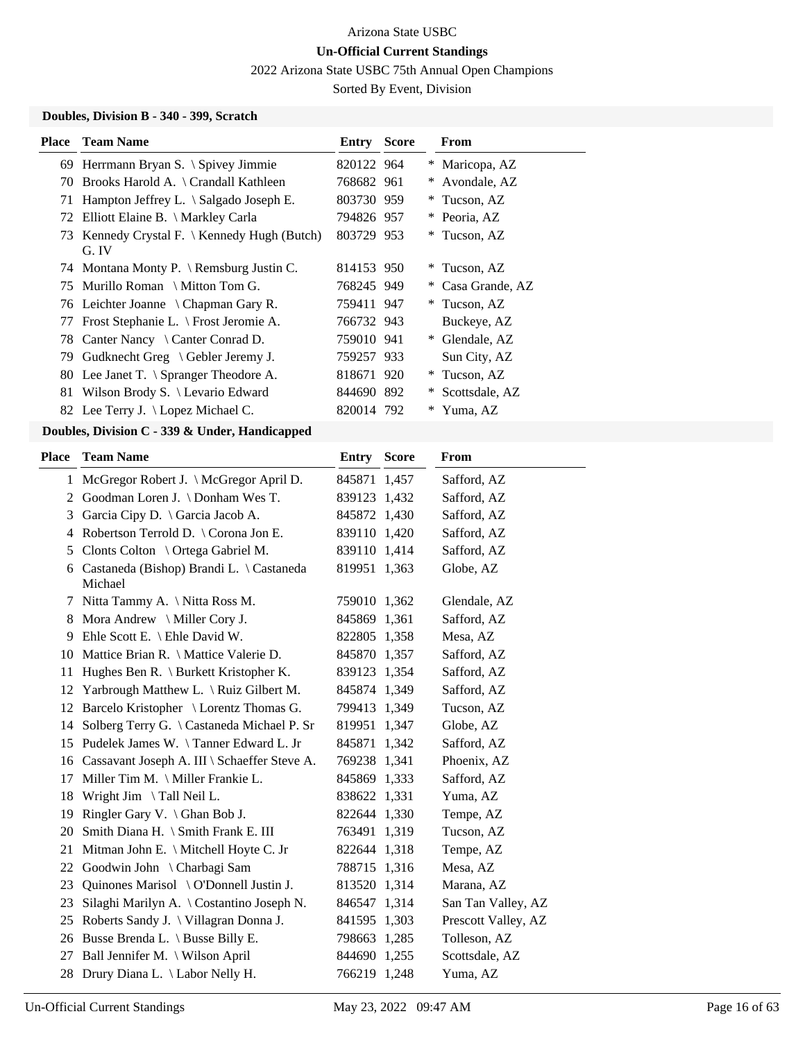Arizona State USBC

**Un-Official Current Standings**

2022 Arizona State USBC 75th Annual Open Champions

Sorted By Event, Division

### Doubles, Division B - 340 - 399, Scratch

| Place | Team Name | Entry | Score | | From |
|---|---|---|---|---|---|
| 69 | Herrmann Bryan S. \ Spivey Jimmie | 820122 | 964 | * | Maricopa, AZ |
| 70 | Brooks Harold A. \ Crandall Kathleen | 768682 | 961 | * | Avondale, AZ |
| 71 | Hampton Jeffrey L. \ Salgado Joseph E. | 803730 | 959 | * | Tucson, AZ |
| 72 | Elliott Elaine B. \ Markley Carla | 794826 | 957 | * | Peoria, AZ |
| 73 | Kennedy Crystal F. \ Kennedy Hugh (Butch) G. IV | 803729 | 953 | * | Tucson, AZ |
| 74 | Montana Monty P. \ Remsburg Justin C. | 814153 | 950 | * | Tucson, AZ |
| 75 | Murillo Roman \ Mitton Tom G. | 768245 | 949 | * | Casa Grande, AZ |
| 76 | Leichter Joanne \ Chapman Gary R. | 759411 | 947 | * | Tucson, AZ |
| 77 | Frost Stephanie L. \ Frost Jeromie A. | 766732 | 943 | | Buckeye, AZ |
| 78 | Canter Nancy \ Canter Conrad D. | 759010 | 941 | * | Glendale, AZ |
| 79 | Gudknecht Greg \ Gebler Jeremy J. | 759257 | 933 | | Sun City, AZ |
| 80 | Lee Janet T. \ Spranger Theodore A. | 818671 | 920 | * | Tucson, AZ |
| 81 | Wilson Brody S. \ Levario Edward | 844690 | 892 | * | Scottsdale, AZ |
| 82 | Lee Terry J. \ Lopez Michael C. | 820014 | 792 | * | Yuma, AZ |

### Doubles, Division C - 339 & Under, Handicapped

| Place | Team Name | Entry | Score | From |
|---|---|---|---|---|
| 1 | McGregor Robert J. \ McGregor April D. | 845871 | 1,457 | Safford, AZ |
| 2 | Goodman Loren J. \ Donham Wes T. | 839123 | 1,432 | Safford, AZ |
| 3 | Garcia Cipy D. \ Garcia Jacob A. | 845872 | 1,430 | Safford, AZ |
| 4 | Robertson Terrold D. \ Corona Jon E. | 839110 | 1,420 | Safford, AZ |
| 5 | Clonts Colton \ Ortega Gabriel M. | 839110 | 1,414 | Safford, AZ |
| 6 | Castaneda (Bishop) Brandi L. \ Castaneda Michael | 819951 | 1,363 | Globe, AZ |
| 7 | Nitta Tammy A. \ Nitta Ross M. | 759010 | 1,362 | Glendale, AZ |
| 8 | Mora Andrew \ Miller Cory J. | 845869 | 1,361 | Safford, AZ |
| 9 | Ehle Scott E. \ Ehle David W. | 822805 | 1,358 | Mesa, AZ |
| 10 | Mattice Brian R. \ Mattice Valerie D. | 845870 | 1,357 | Safford, AZ |
| 11 | Hughes Ben R. \ Burkett Kristopher K. | 839123 | 1,354 | Safford, AZ |
| 12 | Yarbrough Matthew L. \ Ruiz Gilbert M. | 845874 | 1,349 | Safford, AZ |
| 12 | Barcelo Kristopher \ Lorentz Thomas G. | 799413 | 1,349 | Tucson, AZ |
| 14 | Solberg Terry G. \ Castaneda Michael P. Sr | 819951 | 1,347 | Globe, AZ |
| 15 | Pudelek James W. \ Tanner Edward L. Jr | 845871 | 1,342 | Safford, AZ |
| 16 | Cassavant Joseph A. III \ Schaeffer Steve A. | 769238 | 1,341 | Phoenix, AZ |
| 17 | Miller Tim M. \ Miller Frankie L. | 845869 | 1,333 | Safford, AZ |
| 18 | Wright Jim \ Tall Neil L. | 838622 | 1,331 | Yuma, AZ |
| 19 | Ringler Gary V. \ Ghan Bob J. | 822644 | 1,330 | Tempe, AZ |
| 20 | Smith Diana H. \ Smith Frank E. III | 763491 | 1,319 | Tucson, AZ |
| 21 | Mitman John E. \ Mitchell Hoyte C. Jr | 822644 | 1,318 | Tempe, AZ |
| 22 | Goodwin John \ Charbagi Sam | 788715 | 1,316 | Mesa, AZ |
| 23 | Quinones Marisol \ O'Donnell Justin J. | 813520 | 1,314 | Marana, AZ |
| 23 | Silaghi Marilyn A. \ Costantino Joseph N. | 846547 | 1,314 | San Tan Valley, AZ |
| 25 | Roberts Sandy J. \ Villagran Donna J. | 841595 | 1,303 | Prescott Valley, AZ |
| 26 | Busse Brenda L. \ Busse Billy E. | 798663 | 1,285 | Tolleson, AZ |
| 27 | Ball Jennifer M. \ Wilson April | 844690 | 1,255 | Scottsdale, AZ |
| 28 | Drury Diana L. \ Labor Nelly H. | 766219 | 1,248 | Yuma, AZ |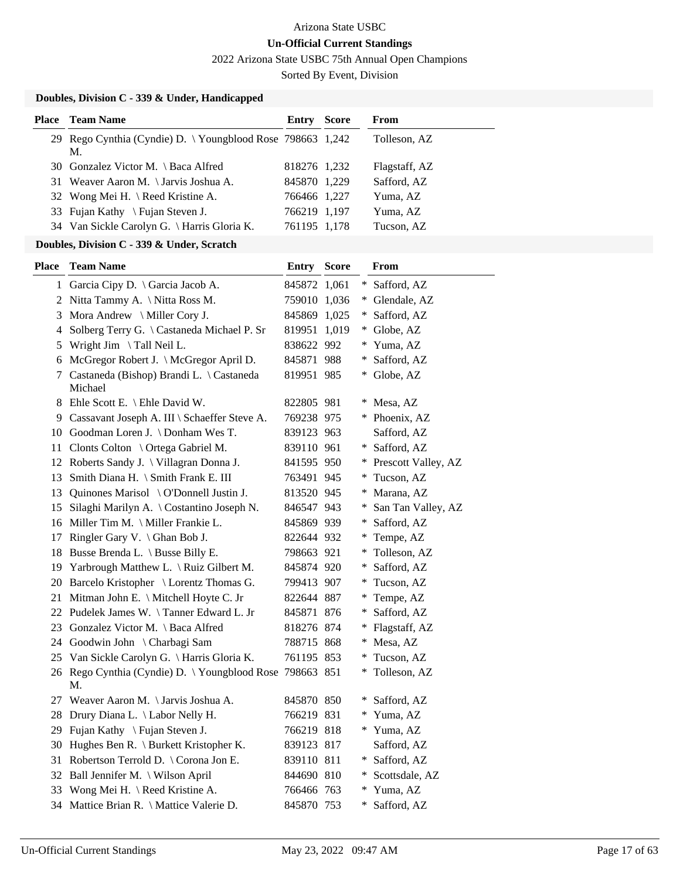Arizona State USBC

**Un-Official Current Standings**

2022 Arizona State USBC 75th Annual Open Champions

Sorted By Event, Division

### Doubles, Division C - 339 & Under, Handicapped

| Place | Team Name | Entry | Score | | From |
|---|---|---|---|---|---|
| 29 | Rego Cynthia (Cyndie) D. \ Youngblood Rose M. | 798663 | 1,242 | | Tolleson, AZ |
| 30 | Gonzalez Victor M. \ Baca Alfred | 818276 | 1,232 | | Flagstaff, AZ |
| 31 | Weaver Aaron M. \ Jarvis Joshua A. | 845870 | 1,229 | | Safford, AZ |
| 32 | Wong Mei H. \ Reed Kristine A. | 766466 | 1,227 | | Yuma, AZ |
| 33 | Fujan Kathy \ Fujan Steven J. | 766219 | 1,197 | | Yuma, AZ |
| 34 | Van Sickle Carolyn G. \ Harris Gloria K. | 761195 | 1,178 | | Tucson, AZ |

### Doubles, Division C - 339 & Under, Scratch

| Place | Team Name | Entry | Score | | From |
|---|---|---|---|---|---|
| 1 | Garcia Cipy D. \ Garcia Jacob A. | 845872 | 1,061 | * | Safford, AZ |
| 2 | Nitta Tammy A. \ Nitta Ross M. | 759010 | 1,036 | * | Glendale, AZ |
| 3 | Mora Andrew \ Miller Cory J. | 845869 | 1,025 | * | Safford, AZ |
| 4 | Solberg Terry G. \ Castaneda Michael P. Sr | 819951 | 1,019 | * | Globe, AZ |
| 5 | Wright Jim \ Tall Neil L. | 838622 | 992 | * | Yuma, AZ |
| 6 | McGregor Robert J. \ McGregor April D. | 845871 | 988 | * | Safford, AZ |
| 7 | Castaneda (Bishop) Brandi L. \ Castaneda Michael | 819951 | 985 | * | Globe, AZ |
| 8 | Ehle Scott E. \ Ehle David W. | 822805 | 981 | * | Mesa, AZ |
| 9 | Cassavant Joseph A. III \ Schaeffer Steve A. | 769238 | 975 | * | Phoenix, AZ |
| 10 | Goodman Loren J. \ Donham Wes T. | 839123 | 963 | | Safford, AZ |
| 11 | Clonts Colton \ Ortega Gabriel M. | 839110 | 961 | * | Safford, AZ |
| 12 | Roberts Sandy J. \ Villagran Donna J. | 841595 | 950 | * | Prescott Valley, AZ |
| 13 | Smith Diana H. \ Smith Frank E. III | 763491 | 945 | * | Tucson, AZ |
| 13 | Quinones Marisol \ O'Donnell Justin J. | 813520 | 945 | * | Marana, AZ |
| 15 | Silaghi Marilyn A. \ Costantino Joseph N. | 846547 | 943 | * | San Tan Valley, AZ |
| 16 | Miller Tim M. \ Miller Frankie L. | 845869 | 939 | * | Safford, AZ |
| 17 | Ringler Gary V. \ Ghan Bob J. | 822644 | 932 | * | Tempe, AZ |
| 18 | Busse Brenda L. \ Busse Billy E. | 798663 | 921 | * | Tolleson, AZ |
| 19 | Yarbrough Matthew L. \ Ruiz Gilbert M. | 845874 | 920 | * | Safford, AZ |
| 20 | Barcelo Kristopher \ Lorentz Thomas G. | 799413 | 907 | * | Tucson, AZ |
| 21 | Mitman John E. \ Mitchell Hoyte C. Jr | 822644 | 887 | * | Tempe, AZ |
| 22 | Pudelek James W. \ Tanner Edward L. Jr | 845871 | 876 | * | Safford, AZ |
| 23 | Gonzalez Victor M. \ Baca Alfred | 818276 | 874 | * | Flagstaff, AZ |
| 24 | Goodwin John \ Charbagi Sam | 788715 | 868 | * | Mesa, AZ |
| 25 | Van Sickle Carolyn G. \ Harris Gloria K. | 761195 | 853 | * | Tucson, AZ |
| 26 | Rego Cynthia (Cyndie) D. \ Youngblood Rose M. | 798663 | 851 | * | Tolleson, AZ |
| 27 | Weaver Aaron M. \ Jarvis Joshua A. | 845870 | 850 | * | Safford, AZ |
| 28 | Drury Diana L. \ Labor Nelly H. | 766219 | 831 | * | Yuma, AZ |
| 29 | Fujan Kathy \ Fujan Steven J. | 766219 | 818 | * | Yuma, AZ |
| 30 | Hughes Ben R. \ Burkett Kristopher K. | 839123 | 817 | | Safford, AZ |
| 31 | Robertson Terrold D. \ Corona Jon E. | 839110 | 811 | * | Safford, AZ |
| 32 | Ball Jennifer M. \ Wilson April | 844690 | 810 | * | Scottsdale, AZ |
| 33 | Wong Mei H. \ Reed Kristine A. | 766466 | 763 | * | Yuma, AZ |
| 34 | Mattice Brian R. \ Mattice Valerie D. | 845870 | 753 | * | Safford, AZ |

Un-Official Current Standings May 23, 2022 09:47 AM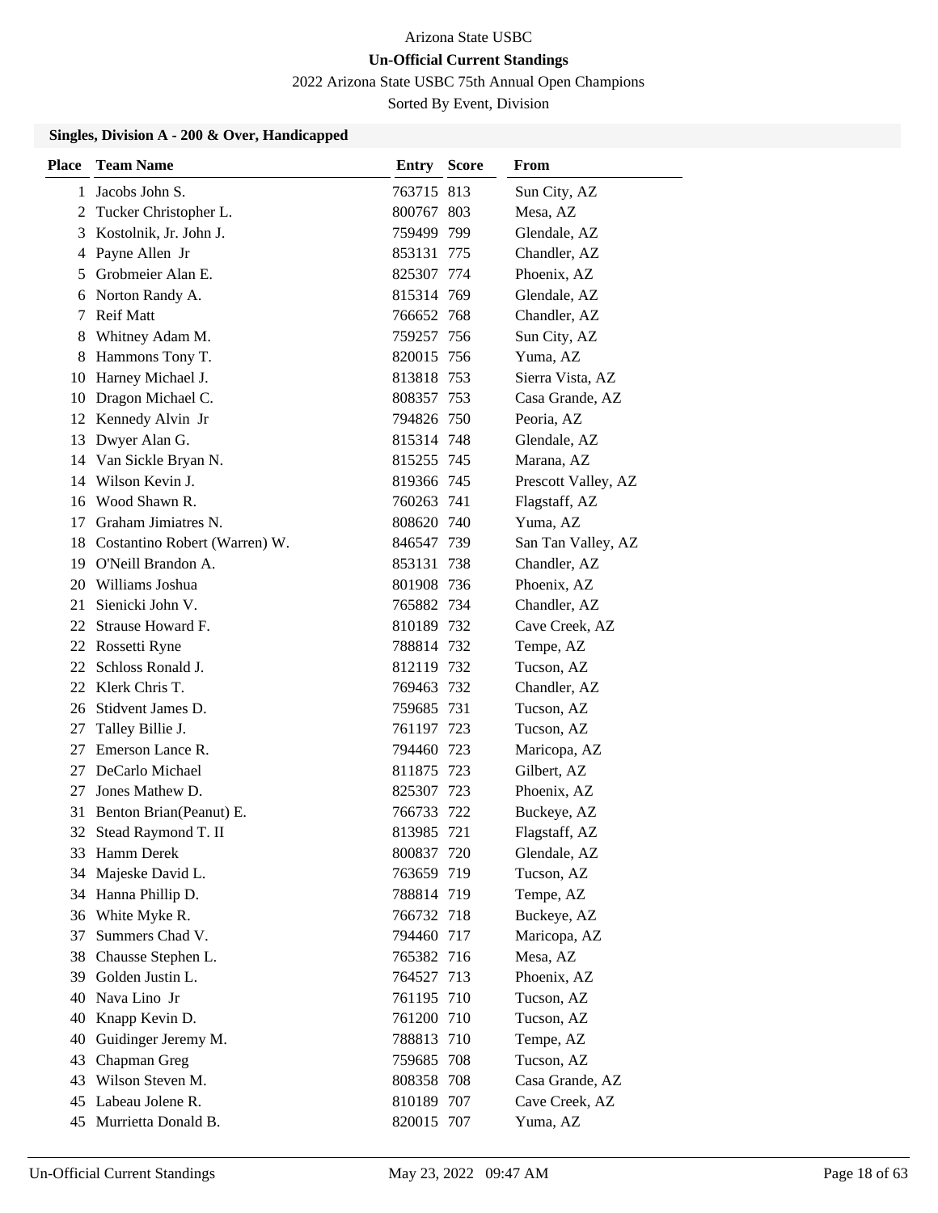Arizona State USBC

**Un-Official Current Standings**

2022 Arizona State USBC 75th Annual Open Champions

Sorted By Event, Division

### Singles, Division A - 200 & Over, Handicapped

| Place | Team Name | Entry | Score | From |
|---|---|---|---|---|
| 1 | Jacobs John S. | 763715 | 813 | Sun City, AZ |
| 2 | Tucker Christopher L. | 800767 | 803 | Mesa, AZ |
| 3 | Kostolnik, Jr. John J. | 759499 | 799 | Glendale, AZ |
| 4 | Payne Allen Jr | 853131 | 775 | Chandler, AZ |
| 5 | Grobmeier Alan E. | 825307 | 774 | Phoenix, AZ |
| 6 | Norton Randy A. | 815314 | 769 | Glendale, AZ |
| 7 | Reif Matt | 766652 | 768 | Chandler, AZ |
| 8 | Whitney Adam M. | 759257 | 756 | Sun City, AZ |
| 8 | Hammons Tony T. | 820015 | 756 | Yuma, AZ |
| 10 | Harney Michael J. | 813818 | 753 | Sierra Vista, AZ |
| 10 | Dragon Michael C. | 808357 | 753 | Casa Grande, AZ |
| 12 | Kennedy Alvin Jr | 794826 | 750 | Peoria, AZ |
| 13 | Dwyer Alan G. | 815314 | 748 | Glendale, AZ |
| 14 | Van Sickle Bryan N. | 815255 | 745 | Marana, AZ |
| 14 | Wilson Kevin J. | 819366 | 745 | Prescott Valley, AZ |
| 16 | Wood Shawn R. | 760263 | 741 | Flagstaff, AZ |
| 17 | Graham Jimiatres N. | 808620 | 740 | Yuma, AZ |
| 18 | Costantino Robert (Warren) W. | 846547 | 739 | San Tan Valley, AZ |
| 19 | O'Neill Brandon A. | 853131 | 738 | Chandler, AZ |
| 20 | Williams Joshua | 801908 | 736 | Phoenix, AZ |
| 21 | Sienicki John V. | 765882 | 734 | Chandler, AZ |
| 22 | Strause Howard F. | 810189 | 732 | Cave Creek, AZ |
| 22 | Rossetti Ryne | 788814 | 732 | Tempe, AZ |
| 22 | Schloss Ronald J. | 812119 | 732 | Tucson, AZ |
| 22 | Klerk Chris T. | 769463 | 732 | Chandler, AZ |
| 26 | Stidvent James D. | 759685 | 731 | Tucson, AZ |
| 27 | Talley Billie J. | 761197 | 723 | Tucson, AZ |
| 27 | Emerson Lance R. | 794460 | 723 | Maricopa, AZ |
| 27 | DeCarlo Michael | 811875 | 723 | Gilbert, AZ |
| 27 | Jones Mathew D. | 825307 | 723 | Phoenix, AZ |
| 31 | Benton Brian(Peanut) E. | 766733 | 722 | Buckeye, AZ |
| 32 | Stead Raymond T. II | 813985 | 721 | Flagstaff, AZ |
| 33 | Hamm Derek | 800837 | 720 | Glendale, AZ |
| 34 | Majeske David L. | 763659 | 719 | Tucson, AZ |
| 34 | Hanna Phillip D. | 788814 | 719 | Tempe, AZ |
| 36 | White Myke R. | 766732 | 718 | Buckeye, AZ |
| 37 | Summers Chad V. | 794460 | 717 | Maricopa, AZ |
| 38 | Chausse Stephen L. | 765382 | 716 | Mesa, AZ |
| 39 | Golden Justin L. | 764527 | 713 | Phoenix, AZ |
| 40 | Nava Lino Jr | 761195 | 710 | Tucson, AZ |
| 40 | Knapp Kevin D. | 761200 | 710 | Tucson, AZ |
| 40 | Guidinger Jeremy M. | 788813 | 710 | Tempe, AZ |
| 43 | Chapman Greg | 759685 | 708 | Tucson, AZ |
| 43 | Wilson Steven M. | 808358 | 708 | Casa Grande, AZ |
| 45 | Labeau Jolene R. | 810189 | 707 | Cave Creek, AZ |
| 45 | Murrietta Donald B. | 820015 | 707 | Yuma, AZ |

Un-Official Current Standings May 23, 2022 09:47 AM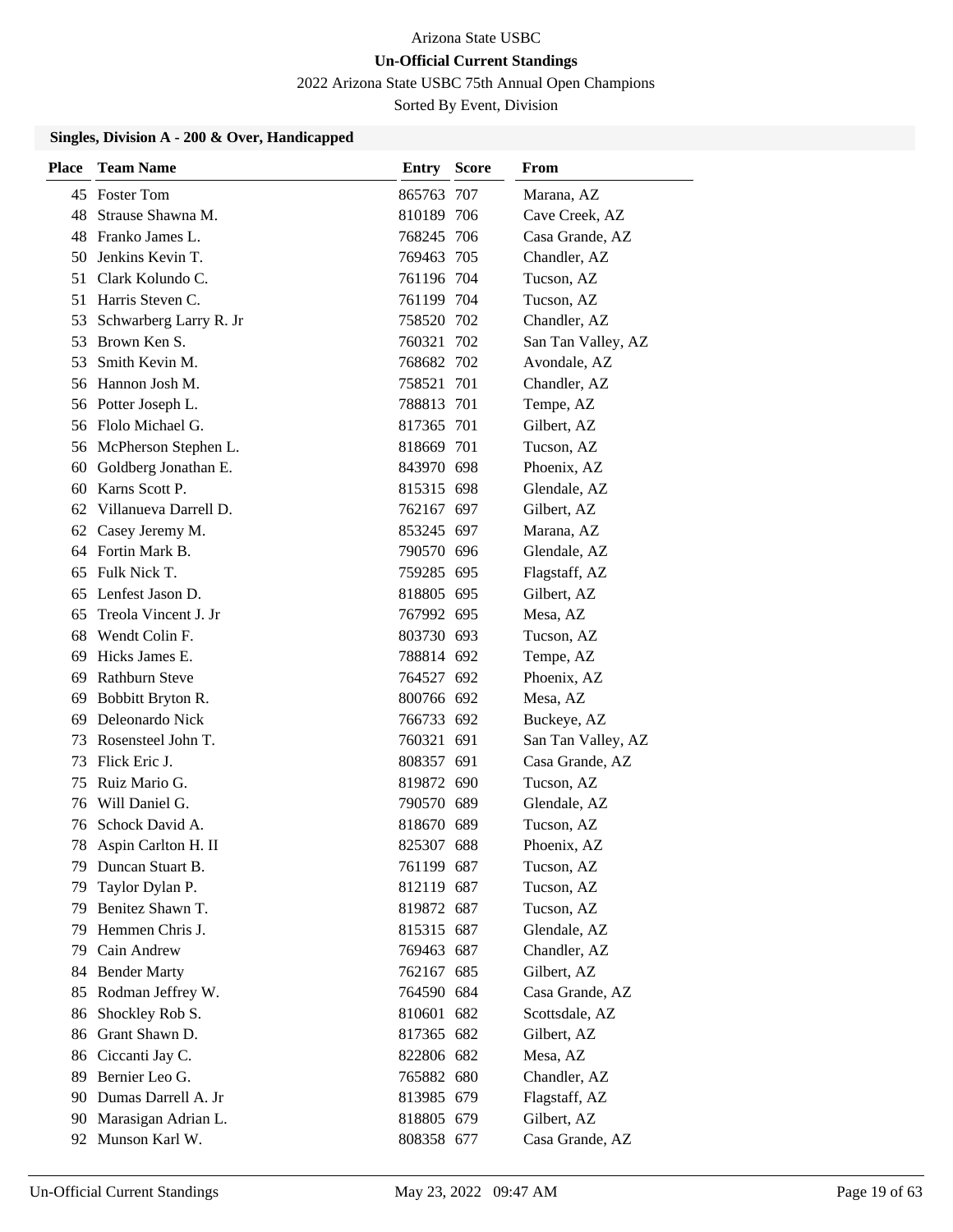Arizona State USBC

**Un-Official Current Standings**

2022 Arizona State USBC 75th Annual Open Champions

Sorted By Event, Division

### Singles, Division A - 200 & Over, Handicapped

| Place | Team Name | Entry | Score | From |
|---|---|---|---|---|
| 45 | Foster Tom | 865763 | 707 | Marana, AZ |
| 48 | Strause Shawna M. | 810189 | 706 | Cave Creek, AZ |
| 48 | Franko James L. | 768245 | 706 | Casa Grande, AZ |
| 50 | Jenkins Kevin T. | 769463 | 705 | Chandler, AZ |
| 51 | Clark Kolundo C. | 761196 | 704 | Tucson, AZ |
| 51 | Harris Steven C. | 761199 | 704 | Tucson, AZ |
| 53 | Schwarberg Larry R. Jr | 758520 | 702 | Chandler, AZ |
| 53 | Brown Ken S. | 760321 | 702 | San Tan Valley, AZ |
| 53 | Smith Kevin M. | 768682 | 702 | Avondale, AZ |
| 56 | Hannon Josh M. | 758521 | 701 | Chandler, AZ |
| 56 | Potter Joseph L. | 788813 | 701 | Tempe, AZ |
| 56 | Flolo Michael G. | 817365 | 701 | Gilbert, AZ |
| 56 | McPherson Stephen L. | 818669 | 701 | Tucson, AZ |
| 60 | Goldberg Jonathan E. | 843970 | 698 | Phoenix, AZ |
| 60 | Karns Scott P. | 815315 | 698 | Glendale, AZ |
| 62 | Villanueva Darrell D. | 762167 | 697 | Gilbert, AZ |
| 62 | Casey Jeremy M. | 853245 | 697 | Marana, AZ |
| 64 | Fortin Mark B. | 790570 | 696 | Glendale, AZ |
| 65 | Fulk Nick T. | 759285 | 695 | Flagstaff, AZ |
| 65 | Lenfest Jason D. | 818805 | 695 | Gilbert, AZ |
| 65 | Treola Vincent J. Jr | 767992 | 695 | Mesa, AZ |
| 68 | Wendt Colin F. | 803730 | 693 | Tucson, AZ |
| 69 | Hicks James E. | 788814 | 692 | Tempe, AZ |
| 69 | Rathburn Steve | 764527 | 692 | Phoenix, AZ |
| 69 | Bobbitt Bryton R. | 800766 | 692 | Mesa, AZ |
| 69 | Deleonardo Nick | 766733 | 692 | Buckeye, AZ |
| 73 | Rosensteel John T. | 760321 | 691 | San Tan Valley, AZ |
| 73 | Flick Eric J. | 808357 | 691 | Casa Grande, AZ |
| 75 | Ruiz Mario G. | 819872 | 690 | Tucson, AZ |
| 76 | Will Daniel G. | 790570 | 689 | Glendale, AZ |
| 76 | Schock David A. | 818670 | 689 | Tucson, AZ |
| 78 | Aspin Carlton H. II | 825307 | 688 | Phoenix, AZ |
| 79 | Duncan Stuart B. | 761199 | 687 | Tucson, AZ |
| 79 | Taylor Dylan P. | 812119 | 687 | Tucson, AZ |
| 79 | Benitez Shawn T. | 819872 | 687 | Tucson, AZ |
| 79 | Hemmen Chris J. | 815315 | 687 | Glendale, AZ |
| 79 | Cain Andrew | 769463 | 687 | Chandler, AZ |
| 84 | Bender Marty | 762167 | 685 | Gilbert, AZ |
| 85 | Rodman Jeffrey W. | 764590 | 684 | Casa Grande, AZ |
| 86 | Shockley Rob S. | 810601 | 682 | Scottsdale, AZ |
| 86 | Grant Shawn D. | 817365 | 682 | Gilbert, AZ |
| 86 | Ciccanti Jay C. | 822806 | 682 | Mesa, AZ |
| 89 | Bernier Leo G. | 765882 | 680 | Chandler, AZ |
| 90 | Dumas Darrell A. Jr | 813985 | 679 | Flagstaff, AZ |
| 90 | Marasigan Adrian L. | 818805 | 679 | Gilbert, AZ |
| 92 | Munson Karl W. | 808358 | 677 | Casa Grande, AZ |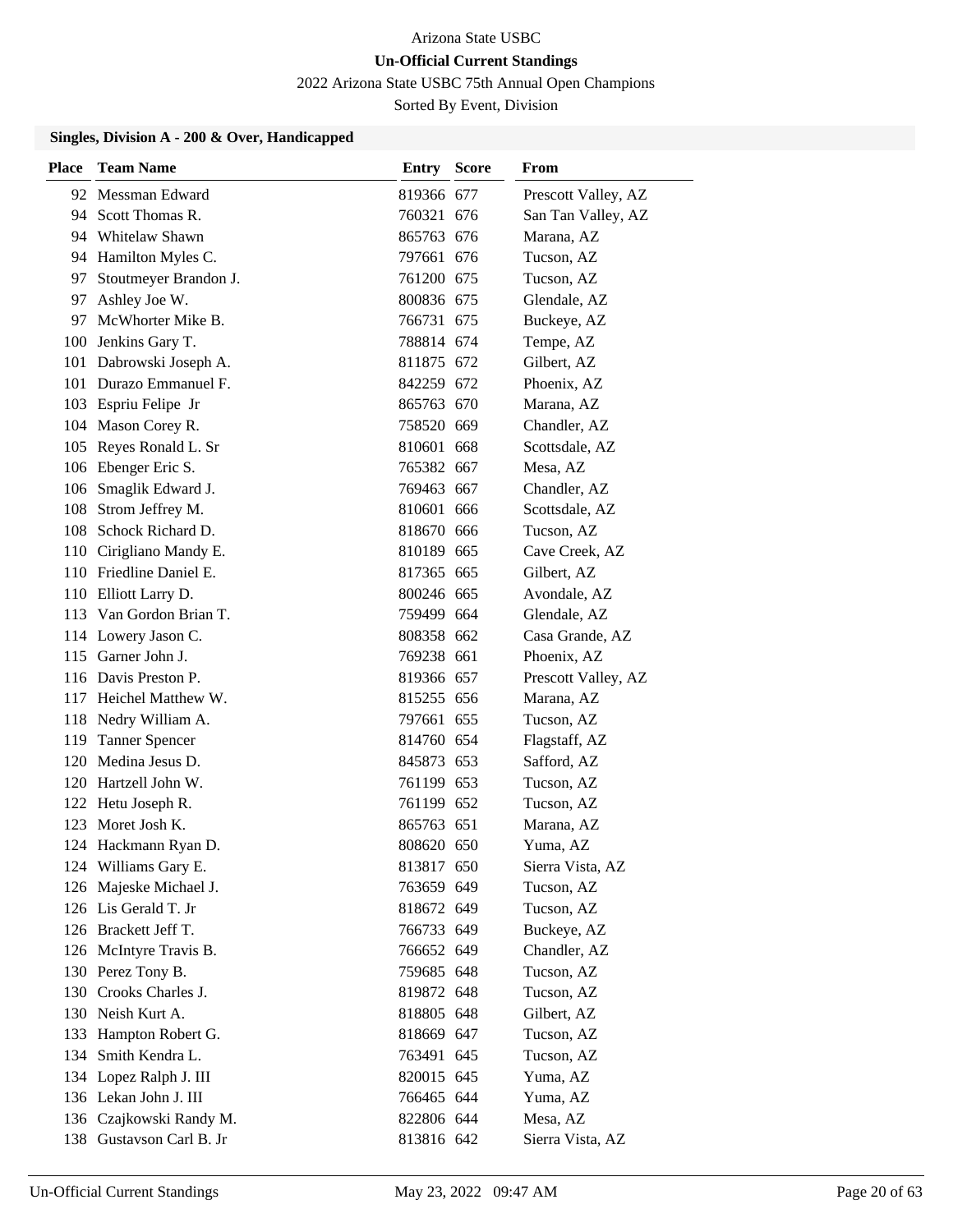Arizona State USBC

**Un-Official Current Standings**

2022 Arizona State USBC 75th Annual Open Champions

Sorted By Event, Division

### Singles, Division A - 200 & Over, Handicapped

| Place | Team Name | Entry | Score | From |
|---|---|---|---|---|
| 92 | Messman Edward | 819366 | 677 | Prescott Valley, AZ |
| 94 | Scott Thomas R. | 760321 | 676 | San Tan Valley, AZ |
| 94 | Whitelaw Shawn | 865763 | 676 | Marana, AZ |
| 94 | Hamilton Myles C. | 797661 | 676 | Tucson, AZ |
| 97 | Stoutmeyer Brandon J. | 761200 | 675 | Tucson, AZ |
| 97 | Ashley Joe W. | 800836 | 675 | Glendale, AZ |
| 97 | McWhorter Mike B. | 766731 | 675 | Buckeye, AZ |
| 100 | Jenkins Gary T. | 788814 | 674 | Tempe, AZ |
| 101 | Dabrowski Joseph A. | 811875 | 672 | Gilbert, AZ |
| 101 | Durazo Emmanuel F. | 842259 | 672 | Phoenix, AZ |
| 103 | Espriu Felipe Jr | 865763 | 670 | Marana, AZ |
| 104 | Mason Corey R. | 758520 | 669 | Chandler, AZ |
| 105 | Reyes Ronald L. Sr | 810601 | 668 | Scottsdale, AZ |
| 106 | Ebenger Eric S. | 765382 | 667 | Mesa, AZ |
| 106 | Smaglik Edward J. | 769463 | 667 | Chandler, AZ |
| 108 | Strom Jeffrey M. | 810601 | 666 | Scottsdale, AZ |
| 108 | Schock Richard D. | 818670 | 666 | Tucson, AZ |
| 110 | Cirigliano Mandy E. | 810189 | 665 | Cave Creek, AZ |
| 110 | Friedline Daniel E. | 817365 | 665 | Gilbert, AZ |
| 110 | Elliott Larry D. | 800246 | 665 | Avondale, AZ |
| 113 | Van Gordon Brian T. | 759499 | 664 | Glendale, AZ |
| 114 | Lowery Jason C. | 808358 | 662 | Casa Grande, AZ |
| 115 | Garner John J. | 769238 | 661 | Phoenix, AZ |
| 116 | Davis Preston P. | 819366 | 657 | Prescott Valley, AZ |
| 117 | Heichel Matthew W. | 815255 | 656 | Marana, AZ |
| 118 | Nedry William A. | 797661 | 655 | Tucson, AZ |
| 119 | Tanner Spencer | 814760 | 654 | Flagstaff, AZ |
| 120 | Medina Jesus D. | 845873 | 653 | Safford, AZ |
| 120 | Hartzell John W. | 761199 | 653 | Tucson, AZ |
| 122 | Hetu Joseph R. | 761199 | 652 | Tucson, AZ |
| 123 | Moret Josh K. | 865763 | 651 | Marana, AZ |
| 124 | Hackmann Ryan D. | 808620 | 650 | Yuma, AZ |
| 124 | Williams Gary E. | 813817 | 650 | Sierra Vista, AZ |
| 126 | Majeske Michael J. | 763659 | 649 | Tucson, AZ |
| 126 | Lis Gerald T. Jr | 818672 | 649 | Tucson, AZ |
| 126 | Brackett Jeff T. | 766733 | 649 | Buckeye, AZ |
| 126 | McIntyre Travis B. | 766652 | 649 | Chandler, AZ |
| 130 | Perez Tony B. | 759685 | 648 | Tucson, AZ |
| 130 | Crooks Charles J. | 819872 | 648 | Tucson, AZ |
| 130 | Neish Kurt A. | 818805 | 648 | Gilbert, AZ |
| 133 | Hampton Robert G. | 818669 | 647 | Tucson, AZ |
| 134 | Smith Kendra L. | 763491 | 645 | Tucson, AZ |
| 134 | Lopez Ralph J. III | 820015 | 645 | Yuma, AZ |
| 136 | Lekan John J. III | 766465 | 644 | Yuma, AZ |
| 136 | Czajkowski Randy M. | 822806 | 644 | Mesa, AZ |
| 138 | Gustavson Carl B. Jr | 813816 | 642 | Sierra Vista, AZ |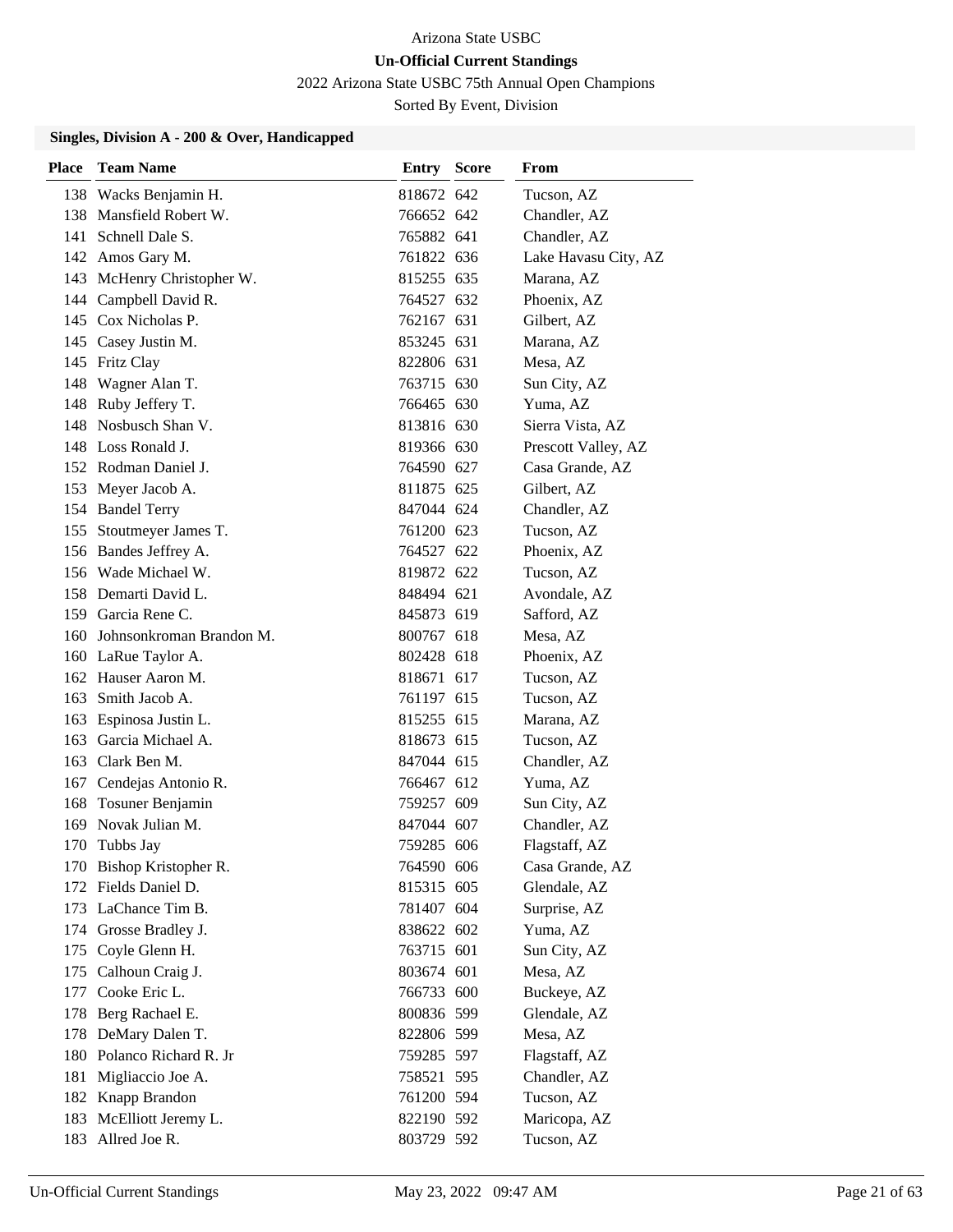Arizona State USBC

**Un-Official Current Standings**

2022 Arizona State USBC 75th Annual Open Champions

Sorted By Event, Division

### Singles, Division A - 200 & Over, Handicapped

| Place | Team Name | Entry | Score | From |
|---|---|---|---|---|
| 138 | Wacks Benjamin H. | 818672 | 642 | Tucson, AZ |
| 138 | Mansfield Robert W. | 766652 | 642 | Chandler, AZ |
| 141 | Schnell Dale S. | 765882 | 641 | Chandler, AZ |
| 142 | Amos Gary M. | 761822 | 636 | Lake Havasu City, AZ |
| 143 | McHenry Christopher W. | 815255 | 635 | Marana, AZ |
| 144 | Campbell David R. | 764527 | 632 | Phoenix, AZ |
| 145 | Cox Nicholas P. | 762167 | 631 | Gilbert, AZ |
| 145 | Casey Justin M. | 853245 | 631 | Marana, AZ |
| 145 | Fritz Clay | 822806 | 631 | Mesa, AZ |
| 148 | Wagner Alan T. | 763715 | 630 | Sun City, AZ |
| 148 | Ruby Jeffery T. | 766465 | 630 | Yuma, AZ |
| 148 | Nosbusch Shan V. | 813816 | 630 | Sierra Vista, AZ |
| 148 | Loss Ronald J. | 819366 | 630 | Prescott Valley, AZ |
| 152 | Rodman Daniel J. | 764590 | 627 | Casa Grande, AZ |
| 153 | Meyer Jacob A. | 811875 | 625 | Gilbert, AZ |
| 154 | Bandel Terry | 847044 | 624 | Chandler, AZ |
| 155 | Stoutmeyer James T. | 761200 | 623 | Tucson, AZ |
| 156 | Bandes Jeffrey A. | 764527 | 622 | Phoenix, AZ |
| 156 | Wade Michael W. | 819872 | 622 | Tucson, AZ |
| 158 | Demarti David L. | 848494 | 621 | Avondale, AZ |
| 159 | Garcia Rene C. | 845873 | 619 | Safford, AZ |
| 160 | Johnsonkroman Brandon M. | 800767 | 618 | Mesa, AZ |
| 160 | LaRue Taylor A. | 802428 | 618 | Phoenix, AZ |
| 162 | Hauser Aaron M. | 818671 | 617 | Tucson, AZ |
| 163 | Smith Jacob A. | 761197 | 615 | Tucson, AZ |
| 163 | Espinosa Justin L. | 815255 | 615 | Marana, AZ |
| 163 | Garcia Michael A. | 818673 | 615 | Tucson, AZ |
| 163 | Clark Ben M. | 847044 | 615 | Chandler, AZ |
| 167 | Cendejas Antonio R. | 766467 | 612 | Yuma, AZ |
| 168 | Tosuner Benjamin | 759257 | 609 | Sun City, AZ |
| 169 | Novak Julian M. | 847044 | 607 | Chandler, AZ |
| 170 | Tubbs Jay | 759285 | 606 | Flagstaff, AZ |
| 170 | Bishop Kristopher R. | 764590 | 606 | Casa Grande, AZ |
| 172 | Fields Daniel D. | 815315 | 605 | Glendale, AZ |
| 173 | LaChance Tim B. | 781407 | 604 | Surprise, AZ |
| 174 | Grosse Bradley J. | 838622 | 602 | Yuma, AZ |
| 175 | Coyle Glenn H. | 763715 | 601 | Sun City, AZ |
| 175 | Calhoun Craig J. | 803674 | 601 | Mesa, AZ |
| 177 | Cooke Eric L. | 766733 | 600 | Buckeye, AZ |
| 178 | Berg Rachael E. | 800836 | 599 | Glendale, AZ |
| 178 | DeMary Dalen T. | 822806 | 599 | Mesa, AZ |
| 180 | Polanco Richard R. Jr | 759285 | 597 | Flagstaff, AZ |
| 181 | Migliaccio Joe A. | 758521 | 595 | Chandler, AZ |
| 182 | Knapp Brandon | 761200 | 594 | Tucson, AZ |
| 183 | McElliott Jeremy L. | 822190 | 592 | Maricopa, AZ |
| 183 | Allred Joe R. | 803729 | 592 | Tucson, AZ |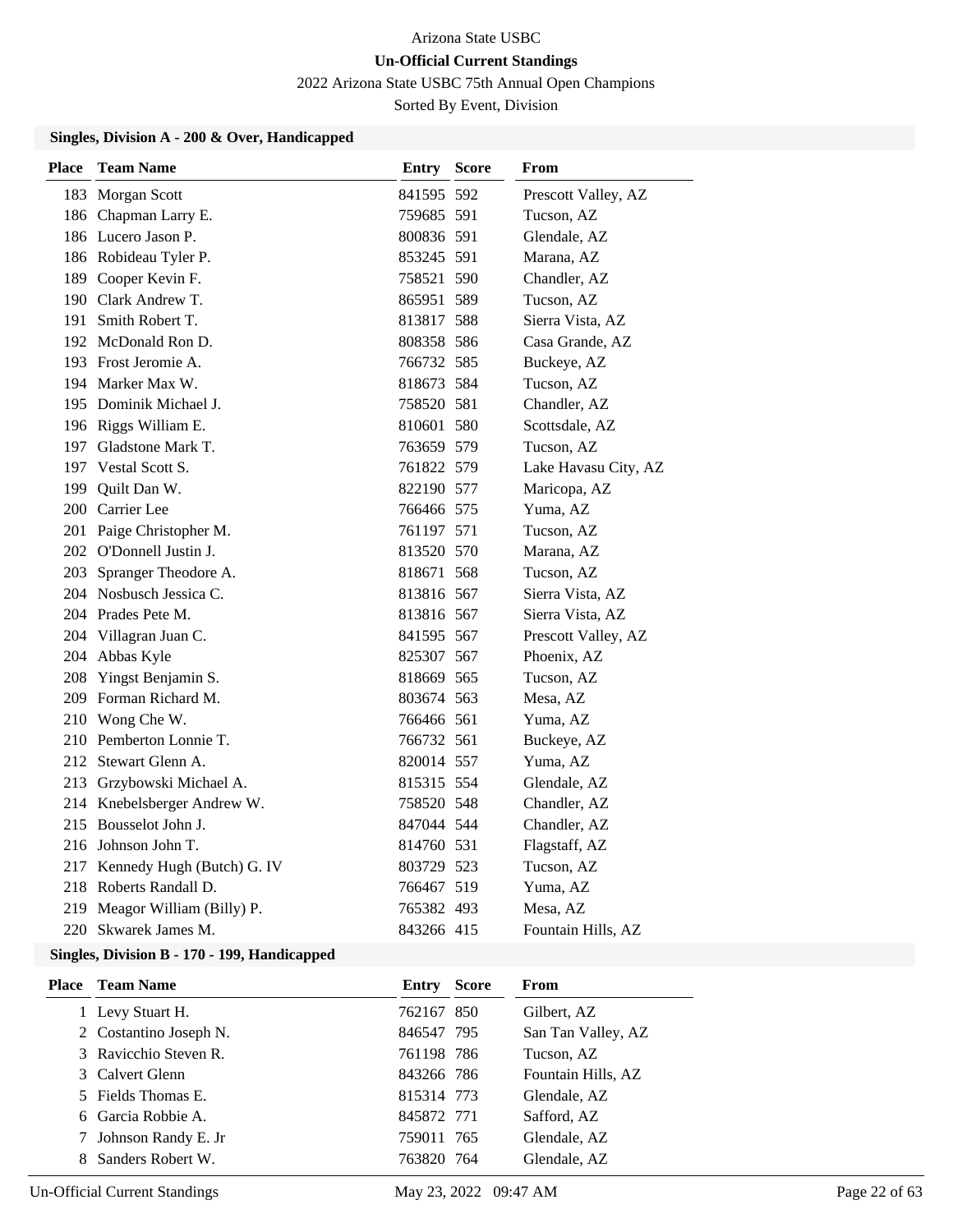Arizona State USBC

**Un-Official Current Standings**

2022 Arizona State USBC 75th Annual Open Champions

Sorted By Event, Division

### Singles, Division A - 200 & Over, Handicapped

| Place | Team Name | Entry | Score | From |
|---|---|---|---|---|
| 183 | Morgan Scott | 841595 | 592 | Prescott Valley, AZ |
| 186 | Chapman Larry E. | 759685 | 591 | Tucson, AZ |
| 186 | Lucero Jason P. | 800836 | 591 | Glendale, AZ |
| 186 | Robideau Tyler P. | 853245 | 591 | Marana, AZ |
| 189 | Cooper Kevin F. | 758521 | 590 | Chandler, AZ |
| 190 | Clark Andrew T. | 865951 | 589 | Tucson, AZ |
| 191 | Smith Robert T. | 813817 | 588 | Sierra Vista, AZ |
| 192 | McDonald Ron D. | 808358 | 586 | Casa Grande, AZ |
| 193 | Frost Jeromie A. | 766732 | 585 | Buckeye, AZ |
| 194 | Marker Max W. | 818673 | 584 | Tucson, AZ |
| 195 | Dominik Michael J. | 758520 | 581 | Chandler, AZ |
| 196 | Riggs William E. | 810601 | 580 | Scottsdale, AZ |
| 197 | Gladstone Mark T. | 763659 | 579 | Tucson, AZ |
| 197 | Vestal Scott S. | 761822 | 579 | Lake Havasu City, AZ |
| 199 | Quilt Dan W. | 822190 | 577 | Maricopa, AZ |
| 200 | Carrier Lee | 766466 | 575 | Yuma, AZ |
| 201 | Paige Christopher M. | 761197 | 571 | Tucson, AZ |
| 202 | O'Donnell Justin J. | 813520 | 570 | Marana, AZ |
| 203 | Spranger Theodore A. | 818671 | 568 | Tucson, AZ |
| 204 | Nosbusch Jessica C. | 813816 | 567 | Sierra Vista, AZ |
| 204 | Prades Pete M. | 813816 | 567 | Sierra Vista, AZ |
| 204 | Villagran Juan C. | 841595 | 567 | Prescott Valley, AZ |
| 204 | Abbas Kyle | 825307 | 567 | Phoenix, AZ |
| 208 | Yingst Benjamin S. | 818669 | 565 | Tucson, AZ |
| 209 | Forman Richard M. | 803674 | 563 | Mesa, AZ |
| 210 | Wong Che W. | 766466 | 561 | Yuma, AZ |
| 210 | Pemberton Lonnie T. | 766732 | 561 | Buckeye, AZ |
| 212 | Stewart Glenn A. | 820014 | 557 | Yuma, AZ |
| 213 | Grzybowski Michael A. | 815315 | 554 | Glendale, AZ |
| 214 | Knebelsberger Andrew W. | 758520 | 548 | Chandler, AZ |
| 215 | Bousselot John J. | 847044 | 544 | Chandler, AZ |
| 216 | Johnson John T. | 814760 | 531 | Flagstaff, AZ |
| 217 | Kennedy Hugh (Butch) G. IV | 803729 | 523 | Tucson, AZ |
| 218 | Roberts Randall D. | 766467 | 519 | Yuma, AZ |
| 219 | Meagor William (Billy) P. | 765382 | 493 | Mesa, AZ |
| 220 | Skwarek James M. | 843266 | 415 | Fountain Hills, AZ |

### Singles, Division B - 170 - 199, Handicapped

| Place | Team Name | Entry | Score | From |
|---|---|---|---|---|
| 1 | Levy Stuart H. | 762167 | 850 | Gilbert, AZ |
| 2 | Costantino Joseph N. | 846547 | 795 | San Tan Valley, AZ |
| 3 | Ravicchio Steven R. | 761198 | 786 | Tucson, AZ |
| 3 | Calvert Glenn | 843266 | 786 | Fountain Hills, AZ |
| 5 | Fields Thomas E. | 815314 | 773 | Glendale, AZ |
| 6 | Garcia Robbie A. | 845872 | 771 | Safford, AZ |
| 7 | Johnson Randy E. Jr | 759011 | 765 | Glendale, AZ |
| 8 | Sanders Robert W. | 763820 | 764 | Glendale, AZ |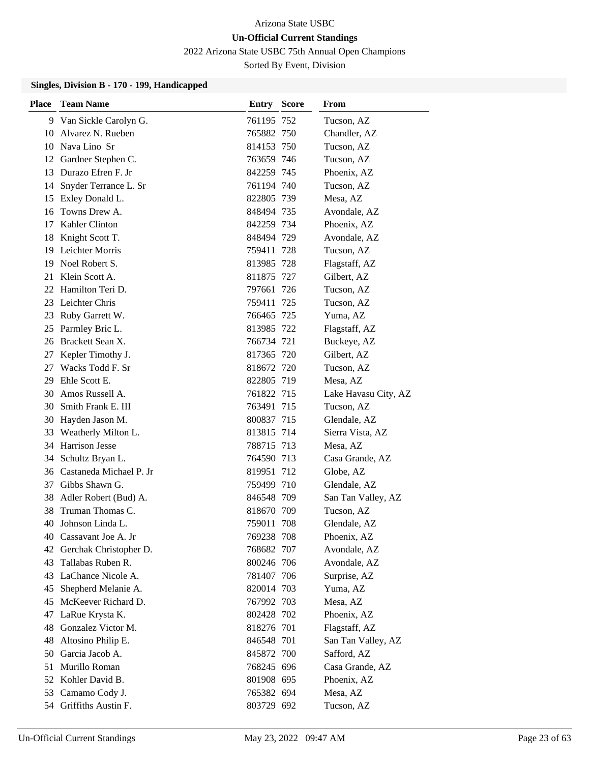Arizona State USBC

**Un-Official Current Standings**

2022 Arizona State USBC 75th Annual Open Champions

Sorted By Event, Division

### Singles, Division B - 170 - 199, Handicapped

| Place | Team Name | Entry | Score | From |
|---|---|---|---|---|
| 9 | Van Sickle Carolyn G. | 761195 | 752 | Tucson, AZ |
| 10 | Alvarez N. Rueben | 765882 | 750 | Chandler, AZ |
| 10 | Nava Lino Sr | 814153 | 750 | Tucson, AZ |
| 12 | Gardner Stephen C. | 763659 | 746 | Tucson, AZ |
| 13 | Durazo Efren F. Jr | 842259 | 745 | Phoenix, AZ |
| 14 | Snyder Terrance L. Sr | 761194 | 740 | Tucson, AZ |
| 15 | Exley Donald L. | 822805 | 739 | Mesa, AZ |
| 16 | Towns Drew A. | 848494 | 735 | Avondale, AZ |
| 17 | Kahler Clinton | 842259 | 734 | Phoenix, AZ |
| 18 | Knight Scott T. | 848494 | 729 | Avondale, AZ |
| 19 | Leichter Morris | 759411 | 728 | Tucson, AZ |
| 19 | Noel Robert S. | 813985 | 728 | Flagstaff, AZ |
| 21 | Klein Scott A. | 811875 | 727 | Gilbert, AZ |
| 22 | Hamilton Teri D. | 797661 | 726 | Tucson, AZ |
| 23 | Leichter Chris | 759411 | 725 | Tucson, AZ |
| 23 | Ruby Garrett W. | 766465 | 725 | Yuma, AZ |
| 25 | Parmley Bric L. | 813985 | 722 | Flagstaff, AZ |
| 26 | Brackett Sean X. | 766734 | 721 | Buckeye, AZ |
| 27 | Kepler Timothy J. | 817365 | 720 | Gilbert, AZ |
| 27 | Wacks Todd F. Sr | 818672 | 720 | Tucson, AZ |
| 29 | Ehle Scott E. | 822805 | 719 | Mesa, AZ |
| 30 | Amos Russell A. | 761822 | 715 | Lake Havasu City, AZ |
| 30 | Smith Frank E. III | 763491 | 715 | Tucson, AZ |
| 30 | Hayden Jason M. | 800837 | 715 | Glendale, AZ |
| 33 | Weatherly Milton L. | 813815 | 714 | Sierra Vista, AZ |
| 34 | Harrison Jesse | 788715 | 713 | Mesa, AZ |
| 34 | Schultz Bryan L. | 764590 | 713 | Casa Grande, AZ |
| 36 | Castaneda Michael P. Jr | 819951 | 712 | Globe, AZ |
| 37 | Gibbs Shawn G. | 759499 | 710 | Glendale, AZ |
| 38 | Adler Robert (Bud) A. | 846548 | 709 | San Tan Valley, AZ |
| 38 | Truman Thomas C. | 818670 | 709 | Tucson, AZ |
| 40 | Johnson Linda L. | 759011 | 708 | Glendale, AZ |
| 40 | Cassavant Joe A. Jr | 769238 | 708 | Phoenix, AZ |
| 42 | Gerchak Christopher D. | 768682 | 707 | Avondale, AZ |
| 43 | Tallabas Ruben R. | 800246 | 706 | Avondale, AZ |
| 43 | LaChance Nicole A. | 781407 | 706 | Surprise, AZ |
| 45 | Shepherd Melanie A. | 820014 | 703 | Yuma, AZ |
| 45 | McKeever Richard D. | 767992 | 703 | Mesa, AZ |
| 47 | LaRue Krysta K. | 802428 | 702 | Phoenix, AZ |
| 48 | Gonzalez Victor M. | 818276 | 701 | Flagstaff, AZ |
| 48 | Altosino Philip E. | 846548 | 701 | San Tan Valley, AZ |
| 50 | Garcia Jacob A. | 845872 | 700 | Safford, AZ |
| 51 | Murillo Roman | 768245 | 696 | Casa Grande, AZ |
| 52 | Kohler David B. | 801908 | 695 | Phoenix, AZ |
| 53 | Camamo Cody J. | 765382 | 694 | Mesa, AZ |
| 54 | Griffiths Austin F. | 803729 | 692 | Tucson, AZ |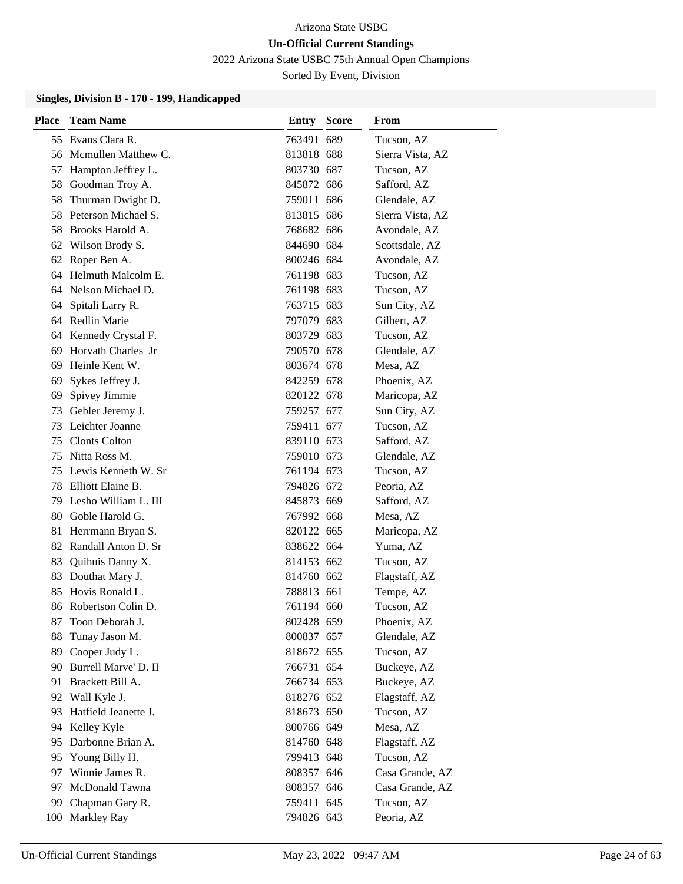Arizona State USBC

**Un-Official Current Standings**

2022 Arizona State USBC 75th Annual Open Champions

Sorted By Event, Division

### Singles, Division B - 170 - 199, Handicapped

| Place | Team Name | Entry | Score | From |
|---|---|---|---|---|
| 55 | Evans Clara R. | 763491 | 689 | Tucson, AZ |
| 56 | Mcmullen Matthew C. | 813818 | 688 | Sierra Vista, AZ |
| 57 | Hampton Jeffrey L. | 803730 | 687 | Tucson, AZ |
| 58 | Goodman Troy A. | 845872 | 686 | Safford, AZ |
| 58 | Thurman Dwight D. | 759011 | 686 | Glendale, AZ |
| 58 | Peterson Michael S. | 813815 | 686 | Sierra Vista, AZ |
| 58 | Brooks Harold A. | 768682 | 686 | Avondale, AZ |
| 62 | Wilson Brody S. | 844690 | 684 | Scottsdale, AZ |
| 62 | Roper Ben A. | 800246 | 684 | Avondale, AZ |
| 64 | Helmuth Malcolm E. | 761198 | 683 | Tucson, AZ |
| 64 | Nelson Michael D. | 761198 | 683 | Tucson, AZ |
| 64 | Spitali Larry R. | 763715 | 683 | Sun City, AZ |
| 64 | Redlin Marie | 797079 | 683 | Gilbert, AZ |
| 64 | Kennedy Crystal F. | 803729 | 683 | Tucson, AZ |
| 69 | Horvath Charles Jr | 790570 | 678 | Glendale, AZ |
| 69 | Heinle Kent W. | 803674 | 678 | Mesa, AZ |
| 69 | Sykes Jeffrey J. | 842259 | 678 | Phoenix, AZ |
| 69 | Spivey Jimmie | 820122 | 678 | Maricopa, AZ |
| 73 | Gebler Jeremy J. | 759257 | 677 | Sun City, AZ |
| 73 | Leichter Joanne | 759411 | 677 | Tucson, AZ |
| 75 | Clonts Colton | 839110 | 673 | Safford, AZ |
| 75 | Nitta Ross M. | 759010 | 673 | Glendale, AZ |
| 75 | Lewis Kenneth W. Sr | 761194 | 673 | Tucson, AZ |
| 78 | Elliott Elaine B. | 794826 | 672 | Peoria, AZ |
| 79 | Lesho William L. III | 845873 | 669 | Safford, AZ |
| 80 | Goble Harold G. | 767992 | 668 | Mesa, AZ |
| 81 | Herrmann Bryan S. | 820122 | 665 | Maricopa, AZ |
| 82 | Randall Anton D. Sr | 838622 | 664 | Yuma, AZ |
| 83 | Quihuis Danny X. | 814153 | 662 | Tucson, AZ |
| 83 | Douthat Mary J. | 814760 | 662 | Flagstaff, AZ |
| 85 | Hovis Ronald L. | 788813 | 661 | Tempe, AZ |
| 86 | Robertson Colin D. | 761194 | 660 | Tucson, AZ |
| 87 | Toon Deborah J. | 802428 | 659 | Phoenix, AZ |
| 88 | Tunay Jason M. | 800837 | 657 | Glendale, AZ |
| 89 | Cooper Judy L. | 818672 | 655 | Tucson, AZ |
| 90 | Burrell Marve' D. II | 766731 | 654 | Buckeye, AZ |
| 91 | Brackett Bill A. | 766734 | 653 | Buckeye, AZ |
| 92 | Wall Kyle J. | 818276 | 652 | Flagstaff, AZ |
| 93 | Hatfield Jeanette J. | 818673 | 650 | Tucson, AZ |
| 94 | Kelley Kyle | 800766 | 649 | Mesa, AZ |
| 95 | Darbonne Brian A. | 814760 | 648 | Flagstaff, AZ |
| 95 | Young Billy H. | 799413 | 648 | Tucson, AZ |
| 97 | Winnie James R. | 808357 | 646 | Casa Grande, AZ |
| 97 | McDonald Tawna | 808357 | 646 | Casa Grande, AZ |
| 99 | Chapman Gary R. | 759411 | 645 | Tucson, AZ |
| 100 | Markley Ray | 794826 | 643 | Peoria, AZ |

Un-Official Current Standings May 23, 2022 09:47 AM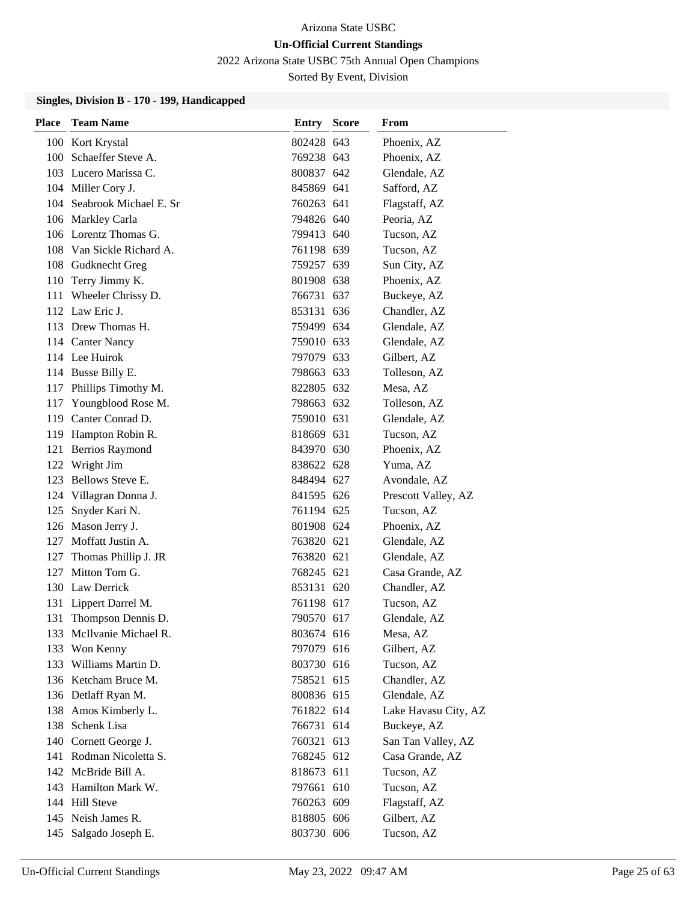Arizona State USBC

**Un-Official Current Standings**

2022 Arizona State USBC 75th Annual Open Champions

Sorted By Event, Division

### Singles, Division B - 170 - 199, Handicapped

| Place | Team Name | Entry | Score | From |
|---|---|---|---|---|
| 100 | Kort Krystal | 802428 | 643 | Phoenix, AZ |
| 100 | Schaeffer Steve A. | 769238 | 643 | Phoenix, AZ |
| 103 | Lucero Marissa C. | 800837 | 642 | Glendale, AZ |
| 104 | Miller Cory J. | 845869 | 641 | Safford, AZ |
| 104 | Seabrook Michael E. Sr | 760263 | 641 | Flagstaff, AZ |
| 106 | Markley Carla | 794826 | 640 | Peoria, AZ |
| 106 | Lorentz Thomas G. | 799413 | 640 | Tucson, AZ |
| 108 | Van Sickle Richard A. | 761198 | 639 | Tucson, AZ |
| 108 | Gudknecht Greg | 759257 | 639 | Sun City, AZ |
| 110 | Terry Jimmy K. | 801908 | 638 | Phoenix, AZ |
| 111 | Wheeler Chrissy D. | 766731 | 637 | Buckeye, AZ |
| 112 | Law Eric J. | 853131 | 636 | Chandler, AZ |
| 113 | Drew Thomas H. | 759499 | 634 | Glendale, AZ |
| 114 | Canter Nancy | 759010 | 633 | Glendale, AZ |
| 114 | Lee Huirok | 797079 | 633 | Gilbert, AZ |
| 114 | Busse Billy E. | 798663 | 633 | Tolleson, AZ |
| 117 | Phillips Timothy M. | 822805 | 632 | Mesa, AZ |
| 117 | Youngblood Rose M. | 798663 | 632 | Tolleson, AZ |
| 119 | Canter Conrad D. | 759010 | 631 | Glendale, AZ |
| 119 | Hampton Robin R. | 818669 | 631 | Tucson, AZ |
| 121 | Berrios Raymond | 843970 | 630 | Phoenix, AZ |
| 122 | Wright Jim | 838622 | 628 | Yuma, AZ |
| 123 | Bellows Steve E. | 848494 | 627 | Avondale, AZ |
| 124 | Villagran Donna J. | 841595 | 626 | Prescott Valley, AZ |
| 125 | Snyder Kari N. | 761194 | 625 | Tucson, AZ |
| 126 | Mason Jerry J. | 801908 | 624 | Phoenix, AZ |
| 127 | Moffatt Justin A. | 763820 | 621 | Glendale, AZ |
| 127 | Thomas Phillip J. JR | 763820 | 621 | Glendale, AZ |
| 127 | Mitton Tom G. | 768245 | 621 | Casa Grande, AZ |
| 130 | Law Derrick | 853131 | 620 | Chandler, AZ |
| 131 | Lippert Darrel M. | 761198 | 617 | Tucson, AZ |
| 131 | Thompson Dennis D. | 790570 | 617 | Glendale, AZ |
| 133 | McIlvanie Michael R. | 803674 | 616 | Mesa, AZ |
| 133 | Won Kenny | 797079 | 616 | Gilbert, AZ |
| 133 | Williams Martin D. | 803730 | 616 | Tucson, AZ |
| 136 | Ketcham Bruce M. | 758521 | 615 | Chandler, AZ |
| 136 | Detlaff Ryan M. | 800836 | 615 | Glendale, AZ |
| 138 | Amos Kimberly L. | 761822 | 614 | Lake Havasu City, AZ |
| 138 | Schenk Lisa | 766731 | 614 | Buckeye, AZ |
| 140 | Cornett George J. | 760321 | 613 | San Tan Valley, AZ |
| 141 | Rodman Nicoletta S. | 768245 | 612 | Casa Grande, AZ |
| 142 | McBride Bill A. | 818673 | 611 | Tucson, AZ |
| 143 | Hamilton Mark W. | 797661 | 610 | Tucson, AZ |
| 144 | Hill Steve | 760263 | 609 | Flagstaff, AZ |
| 145 | Neish James R. | 818805 | 606 | Gilbert, AZ |
| 145 | Salgado Joseph E. | 803730 | 606 | Tucson, AZ |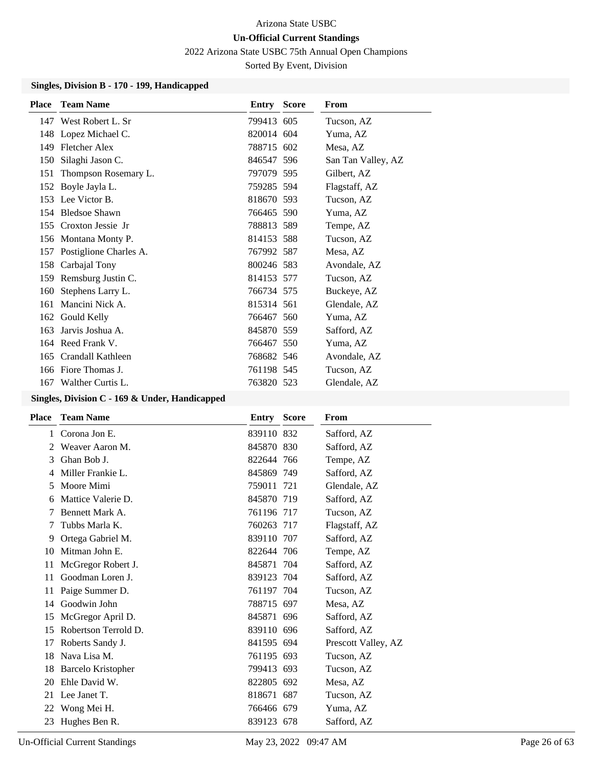Arizona State USBC

**Un-Official Current Standings**

2022 Arizona State USBC 75th Annual Open Champions

Sorted By Event, Division

### Singles, Division B - 170 - 199, Handicapped

| Place | Team Name | Entry | Score | From |
|---|---|---|---|---|
| 147 | West Robert L. Sr | 799413 | 605 | Tucson, AZ |
| 148 | Lopez Michael C. | 820014 | 604 | Yuma, AZ |
| 149 | Fletcher Alex | 788715 | 602 | Mesa, AZ |
| 150 | Silaghi Jason C. | 846547 | 596 | San Tan Valley, AZ |
| 151 | Thompson Rosemary L. | 797079 | 595 | Gilbert, AZ |
| 152 | Boyle Jayla L. | 759285 | 594 | Flagstaff, AZ |
| 153 | Lee Victor B. | 818670 | 593 | Tucson, AZ |
| 154 | Bledsoe Shawn | 766465 | 590 | Yuma, AZ |
| 155 | Croxton Jessie Jr | 788813 | 589 | Tempe, AZ |
| 156 | Montana Monty P. | 814153 | 588 | Tucson, AZ |
| 157 | Postiglione Charles A. | 767992 | 587 | Mesa, AZ |
| 158 | Carbajal Tony | 800246 | 583 | Avondale, AZ |
| 159 | Remsburg Justin C. | 814153 | 577 | Tucson, AZ |
| 160 | Stephens Larry L. | 766734 | 575 | Buckeye, AZ |
| 161 | Mancini Nick A. | 815314 | 561 | Glendale, AZ |
| 162 | Gould Kelly | 766467 | 560 | Yuma, AZ |
| 163 | Jarvis Joshua A. | 845870 | 559 | Safford, AZ |
| 164 | Reed Frank V. | 766467 | 550 | Yuma, AZ |
| 165 | Crandall Kathleen | 768682 | 546 | Avondale, AZ |
| 166 | Fiore Thomas J. | 761198 | 545 | Tucson, AZ |
| 167 | Walther Curtis L. | 763820 | 523 | Glendale, AZ |

### Singles, Division C - 169 & Under, Handicapped

| Place | Team Name | Entry | Score | From |
|---|---|---|---|---|
| 1 | Corona Jon E. | 839110 | 832 | Safford, AZ |
| 2 | Weaver Aaron M. | 845870 | 830 | Safford, AZ |
| 3 | Ghan Bob J. | 822644 | 766 | Tempe, AZ |
| 4 | Miller Frankie L. | 845869 | 749 | Safford, AZ |
| 5 | Moore Mimi | 759011 | 721 | Glendale, AZ |
| 6 | Mattice Valerie D. | 845870 | 719 | Safford, AZ |
| 7 | Bennett Mark A. | 761196 | 717 | Tucson, AZ |
| 7 | Tubbs Marla K. | 760263 | 717 | Flagstaff, AZ |
| 9 | Ortega Gabriel M. | 839110 | 707 | Safford, AZ |
| 10 | Mitman John E. | 822644 | 706 | Tempe, AZ |
| 11 | McGregor Robert J. | 845871 | 704 | Safford, AZ |
| 11 | Goodman Loren J. | 839123 | 704 | Safford, AZ |
| 11 | Paige Summer D. | 761197 | 704 | Tucson, AZ |
| 14 | Goodwin John | 788715 | 697 | Mesa, AZ |
| 15 | McGregor April D. | 845871 | 696 | Safford, AZ |
| 15 | Robertson Terrold D. | 839110 | 696 | Safford, AZ |
| 17 | Roberts Sandy J. | 841595 | 694 | Prescott Valley, AZ |
| 18 | Nava Lisa M. | 761195 | 693 | Tucson, AZ |
| 18 | Barcelo Kristopher | 799413 | 693 | Tucson, AZ |
| 20 | Ehle David W. | 822805 | 692 | Mesa, AZ |
| 21 | Lee Janet T. | 818671 | 687 | Tucson, AZ |
| 22 | Wong Mei H. | 766466 | 679 | Yuma, AZ |
| 23 | Hughes Ben R. | 839123 | 678 | Safford, AZ |

Un-Official Current Standings May 23, 2022 09:47 AM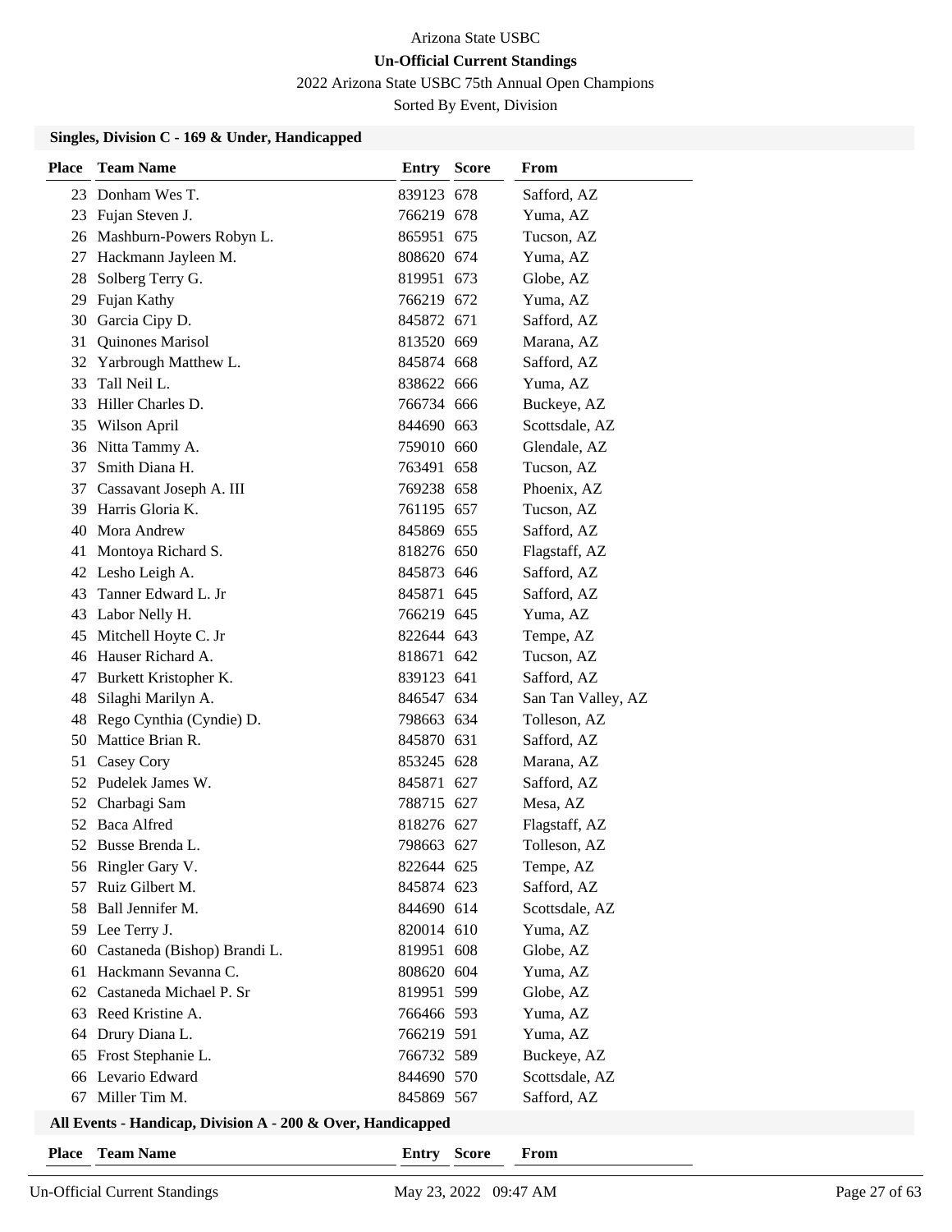Arizona State USBC

**Un-Official Current Standings**

2022 Arizona State USBC 75th Annual Open Champions

Sorted By Event, Division

### Singles, Division C - 169 & Under, Handicapped

| Place | Team Name | Entry | Score | From |
|---|---|---|---|---|
| 23 | Donham Wes T. | 839123 | 678 | Safford, AZ |
| 23 | Fujan Steven J. | 766219 | 678 | Yuma, AZ |
| 26 | Mashburn-Powers Robyn L. | 865951 | 675 | Tucson, AZ |
| 27 | Hackmann Jayleen M. | 808620 | 674 | Yuma, AZ |
| 28 | Solberg Terry G. | 819951 | 673 | Globe, AZ |
| 29 | Fujan Kathy | 766219 | 672 | Yuma, AZ |
| 30 | Garcia Cipy D. | 845872 | 671 | Safford, AZ |
| 31 | Quinones Marisol | 813520 | 669 | Marana, AZ |
| 32 | Yarbrough Matthew L. | 845874 | 668 | Safford, AZ |
| 33 | Tall Neil L. | 838622 | 666 | Yuma, AZ |
| 33 | Hiller Charles D. | 766734 | 666 | Buckeye, AZ |
| 35 | Wilson April | 844690 | 663 | Scottsdale, AZ |
| 36 | Nitta Tammy A. | 759010 | 660 | Glendale, AZ |
| 37 | Smith Diana H. | 763491 | 658 | Tucson, AZ |
| 37 | Cassavant Joseph A. III | 769238 | 658 | Phoenix, AZ |
| 39 | Harris Gloria K. | 761195 | 657 | Tucson, AZ |
| 40 | Mora Andrew | 845869 | 655 | Safford, AZ |
| 41 | Montoya Richard S. | 818276 | 650 | Flagstaff, AZ |
| 42 | Lesho Leigh A. | 845873 | 646 | Safford, AZ |
| 43 | Tanner Edward L. Jr | 845871 | 645 | Safford, AZ |
| 43 | Labor Nelly H. | 766219 | 645 | Yuma, AZ |
| 45 | Mitchell Hoyte C. Jr | 822644 | 643 | Tempe, AZ |
| 46 | Hauser Richard A. | 818671 | 642 | Tucson, AZ |
| 47 | Burkett Kristopher K. | 839123 | 641 | Safford, AZ |
| 48 | Silaghi Marilyn A. | 846547 | 634 | San Tan Valley, AZ |
| 48 | Rego Cynthia (Cyndie) D. | 798663 | 634 | Tolleson, AZ |
| 50 | Mattice Brian R. | 845870 | 631 | Safford, AZ |
| 51 | Casey Cory | 853245 | 628 | Marana, AZ |
| 52 | Pudelek James W. | 845871 | 627 | Safford, AZ |
| 52 | Charbagi Sam | 788715 | 627 | Mesa, AZ |
| 52 | Baca Alfred | 818276 | 627 | Flagstaff, AZ |
| 52 | Busse Brenda L. | 798663 | 627 | Tolleson, AZ |
| 56 | Ringler Gary V. | 822644 | 625 | Tempe, AZ |
| 57 | Ruiz Gilbert M. | 845874 | 623 | Safford, AZ |
| 58 | Ball Jennifer M. | 844690 | 614 | Scottsdale, AZ |
| 59 | Lee Terry J. | 820014 | 610 | Yuma, AZ |
| 60 | Castaneda (Bishop) Brandi L. | 819951 | 608 | Globe, AZ |
| 61 | Hackmann Sevanna C. | 808620 | 604 | Yuma, AZ |
| 62 | Castaneda Michael P. Sr | 819951 | 599 | Globe, AZ |
| 63 | Reed Kristine A. | 766466 | 593 | Yuma, AZ |
| 64 | Drury Diana L. | 766219 | 591 | Yuma, AZ |
| 65 | Frost Stephanie L. | 766732 | 589 | Buckeye, AZ |
| 66 | Levario Edward | 844690 | 570 | Scottsdale, AZ |
| 67 | Miller Tim M. | 845869 | 567 | Safford, AZ |

### All Events - Handicap, Division A - 200 & Over, Handicapped

| Place | Team Name | Entry | Score | From |
|---|---|---|---|---|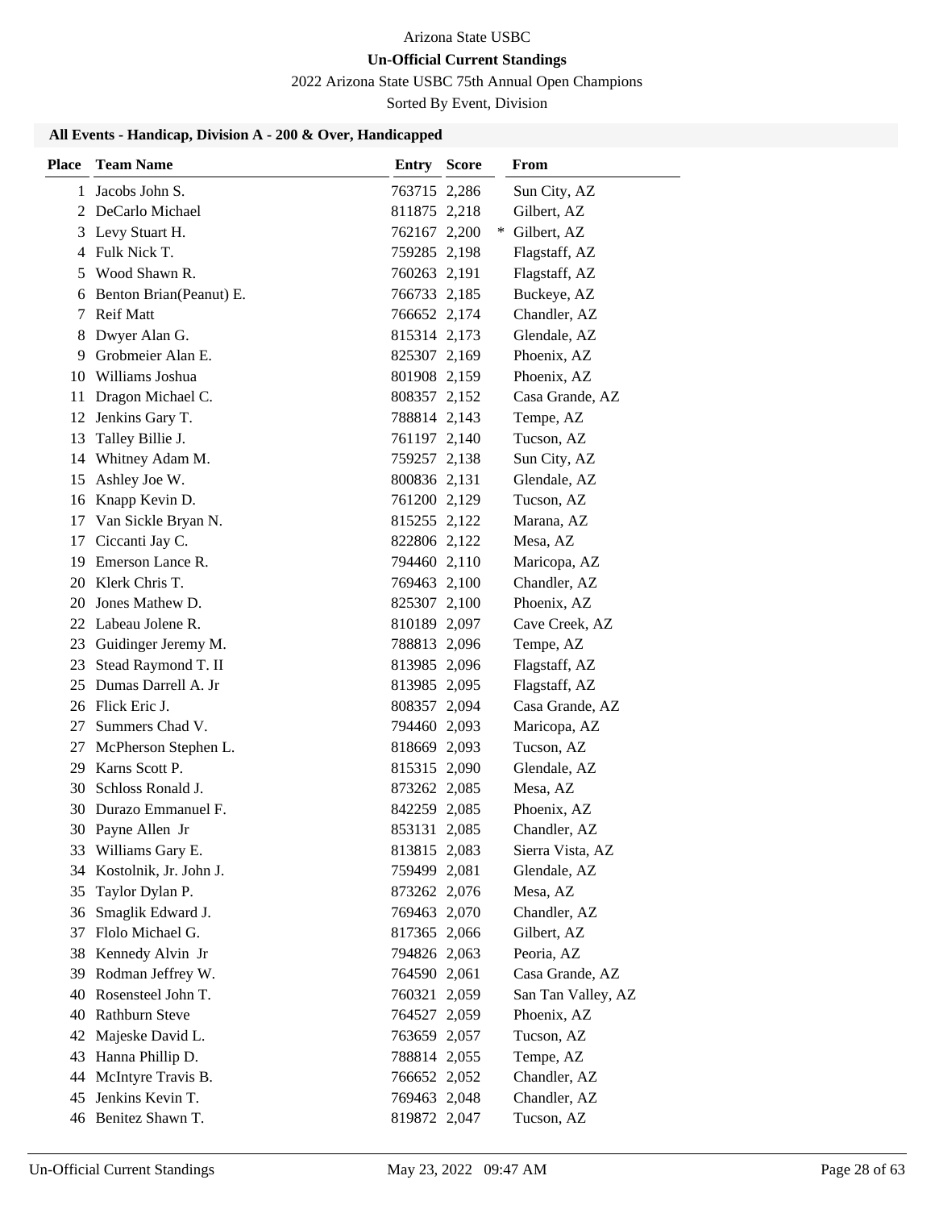Arizona State USBC

**Un-Official Current Standings**

2022 Arizona State USBC 75th Annual Open Champions

Sorted By Event, Division

### All Events - Handicap, Division A - 200 & Over, Handicapped

| Place | Team Name | Entry | Score | | From |
|---|---|---|---|---|---|
| 1 | Jacobs John S. | 763715 | 2,286 | | Sun City, AZ |
| 2 | DeCarlo Michael | 811875 | 2,218 | | Gilbert, AZ |
| 3 | Levy Stuart H. | 762167 | 2,200 | * | Gilbert, AZ |
| 4 | Fulk Nick T. | 759285 | 2,198 | | Flagstaff, AZ |
| 5 | Wood Shawn R. | 760263 | 2,191 | | Flagstaff, AZ |
| 6 | Benton Brian(Peanut) E. | 766733 | 2,185 | | Buckeye, AZ |
| 7 | Reif Matt | 766652 | 2,174 | | Chandler, AZ |
| 8 | Dwyer Alan G. | 815314 | 2,173 | | Glendale, AZ |
| 9 | Grobmeier Alan E. | 825307 | 2,169 | | Phoenix, AZ |
| 10 | Williams Joshua | 801908 | 2,159 | | Phoenix, AZ |
| 11 | Dragon Michael C. | 808357 | 2,152 | | Casa Grande, AZ |
| 12 | Jenkins Gary T. | 788814 | 2,143 | | Tempe, AZ |
| 13 | Talley Billie J. | 761197 | 2,140 | | Tucson, AZ |
| 14 | Whitney Adam M. | 759257 | 2,138 | | Sun City, AZ |
| 15 | Ashley Joe W. | 800836 | 2,131 | | Glendale, AZ |
| 16 | Knapp Kevin D. | 761200 | 2,129 | | Tucson, AZ |
| 17 | Van Sickle Bryan N. | 815255 | 2,122 | | Marana, AZ |
| 17 | Ciccanti Jay C. | 822806 | 2,122 | | Mesa, AZ |
| 19 | Emerson Lance R. | 794460 | 2,110 | | Maricopa, AZ |
| 20 | Klerk Chris T. | 769463 | 2,100 | | Chandler, AZ |
| 20 | Jones Mathew D. | 825307 | 2,100 | | Phoenix, AZ |
| 22 | Labeau Jolene R. | 810189 | 2,097 | | Cave Creek, AZ |
| 23 | Guidinger Jeremy M. | 788813 | 2,096 | | Tempe, AZ |
| 23 | Stead Raymond T. II | 813985 | 2,096 | | Flagstaff, AZ |
| 25 | Dumas Darrell A. Jr | 813985 | 2,095 | | Flagstaff, AZ |
| 26 | Flick Eric J. | 808357 | 2,094 | | Casa Grande, AZ |
| 27 | Summers Chad V. | 794460 | 2,093 | | Maricopa, AZ |
| 27 | McPherson Stephen L. | 818669 | 2,093 | | Tucson, AZ |
| 29 | Karns Scott P. | 815315 | 2,090 | | Glendale, AZ |
| 30 | Schloss Ronald J. | 873262 | 2,085 | | Mesa, AZ |
| 30 | Durazo Emmanuel F. | 842259 | 2,085 | | Phoenix, AZ |
| 30 | Payne Allen Jr | 853131 | 2,085 | | Chandler, AZ |
| 33 | Williams Gary E. | 813815 | 2,083 | | Sierra Vista, AZ |
| 34 | Kostolnik, Jr. John J. | 759499 | 2,081 | | Glendale, AZ |
| 35 | Taylor Dylan P. | 873262 | 2,076 | | Mesa, AZ |
| 36 | Smaglik Edward J. | 769463 | 2,070 | | Chandler, AZ |
| 37 | Flolo Michael G. | 817365 | 2,066 | | Gilbert, AZ |
| 38 | Kennedy Alvin Jr | 794826 | 2,063 | | Peoria, AZ |
| 39 | Rodman Jeffrey W. | 764590 | 2,061 | | Casa Grande, AZ |
| 40 | Rosensteel John T. | 760321 | 2,059 | | San Tan Valley, AZ |
| 40 | Rathburn Steve | 764527 | 2,059 | | Phoenix, AZ |
| 42 | Majeske David L. | 763659 | 2,057 | | Tucson, AZ |
| 43 | Hanna Phillip D. | 788814 | 2,055 | | Tempe, AZ |
| 44 | McIntyre Travis B. | 766652 | 2,052 | | Chandler, AZ |
| 45 | Jenkins Kevin T. | 769463 | 2,048 | | Chandler, AZ |
| 46 | Benitez Shawn T. | 819872 | 2,047 | | Tucson, AZ |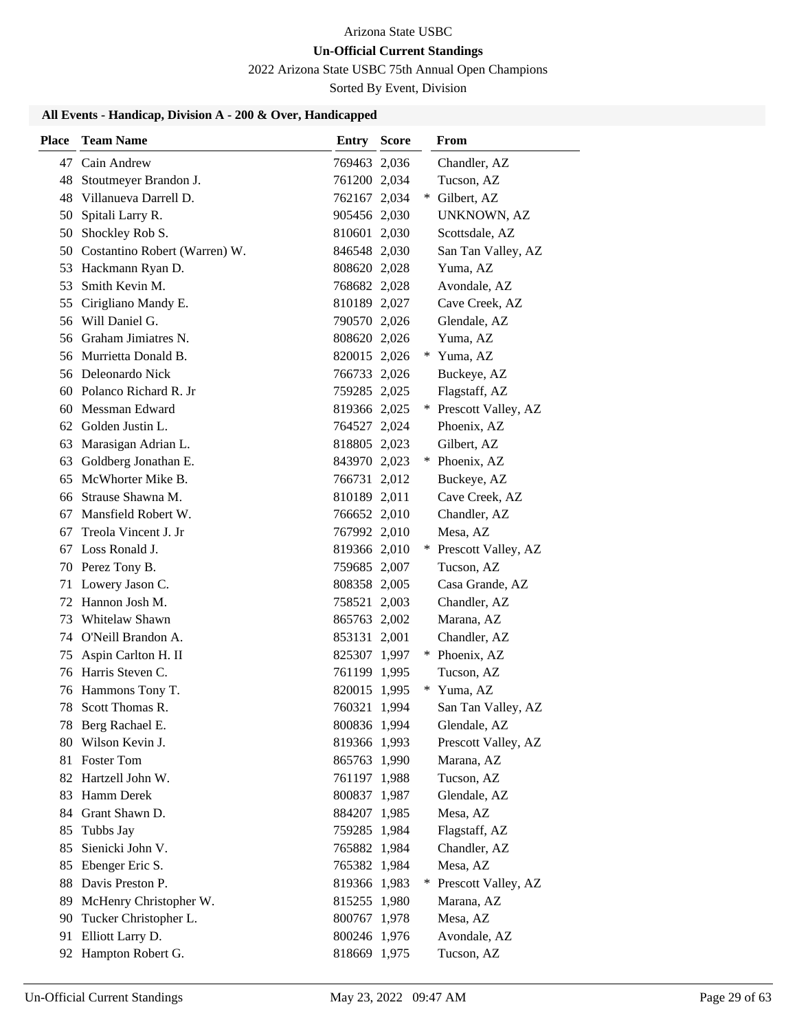Arizona State USBC

**Un-Official Current Standings**

2022 Arizona State USBC 75th Annual Open Champions

Sorted By Event, Division

### All Events - Handicap, Division A - 200 & Over, Handicapped

| Place | Team Name | Entry | Score | | From |
|---|---|---|---|---|---|
| 47 | Cain Andrew | 769463 | 2,036 | | Chandler, AZ |
| 48 | Stoutmeyer Brandon J. | 761200 | 2,034 | | Tucson, AZ |
| 48 | Villanueva Darrell D. | 762167 | 2,034 | * | Gilbert, AZ |
| 50 | Spitali Larry R. | 905456 | 2,030 | | UNKNOWN, AZ |
| 50 | Shockley Rob S. | 810601 | 2,030 | | Scottsdale, AZ |
| 50 | Costantino Robert (Warren) W. | 846548 | 2,030 | | San Tan Valley, AZ |
| 53 | Hackmann Ryan D. | 808620 | 2,028 | | Yuma, AZ |
| 53 | Smith Kevin M. | 768682 | 2,028 | | Avondale, AZ |
| 55 | Cirigliano Mandy E. | 810189 | 2,027 | | Cave Creek, AZ |
| 56 | Will Daniel G. | 790570 | 2,026 | | Glendale, AZ |
| 56 | Graham Jimiatres N. | 808620 | 2,026 | | Yuma, AZ |
| 56 | Murrietta Donald B. | 820015 | 2,026 | * | Yuma, AZ |
| 56 | Deleonardo Nick | 766733 | 2,026 | | Buckeye, AZ |
| 60 | Polanco Richard R. Jr | 759285 | 2,025 | | Flagstaff, AZ |
| 60 | Messman Edward | 819366 | 2,025 | * | Prescott Valley, AZ |
| 62 | Golden Justin L. | 764527 | 2,024 | | Phoenix, AZ |
| 63 | Marasigan Adrian L. | 818805 | 2,023 | | Gilbert, AZ |
| 63 | Goldberg Jonathan E. | 843970 | 2,023 | * | Phoenix, AZ |
| 65 | McWhorter Mike B. | 766731 | 2,012 | | Buckeye, AZ |
| 66 | Strause Shawna M. | 810189 | 2,011 | | Cave Creek, AZ |
| 67 | Mansfield Robert W. | 766652 | 2,010 | | Chandler, AZ |
| 67 | Treola Vincent J. Jr | 767992 | 2,010 | | Mesa, AZ |
| 67 | Loss Ronald J. | 819366 | 2,010 | * | Prescott Valley, AZ |
| 70 | Perez Tony B. | 759685 | 2,007 | | Tucson, AZ |
| 71 | Lowery Jason C. | 808358 | 2,005 | | Casa Grande, AZ |
| 72 | Hannon Josh M. | 758521 | 2,003 | | Chandler, AZ |
| 73 | Whitelaw Shawn | 865763 | 2,002 | | Marana, AZ |
| 74 | O'Neill Brandon A. | 853131 | 2,001 | | Chandler, AZ |
| 75 | Aspin Carlton H. II | 825307 | 1,997 | * | Phoenix, AZ |
| 76 | Harris Steven C. | 761199 | 1,995 | | Tucson, AZ |
| 76 | Hammons Tony T. | 820015 | 1,995 | * | Yuma, AZ |
| 78 | Scott Thomas R. | 760321 | 1,994 | | San Tan Valley, AZ |
| 78 | Berg Rachael E. | 800836 | 1,994 | | Glendale, AZ |
| 80 | Wilson Kevin J. | 819366 | 1,993 | | Prescott Valley, AZ |
| 81 | Foster Tom | 865763 | 1,990 | | Marana, AZ |
| 82 | Hartzell John W. | 761197 | 1,988 | | Tucson, AZ |
| 83 | Hamm Derek | 800837 | 1,987 | | Glendale, AZ |
| 84 | Grant Shawn D. | 884207 | 1,985 | | Mesa, AZ |
| 85 | Tubbs Jay | 759285 | 1,984 | | Flagstaff, AZ |
| 85 | Sienicki John V. | 765882 | 1,984 | | Chandler, AZ |
| 85 | Ebenger Eric S. | 765382 | 1,984 | | Mesa, AZ |
| 88 | Davis Preston P. | 819366 | 1,983 | * | Prescott Valley, AZ |
| 89 | McHenry Christopher W. | 815255 | 1,980 | | Marana, AZ |
| 90 | Tucker Christopher L. | 800767 | 1,978 | | Mesa, AZ |
| 91 | Elliott Larry D. | 800246 | 1,976 | | Avondale, AZ |
| 92 | Hampton Robert G. | 818669 | 1,975 | | Tucson, AZ |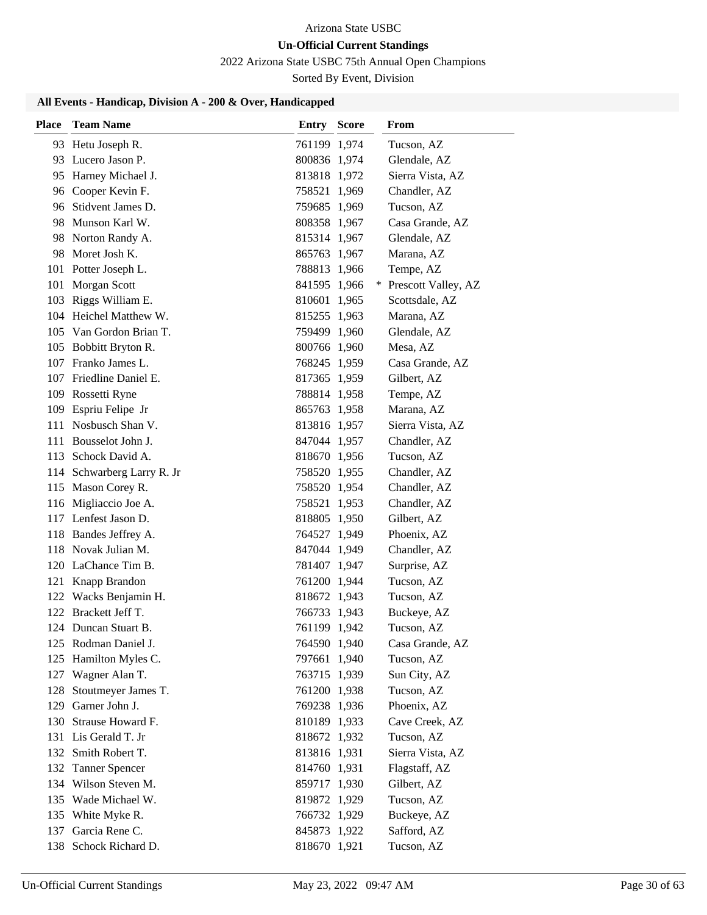# Arizona State USBC

## Un-Official Current Standings

2022 Arizona State USBC 75th Annual Open Champions

Sorted By Event, Division

### All Events - Handicap, Division A - 200 & Over, Handicapped

| Place | Team Name | Entry | Score | | From |
|---|---|---|---|---|---|
| 93 | Hetu Joseph R. | 761199 | 1,974 | | Tucson, AZ |
| 93 | Lucero Jason P. | 800836 | 1,974 | | Glendale, AZ |
| 95 | Harney Michael J. | 813818 | 1,972 | | Sierra Vista, AZ |
| 96 | Cooper Kevin F. | 758521 | 1,969 | | Chandler, AZ |
| 96 | Stidvent James D. | 759685 | 1,969 | | Tucson, AZ |
| 98 | Munson Karl W. | 808358 | 1,967 | | Casa Grande, AZ |
| 98 | Norton Randy A. | 815314 | 1,967 | | Glendale, AZ |
| 98 | Moret Josh K. | 865763 | 1,967 | | Marana, AZ |
| 101 | Potter Joseph L. | 788813 | 1,966 | | Tempe, AZ |
| 101 | Morgan Scott | 841595 | 1,966 | * | Prescott Valley, AZ |
| 103 | Riggs William E. | 810601 | 1,965 | | Scottsdale, AZ |
| 104 | Heichel Matthew W. | 815255 | 1,963 | | Marana, AZ |
| 105 | Van Gordon Brian T. | 759499 | 1,960 | | Glendale, AZ |
| 105 | Bobbitt Bryton R. | 800766 | 1,960 | | Mesa, AZ |
| 107 | Franko James L. | 768245 | 1,959 | | Casa Grande, AZ |
| 107 | Friedline Daniel E. | 817365 | 1,959 | | Gilbert, AZ |
| 109 | Rossetti Ryne | 788814 | 1,958 | | Tempe, AZ |
| 109 | Espriu Felipe Jr | 865763 | 1,958 | | Marana, AZ |
| 111 | Nosbusch Shan V. | 813816 | 1,957 | | Sierra Vista, AZ |
| 111 | Bousselot John J. | 847044 | 1,957 | | Chandler, AZ |
| 113 | Schock David A. | 818670 | 1,956 | | Tucson, AZ |
| 114 | Schwarberg Larry R. Jr | 758520 | 1,955 | | Chandler, AZ |
| 115 | Mason Corey R. | 758520 | 1,954 | | Chandler, AZ |
| 116 | Migliaccio Joe A. | 758521 | 1,953 | | Chandler, AZ |
| 117 | Lenfest Jason D. | 818805 | 1,950 | | Gilbert, AZ |
| 118 | Bandes Jeffrey A. | 764527 | 1,949 | | Phoenix, AZ |
| 118 | Novak Julian M. | 847044 | 1,949 | | Chandler, AZ |
| 120 | LaChance Tim B. | 781407 | 1,947 | | Surprise, AZ |
| 121 | Knapp Brandon | 761200 | 1,944 | | Tucson, AZ |
| 122 | Wacks Benjamin H. | 818672 | 1,943 | | Tucson, AZ |
| 122 | Brackett Jeff T. | 766733 | 1,943 | | Buckeye, AZ |
| 124 | Duncan Stuart B. | 761199 | 1,942 | | Tucson, AZ |
| 125 | Rodman Daniel J. | 764590 | 1,940 | | Casa Grande, AZ |
| 125 | Hamilton Myles C. | 797661 | 1,940 | | Tucson, AZ |
| 127 | Wagner Alan T. | 763715 | 1,939 | | Sun City, AZ |
| 128 | Stoutmeyer James T. | 761200 | 1,938 | | Tucson, AZ |
| 129 | Garner John J. | 769238 | 1,936 | | Phoenix, AZ |
| 130 | Strause Howard F. | 810189 | 1,933 | | Cave Creek, AZ |
| 131 | Lis Gerald T. Jr | 818672 | 1,932 | | Tucson, AZ |
| 132 | Smith Robert T. | 813816 | 1,931 | | Sierra Vista, AZ |
| 132 | Tanner Spencer | 814760 | 1,931 | | Flagstaff, AZ |
| 134 | Wilson Steven M. | 859717 | 1,930 | | Gilbert, AZ |
| 135 | Wade Michael W. | 819872 | 1,929 | | Tucson, AZ |
| 135 | White Myke R. | 766732 | 1,929 | | Buckeye, AZ |
| 137 | Garcia Rene C. | 845873 | 1,922 | | Safford, AZ |
| 138 | Schock Richard D. | 818670 | 1,921 | | Tucson, AZ |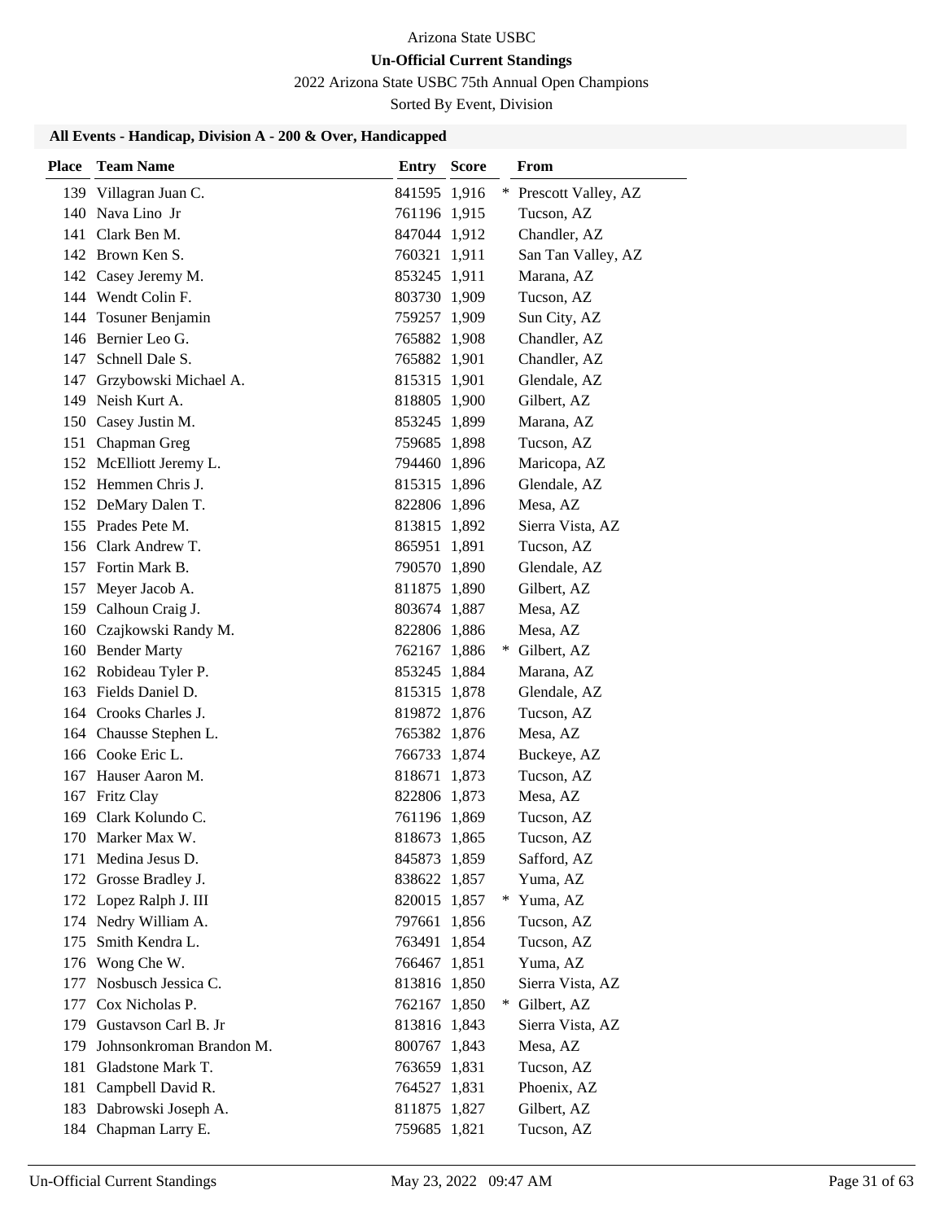Arizona State USBC

**Un-Official Current Standings**

2022 Arizona State USBC 75th Annual Open Champions

Sorted By Event, Division

### All Events - Handicap, Division A - 200 & Over, Handicapped

| Place | Team Name | Entry | Score | | From |
|---|---|---|---|---|---|
| 139 | Villagran Juan C. | 841595 | 1,916 | * | Prescott Valley, AZ |
| 140 | Nava Lino Jr | 761196 | 1,915 | | Tucson, AZ |
| 141 | Clark Ben M. | 847044 | 1,912 | | Chandler, AZ |
| 142 | Brown Ken S. | 760321 | 1,911 | | San Tan Valley, AZ |
| 142 | Casey Jeremy M. | 853245 | 1,911 | | Marana, AZ |
| 144 | Wendt Colin F. | 803730 | 1,909 | | Tucson, AZ |
| 144 | Tosuner Benjamin | 759257 | 1,909 | | Sun City, AZ |
| 146 | Bernier Leo G. | 765882 | 1,908 | | Chandler, AZ |
| 147 | Schnell Dale S. | 765882 | 1,901 | | Chandler, AZ |
| 147 | Grzybowski Michael A. | 815315 | 1,901 | | Glendale, AZ |
| 149 | Neish Kurt A. | 818805 | 1,900 | | Gilbert, AZ |
| 150 | Casey Justin M. | 853245 | 1,899 | | Marana, AZ |
| 151 | Chapman Greg | 759685 | 1,898 | | Tucson, AZ |
| 152 | McElliott Jeremy L. | 794460 | 1,896 | | Maricopa, AZ |
| 152 | Hemmen Chris J. | 815315 | 1,896 | | Glendale, AZ |
| 152 | DeMary Dalen T. | 822806 | 1,896 | | Mesa, AZ |
| 155 | Prades Pete M. | 813815 | 1,892 | | Sierra Vista, AZ |
| 156 | Clark Andrew T. | 865951 | 1,891 | | Tucson, AZ |
| 157 | Fortin Mark B. | 790570 | 1,890 | | Glendale, AZ |
| 157 | Meyer Jacob A. | 811875 | 1,890 | | Gilbert, AZ |
| 159 | Calhoun Craig J. | 803674 | 1,887 | | Mesa, AZ |
| 160 | Czajkowski Randy M. | 822806 | 1,886 | | Mesa, AZ |
| 160 | Bender Marty | 762167 | 1,886 | * | Gilbert, AZ |
| 162 | Robideau Tyler P. | 853245 | 1,884 | | Marana, AZ |
| 163 | Fields Daniel D. | 815315 | 1,878 | | Glendale, AZ |
| 164 | Crooks Charles J. | 819872 | 1,876 | | Tucson, AZ |
| 164 | Chausse Stephen L. | 765382 | 1,876 | | Mesa, AZ |
| 166 | Cooke Eric L. | 766733 | 1,874 | | Buckeye, AZ |
| 167 | Hauser Aaron M. | 818671 | 1,873 | | Tucson, AZ |
| 167 | Fritz Clay | 822806 | 1,873 | | Mesa, AZ |
| 169 | Clark Kolundo C. | 761196 | 1,869 | | Tucson, AZ |
| 170 | Marker Max W. | 818673 | 1,865 | | Tucson, AZ |
| 171 | Medina Jesus D. | 845873 | 1,859 | | Safford, AZ |
| 172 | Grosse Bradley J. | 838622 | 1,857 | | Yuma, AZ |
| 172 | Lopez Ralph J. III | 820015 | 1,857 | * | Yuma, AZ |
| 174 | Nedry William A. | 797661 | 1,856 | | Tucson, AZ |
| 175 | Smith Kendra L. | 763491 | 1,854 | | Tucson, AZ |
| 176 | Wong Che W. | 766467 | 1,851 | | Yuma, AZ |
| 177 | Nosbusch Jessica C. | 813816 | 1,850 | | Sierra Vista, AZ |
| 177 | Cox Nicholas P. | 762167 | 1,850 | * | Gilbert, AZ |
| 179 | Gustavson Carl B. Jr | 813816 | 1,843 | | Sierra Vista, AZ |
| 179 | Johnsonkroman Brandon M. | 800767 | 1,843 | | Mesa, AZ |
| 181 | Gladstone Mark T. | 763659 | 1,831 | | Tucson, AZ |
| 181 | Campbell David R. | 764527 | 1,831 | | Phoenix, AZ |
| 183 | Dabrowski Joseph A. | 811875 | 1,827 | | Gilbert, AZ |
| 184 | Chapman Larry E. | 759685 | 1,821 | | Tucson, AZ |

Un-Official Current Standings May 23, 2022 09:47 AM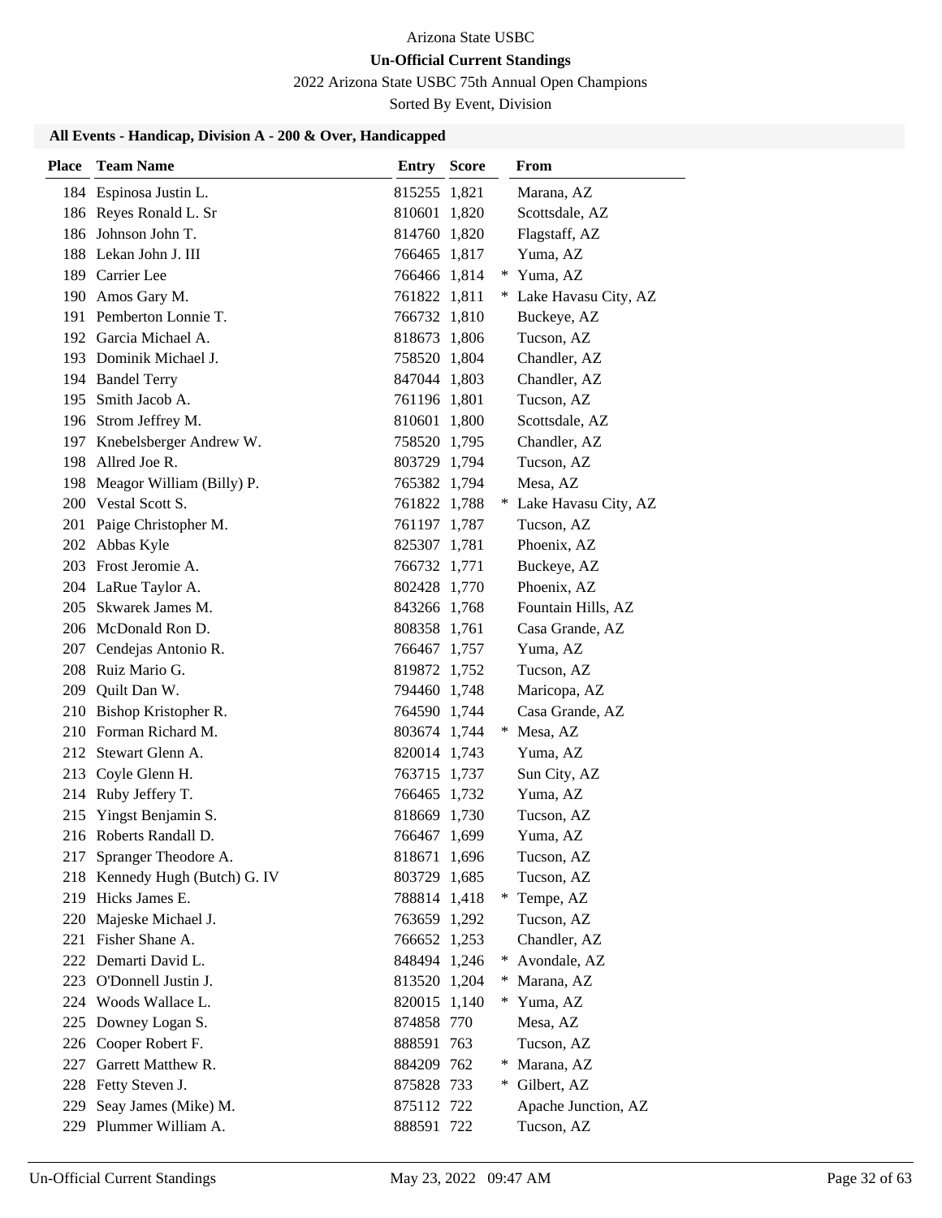Arizona State USBC

**Un-Official Current Standings**

2022 Arizona State USBC 75th Annual Open Champions

Sorted By Event, Division

### All Events - Handicap, Division A - 200 & Over, Handicapped

| Place | Team Name | Entry | Score | | From |
|---|---|---|---|---|---|
| 184 | Espinosa Justin L. | 815255 | 1,821 | | Marana, AZ |
| 186 | Reyes Ronald L. Sr | 810601 | 1,820 | | Scottsdale, AZ |
| 186 | Johnson John T. | 814760 | 1,820 | | Flagstaff, AZ |
| 188 | Lekan John J. III | 766465 | 1,817 | | Yuma, AZ |
| 189 | Carrier Lee | 766466 | 1,814 | * | Yuma, AZ |
| 190 | Amos Gary M. | 761822 | 1,811 | * | Lake Havasu City, AZ |
| 191 | Pemberton Lonnie T. | 766732 | 1,810 | | Buckeye, AZ |
| 192 | Garcia Michael A. | 818673 | 1,806 | | Tucson, AZ |
| 193 | Dominik Michael J. | 758520 | 1,804 | | Chandler, AZ |
| 194 | Bandel Terry | 847044 | 1,803 | | Chandler, AZ |
| 195 | Smith Jacob A. | 761196 | 1,801 | | Tucson, AZ |
| 196 | Strom Jeffrey M. | 810601 | 1,800 | | Scottsdale, AZ |
| 197 | Knebelsberger Andrew W. | 758520 | 1,795 | | Chandler, AZ |
| 198 | Allred Joe R. | 803729 | 1,794 | | Tucson, AZ |
| 198 | Meagor William (Billy) P. | 765382 | 1,794 | | Mesa, AZ |
| 200 | Vestal Scott S. | 761822 | 1,788 | * | Lake Havasu City, AZ |
| 201 | Paige Christopher M. | 761197 | 1,787 | | Tucson, AZ |
| 202 | Abbas Kyle | 825307 | 1,781 | | Phoenix, AZ |
| 203 | Frost Jeromie A. | 766732 | 1,771 | | Buckeye, AZ |
| 204 | LaRue Taylor A. | 802428 | 1,770 | | Phoenix, AZ |
| 205 | Skwarek James M. | 843266 | 1,768 | | Fountain Hills, AZ |
| 206 | McDonald Ron D. | 808358 | 1,761 | | Casa Grande, AZ |
| 207 | Cendejas Antonio R. | 766467 | 1,757 | | Yuma, AZ |
| 208 | Ruiz Mario G. | 819872 | 1,752 | | Tucson, AZ |
| 209 | Quilt Dan W. | 794460 | 1,748 | | Maricopa, AZ |
| 210 | Bishop Kristopher R. | 764590 | 1,744 | | Casa Grande, AZ |
| 210 | Forman Richard M. | 803674 | 1,744 | * | Mesa, AZ |
| 212 | Stewart Glenn A. | 820014 | 1,743 | | Yuma, AZ |
| 213 | Coyle Glenn H. | 763715 | 1,737 | | Sun City, AZ |
| 214 | Ruby Jeffery T. | 766465 | 1,732 | | Yuma, AZ |
| 215 | Yingst Benjamin S. | 818669 | 1,730 | | Tucson, AZ |
| 216 | Roberts Randall D. | 766467 | 1,699 | | Yuma, AZ |
| 217 | Spranger Theodore A. | 818671 | 1,696 | | Tucson, AZ |
| 218 | Kennedy Hugh (Butch) G. IV | 803729 | 1,685 | | Tucson, AZ |
| 219 | Hicks James E. | 788814 | 1,418 | * | Tempe, AZ |
| 220 | Majeske Michael J. | 763659 | 1,292 | | Tucson, AZ |
| 221 | Fisher Shane A. | 766652 | 1,253 | | Chandler, AZ |
| 222 | Demarti David L. | 848494 | 1,246 | * | Avondale, AZ |
| 223 | O'Donnell Justin J. | 813520 | 1,204 | * | Marana, AZ |
| 224 | Woods Wallace L. | 820015 | 1,140 | * | Yuma, AZ |
| 225 | Downey Logan S. | 874858 | 770 | | Mesa, AZ |
| 226 | Cooper Robert F. | 888591 | 763 | | Tucson, AZ |
| 227 | Garrett Matthew R. | 884209 | 762 | * | Marana, AZ |
| 228 | Fetty Steven J. | 875828 | 733 | * | Gilbert, AZ |
| 229 | Seay James (Mike) M. | 875112 | 722 | | Apache Junction, AZ |
| 229 | Plummer William A. | 888591 | 722 | | Tucson, AZ |

Un-Official Current Standings May 23, 2022 09:47 AM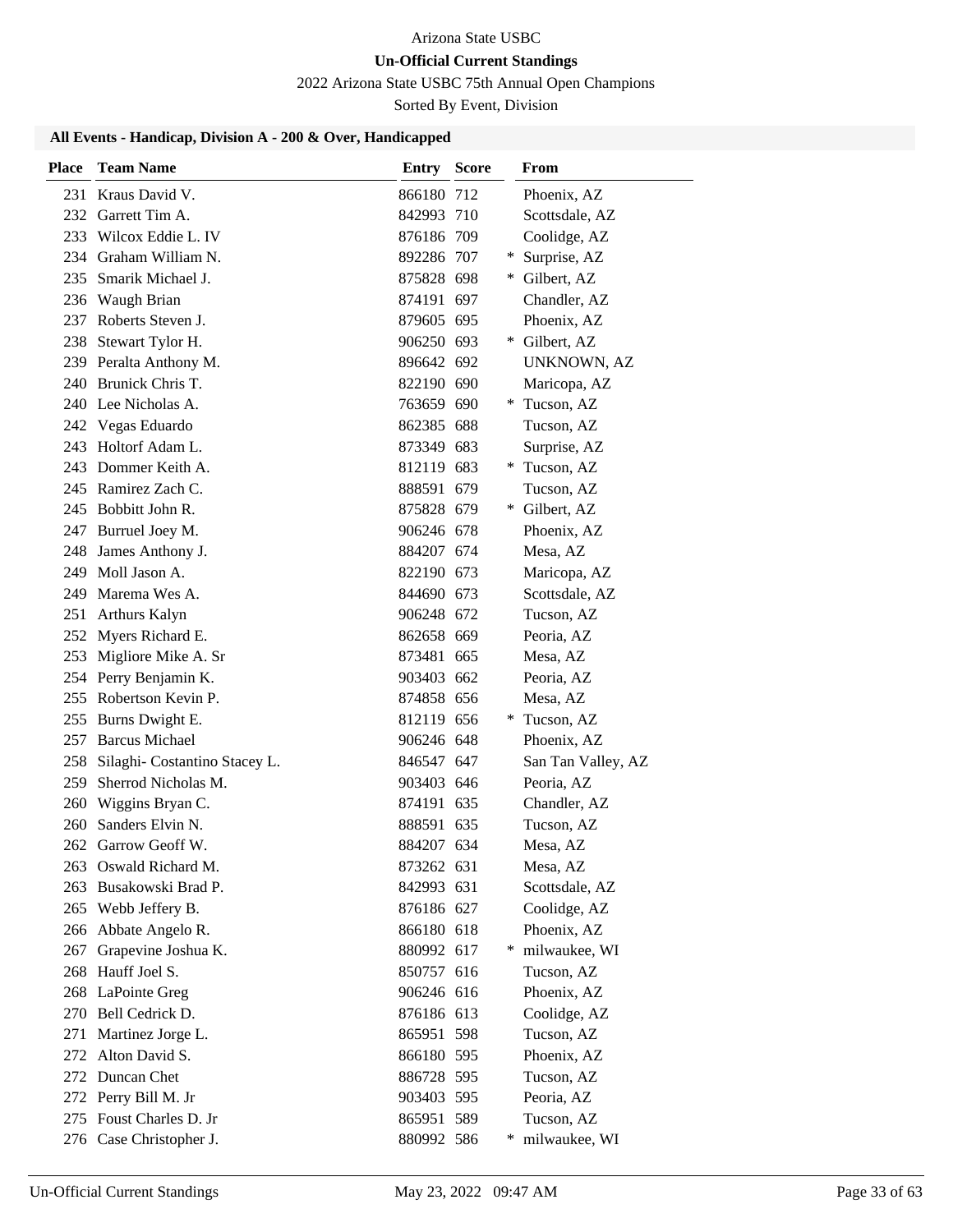Arizona State USBC

**Un-Official Current Standings**

2022 Arizona State USBC 75th Annual Open Champions

Sorted By Event, Division

### All Events - Handicap, Division A - 200 & Over, Handicapped

| Place | Team Name | Entry | Score | | From |
|---|---|---|---|---|---|
| 231 | Kraus David V. | 866180 | 712 | | Phoenix, AZ |
| 232 | Garrett Tim A. | 842993 | 710 | | Scottsdale, AZ |
| 233 | Wilcox Eddie L. IV | 876186 | 709 | | Coolidge, AZ |
| 234 | Graham William N. | 892286 | 707 | * | Surprise, AZ |
| 235 | Smarik Michael J. | 875828 | 698 | * | Gilbert, AZ |
| 236 | Waugh Brian | 874191 | 697 | | Chandler, AZ |
| 237 | Roberts Steven J. | 879605 | 695 | | Phoenix, AZ |
| 238 | Stewart Tylor H. | 906250 | 693 | * | Gilbert, AZ |
| 239 | Peralta Anthony M. | 896642 | 692 | | UNKNOWN, AZ |
| 240 | Brunick Chris T. | 822190 | 690 | | Maricopa, AZ |
| 240 | Lee Nicholas A. | 763659 | 690 | * | Tucson, AZ |
| 242 | Vegas Eduardo | 862385 | 688 | | Tucson, AZ |
| 243 | Holtorf Adam L. | 873349 | 683 | | Surprise, AZ |
| 243 | Dommer Keith A. | 812119 | 683 | * | Tucson, AZ |
| 245 | Ramirez Zach C. | 888591 | 679 | | Tucson, AZ |
| 245 | Bobbitt John R. | 875828 | 679 | * | Gilbert, AZ |
| 247 | Burruel Joey M. | 906246 | 678 | | Phoenix, AZ |
| 248 | James Anthony J. | 884207 | 674 | | Mesa, AZ |
| 249 | Moll Jason A. | 822190 | 673 | | Maricopa, AZ |
| 249 | Marema Wes A. | 844690 | 673 | | Scottsdale, AZ |
| 251 | Arthurs Kalyn | 906248 | 672 | | Tucson, AZ |
| 252 | Myers Richard E. | 862658 | 669 | | Peoria, AZ |
| 253 | Migliore Mike A. Sr | 873481 | 665 | | Mesa, AZ |
| 254 | Perry Benjamin K. | 903403 | 662 | | Peoria, AZ |
| 255 | Robertson Kevin P. | 874858 | 656 | | Mesa, AZ |
| 255 | Burns Dwight E. | 812119 | 656 | * | Tucson, AZ |
| 257 | Barcus Michael | 906246 | 648 | | Phoenix, AZ |
| 258 | Silaghi- Costantino Stacey L. | 846547 | 647 | | San Tan Valley, AZ |
| 259 | Sherrod Nicholas M. | 903403 | 646 | | Peoria, AZ |
| 260 | Wiggins Bryan C. | 874191 | 635 | | Chandler, AZ |
| 260 | Sanders Elvin N. | 888591 | 635 | | Tucson, AZ |
| 262 | Garrow Geoff W. | 884207 | 634 | | Mesa, AZ |
| 263 | Oswald Richard M. | 873262 | 631 | | Mesa, AZ |
| 263 | Busakowski Brad P. | 842993 | 631 | | Scottsdale, AZ |
| 265 | Webb Jeffery B. | 876186 | 627 | | Coolidge, AZ |
| 266 | Abbate Angelo R. | 866180 | 618 | | Phoenix, AZ |
| 267 | Grapevine Joshua K. | 880992 | 617 | * | milwaukee, WI |
| 268 | Hauff Joel S. | 850757 | 616 | | Tucson, AZ |
| 268 | LaPointe Greg | 906246 | 616 | | Phoenix, AZ |
| 270 | Bell Cedrick D. | 876186 | 613 | | Coolidge, AZ |
| 271 | Martinez Jorge L. | 865951 | 598 | | Tucson, AZ |
| 272 | Alton David S. | 866180 | 595 | | Phoenix, AZ |
| 272 | Duncan Chet | 886728 | 595 | | Tucson, AZ |
| 272 | Perry Bill M. Jr | 903403 | 595 | | Peoria, AZ |
| 275 | Foust Charles D. Jr | 865951 | 589 | | Tucson, AZ |
| 276 | Case Christopher J. | 880992 | 586 | * | milwaukee, WI |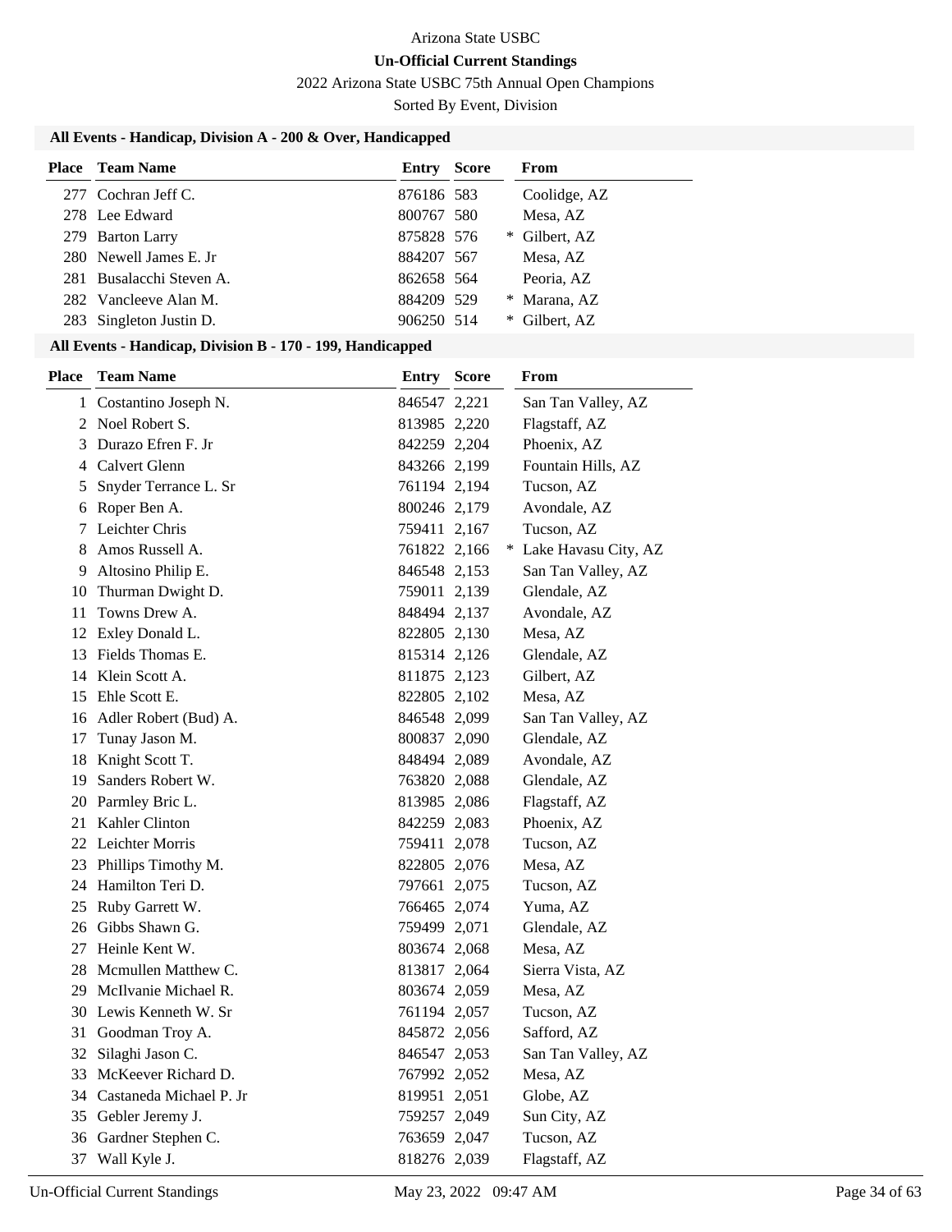Arizona State USBC

**Un-Official Current Standings**

2022 Arizona State USBC 75th Annual Open Champions

Sorted By Event, Division

### All Events - Handicap, Division A - 200 & Over, Handicapped

| Place | Team Name | Entry | Score | | From |
|---|---|---|---|---|---|
| 277 | Cochran Jeff C. | 876186 | 583 | | Coolidge, AZ |
| 278 | Lee Edward | 800767 | 580 | | Mesa, AZ |
| 279 | Barton Larry | 875828 | 576 | * | Gilbert, AZ |
| 280 | Newell James E. Jr | 884207 | 567 | | Mesa, AZ |
| 281 | Busalacchi Steven A. | 862658 | 564 | | Peoria, AZ |
| 282 | Vancleeve Alan M. | 884209 | 529 | * | Marana, AZ |
| 283 | Singleton Justin D. | 906250 | 514 | * | Gilbert, AZ |

### All Events - Handicap, Division B - 170 - 199, Handicapped

| Place | Team Name | Entry | Score | | From |
|---|---|---|---|---|---|
| 1 | Costantino Joseph N. | 846547 | 2,221 | | San Tan Valley, AZ |
| 2 | Noel Robert S. | 813985 | 2,220 | | Flagstaff, AZ |
| 3 | Durazo Efren F. Jr | 842259 | 2,204 | | Phoenix, AZ |
| 4 | Calvert Glenn | 843266 | 2,199 | | Fountain Hills, AZ |
| 5 | Snyder Terrance L. Sr | 761194 | 2,194 | | Tucson, AZ |
| 6 | Roper Ben A. | 800246 | 2,179 | | Avondale, AZ |
| 7 | Leichter Chris | 759411 | 2,167 | | Tucson, AZ |
| 8 | Amos Russell A. | 761822 | 2,166 | * | Lake Havasu City, AZ |
| 9 | Altosino Philip E. | 846548 | 2,153 | | San Tan Valley, AZ |
| 10 | Thurman Dwight D. | 759011 | 2,139 | | Glendale, AZ |
| 11 | Towns Drew A. | 848494 | 2,137 | | Avondale, AZ |
| 12 | Exley Donald L. | 822805 | 2,130 | | Mesa, AZ |
| 13 | Fields Thomas E. | 815314 | 2,126 | | Glendale, AZ |
| 14 | Klein Scott A. | 811875 | 2,123 | | Gilbert, AZ |
| 15 | Ehle Scott E. | 822805 | 2,102 | | Mesa, AZ |
| 16 | Adler Robert (Bud) A. | 846548 | 2,099 | | San Tan Valley, AZ |
| 17 | Tunay Jason M. | 800837 | 2,090 | | Glendale, AZ |
| 18 | Knight Scott T. | 848494 | 2,089 | | Avondale, AZ |
| 19 | Sanders Robert W. | 763820 | 2,088 | | Glendale, AZ |
| 20 | Parmley Bric L. | 813985 | 2,086 | | Flagstaff, AZ |
| 21 | Kahler Clinton | 842259 | 2,083 | | Phoenix, AZ |
| 22 | Leichter Morris | 759411 | 2,078 | | Tucson, AZ |
| 23 | Phillips Timothy M. | 822805 | 2,076 | | Mesa, AZ |
| 24 | Hamilton Teri D. | 797661 | 2,075 | | Tucson, AZ |
| 25 | Ruby Garrett W. | 766465 | 2,074 | | Yuma, AZ |
| 26 | Gibbs Shawn G. | 759499 | 2,071 | | Glendale, AZ |
| 27 | Heinle Kent W. | 803674 | 2,068 | | Mesa, AZ |
| 28 | Mcmullen Matthew C. | 813817 | 2,064 | | Sierra Vista, AZ |
| 29 | McIlvanie Michael R. | 803674 | 2,059 | | Mesa, AZ |
| 30 | Lewis Kenneth W. Sr | 761194 | 2,057 | | Tucson, AZ |
| 31 | Goodman Troy A. | 845872 | 2,056 | | Safford, AZ |
| 32 | Silaghi Jason C. | 846547 | 2,053 | | San Tan Valley, AZ |
| 33 | McKeever Richard D. | 767992 | 2,052 | | Mesa, AZ |
| 34 | Castaneda Michael P. Jr | 819951 | 2,051 | | Globe, AZ |
| 35 | Gebler Jeremy J. | 759257 | 2,049 | | Sun City, AZ |
| 36 | Gardner Stephen C. | 763659 | 2,047 | | Tucson, AZ |
| 37 | Wall Kyle J. | 818276 | 2,039 | | Flagstaff, AZ |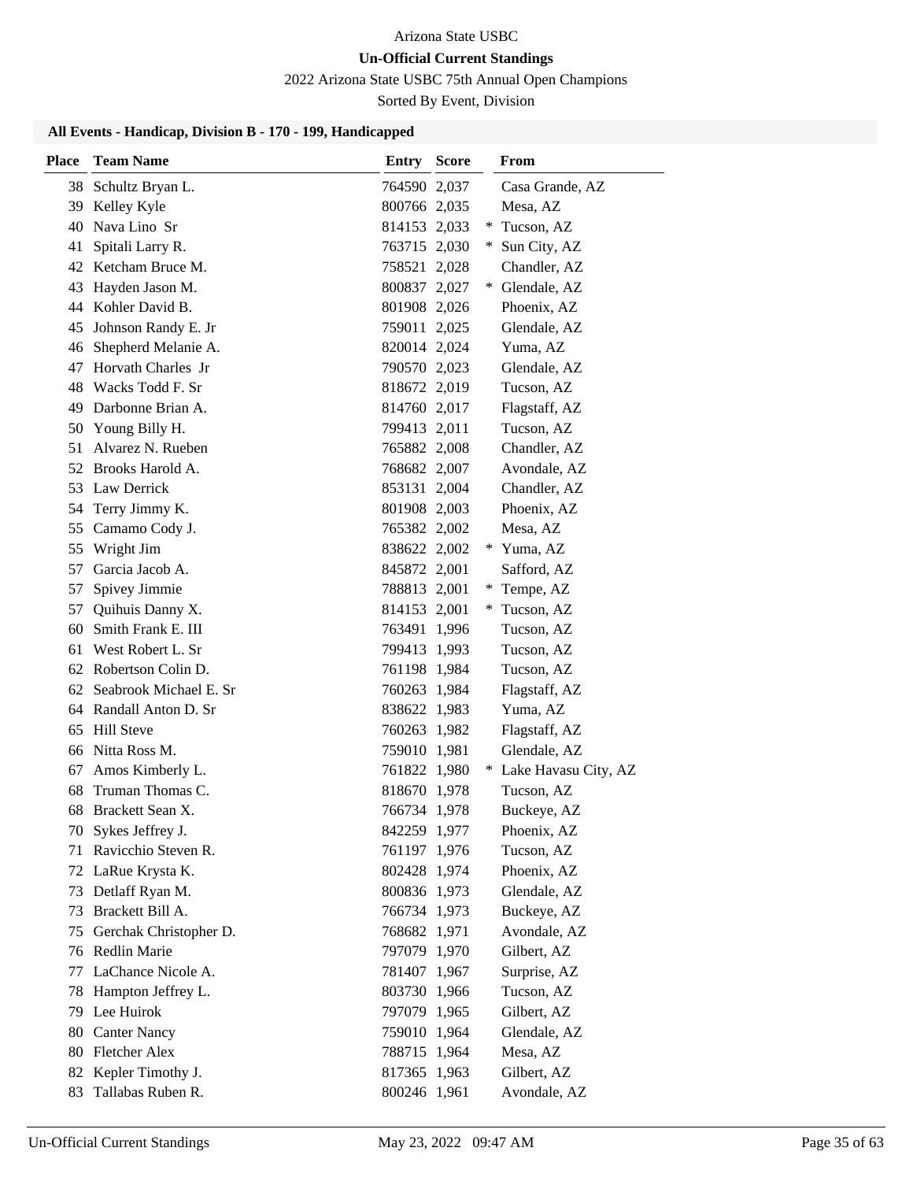Arizona State USBC

**Un-Official Current Standings**

2022 Arizona State USBC 75th Annual Open Champions

Sorted By Event, Division

### All Events - Handicap, Division B - 170 - 199, Handicapped

| Place | Team Name | Entry | Score | | From |
|---|---|---|---|---|---|
| 38 | Schultz Bryan L. | 764590 | 2,037 | | Casa Grande, AZ |
| 39 | Kelley Kyle | 800766 | 2,035 | | Mesa, AZ |
| 40 | Nava Lino Sr | 814153 | 2,033 | * | Tucson, AZ |
| 41 | Spitali Larry R. | 763715 | 2,030 | * | Sun City, AZ |
| 42 | Ketcham Bruce M. | 758521 | 2,028 | | Chandler, AZ |
| 43 | Hayden Jason M. | 800837 | 2,027 | * | Glendale, AZ |
| 44 | Kohler David B. | 801908 | 2,026 | | Phoenix, AZ |
| 45 | Johnson Randy E. Jr | 759011 | 2,025 | | Glendale, AZ |
| 46 | Shepherd Melanie A. | 820014 | 2,024 | | Yuma, AZ |
| 47 | Horvath Charles Jr | 790570 | 2,023 | | Glendale, AZ |
| 48 | Wacks Todd F. Sr | 818672 | 2,019 | | Tucson, AZ |
| 49 | Darbonne Brian A. | 814760 | 2,017 | | Flagstaff, AZ |
| 50 | Young Billy H. | 799413 | 2,011 | | Tucson, AZ |
| 51 | Alvarez N. Rueben | 765882 | 2,008 | | Chandler, AZ |
| 52 | Brooks Harold A. | 768682 | 2,007 | | Avondale, AZ |
| 53 | Law Derrick | 853131 | 2,004 | | Chandler, AZ |
| 54 | Terry Jimmy K. | 801908 | 2,003 | | Phoenix, AZ |
| 55 | Camamo Cody J. | 765382 | 2,002 | | Mesa, AZ |
| 55 | Wright Jim | 838622 | 2,002 | * | Yuma, AZ |
| 57 | Garcia Jacob A. | 845872 | 2,001 | | Safford, AZ |
| 57 | Spivey Jimmie | 788813 | 2,001 | * | Tempe, AZ |
| 57 | Quihuis Danny X. | 814153 | 2,001 | * | Tucson, AZ |
| 60 | Smith Frank E. III | 763491 | 1,996 | | Tucson, AZ |
| 61 | West Robert L. Sr | 799413 | 1,993 | | Tucson, AZ |
| 62 | Robertson Colin D. | 761198 | 1,984 | | Tucson, AZ |
| 62 | Seabrook Michael E. Sr | 760263 | 1,984 | | Flagstaff, AZ |
| 64 | Randall Anton D. Sr | 838622 | 1,983 | | Yuma, AZ |
| 65 | Hill Steve | 760263 | 1,982 | | Flagstaff, AZ |
| 66 | Nitta Ross M. | 759010 | 1,981 | | Glendale, AZ |
| 67 | Amos Kimberly L. | 761822 | 1,980 | * | Lake Havasu City, AZ |
| 68 | Truman Thomas C. | 818670 | 1,978 | | Tucson, AZ |
| 68 | Brackett Sean X. | 766734 | 1,978 | | Buckeye, AZ |
| 70 | Sykes Jeffrey J. | 842259 | 1,977 | | Phoenix, AZ |
| 71 | Ravicchio Steven R. | 761197 | 1,976 | | Tucson, AZ |
| 72 | LaRue Krysta K. | 802428 | 1,974 | | Phoenix, AZ |
| 73 | Detlaff Ryan M. | 800836 | 1,973 | | Glendale, AZ |
| 73 | Brackett Bill A. | 766734 | 1,973 | | Buckeye, AZ |
| 75 | Gerchak Christopher D. | 768682 | 1,971 | | Avondale, AZ |
| 76 | Redlin Marie | 797079 | 1,970 | | Gilbert, AZ |
| 77 | LaChance Nicole A. | 781407 | 1,967 | | Surprise, AZ |
| 78 | Hampton Jeffrey L. | 803730 | 1,966 | | Tucson, AZ |
| 79 | Lee Huirok | 797079 | 1,965 | | Gilbert, AZ |
| 80 | Canter Nancy | 759010 | 1,964 | | Glendale, AZ |
| 80 | Fletcher Alex | 788715 | 1,964 | | Mesa, AZ |
| 82 | Kepler Timothy J. | 817365 | 1,963 | | Gilbert, AZ |
| 83 | Tallabas Ruben R. | 800246 | 1,961 | | Avondale, AZ |

Un-Official Current Standings May 23, 2022 09:47 AM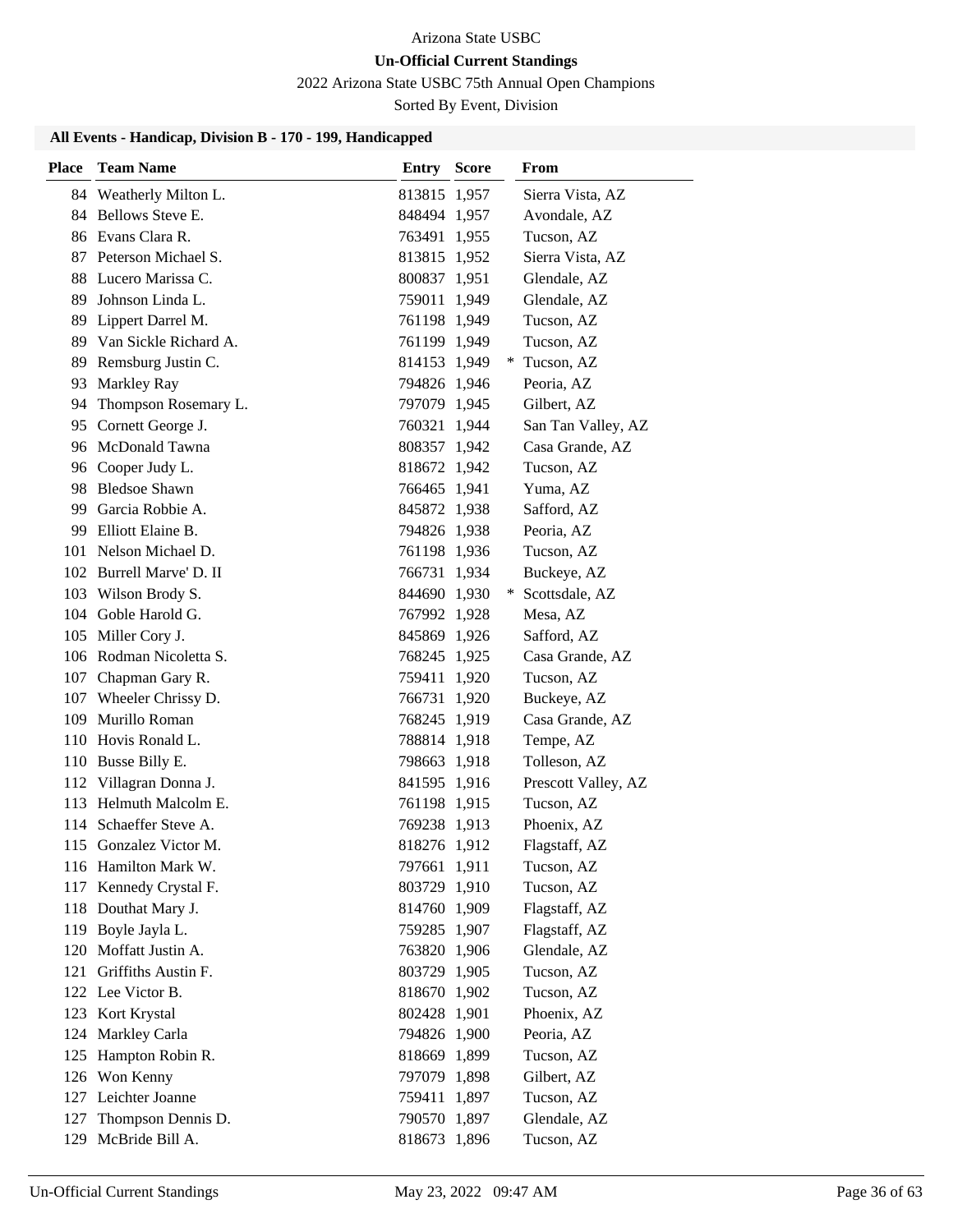Arizona State USBC

**Un-Official Current Standings**

2022 Arizona State USBC 75th Annual Open Champions

Sorted By Event, Division

### All Events - Handicap, Division B - 170 - 199, Handicapped

| Place | Team Name | Entry | Score | | From |
|---|---|---|---|---|---|
| 84 | Weatherly Milton L. | 813815 | 1,957 | | Sierra Vista, AZ |
| 84 | Bellows Steve E. | 848494 | 1,957 | | Avondale, AZ |
| 86 | Evans Clara R. | 763491 | 1,955 | | Tucson, AZ |
| 87 | Peterson Michael S. | 813815 | 1,952 | | Sierra Vista, AZ |
| 88 | Lucero Marissa C. | 800837 | 1,951 | | Glendale, AZ |
| 89 | Johnson Linda L. | 759011 | 1,949 | | Glendale, AZ |
| 89 | Lippert Darrel M. | 761198 | 1,949 | | Tucson, AZ |
| 89 | Van Sickle Richard A. | 761199 | 1,949 | | Tucson, AZ |
| 89 | Remsburg Justin C. | 814153 | 1,949 | * | Tucson, AZ |
| 93 | Markley Ray | 794826 | 1,946 | | Peoria, AZ |
| 94 | Thompson Rosemary L. | 797079 | 1,945 | | Gilbert, AZ |
| 95 | Cornett George J. | 760321 | 1,944 | | San Tan Valley, AZ |
| 96 | McDonald Tawna | 808357 | 1,942 | | Casa Grande, AZ |
| 96 | Cooper Judy L. | 818672 | 1,942 | | Tucson, AZ |
| 98 | Bledsoe Shawn | 766465 | 1,941 | | Yuma, AZ |
| 99 | Garcia Robbie A. | 845872 | 1,938 | | Safford, AZ |
| 99 | Elliott Elaine B. | 794826 | 1,938 | | Peoria, AZ |
| 101 | Nelson Michael D. | 761198 | 1,936 | | Tucson, AZ |
| 102 | Burrell Marve' D. II | 766731 | 1,934 | | Buckeye, AZ |
| 103 | Wilson Brody S. | 844690 | 1,930 | * | Scottsdale, AZ |
| 104 | Goble Harold G. | 767992 | 1,928 | | Mesa, AZ |
| 105 | Miller Cory J. | 845869 | 1,926 | | Safford, AZ |
| 106 | Rodman Nicoletta S. | 768245 | 1,925 | | Casa Grande, AZ |
| 107 | Chapman Gary R. | 759411 | 1,920 | | Tucson, AZ |
| 107 | Wheeler Chrissy D. | 766731 | 1,920 | | Buckeye, AZ |
| 109 | Murillo Roman | 768245 | 1,919 | | Casa Grande, AZ |
| 110 | Hovis Ronald L. | 788814 | 1,918 | | Tempe, AZ |
| 110 | Busse Billy E. | 798663 | 1,918 | | Tolleson, AZ |
| 112 | Villagran Donna J. | 841595 | 1,916 | | Prescott Valley, AZ |
| 113 | Helmuth Malcolm E. | 761198 | 1,915 | | Tucson, AZ |
| 114 | Schaeffer Steve A. | 769238 | 1,913 | | Phoenix, AZ |
| 115 | Gonzalez Victor M. | 818276 | 1,912 | | Flagstaff, AZ |
| 116 | Hamilton Mark W. | 797661 | 1,911 | | Tucson, AZ |
| 117 | Kennedy Crystal F. | 803729 | 1,910 | | Tucson, AZ |
| 118 | Douthat Mary J. | 814760 | 1,909 | | Flagstaff, AZ |
| 119 | Boyle Jayla L. | 759285 | 1,907 | | Flagstaff, AZ |
| 120 | Moffatt Justin A. | 763820 | 1,906 | | Glendale, AZ |
| 121 | Griffiths Austin F. | 803729 | 1,905 | | Tucson, AZ |
| 122 | Lee Victor B. | 818670 | 1,902 | | Tucson, AZ |
| 123 | Kort Krystal | 802428 | 1,901 | | Phoenix, AZ |
| 124 | Markley Carla | 794826 | 1,900 | | Peoria, AZ |
| 125 | Hampton Robin R. | 818669 | 1,899 | | Tucson, AZ |
| 126 | Won Kenny | 797079 | 1,898 | | Gilbert, AZ |
| 127 | Leichter Joanne | 759411 | 1,897 | | Tucson, AZ |
| 127 | Thompson Dennis D. | 790570 | 1,897 | | Glendale, AZ |
| 129 | McBride Bill A. | 818673 | 1,896 | | Tucson, AZ |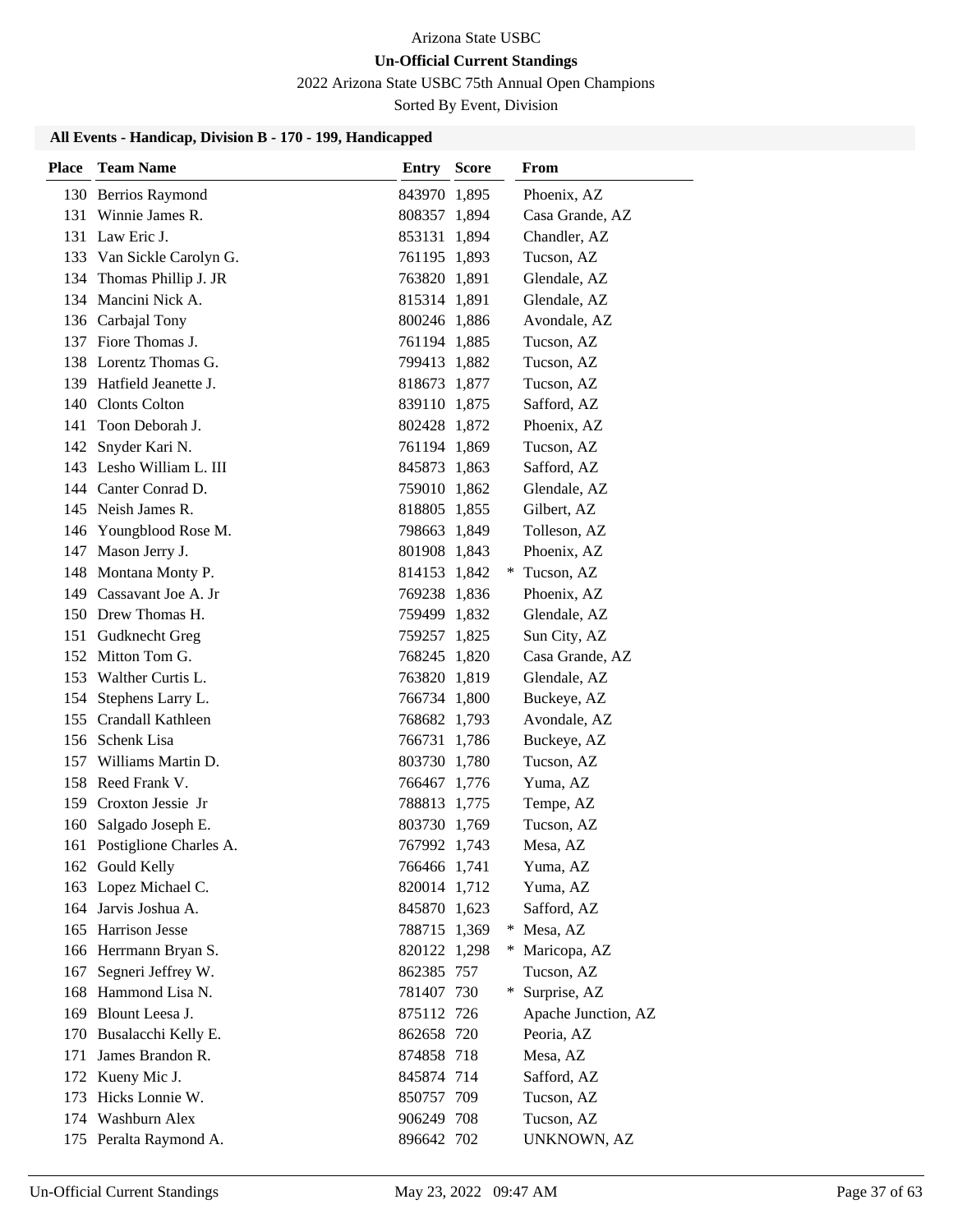Arizona State USBC

**Un-Official Current Standings**

2022 Arizona State USBC 75th Annual Open Champions

Sorted By Event, Division

### All Events - Handicap, Division B - 170 - 199, Handicapped

| Place | Team Name | Entry | Score | | From |
|---|---|---|---|---|---|
| 130 | Berrios Raymond | 843970 | 1,895 | | Phoenix, AZ |
| 131 | Winnie James R. | 808357 | 1,894 | | Casa Grande, AZ |
| 131 | Law Eric J. | 853131 | 1,894 | | Chandler, AZ |
| 133 | Van Sickle Carolyn G. | 761195 | 1,893 | | Tucson, AZ |
| 134 | Thomas Phillip J. JR | 763820 | 1,891 | | Glendale, AZ |
| 134 | Mancini Nick A. | 815314 | 1,891 | | Glendale, AZ |
| 136 | Carbajal Tony | 800246 | 1,886 | | Avondale, AZ |
| 137 | Fiore Thomas J. | 761194 | 1,885 | | Tucson, AZ |
| 138 | Lorentz Thomas G. | 799413 | 1,882 | | Tucson, AZ |
| 139 | Hatfield Jeanette J. | 818673 | 1,877 | | Tucson, AZ |
| 140 | Clonts Colton | 839110 | 1,875 | | Safford, AZ |
| 141 | Toon Deborah J. | 802428 | 1,872 | | Phoenix, AZ |
| 142 | Snyder Kari N. | 761194 | 1,869 | | Tucson, AZ |
| 143 | Lesho William L. III | 845873 | 1,863 | | Safford, AZ |
| 144 | Canter Conrad D. | 759010 | 1,862 | | Glendale, AZ |
| 145 | Neish James R. | 818805 | 1,855 | | Gilbert, AZ |
| 146 | Youngblood Rose M. | 798663 | 1,849 | | Tolleson, AZ |
| 147 | Mason Jerry J. | 801908 | 1,843 | | Phoenix, AZ |
| 148 | Montana Monty P. | 814153 | 1,842 | * | Tucson, AZ |
| 149 | Cassavant Joe A. Jr | 769238 | 1,836 | | Phoenix, AZ |
| 150 | Drew Thomas H. | 759499 | 1,832 | | Glendale, AZ |
| 151 | Gudknecht Greg | 759257 | 1,825 | | Sun City, AZ |
| 152 | Mitton Tom G. | 768245 | 1,820 | | Casa Grande, AZ |
| 153 | Walther Curtis L. | 763820 | 1,819 | | Glendale, AZ |
| 154 | Stephens Larry L. | 766734 | 1,800 | | Buckeye, AZ |
| 155 | Crandall Kathleen | 768682 | 1,793 | | Avondale, AZ |
| 156 | Schenk Lisa | 766731 | 1,786 | | Buckeye, AZ |
| 157 | Williams Martin D. | 803730 | 1,780 | | Tucson, AZ |
| 158 | Reed Frank V. | 766467 | 1,776 | | Yuma, AZ |
| 159 | Croxton Jessie Jr | 788813 | 1,775 | | Tempe, AZ |
| 160 | Salgado Joseph E. | 803730 | 1,769 | | Tucson, AZ |
| 161 | Postiglione Charles A. | 767992 | 1,743 | | Mesa, AZ |
| 162 | Gould Kelly | 766466 | 1,741 | | Yuma, AZ |
| 163 | Lopez Michael C. | 820014 | 1,712 | | Yuma, AZ |
| 164 | Jarvis Joshua A. | 845870 | 1,623 | | Safford, AZ |
| 165 | Harrison Jesse | 788715 | 1,369 | * | Mesa, AZ |
| 166 | Herrmann Bryan S. | 820122 | 1,298 | * | Maricopa, AZ |
| 167 | Segneri Jeffrey W. | 862385 | 757 | | Tucson, AZ |
| 168 | Hammond Lisa N. | 781407 | 730 | * | Surprise, AZ |
| 169 | Blount Leesa J. | 875112 | 726 | | Apache Junction, AZ |
| 170 | Busalacchi Kelly E. | 862658 | 720 | | Peoria, AZ |
| 171 | James Brandon R. | 874858 | 718 | | Mesa, AZ |
| 172 | Kueny Mic J. | 845874 | 714 | | Safford, AZ |
| 173 | Hicks Lonnie W. | 850757 | 709 | | Tucson, AZ |
| 174 | Washburn Alex | 906249 | 708 | | Tucson, AZ |
| 175 | Peralta Raymond A. | 896642 | 702 | | UNKNOWN, AZ |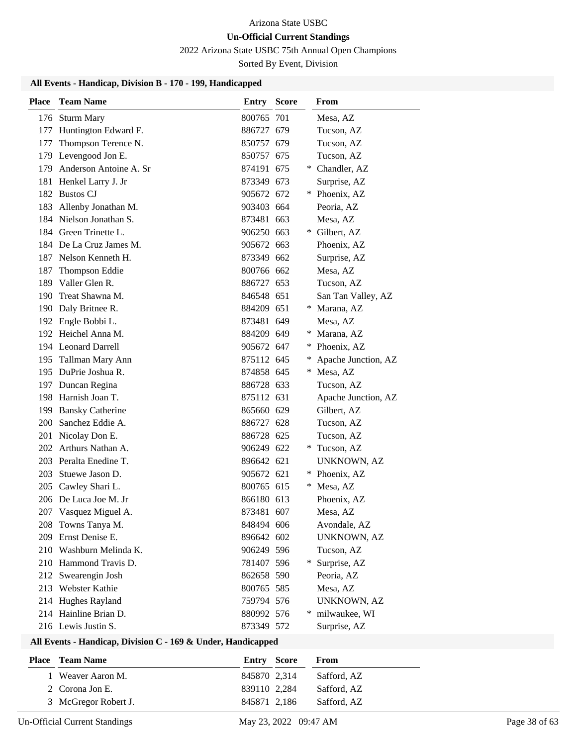Arizona State USBC

**Un-Official Current Standings**

2022 Arizona State USBC 75th Annual Open Champions

Sorted By Event, Division

### All Events - Handicap, Division B - 170 - 199, Handicapped

| Place | Team Name | Entry | Score | | From |
|---|---|---|---|---|---|
| 176 | Sturm Mary | 800765 | 701 | | Mesa, AZ |
| 177 | Huntington Edward F. | 886727 | 679 | | Tucson, AZ |
| 177 | Thompson Terence N. | 850757 | 679 | | Tucson, AZ |
| 179 | Levengood Jon E. | 850757 | 675 | | Tucson, AZ |
| 179 | Anderson Antoine A. Sr | 874191 | 675 | * | Chandler, AZ |
| 181 | Henkel Larry J. Jr | 873349 | 673 | | Surprise, AZ |
| 182 | Bustos CJ | 905672 | 672 | * | Phoenix, AZ |
| 183 | Allenby Jonathan M. | 903403 | 664 | | Peoria, AZ |
| 184 | Nielson Jonathan S. | 873481 | 663 | | Mesa, AZ |
| 184 | Green Trinette L. | 906250 | 663 | * | Gilbert, AZ |
| 184 | De La Cruz James M. | 905672 | 663 | | Phoenix, AZ |
| 187 | Nelson Kenneth H. | 873349 | 662 | | Surprise, AZ |
| 187 | Thompson Eddie | 800766 | 662 | | Mesa, AZ |
| 189 | Valler Glen R. | 886727 | 653 | | Tucson, AZ |
| 190 | Treat Shawna M. | 846548 | 651 | | San Tan Valley, AZ |
| 190 | Daly Britnee R. | 884209 | 651 | * | Marana, AZ |
| 192 | Engle Bobbi L. | 873481 | 649 | | Mesa, AZ |
| 192 | Heichel Anna M. | 884209 | 649 | * | Marana, AZ |
| 194 | Leonard Darrell | 905672 | 647 | * | Phoenix, AZ |
| 195 | Tallman Mary Ann | 875112 | 645 | * | Apache Junction, AZ |
| 195 | DuPrie Joshua R. | 874858 | 645 | * | Mesa, AZ |
| 197 | Duncan Regina | 886728 | 633 | | Tucson, AZ |
| 198 | Harnish Joan T. | 875112 | 631 | | Apache Junction, AZ |
| 199 | Bansky Catherine | 865660 | 629 | | Gilbert, AZ |
| 200 | Sanchez Eddie A. | 886727 | 628 | | Tucson, AZ |
| 201 | Nicolay Don E. | 886728 | 625 | | Tucson, AZ |
| 202 | Arthurs Nathan A. | 906249 | 622 | * | Tucson, AZ |
| 203 | Peralta Enedine T. | 896642 | 621 | | UNKNOWN, AZ |
| 203 | Stuewe Jason D. | 905672 | 621 | * | Phoenix, AZ |
| 205 | Cawley Shari L. | 800765 | 615 | * | Mesa, AZ |
| 206 | De Luca Joe M. Jr | 866180 | 613 | | Phoenix, AZ |
| 207 | Vasquez Miguel A. | 873481 | 607 | | Mesa, AZ |
| 208 | Towns Tanya M. | 848494 | 606 | | Avondale, AZ |
| 209 | Ernst Denise E. | 896642 | 602 | | UNKNOWN, AZ |
| 210 | Washburn Melinda K. | 906249 | 596 | | Tucson, AZ |
| 210 | Hammond Travis D. | 781407 | 596 | * | Surprise, AZ |
| 212 | Swearengin Josh | 862658 | 590 | | Peoria, AZ |
| 213 | Webster Kathie | 800765 | 585 | | Mesa, AZ |
| 214 | Hughes Rayland | 759794 | 576 | | UNKNOWN, AZ |
| 214 | Hainline Brian D. | 880992 | 576 | * | milwaukee, WI |
| 216 | Lewis Justin S. | 873349 | 572 | | Surprise, AZ |

### All Events - Handicap, Division C - 169 & Under, Handicapped

| Place | Team Name | Entry | Score | From |
|---|---|---|---|---|
| 1 | Weaver Aaron M. | 845870 | 2,314 | Safford, AZ |
| 2 | Corona Jon E. | 839110 | 2,284 | Safford, AZ |
| 3 | McGregor Robert J. | 845871 | 2,186 | Safford, AZ |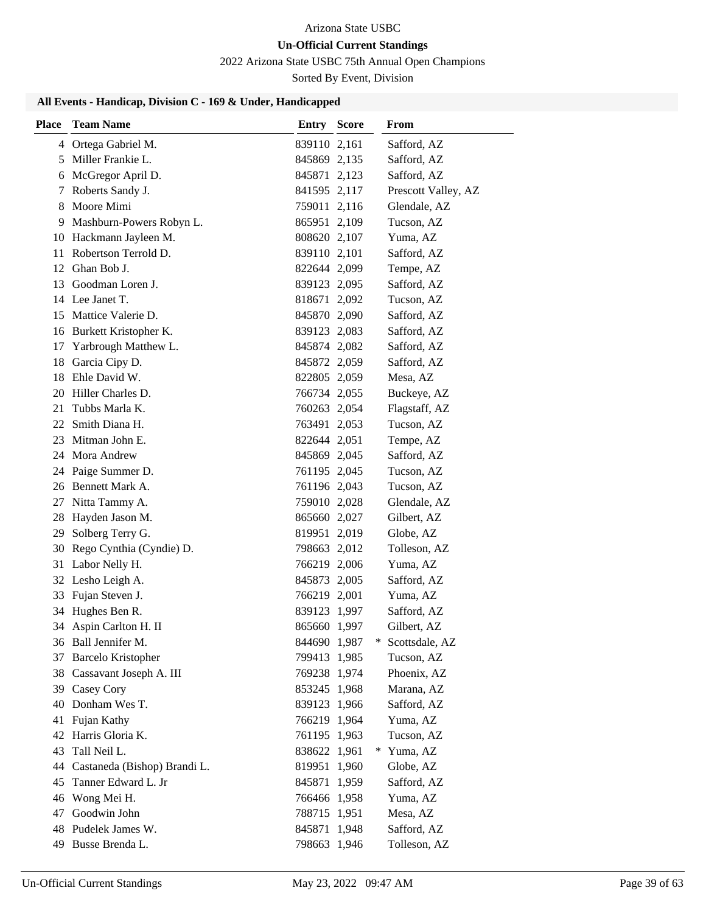Arizona State USBC

**Un-Official Current Standings**

2022 Arizona State USBC 75th Annual Open Champions

Sorted By Event, Division

### All Events - Handicap, Division C - 169 & Under, Handicapped

| Place | Team Name | Entry | Score | | From |
|---|---|---|---|---|---|
| 4 | Ortega Gabriel M. | 839110 | 2,161 | | Safford, AZ |
| 5 | Miller Frankie L. | 845869 | 2,135 | | Safford, AZ |
| 6 | McGregor April D. | 845871 | 2,123 | | Safford, AZ |
| 7 | Roberts Sandy J. | 841595 | 2,117 | | Prescott Valley, AZ |
| 8 | Moore Mimi | 759011 | 2,116 | | Glendale, AZ |
| 9 | Mashburn-Powers Robyn L. | 865951 | 2,109 | | Tucson, AZ |
| 10 | Hackmann Jayleen M. | 808620 | 2,107 | | Yuma, AZ |
| 11 | Robertson Terrold D. | 839110 | 2,101 | | Safford, AZ |
| 12 | Ghan Bob J. | 822644 | 2,099 | | Tempe, AZ |
| 13 | Goodman Loren J. | 839123 | 2,095 | | Safford, AZ |
| 14 | Lee Janet T. | 818671 | 2,092 | | Tucson, AZ |
| 15 | Mattice Valerie D. | 845870 | 2,090 | | Safford, AZ |
| 16 | Burkett Kristopher K. | 839123 | 2,083 | | Safford, AZ |
| 17 | Yarbrough Matthew L. | 845874 | 2,082 | | Safford, AZ |
| 18 | Garcia Cipy D. | 845872 | 2,059 | | Safford, AZ |
| 18 | Ehle David W. | 822805 | 2,059 | | Mesa, AZ |
| 20 | Hiller Charles D. | 766734 | 2,055 | | Buckeye, AZ |
| 21 | Tubbs Marla K. | 760263 | 2,054 | | Flagstaff, AZ |
| 22 | Smith Diana H. | 763491 | 2,053 | | Tucson, AZ |
| 23 | Mitman John E. | 822644 | 2,051 | | Tempe, AZ |
| 24 | Mora Andrew | 845869 | 2,045 | | Safford, AZ |
| 24 | Paige Summer D. | 761195 | 2,045 | | Tucson, AZ |
| 26 | Bennett Mark A. | 761196 | 2,043 | | Tucson, AZ |
| 27 | Nitta Tammy A. | 759010 | 2,028 | | Glendale, AZ |
| 28 | Hayden Jason M. | 865660 | 2,027 | | Gilbert, AZ |
| 29 | Solberg Terry G. | 819951 | 2,019 | | Globe, AZ |
| 30 | Rego Cynthia (Cyndie) D. | 798663 | 2,012 | | Tolleson, AZ |
| 31 | Labor Nelly H. | 766219 | 2,006 | | Yuma, AZ |
| 32 | Lesho Leigh A. | 845873 | 2,005 | | Safford, AZ |
| 33 | Fujan Steven J. | 766219 | 2,001 | | Yuma, AZ |
| 34 | Hughes Ben R. | 839123 | 1,997 | | Safford, AZ |
| 34 | Aspin Carlton H. II | 865660 | 1,997 | | Gilbert, AZ |
| 36 | Ball Jennifer M. | 844690 | 1,987 | * | Scottsdale, AZ |
| 37 | Barcelo Kristopher | 799413 | 1,985 | | Tucson, AZ |
| 38 | Cassavant Joseph A. III | 769238 | 1,974 | | Phoenix, AZ |
| 39 | Casey Cory | 853245 | 1,968 | | Marana, AZ |
| 40 | Donham Wes T. | 839123 | 1,966 | | Safford, AZ |
| 41 | Fujan Kathy | 766219 | 1,964 | | Yuma, AZ |
| 42 | Harris Gloria K. | 761195 | 1,963 | | Tucson, AZ |
| 43 | Tall Neil L. | 838622 | 1,961 | * | Yuma, AZ |
| 44 | Castaneda (Bishop) Brandi L. | 819951 | 1,960 | | Globe, AZ |
| 45 | Tanner Edward L. Jr | 845871 | 1,959 | | Safford, AZ |
| 46 | Wong Mei H. | 766466 | 1,958 | | Yuma, AZ |
| 47 | Goodwin John | 788715 | 1,951 | | Mesa, AZ |
| 48 | Pudelek James W. | 845871 | 1,948 | | Safford, AZ |
| 49 | Busse Brenda L. | 798663 | 1,946 | | Tolleson, AZ |

Un-Official Current Standings — May 23, 2022 09:47 AM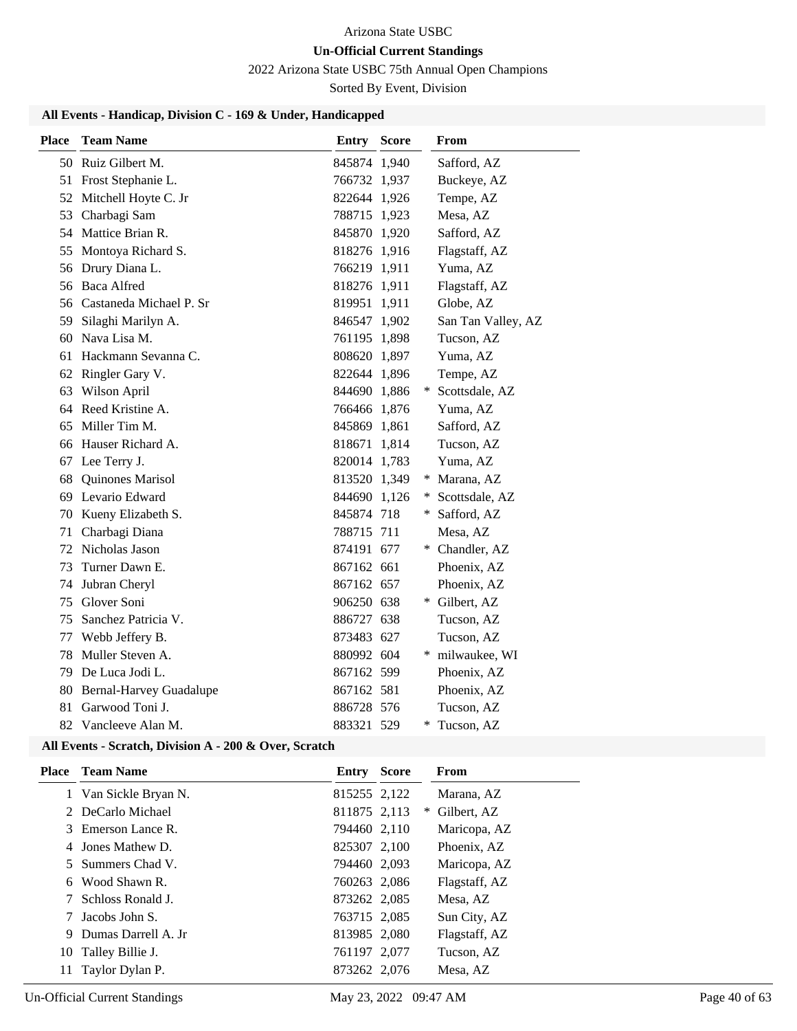Arizona State USBC

**Un-Official Current Standings**

2022 Arizona State USBC 75th Annual Open Champions

Sorted By Event, Division

### All Events - Handicap, Division C - 169 & Under, Handicapped

| Place | Team Name | Entry | Score | | From |
|---|---|---|---|---|---|
| 50 | Ruiz Gilbert M. | 845874 | 1,940 | | Safford, AZ |
| 51 | Frost Stephanie L. | 766732 | 1,937 | | Buckeye, AZ |
| 52 | Mitchell Hoyte C. Jr | 822644 | 1,926 | | Tempe, AZ |
| 53 | Charbagi Sam | 788715 | 1,923 | | Mesa, AZ |
| 54 | Mattice Brian R. | 845870 | 1,920 | | Safford, AZ |
| 55 | Montoya Richard S. | 818276 | 1,916 | | Flagstaff, AZ |
| 56 | Drury Diana L. | 766219 | 1,911 | | Yuma, AZ |
| 56 | Baca Alfred | 818276 | 1,911 | | Flagstaff, AZ |
| 56 | Castaneda Michael P. Sr | 819951 | 1,911 | | Globe, AZ |
| 59 | Silaghi Marilyn A. | 846547 | 1,902 | | San Tan Valley, AZ |
| 60 | Nava Lisa M. | 761195 | 1,898 | | Tucson, AZ |
| 61 | Hackmann Sevanna C. | 808620 | 1,897 | | Yuma, AZ |
| 62 | Ringler Gary V. | 822644 | 1,896 | | Tempe, AZ |
| 63 | Wilson April | 844690 | 1,886 | * | Scottsdale, AZ |
| 64 | Reed Kristine A. | 766466 | 1,876 | | Yuma, AZ |
| 65 | Miller Tim M. | 845869 | 1,861 | | Safford, AZ |
| 66 | Hauser Richard A. | 818671 | 1,814 | | Tucson, AZ |
| 67 | Lee Terry J. | 820014 | 1,783 | | Yuma, AZ |
| 68 | Quinones Marisol | 813520 | 1,349 | * | Marana, AZ |
| 69 | Levario Edward | 844690 | 1,126 | * | Scottsdale, AZ |
| 70 | Kueny Elizabeth S. | 845874 | 718 | * | Safford, AZ |
| 71 | Charbagi Diana | 788715 | 711 | | Mesa, AZ |
| 72 | Nicholas Jason | 874191 | 677 | * | Chandler, AZ |
| 73 | Turner Dawn E. | 867162 | 661 | | Phoenix, AZ |
| 74 | Jubran Cheryl | 867162 | 657 | | Phoenix, AZ |
| 75 | Glover Soni | 906250 | 638 | * | Gilbert, AZ |
| 75 | Sanchez Patricia V. | 886727 | 638 | | Tucson, AZ |
| 77 | Webb Jeffery B. | 873483 | 627 | | Tucson, AZ |
| 78 | Muller Steven A. | 880992 | 604 | * | milwaukee, WI |
| 79 | De Luca Jodi L. | 867162 | 599 | | Phoenix, AZ |
| 80 | Bernal-Harvey Guadalupe | 867162 | 581 | | Phoenix, AZ |
| 81 | Garwood Toni J. | 886728 | 576 | | Tucson, AZ |
| 82 | Vancleeve Alan M. | 883321 | 529 | * | Tucson, AZ |

### All Events - Scratch, Division A - 200 & Over, Scratch

| Place | Team Name | Entry | Score | | From |
|---|---|---|---|---|---|
| 1 | Van Sickle Bryan N. | 815255 | 2,122 | | Marana, AZ |
| 2 | DeCarlo Michael | 811875 | 2,113 | * | Gilbert, AZ |
| 3 | Emerson Lance R. | 794460 | 2,110 | | Maricopa, AZ |
| 4 | Jones Mathew D. | 825307 | 2,100 | | Phoenix, AZ |
| 5 | Summers Chad V. | 794460 | 2,093 | | Maricopa, AZ |
| 6 | Wood Shawn R. | 760263 | 2,086 | | Flagstaff, AZ |
| 7 | Schloss Ronald J. | 873262 | 2,085 | | Mesa, AZ |
| 7 | Jacobs John S. | 763715 | 2,085 | | Sun City, AZ |
| 9 | Dumas Darrell A. Jr | 813985 | 2,080 | | Flagstaff, AZ |
| 10 | Talley Billie J. | 761197 | 2,077 | | Tucson, AZ |
| 11 | Taylor Dylan P. | 873262 | 2,076 | | Mesa, AZ |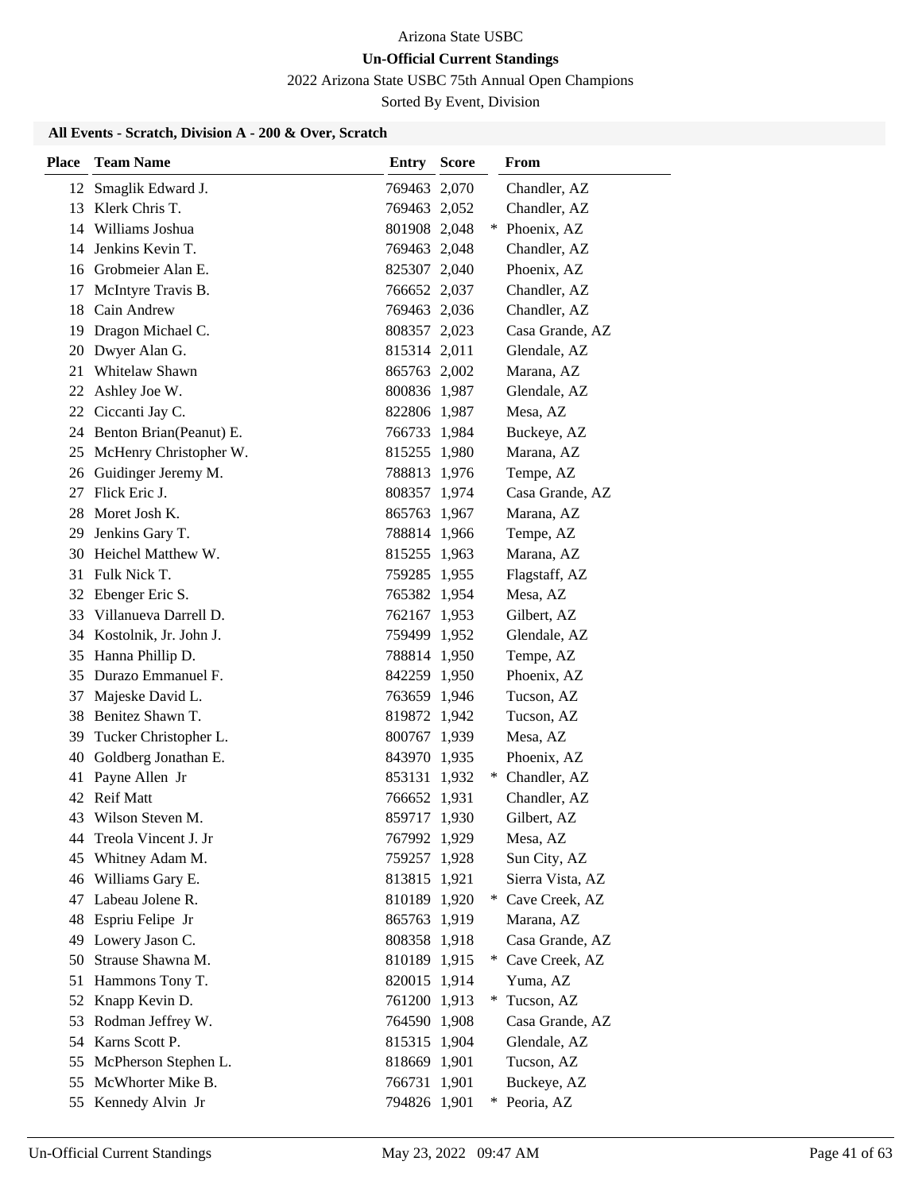Arizona State USBC

**Un-Official Current Standings**

2022 Arizona State USBC 75th Annual Open Champions

Sorted By Event, Division

### All Events - Scratch, Division A - 200 & Over, Scratch

| Place | Team Name | Entry | Score | | From |
|---|---|---|---|---|---|
| 12 | Smaglik Edward J. | 769463 | 2,070 | | Chandler, AZ |
| 13 | Klerk Chris T. | 769463 | 2,052 | | Chandler, AZ |
| 14 | Williams Joshua | 801908 | 2,048 | * | Phoenix, AZ |
| 14 | Jenkins Kevin T. | 769463 | 2,048 | | Chandler, AZ |
| 16 | Grobmeier Alan E. | 825307 | 2,040 | | Phoenix, AZ |
| 17 | McIntyre Travis B. | 766652 | 2,037 | | Chandler, AZ |
| 18 | Cain Andrew | 769463 | 2,036 | | Chandler, AZ |
| 19 | Dragon Michael C. | 808357 | 2,023 | | Casa Grande, AZ |
| 20 | Dwyer Alan G. | 815314 | 2,011 | | Glendale, AZ |
| 21 | Whitelaw Shawn | 865763 | 2,002 | | Marana, AZ |
| 22 | Ashley Joe W. | 800836 | 1,987 | | Glendale, AZ |
| 22 | Ciccanti Jay C. | 822806 | 1,987 | | Mesa, AZ |
| 24 | Benton Brian(Peanut) E. | 766733 | 1,984 | | Buckeye, AZ |
| 25 | McHenry Christopher W. | 815255 | 1,980 | | Marana, AZ |
| 26 | Guidinger Jeremy M. | 788813 | 1,976 | | Tempe, AZ |
| 27 | Flick Eric J. | 808357 | 1,974 | | Casa Grande, AZ |
| 28 | Moret Josh K. | 865763 | 1,967 | | Marana, AZ |
| 29 | Jenkins Gary T. | 788814 | 1,966 | | Tempe, AZ |
| 30 | Heichel Matthew W. | 815255 | 1,963 | | Marana, AZ |
| 31 | Fulk Nick T. | 759285 | 1,955 | | Flagstaff, AZ |
| 32 | Ebenger Eric S. | 765382 | 1,954 | | Mesa, AZ |
| 33 | Villanueva Darrell D. | 762167 | 1,953 | | Gilbert, AZ |
| 34 | Kostolnik, Jr. John J. | 759499 | 1,952 | | Glendale, AZ |
| 35 | Hanna Phillip D. | 788814 | 1,950 | | Tempe, AZ |
| 35 | Durazo Emmanuel F. | 842259 | 1,950 | | Phoenix, AZ |
| 37 | Majeske David L. | 763659 | 1,946 | | Tucson, AZ |
| 38 | Benitez Shawn T. | 819872 | 1,942 | | Tucson, AZ |
| 39 | Tucker Christopher L. | 800767 | 1,939 | | Mesa, AZ |
| 40 | Goldberg Jonathan E. | 843970 | 1,935 | | Phoenix, AZ |
| 41 | Payne Allen Jr | 853131 | 1,932 | * | Chandler, AZ |
| 42 | Reif Matt | 766652 | 1,931 | | Chandler, AZ |
| 43 | Wilson Steven M. | 859717 | 1,930 | | Gilbert, AZ |
| 44 | Treola Vincent J. Jr | 767992 | 1,929 | | Mesa, AZ |
| 45 | Whitney Adam M. | 759257 | 1,928 | | Sun City, AZ |
| 46 | Williams Gary E. | 813815 | 1,921 | | Sierra Vista, AZ |
| 47 | Labeau Jolene R. | 810189 | 1,920 | * | Cave Creek, AZ |
| 48 | Espriu Felipe Jr | 865763 | 1,919 | | Marana, AZ |
| 49 | Lowery Jason C. | 808358 | 1,918 | | Casa Grande, AZ |
| 50 | Strause Shawna M. | 810189 | 1,915 | * | Cave Creek, AZ |
| 51 | Hammons Tony T. | 820015 | 1,914 | | Yuma, AZ |
| 52 | Knapp Kevin D. | 761200 | 1,913 | * | Tucson, AZ |
| 53 | Rodman Jeffrey W. | 764590 | 1,908 | | Casa Grande, AZ |
| 54 | Karns Scott P. | 815315 | 1,904 | | Glendale, AZ |
| 55 | McPherson Stephen L. | 818669 | 1,901 | | Tucson, AZ |
| 55 | McWhorter Mike B. | 766731 | 1,901 | | Buckeye, AZ |
| 55 | Kennedy Alvin Jr | 794826 | 1,901 | * | Peoria, AZ |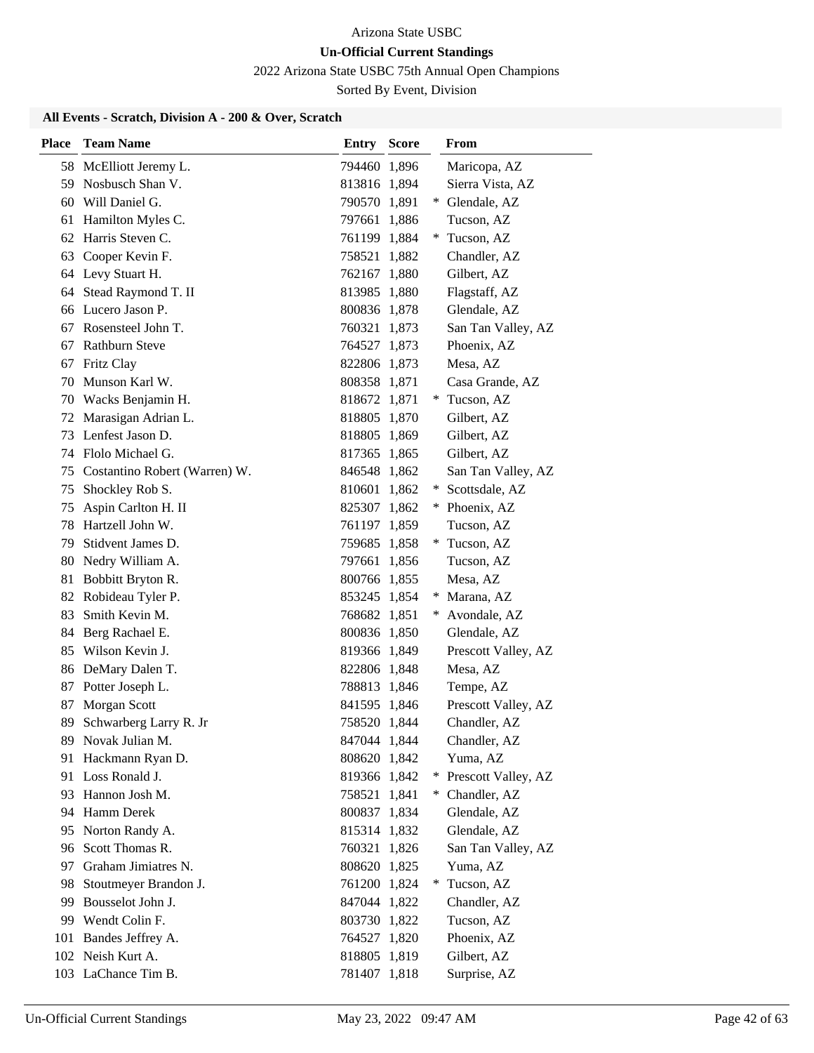Arizona State USBC

**Un-Official Current Standings**

2022 Arizona State USBC 75th Annual Open Champions

Sorted By Event, Division

### All Events - Scratch, Division A - 200 & Over, Scratch

| Place | Team Name | Entry | Score | | From |
|---|---|---|---|---|---|
| 58 | McElliott Jeremy L. | 794460 | 1,896 | | Maricopa, AZ |
| 59 | Nosbusch Shan V. | 813816 | 1,894 | | Sierra Vista, AZ |
| 60 | Will Daniel G. | 790570 | 1,891 | * | Glendale, AZ |
| 61 | Hamilton Myles C. | 797661 | 1,886 | | Tucson, AZ |
| 62 | Harris Steven C. | 761199 | 1,884 | * | Tucson, AZ |
| 63 | Cooper Kevin F. | 758521 | 1,882 | | Chandler, AZ |
| 64 | Levy Stuart H. | 762167 | 1,880 | | Gilbert, AZ |
| 64 | Stead Raymond T. II | 813985 | 1,880 | | Flagstaff, AZ |
| 66 | Lucero Jason P. | 800836 | 1,878 | | Glendale, AZ |
| 67 | Rosensteel John T. | 760321 | 1,873 | | San Tan Valley, AZ |
| 67 | Rathburn Steve | 764527 | 1,873 | | Phoenix, AZ |
| 67 | Fritz Clay | 822806 | 1,873 | | Mesa, AZ |
| 70 | Munson Karl W. | 808358 | 1,871 | | Casa Grande, AZ |
| 70 | Wacks Benjamin H. | 818672 | 1,871 | * | Tucson, AZ |
| 72 | Marasigan Adrian L. | 818805 | 1,870 | | Gilbert, AZ |
| 73 | Lenfest Jason D. | 818805 | 1,869 | | Gilbert, AZ |
| 74 | Flolo Michael G. | 817365 | 1,865 | | Gilbert, AZ |
| 75 | Costantino Robert (Warren) W. | 846548 | 1,862 | | San Tan Valley, AZ |
| 75 | Shockley Rob S. | 810601 | 1,862 | * | Scottsdale, AZ |
| 75 | Aspin Carlton H. II | 825307 | 1,862 | * | Phoenix, AZ |
| 78 | Hartzell John W. | 761197 | 1,859 | | Tucson, AZ |
| 79 | Stidvent James D. | 759685 | 1,858 | * | Tucson, AZ |
| 80 | Nedry William A. | 797661 | 1,856 | | Tucson, AZ |
| 81 | Bobbitt Bryton R. | 800766 | 1,855 | | Mesa, AZ |
| 82 | Robideau Tyler P. | 853245 | 1,854 | * | Marana, AZ |
| 83 | Smith Kevin M. | 768682 | 1,851 | * | Avondale, AZ |
| 84 | Berg Rachael E. | 800836 | 1,850 | | Glendale, AZ |
| 85 | Wilson Kevin J. | 819366 | 1,849 | | Prescott Valley, AZ |
| 86 | DeMary Dalen T. | 822806 | 1,848 | | Mesa, AZ |
| 87 | Potter Joseph L. | 788813 | 1,846 | | Tempe, AZ |
| 87 | Morgan Scott | 841595 | 1,846 | | Prescott Valley, AZ |
| 89 | Schwarberg Larry R. Jr | 758520 | 1,844 | | Chandler, AZ |
| 89 | Novak Julian M. | 847044 | 1,844 | | Chandler, AZ |
| 91 | Hackmann Ryan D. | 808620 | 1,842 | | Yuma, AZ |
| 91 | Loss Ronald J. | 819366 | 1,842 | * | Prescott Valley, AZ |
| 93 | Hannon Josh M. | 758521 | 1,841 | * | Chandler, AZ |
| 94 | Hamm Derek | 800837 | 1,834 | | Glendale, AZ |
| 95 | Norton Randy A. | 815314 | 1,832 | | Glendale, AZ |
| 96 | Scott Thomas R. | 760321 | 1,826 | | San Tan Valley, AZ |
| 97 | Graham Jimiatres N. | 808620 | 1,825 | | Yuma, AZ |
| 98 | Stoutmeyer Brandon J. | 761200 | 1,824 | * | Tucson, AZ |
| 99 | Bousselot John J. | 847044 | 1,822 | | Chandler, AZ |
| 99 | Wendt Colin F. | 803730 | 1,822 | | Tucson, AZ |
| 101 | Bandes Jeffrey A. | 764527 | 1,820 | | Phoenix, AZ |
| 102 | Neish Kurt A. | 818805 | 1,819 | | Gilbert, AZ |
| 103 | LaChance Tim B. | 781407 | 1,818 | | Surprise, AZ |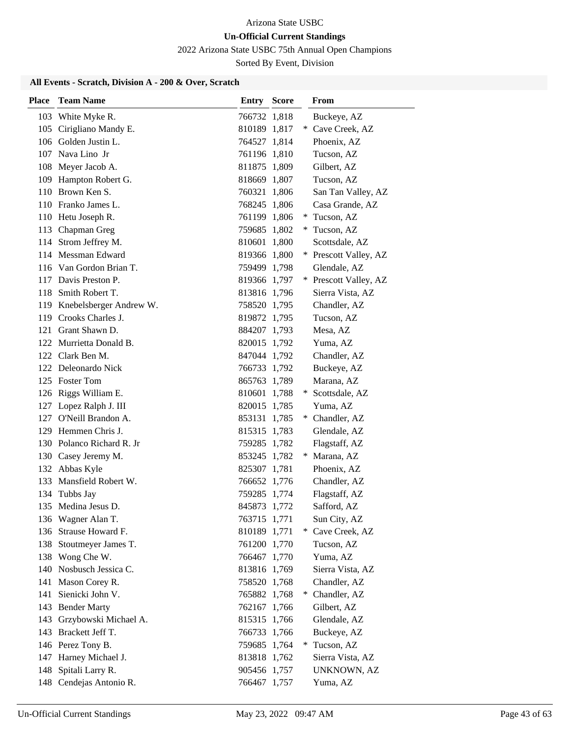Arizona State USBC

**Un-Official Current Standings**

2022 Arizona State USBC 75th Annual Open Champions

Sorted By Event, Division

### All Events - Scratch, Division A - 200 & Over, Scratch

| Place | Team Name | Entry | Score | | From |
|---|---|---|---|---|---|
| 103 | White Myke R. | 766732 | 1,818 | | Buckeye, AZ |
| 105 | Cirigliano Mandy E. | 810189 | 1,817 | * | Cave Creek, AZ |
| 106 | Golden Justin L. | 764527 | 1,814 | | Phoenix, AZ |
| 107 | Nava Lino Jr | 761196 | 1,810 | | Tucson, AZ |
| 108 | Meyer Jacob A. | 811875 | 1,809 | | Gilbert, AZ |
| 109 | Hampton Robert G. | 818669 | 1,807 | | Tucson, AZ |
| 110 | Brown Ken S. | 760321 | 1,806 | | San Tan Valley, AZ |
| 110 | Franko James L. | 768245 | 1,806 | | Casa Grande, AZ |
| 110 | Hetu Joseph R. | 761199 | 1,806 | * | Tucson, AZ |
| 113 | Chapman Greg | 759685 | 1,802 | * | Tucson, AZ |
| 114 | Strom Jeffrey M. | 810601 | 1,800 | | Scottsdale, AZ |
| 114 | Messman Edward | 819366 | 1,800 | * | Prescott Valley, AZ |
| 116 | Van Gordon Brian T. | 759499 | 1,798 | | Glendale, AZ |
| 117 | Davis Preston P. | 819366 | 1,797 | * | Prescott Valley, AZ |
| 118 | Smith Robert T. | 813816 | 1,796 | | Sierra Vista, AZ |
| 119 | Knebelsberger Andrew W. | 758520 | 1,795 | | Chandler, AZ |
| 119 | Crooks Charles J. | 819872 | 1,795 | | Tucson, AZ |
| 121 | Grant Shawn D. | 884207 | 1,793 | | Mesa, AZ |
| 122 | Murrietta Donald B. | 820015 | 1,792 | | Yuma, AZ |
| 122 | Clark Ben M. | 847044 | 1,792 | | Chandler, AZ |
| 122 | Deleonardo Nick | 766733 | 1,792 | | Buckeye, AZ |
| 125 | Foster Tom | 865763 | 1,789 | | Marana, AZ |
| 126 | Riggs William E. | 810601 | 1,788 | * | Scottsdale, AZ |
| 127 | Lopez Ralph J. III | 820015 | 1,785 | | Yuma, AZ |
| 127 | O'Neill Brandon A. | 853131 | 1,785 | * | Chandler, AZ |
| 129 | Hemmen Chris J. | 815315 | 1,783 | | Glendale, AZ |
| 130 | Polanco Richard R. Jr | 759285 | 1,782 | | Flagstaff, AZ |
| 130 | Casey Jeremy M. | 853245 | 1,782 | * | Marana, AZ |
| 132 | Abbas Kyle | 825307 | 1,781 | | Phoenix, AZ |
| 133 | Mansfield Robert W. | 766652 | 1,776 | | Chandler, AZ |
| 134 | Tubbs Jay | 759285 | 1,774 | | Flagstaff, AZ |
| 135 | Medina Jesus D. | 845873 | 1,772 | | Safford, AZ |
| 136 | Wagner Alan T. | 763715 | 1,771 | | Sun City, AZ |
| 136 | Strause Howard F. | 810189 | 1,771 | * | Cave Creek, AZ |
| 138 | Stoutmeyer James T. | 761200 | 1,770 | | Tucson, AZ |
| 138 | Wong Che W. | 766467 | 1,770 | | Yuma, AZ |
| 140 | Nosbusch Jessica C. | 813816 | 1,769 | | Sierra Vista, AZ |
| 141 | Mason Corey R. | 758520 | 1,768 | | Chandler, AZ |
| 141 | Sienicki John V. | 765882 | 1,768 | * | Chandler, AZ |
| 143 | Bender Marty | 762167 | 1,766 | | Gilbert, AZ |
| 143 | Grzybowski Michael A. | 815315 | 1,766 | | Glendale, AZ |
| 143 | Brackett Jeff T. | 766733 | 1,766 | | Buckeye, AZ |
| 146 | Perez Tony B. | 759685 | 1,764 | * | Tucson, AZ |
| 147 | Harney Michael J. | 813818 | 1,762 | | Sierra Vista, AZ |
| 148 | Spitali Larry R. | 905456 | 1,757 | | UNKNOWN, AZ |
| 148 | Cendejas Antonio R. | 766467 | 1,757 | | Yuma, AZ |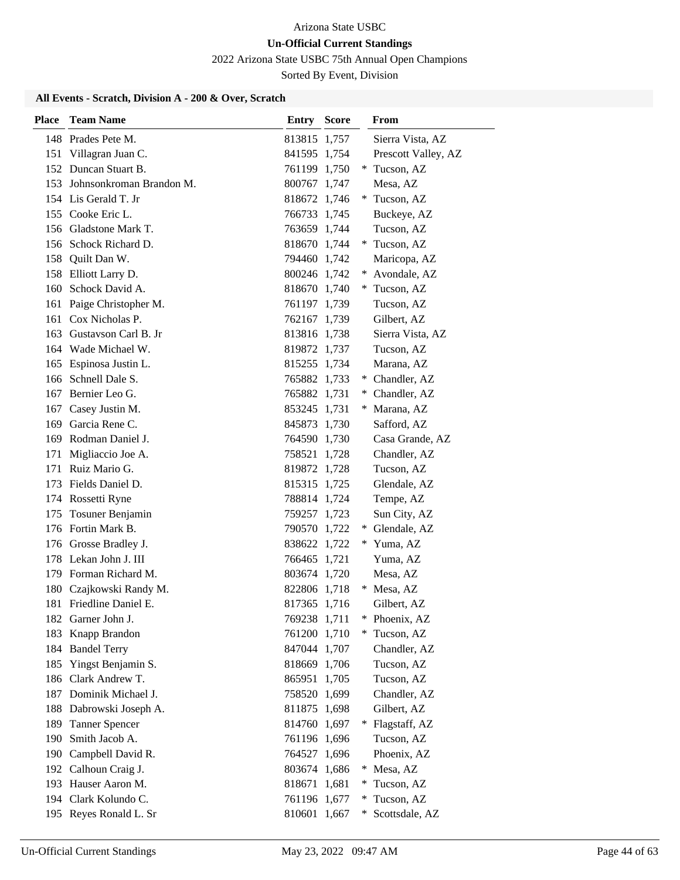Arizona State USBC

**Un-Official Current Standings**

2022 Arizona State USBC 75th Annual Open Champions

Sorted By Event, Division

### All Events - Scratch, Division A - 200 & Over, Scratch

| Place | Team Name | Entry | Score | | From |
|---|---|---|---|---|---|
| 148 | Prades Pete M. | 813815 | 1,757 | | Sierra Vista, AZ |
| 151 | Villagran Juan C. | 841595 | 1,754 | | Prescott Valley, AZ |
| 152 | Duncan Stuart B. | 761199 | 1,750 | * | Tucson, AZ |
| 153 | Johnsonkroman Brandon M. | 800767 | 1,747 | | Mesa, AZ |
| 154 | Lis Gerald T. Jr | 818672 | 1,746 | * | Tucson, AZ |
| 155 | Cooke Eric L. | 766733 | 1,745 | | Buckeye, AZ |
| 156 | Gladstone Mark T. | 763659 | 1,744 | | Tucson, AZ |
| 156 | Schock Richard D. | 818670 | 1,744 | * | Tucson, AZ |
| 158 | Quilt Dan W. | 794460 | 1,742 | | Maricopa, AZ |
| 158 | Elliott Larry D. | 800246 | 1,742 | * | Avondale, AZ |
| 160 | Schock David A. | 818670 | 1,740 | * | Tucson, AZ |
| 161 | Paige Christopher M. | 761197 | 1,739 | | Tucson, AZ |
| 161 | Cox Nicholas P. | 762167 | 1,739 | | Gilbert, AZ |
| 163 | Gustavson Carl B. Jr | 813816 | 1,738 | | Sierra Vista, AZ |
| 164 | Wade Michael W. | 819872 | 1,737 | | Tucson, AZ |
| 165 | Espinosa Justin L. | 815255 | 1,734 | | Marana, AZ |
| 166 | Schnell Dale S. | 765882 | 1,733 | * | Chandler, AZ |
| 167 | Bernier Leo G. | 765882 | 1,731 | * | Chandler, AZ |
| 167 | Casey Justin M. | 853245 | 1,731 | * | Marana, AZ |
| 169 | Garcia Rene C. | 845873 | 1,730 | | Safford, AZ |
| 169 | Rodman Daniel J. | 764590 | 1,730 | | Casa Grande, AZ |
| 171 | Migliaccio Joe A. | 758521 | 1,728 | | Chandler, AZ |
| 171 | Ruiz Mario G. | 819872 | 1,728 | | Tucson, AZ |
| 173 | Fields Daniel D. | 815315 | 1,725 | | Glendale, AZ |
| 174 | Rossetti Ryne | 788814 | 1,724 | | Tempe, AZ |
| 175 | Tosuner Benjamin | 759257 | 1,723 | | Sun City, AZ |
| 176 | Fortin Mark B. | 790570 | 1,722 | * | Glendale, AZ |
| 176 | Grosse Bradley J. | 838622 | 1,722 | * | Yuma, AZ |
| 178 | Lekan John J. III | 766465 | 1,721 | | Yuma, AZ |
| 179 | Forman Richard M. | 803674 | 1,720 | | Mesa, AZ |
| 180 | Czajkowski Randy M. | 822806 | 1,718 | * | Mesa, AZ |
| 181 | Friedline Daniel E. | 817365 | 1,716 | | Gilbert, AZ |
| 182 | Garner John J. | 769238 | 1,711 | * | Phoenix, AZ |
| 183 | Knapp Brandon | 761200 | 1,710 | * | Tucson, AZ |
| 184 | Bandel Terry | 847044 | 1,707 | | Chandler, AZ |
| 185 | Yingst Benjamin S. | 818669 | 1,706 | | Tucson, AZ |
| 186 | Clark Andrew T. | 865951 | 1,705 | | Tucson, AZ |
| 187 | Dominik Michael J. | 758520 | 1,699 | | Chandler, AZ |
| 188 | Dabrowski Joseph A. | 811875 | 1,698 | | Gilbert, AZ |
| 189 | Tanner Spencer | 814760 | 1,697 | * | Flagstaff, AZ |
| 190 | Smith Jacob A. | 761196 | 1,696 | | Tucson, AZ |
| 190 | Campbell David R. | 764527 | 1,696 | | Phoenix, AZ |
| 192 | Calhoun Craig J. | 803674 | 1,686 | * | Mesa, AZ |
| 193 | Hauser Aaron M. | 818671 | 1,681 | * | Tucson, AZ |
| 194 | Clark Kolundo C. | 761196 | 1,677 | * | Tucson, AZ |
| 195 | Reyes Ronald L. Sr | 810601 | 1,667 | * | Scottsdale, AZ |

Un-Official Current Standings — May 23, 2022 09:47 AM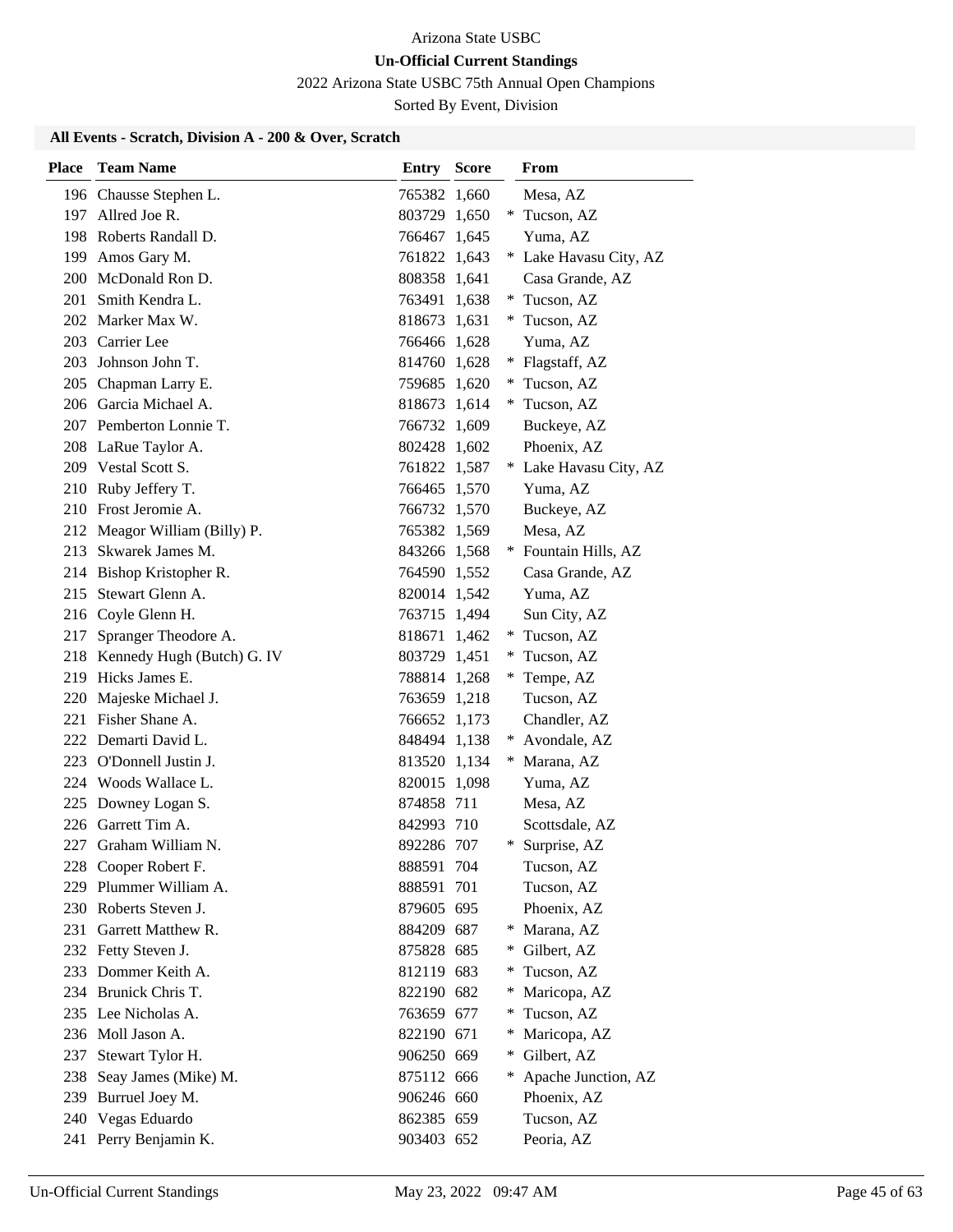Arizona State USBC

**Un-Official Current Standings**

2022 Arizona State USBC 75th Annual Open Champions

Sorted By Event, Division

### All Events - Scratch, Division A - 200 & Over, Scratch

| Place | Team Name | Entry | Score | | From |
|---|---|---|---|---|---|
| 196 | Chausse Stephen L. | 765382 | 1,660 | | Mesa, AZ |
| 197 | Allred Joe R. | 803729 | 1,650 | * | Tucson, AZ |
| 198 | Roberts Randall D. | 766467 | 1,645 | | Yuma, AZ |
| 199 | Amos Gary M. | 761822 | 1,643 | * | Lake Havasu City, AZ |
| 200 | McDonald Ron D. | 808358 | 1,641 | | Casa Grande, AZ |
| 201 | Smith Kendra L. | 763491 | 1,638 | * | Tucson, AZ |
| 202 | Marker Max W. | 818673 | 1,631 | * | Tucson, AZ |
| 203 | Carrier Lee | 766466 | 1,628 | | Yuma, AZ |
| 203 | Johnson John T. | 814760 | 1,628 | * | Flagstaff, AZ |
| 205 | Chapman Larry E. | 759685 | 1,620 | * | Tucson, AZ |
| 206 | Garcia Michael A. | 818673 | 1,614 | * | Tucson, AZ |
| 207 | Pemberton Lonnie T. | 766732 | 1,609 | | Buckeye, AZ |
| 208 | LaRue Taylor A. | 802428 | 1,602 | | Phoenix, AZ |
| 209 | Vestal Scott S. | 761822 | 1,587 | * | Lake Havasu City, AZ |
| 210 | Ruby Jeffery T. | 766465 | 1,570 | | Yuma, AZ |
| 210 | Frost Jeromie A. | 766732 | 1,570 | | Buckeye, AZ |
| 212 | Meagor William (Billy) P. | 765382 | 1,569 | | Mesa, AZ |
| 213 | Skwarek James M. | 843266 | 1,568 | * | Fountain Hills, AZ |
| 214 | Bishop Kristopher R. | 764590 | 1,552 | | Casa Grande, AZ |
| 215 | Stewart Glenn A. | 820014 | 1,542 | | Yuma, AZ |
| 216 | Coyle Glenn H. | 763715 | 1,494 | | Sun City, AZ |
| 217 | Spranger Theodore A. | 818671 | 1,462 | * | Tucson, AZ |
| 218 | Kennedy Hugh (Butch) G. IV | 803729 | 1,451 | * | Tucson, AZ |
| 219 | Hicks James E. | 788814 | 1,268 | * | Tempe, AZ |
| 220 | Majeske Michael J. | 763659 | 1,218 | | Tucson, AZ |
| 221 | Fisher Shane A. | 766652 | 1,173 | | Chandler, AZ |
| 222 | Demarti David L. | 848494 | 1,138 | * | Avondale, AZ |
| 223 | O'Donnell Justin J. | 813520 | 1,134 | * | Marana, AZ |
| 224 | Woods Wallace L. | 820015 | 1,098 | | Yuma, AZ |
| 225 | Downey Logan S. | 874858 | 711 | | Mesa, AZ |
| 226 | Garrett Tim A. | 842993 | 710 | | Scottsdale, AZ |
| 227 | Graham William N. | 892286 | 707 | * | Surprise, AZ |
| 228 | Cooper Robert F. | 888591 | 704 | | Tucson, AZ |
| 229 | Plummer William A. | 888591 | 701 | | Tucson, AZ |
| 230 | Roberts Steven J. | 879605 | 695 | | Phoenix, AZ |
| 231 | Garrett Matthew R. | 884209 | 687 | * | Marana, AZ |
| 232 | Fetty Steven J. | 875828 | 685 | * | Gilbert, AZ |
| 233 | Dommer Keith A. | 812119 | 683 | * | Tucson, AZ |
| 234 | Brunick Chris T. | 822190 | 682 | * | Maricopa, AZ |
| 235 | Lee Nicholas A. | 763659 | 677 | * | Tucson, AZ |
| 236 | Moll Jason A. | 822190 | 671 | * | Maricopa, AZ |
| 237 | Stewart Tylor H. | 906250 | 669 | * | Gilbert, AZ |
| 238 | Seay James (Mike) M. | 875112 | 666 | * | Apache Junction, AZ |
| 239 | Burruel Joey M. | 906246 | 660 | | Phoenix, AZ |
| 240 | Vegas Eduardo | 862385 | 659 | | Tucson, AZ |
| 241 | Perry Benjamin K. | 903403 | 652 | | Peoria, AZ |

Un-Official Current Standings May 23, 2022 09:47 AM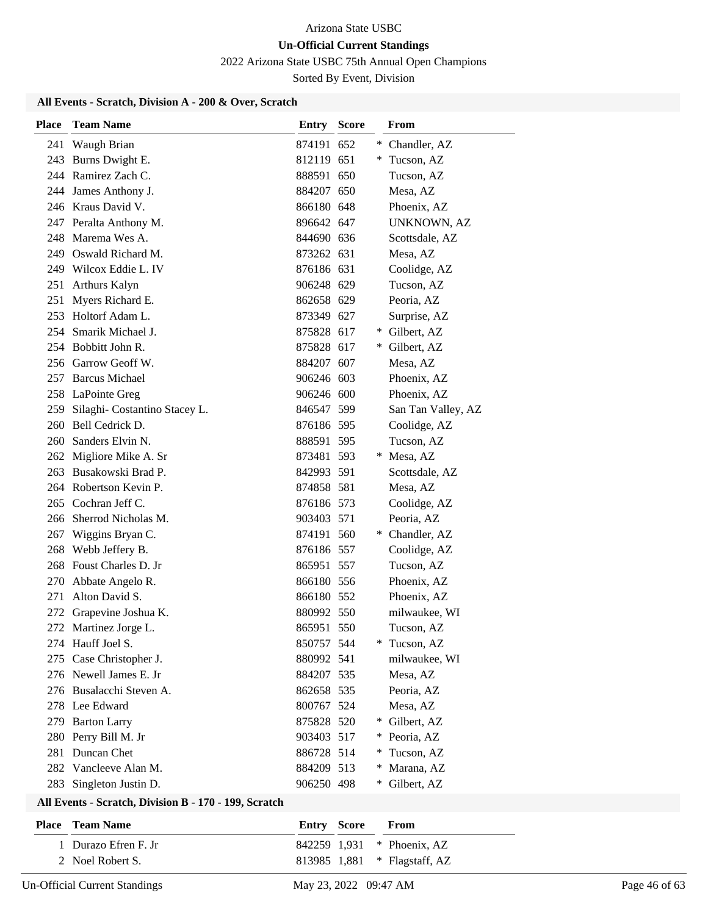Arizona State USBC

**Un-Official Current Standings**

2022 Arizona State USBC 75th Annual Open Champions

Sorted By Event, Division

### All Events - Scratch, Division A - 200 & Over, Scratch

| Place | Team Name | Entry | Score | | From |
|---|---|---|---|---|---|
| 241 | Waugh Brian | 874191 | 652 | * | Chandler, AZ |
| 243 | Burns Dwight E. | 812119 | 651 | * | Tucson, AZ |
| 244 | Ramirez Zach C. | 888591 | 650 | | Tucson, AZ |
| 244 | James Anthony J. | 884207 | 650 | | Mesa, AZ |
| 246 | Kraus David V. | 866180 | 648 | | Phoenix, AZ |
| 247 | Peralta Anthony M. | 896642 | 647 | | UNKNOWN, AZ |
| 248 | Marema Wes A. | 844690 | 636 | | Scottsdale, AZ |
| 249 | Oswald Richard M. | 873262 | 631 | | Mesa, AZ |
| 249 | Wilcox Eddie L. IV | 876186 | 631 | | Coolidge, AZ |
| 251 | Arthurs Kalyn | 906248 | 629 | | Tucson, AZ |
| 251 | Myers Richard E. | 862658 | 629 | | Peoria, AZ |
| 253 | Holtorf Adam L. | 873349 | 627 | | Surprise, AZ |
| 254 | Smarik Michael J. | 875828 | 617 | * | Gilbert, AZ |
| 254 | Bobbitt John R. | 875828 | 617 | * | Gilbert, AZ |
| 256 | Garrow Geoff W. | 884207 | 607 | | Mesa, AZ |
| 257 | Barcus Michael | 906246 | 603 | | Phoenix, AZ |
| 258 | LaPointe Greg | 906246 | 600 | | Phoenix, AZ |
| 259 | Silaghi- Costantino Stacey L. | 846547 | 599 | | San Tan Valley, AZ |
| 260 | Bell Cedrick D. | 876186 | 595 | | Coolidge, AZ |
| 260 | Sanders Elvin N. | 888591 | 595 | | Tucson, AZ |
| 262 | Migliore Mike A. Sr | 873481 | 593 | * | Mesa, AZ |
| 263 | Busakowski Brad P. | 842993 | 591 | | Scottsdale, AZ |
| 264 | Robertson Kevin P. | 874858 | 581 | | Mesa, AZ |
| 265 | Cochran Jeff C. | 876186 | 573 | | Coolidge, AZ |
| 266 | Sherrod Nicholas M. | 903403 | 571 | | Peoria, AZ |
| 267 | Wiggins Bryan C. | 874191 | 560 | * | Chandler, AZ |
| 268 | Webb Jeffery B. | 876186 | 557 | | Coolidge, AZ |
| 268 | Foust Charles D. Jr | 865951 | 557 | | Tucson, AZ |
| 270 | Abbate Angelo R. | 866180 | 556 | | Phoenix, AZ |
| 271 | Alton David S. | 866180 | 552 | | Phoenix, AZ |
| 272 | Grapevine Joshua K. | 880992 | 550 | | milwaukee, WI |
| 272 | Martinez Jorge L. | 865951 | 550 | | Tucson, AZ |
| 274 | Hauff Joel S. | 850757 | 544 | * | Tucson, AZ |
| 275 | Case Christopher J. | 880992 | 541 | | milwaukee, WI |
| 276 | Newell James E. Jr | 884207 | 535 | | Mesa, AZ |
| 276 | Busalacchi Steven A. | 862658 | 535 | | Peoria, AZ |
| 278 | Lee Edward | 800767 | 524 | | Mesa, AZ |
| 279 | Barton Larry | 875828 | 520 | * | Gilbert, AZ |
| 280 | Perry Bill M. Jr | 903403 | 517 | * | Peoria, AZ |
| 281 | Duncan Chet | 886728 | 514 | * | Tucson, AZ |
| 282 | Vancleeve Alan M. | 884209 | 513 | * | Marana, AZ |
| 283 | Singleton Justin D. | 906250 | 498 | * | Gilbert, AZ |

### All Events - Scratch, Division B - 170 - 199, Scratch

| Place | Team Name | Entry | Score | | From |
|---|---|---|---|---|---|
| 1 | Durazo Efren F. Jr | 842259 | 1,931 | * | Phoenix, AZ |
| 2 | Noel Robert S. | 813985 | 1,881 | * | Flagstaff, AZ |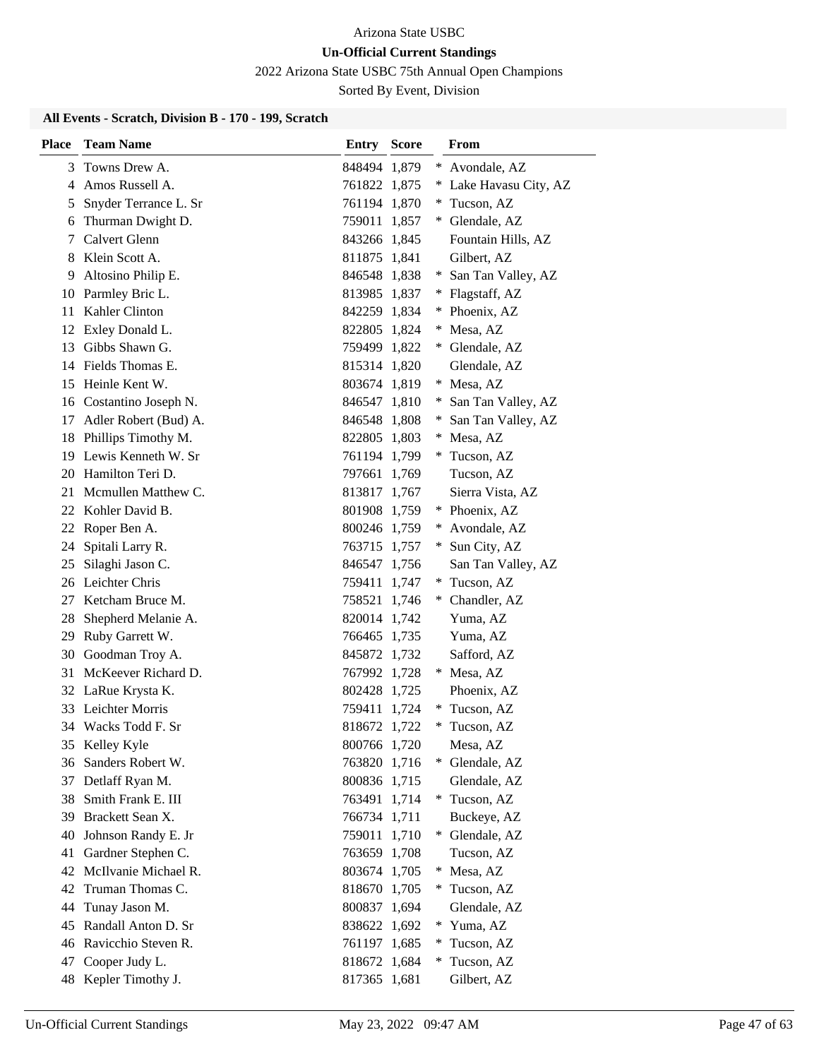Arizona State USBC

**Un-Official Current Standings**

2022 Arizona State USBC 75th Annual Open Champions

Sorted By Event, Division

### All Events - Scratch, Division B - 170 - 199, Scratch

| Place | Team Name | Entry | Score | | From |
|---|---|---|---|---|---|
| 3 | Towns Drew A. | 848494 | 1,879 | * | Avondale, AZ |
| 4 | Amos Russell A. | 761822 | 1,875 | * | Lake Havasu City, AZ |
| 5 | Snyder Terrance L. Sr | 761194 | 1,870 | * | Tucson, AZ |
| 6 | Thurman Dwight D. | 759011 | 1,857 | * | Glendale, AZ |
| 7 | Calvert Glenn | 843266 | 1,845 | | Fountain Hills, AZ |
| 8 | Klein Scott A. | 811875 | 1,841 | | Gilbert, AZ |
| 9 | Altosino Philip E. | 846548 | 1,838 | * | San Tan Valley, AZ |
| 10 | Parmley Bric L. | 813985 | 1,837 | * | Flagstaff, AZ |
| 11 | Kahler Clinton | 842259 | 1,834 | * | Phoenix, AZ |
| 12 | Exley Donald L. | 822805 | 1,824 | * | Mesa, AZ |
| 13 | Gibbs Shawn G. | 759499 | 1,822 | * | Glendale, AZ |
| 14 | Fields Thomas E. | 815314 | 1,820 | | Glendale, AZ |
| 15 | Heinle Kent W. | 803674 | 1,819 | * | Mesa, AZ |
| 16 | Costantino Joseph N. | 846547 | 1,810 | * | San Tan Valley, AZ |
| 17 | Adler Robert (Bud) A. | 846548 | 1,808 | * | San Tan Valley, AZ |
| 18 | Phillips Timothy M. | 822805 | 1,803 | * | Mesa, AZ |
| 19 | Lewis Kenneth W. Sr | 761194 | 1,799 | * | Tucson, AZ |
| 20 | Hamilton Teri D. | 797661 | 1,769 | | Tucson, AZ |
| 21 | Mcmullen Matthew C. | 813817 | 1,767 | | Sierra Vista, AZ |
| 22 | Kohler David B. | 801908 | 1,759 | * | Phoenix, AZ |
| 22 | Roper Ben A. | 800246 | 1,759 | * | Avondale, AZ |
| 24 | Spitali Larry R. | 763715 | 1,757 | * | Sun City, AZ |
| 25 | Silaghi Jason C. | 846547 | 1,756 | | San Tan Valley, AZ |
| 26 | Leichter Chris | 759411 | 1,747 | * | Tucson, AZ |
| 27 | Ketcham Bruce M. | 758521 | 1,746 | * | Chandler, AZ |
| 28 | Shepherd Melanie A. | 820014 | 1,742 | | Yuma, AZ |
| 29 | Ruby Garrett W. | 766465 | 1,735 | | Yuma, AZ |
| 30 | Goodman Troy A. | 845872 | 1,732 | | Safford, AZ |
| 31 | McKeever Richard D. | 767992 | 1,728 | * | Mesa, AZ |
| 32 | LaRue Krysta K. | 802428 | 1,725 | | Phoenix, AZ |
| 33 | Leichter Morris | 759411 | 1,724 | * | Tucson, AZ |
| 34 | Wacks Todd F. Sr | 818672 | 1,722 | * | Tucson, AZ |
| 35 | Kelley Kyle | 800766 | 1,720 | | Mesa, AZ |
| 36 | Sanders Robert W. | 763820 | 1,716 | * | Glendale, AZ |
| 37 | Detlaff Ryan M. | 800836 | 1,715 | | Glendale, AZ |
| 38 | Smith Frank E. III | 763491 | 1,714 | * | Tucson, AZ |
| 39 | Brackett Sean X. | 766734 | 1,711 | | Buckeye, AZ |
| 40 | Johnson Randy E. Jr | 759011 | 1,710 | * | Glendale, AZ |
| 41 | Gardner Stephen C. | 763659 | 1,708 | | Tucson, AZ |
| 42 | McIlvanie Michael R. | 803674 | 1,705 | * | Mesa, AZ |
| 42 | Truman Thomas C. | 818670 | 1,705 | * | Tucson, AZ |
| 44 | Tunay Jason M. | 800837 | 1,694 | | Glendale, AZ |
| 45 | Randall Anton D. Sr | 838622 | 1,692 | * | Yuma, AZ |
| 46 | Ravicchio Steven R. | 761197 | 1,685 | * | Tucson, AZ |
| 47 | Cooper Judy L. | 818672 | 1,684 | * | Tucson, AZ |
| 48 | Kepler Timothy J. | 817365 | 1,681 | | Gilbert, AZ |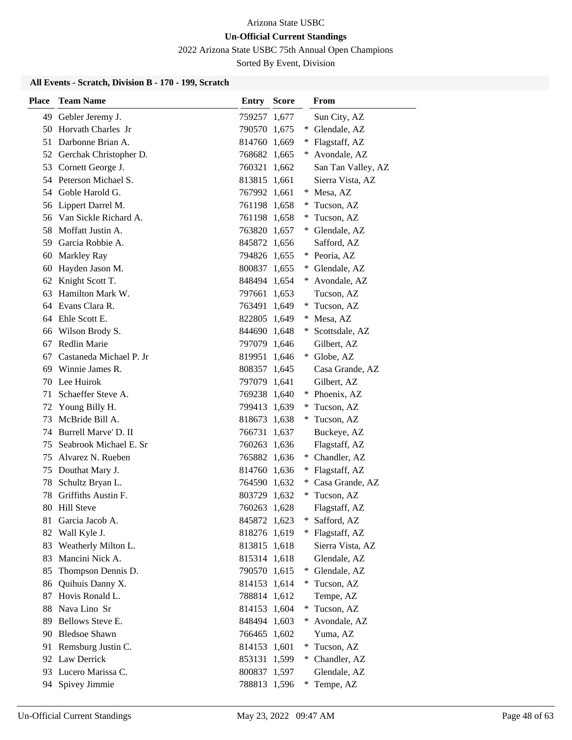Arizona State USBC

**Un-Official Current Standings**

2022 Arizona State USBC 75th Annual Open Champions

Sorted By Event, Division

### All Events - Scratch, Division B - 170 - 199, Scratch

| Place | Team Name | Entry | Score | | From |
|---|---|---|---|---|---|
| 49 | Gebler Jeremy J. | 759257 | 1,677 | | Sun City, AZ |
| 50 | Horvath Charles Jr | 790570 | 1,675 | * | Glendale, AZ |
| 51 | Darbonne Brian A. | 814760 | 1,669 | * | Flagstaff, AZ |
| 52 | Gerchak Christopher D. | 768682 | 1,665 | * | Avondale, AZ |
| 53 | Cornett George J. | 760321 | 1,662 | | San Tan Valley, AZ |
| 54 | Peterson Michael S. | 813815 | 1,661 | | Sierra Vista, AZ |
| 54 | Goble Harold G. | 767992 | 1,661 | * | Mesa, AZ |
| 56 | Lippert Darrel M. | 761198 | 1,658 | * | Tucson, AZ |
| 56 | Van Sickle Richard A. | 761198 | 1,658 | * | Tucson, AZ |
| 58 | Moffatt Justin A. | 763820 | 1,657 | * | Glendale, AZ |
| 59 | Garcia Robbie A. | 845872 | 1,656 | | Safford, AZ |
| 60 | Markley Ray | 794826 | 1,655 | * | Peoria, AZ |
| 60 | Hayden Jason M. | 800837 | 1,655 | * | Glendale, AZ |
| 62 | Knight Scott T. | 848494 | 1,654 | * | Avondale, AZ |
| 63 | Hamilton Mark W. | 797661 | 1,653 | | Tucson, AZ |
| 64 | Evans Clara R. | 763491 | 1,649 | * | Tucson, AZ |
| 64 | Ehle Scott E. | 822805 | 1,649 | * | Mesa, AZ |
| 66 | Wilson Brody S. | 844690 | 1,648 | * | Scottsdale, AZ |
| 67 | Redlin Marie | 797079 | 1,646 | | Gilbert, AZ |
| 67 | Castaneda Michael P. Jr | 819951 | 1,646 | * | Globe, AZ |
| 69 | Winnie James R. | 808357 | 1,645 | | Casa Grande, AZ |
| 70 | Lee Huirok | 797079 | 1,641 | | Gilbert, AZ |
| 71 | Schaeffer Steve A. | 769238 | 1,640 | * | Phoenix, AZ |
| 72 | Young Billy H. | 799413 | 1,639 | * | Tucson, AZ |
| 73 | McBride Bill A. | 818673 | 1,638 | * | Tucson, AZ |
| 74 | Burrell Marve' D. II | 766731 | 1,637 | | Buckeye, AZ |
| 75 | Seabrook Michael E. Sr | 760263 | 1,636 | | Flagstaff, AZ |
| 75 | Alvarez N. Rueben | 765882 | 1,636 | * | Chandler, AZ |
| 75 | Douthat Mary J. | 814760 | 1,636 | * | Flagstaff, AZ |
| 78 | Schultz Bryan L. | 764590 | 1,632 | * | Casa Grande, AZ |
| 78 | Griffiths Austin F. | 803729 | 1,632 | * | Tucson, AZ |
| 80 | Hill Steve | 760263 | 1,628 | | Flagstaff, AZ |
| 81 | Garcia Jacob A. | 845872 | 1,623 | * | Safford, AZ |
| 82 | Wall Kyle J. | 818276 | 1,619 | * | Flagstaff, AZ |
| 83 | Weatherly Milton L. | 813815 | 1,618 | | Sierra Vista, AZ |
| 83 | Mancini Nick A. | 815314 | 1,618 | | Glendale, AZ |
| 85 | Thompson Dennis D. | 790570 | 1,615 | * | Glendale, AZ |
| 86 | Quihuis Danny X. | 814153 | 1,614 | * | Tucson, AZ |
| 87 | Hovis Ronald L. | 788814 | 1,612 | | Tempe, AZ |
| 88 | Nava Lino Sr | 814153 | 1,604 | * | Tucson, AZ |
| 89 | Bellows Steve E. | 848494 | 1,603 | * | Avondale, AZ |
| 90 | Bledsoe Shawn | 766465 | 1,602 | | Yuma, AZ |
| 91 | Remsburg Justin C. | 814153 | 1,601 | * | Tucson, AZ |
| 92 | Law Derrick | 853131 | 1,599 | * | Chandler, AZ |
| 93 | Lucero Marissa C. | 800837 | 1,597 | | Glendale, AZ |
| 94 | Spivey Jimmie | 788813 | 1,596 | * | Tempe, AZ |

Un-Official Current Standings May 23, 2022 09:47 AM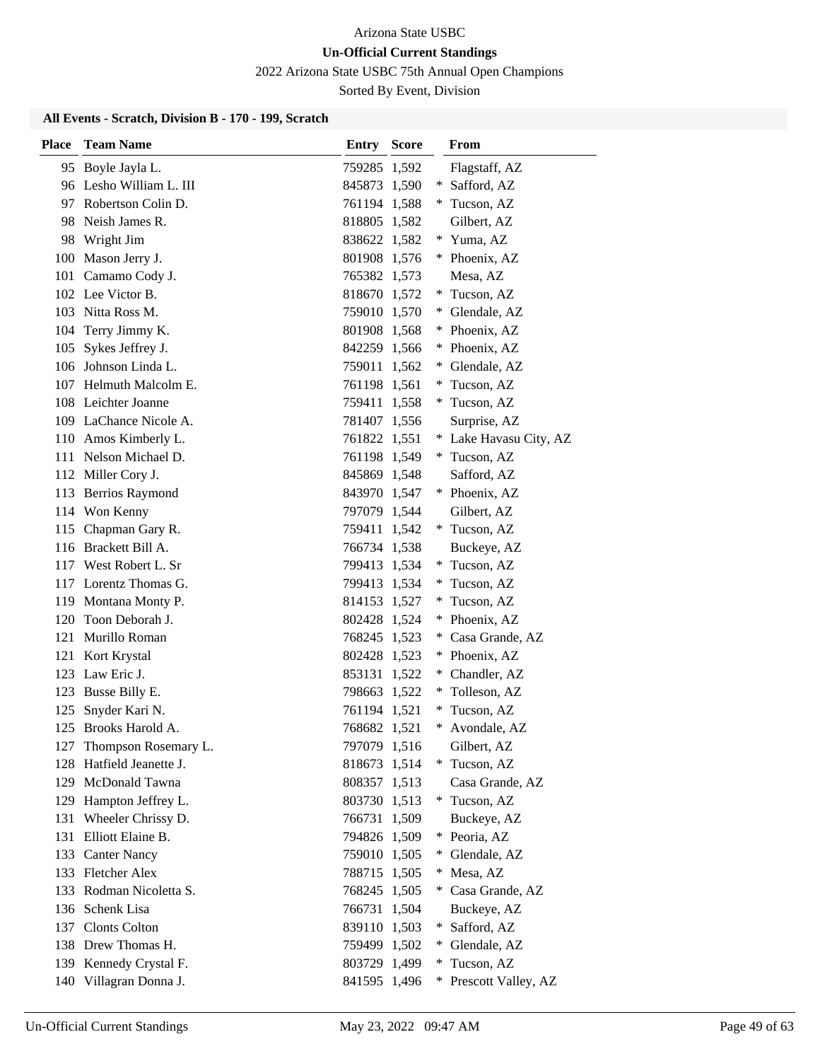Arizona State USBC

**Un-Official Current Standings**

2022 Arizona State USBC 75th Annual Open Champions

Sorted By Event, Division

### All Events - Scratch, Division B - 170 - 199, Scratch

| Place | Team Name | Entry | Score | | From |
|---|---|---|---|---|---|
| 95 | Boyle Jayla L. | 759285 | 1,592 | | Flagstaff, AZ |
| 96 | Lesho William L. III | 845873 | 1,590 | * | Safford, AZ |
| 97 | Robertson Colin D. | 761194 | 1,588 | * | Tucson, AZ |
| 98 | Neish James R. | 818805 | 1,582 | | Gilbert, AZ |
| 98 | Wright Jim | 838622 | 1,582 | * | Yuma, AZ |
| 100 | Mason Jerry J. | 801908 | 1,576 | * | Phoenix, AZ |
| 101 | Camamo Cody J. | 765382 | 1,573 | | Mesa, AZ |
| 102 | Lee Victor B. | 818670 | 1,572 | * | Tucson, AZ |
| 103 | Nitta Ross M. | 759010 | 1,570 | * | Glendale, AZ |
| 104 | Terry Jimmy K. | 801908 | 1,568 | * | Phoenix, AZ |
| 105 | Sykes Jeffrey J. | 842259 | 1,566 | * | Phoenix, AZ |
| 106 | Johnson Linda L. | 759011 | 1,562 | * | Glendale, AZ |
| 107 | Helmuth Malcolm E. | 761198 | 1,561 | * | Tucson, AZ |
| 108 | Leichter Joanne | 759411 | 1,558 | * | Tucson, AZ |
| 109 | LaChance Nicole A. | 781407 | 1,556 | | Surprise, AZ |
| 110 | Amos Kimberly L. | 761822 | 1,551 | * | Lake Havasu City, AZ |
| 111 | Nelson Michael D. | 761198 | 1,549 | * | Tucson, AZ |
| 112 | Miller Cory J. | 845869 | 1,548 | | Safford, AZ |
| 113 | Berrios Raymond | 843970 | 1,547 | * | Phoenix, AZ |
| 114 | Won Kenny | 797079 | 1,544 | | Gilbert, AZ |
| 115 | Chapman Gary R. | 759411 | 1,542 | * | Tucson, AZ |
| 116 | Brackett Bill A. | 766734 | 1,538 | | Buckeye, AZ |
| 117 | West Robert L. Sr | 799413 | 1,534 | * | Tucson, AZ |
| 117 | Lorentz Thomas G. | 799413 | 1,534 | * | Tucson, AZ |
| 119 | Montana Monty P. | 814153 | 1,527 | * | Tucson, AZ |
| 120 | Toon Deborah J. | 802428 | 1,524 | * | Phoenix, AZ |
| 121 | Murillo Roman | 768245 | 1,523 | * | Casa Grande, AZ |
| 121 | Kort Krystal | 802428 | 1,523 | * | Phoenix, AZ |
| 123 | Law Eric J. | 853131 | 1,522 | * | Chandler, AZ |
| 123 | Busse Billy E. | 798663 | 1,522 | * | Tolleson, AZ |
| 125 | Snyder Kari N. | 761194 | 1,521 | * | Tucson, AZ |
| 125 | Brooks Harold A. | 768682 | 1,521 | * | Avondale, AZ |
| 127 | Thompson Rosemary L. | 797079 | 1,516 | | Gilbert, AZ |
| 128 | Hatfield Jeanette J. | 818673 | 1,514 | * | Tucson, AZ |
| 129 | McDonald Tawna | 808357 | 1,513 | | Casa Grande, AZ |
| 129 | Hampton Jeffrey L. | 803730 | 1,513 | * | Tucson, AZ |
| 131 | Wheeler Chrissy D. | 766731 | 1,509 | | Buckeye, AZ |
| 131 | Elliott Elaine B. | 794826 | 1,509 | * | Peoria, AZ |
| 133 | Canter Nancy | 759010 | 1,505 | * | Glendale, AZ |
| 133 | Fletcher Alex | 788715 | 1,505 | * | Mesa, AZ |
| 133 | Rodman Nicoletta S. | 768245 | 1,505 | * | Casa Grande, AZ |
| 136 | Schenk Lisa | 766731 | 1,504 | | Buckeye, AZ |
| 137 | Clonts Colton | 839110 | 1,503 | * | Safford, AZ |
| 138 | Drew Thomas H. | 759499 | 1,502 | * | Glendale, AZ |
| 139 | Kennedy Crystal F. | 803729 | 1,499 | * | Tucson, AZ |
| 140 | Villagran Donna J. | 841595 | 1,496 | * | Prescott Valley, AZ |

Un-Official Current Standings May 23, 2022 09:47 AM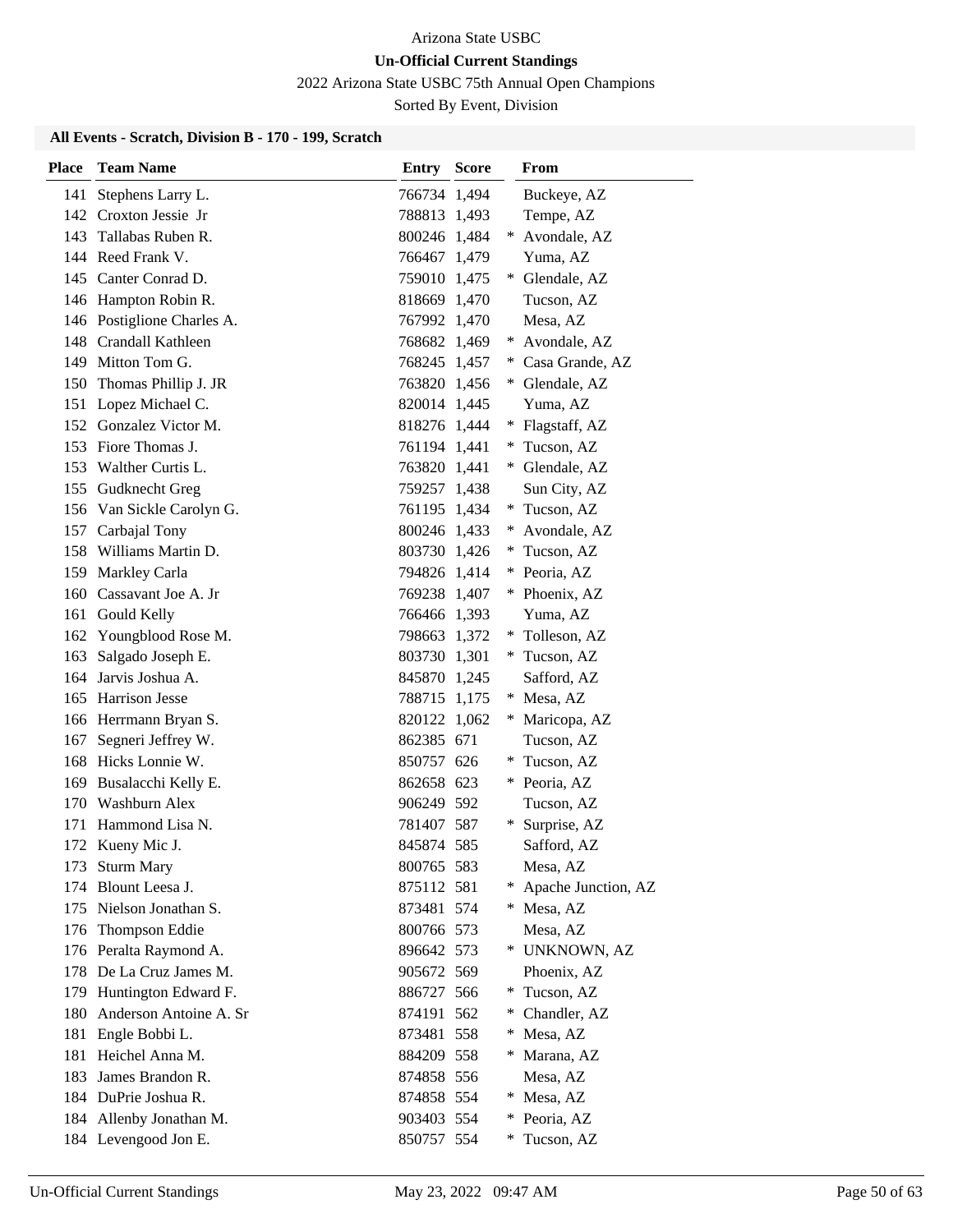Arizona State USBC

**Un-Official Current Standings**

2022 Arizona State USBC 75th Annual Open Champions

Sorted By Event, Division

### All Events - Scratch, Division B - 170 - 199, Scratch

| Place | Team Name | Entry | Score | | From |
|---|---|---|---|---|---|
| 141 | Stephens Larry L. | 766734 | 1,494 | | Buckeye, AZ |
| 142 | Croxton Jessie Jr | 788813 | 1,493 | | Tempe, AZ |
| 143 | Tallabas Ruben R. | 800246 | 1,484 | * | Avondale, AZ |
| 144 | Reed Frank V. | 766467 | 1,479 | | Yuma, AZ |
| 145 | Canter Conrad D. | 759010 | 1,475 | * | Glendale, AZ |
| 146 | Hampton Robin R. | 818669 | 1,470 | | Tucson, AZ |
| 146 | Postiglione Charles A. | 767992 | 1,470 | | Mesa, AZ |
| 148 | Crandall Kathleen | 768682 | 1,469 | * | Avondale, AZ |
| 149 | Mitton Tom G. | 768245 | 1,457 | * | Casa Grande, AZ |
| 150 | Thomas Phillip J. JR | 763820 | 1,456 | * | Glendale, AZ |
| 151 | Lopez Michael C. | 820014 | 1,445 | | Yuma, AZ |
| 152 | Gonzalez Victor M. | 818276 | 1,444 | * | Flagstaff, AZ |
| 153 | Fiore Thomas J. | 761194 | 1,441 | * | Tucson, AZ |
| 153 | Walther Curtis L. | 763820 | 1,441 | * | Glendale, AZ |
| 155 | Gudknecht Greg | 759257 | 1,438 | | Sun City, AZ |
| 156 | Van Sickle Carolyn G. | 761195 | 1,434 | * | Tucson, AZ |
| 157 | Carbajal Tony | 800246 | 1,433 | * | Avondale, AZ |
| 158 | Williams Martin D. | 803730 | 1,426 | * | Tucson, AZ |
| 159 | Markley Carla | 794826 | 1,414 | * | Peoria, AZ |
| 160 | Cassavant Joe A. Jr | 769238 | 1,407 | * | Phoenix, AZ |
| 161 | Gould Kelly | 766466 | 1,393 | | Yuma, AZ |
| 162 | Youngblood Rose M. | 798663 | 1,372 | * | Tolleson, AZ |
| 163 | Salgado Joseph E. | 803730 | 1,301 | * | Tucson, AZ |
| 164 | Jarvis Joshua A. | 845870 | 1,245 | | Safford, AZ |
| 165 | Harrison Jesse | 788715 | 1,175 | * | Mesa, AZ |
| 166 | Herrmann Bryan S. | 820122 | 1,062 | * | Maricopa, AZ |
| 167 | Segneri Jeffrey W. | 862385 | 671 | | Tucson, AZ |
| 168 | Hicks Lonnie W. | 850757 | 626 | * | Tucson, AZ |
| 169 | Busalacchi Kelly E. | 862658 | 623 | * | Peoria, AZ |
| 170 | Washburn Alex | 906249 | 592 | | Tucson, AZ |
| 171 | Hammond Lisa N. | 781407 | 587 | * | Surprise, AZ |
| 172 | Kueny Mic J. | 845874 | 585 | | Safford, AZ |
| 173 | Sturm Mary | 800765 | 583 | | Mesa, AZ |
| 174 | Blount Leesa J. | 875112 | 581 | * | Apache Junction, AZ |
| 175 | Nielson Jonathan S. | 873481 | 574 | * | Mesa, AZ |
| 176 | Thompson Eddie | 800766 | 573 | | Mesa, AZ |
| 176 | Peralta Raymond A. | 896642 | 573 | * | UNKNOWN, AZ |
| 178 | De La Cruz James M. | 905672 | 569 | | Phoenix, AZ |
| 179 | Huntington Edward F. | 886727 | 566 | * | Tucson, AZ |
| 180 | Anderson Antoine A. Sr | 874191 | 562 | * | Chandler, AZ |
| 181 | Engle Bobbi L. | 873481 | 558 | * | Mesa, AZ |
| 181 | Heichel Anna M. | 884209 | 558 | * | Marana, AZ |
| 183 | James Brandon R. | 874858 | 556 | | Mesa, AZ |
| 184 | DuPrie Joshua R. | 874858 | 554 | * | Mesa, AZ |
| 184 | Allenby Jonathan M. | 903403 | 554 | * | Peoria, AZ |
| 184 | Levengood Jon E. | 850757 | 554 | * | Tucson, AZ |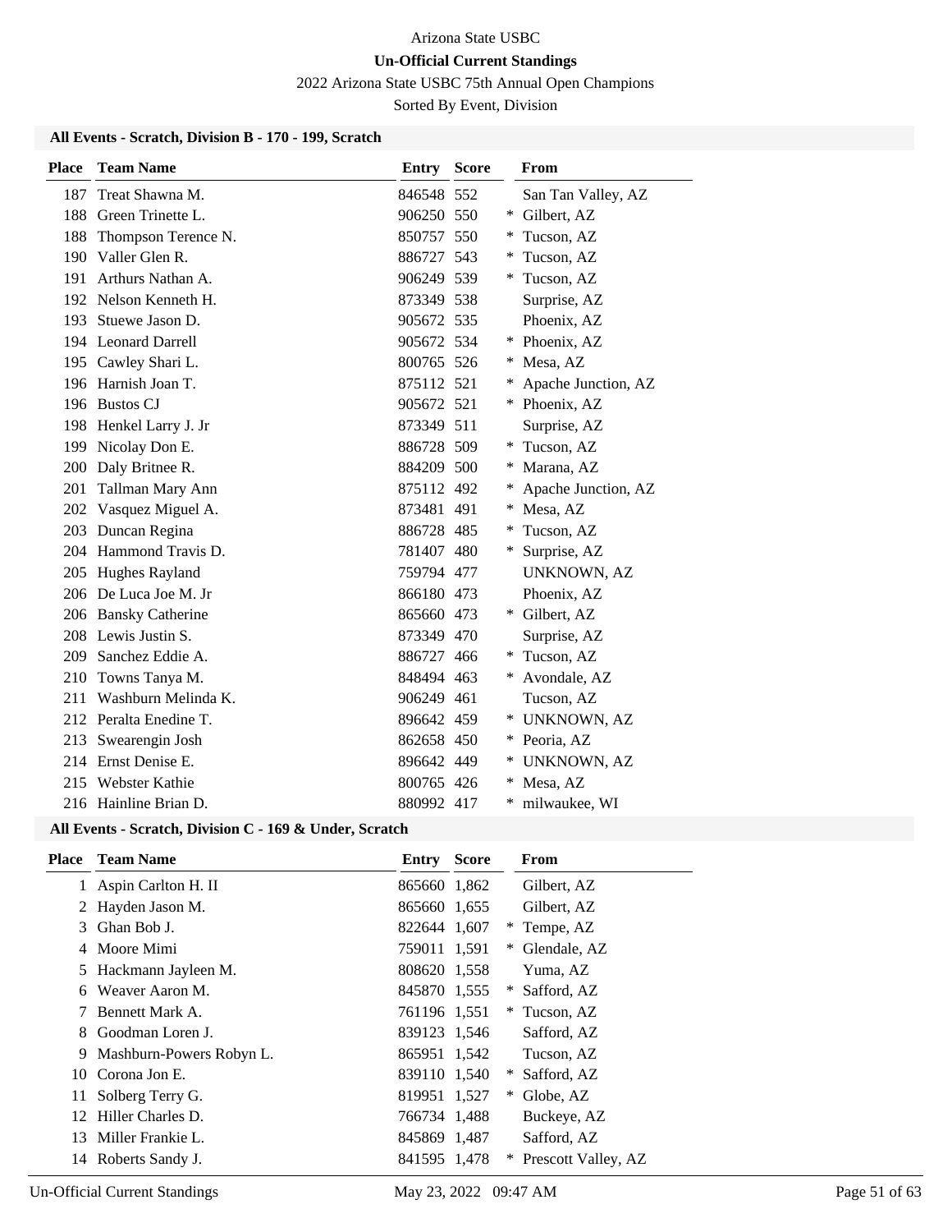Arizona State USBC

**Un-Official Current Standings**

2022 Arizona State USBC 75th Annual Open Champions

Sorted By Event, Division

### All Events - Scratch, Division B - 170 - 199, Scratch

| Place | Team Name | Entry | Score | | From |
|---|---|---|---|---|---|
| 187 | Treat Shawna M. | 846548 | 552 | | San Tan Valley, AZ |
| 188 | Green Trinette L. | 906250 | 550 | * | Gilbert, AZ |
| 188 | Thompson Terence N. | 850757 | 550 | * | Tucson, AZ |
| 190 | Valler Glen R. | 886727 | 543 | * | Tucson, AZ |
| 191 | Arthurs Nathan A. | 906249 | 539 | * | Tucson, AZ |
| 192 | Nelson Kenneth H. | 873349 | 538 | | Surprise, AZ |
| 193 | Stuewe Jason D. | 905672 | 535 | | Phoenix, AZ |
| 194 | Leonard Darrell | 905672 | 534 | * | Phoenix, AZ |
| 195 | Cawley Shari L. | 800765 | 526 | * | Mesa, AZ |
| 196 | Harnish Joan T. | 875112 | 521 | * | Apache Junction, AZ |
| 196 | Bustos CJ | 905672 | 521 | * | Phoenix, AZ |
| 198 | Henkel Larry J. Jr | 873349 | 511 | | Surprise, AZ |
| 199 | Nicolay Don E. | 886728 | 509 | * | Tucson, AZ |
| 200 | Daly Britnee R. | 884209 | 500 | * | Marana, AZ |
| 201 | Tallman Mary Ann | 875112 | 492 | * | Apache Junction, AZ |
| 202 | Vasquez Miguel A. | 873481 | 491 | * | Mesa, AZ |
| 203 | Duncan Regina | 886728 | 485 | * | Tucson, AZ |
| 204 | Hammond Travis D. | 781407 | 480 | * | Surprise, AZ |
| 205 | Hughes Rayland | 759794 | 477 | | UNKNOWN, AZ |
| 206 | De Luca Joe M. Jr | 866180 | 473 | | Phoenix, AZ |
| 206 | Bansky Catherine | 865660 | 473 | * | Gilbert, AZ |
| 208 | Lewis Justin S. | 873349 | 470 | | Surprise, AZ |
| 209 | Sanchez Eddie A. | 886727 | 466 | * | Tucson, AZ |
| 210 | Towns Tanya M. | 848494 | 463 | * | Avondale, AZ |
| 211 | Washburn Melinda K. | 906249 | 461 | | Tucson, AZ |
| 212 | Peralta Enedine T. | 896642 | 459 | * | UNKNOWN, AZ |
| 213 | Swearengin Josh | 862658 | 450 | * | Peoria, AZ |
| 214 | Ernst Denise E. | 896642 | 449 | * | UNKNOWN, AZ |
| 215 | Webster Kathie | 800765 | 426 | * | Mesa, AZ |
| 216 | Hainline Brian D. | 880992 | 417 | * | milwaukee, WI |

### All Events - Scratch, Division C - 169 & Under, Scratch

| Place | Team Name | Entry | Score | | From |
|---|---|---|---|---|---|
| 1 | Aspin Carlton H. II | 865660 | 1,862 | | Gilbert, AZ |
| 2 | Hayden Jason M. | 865660 | 1,655 | | Gilbert, AZ |
| 3 | Ghan Bob J. | 822644 | 1,607 | * | Tempe, AZ |
| 4 | Moore Mimi | 759011 | 1,591 | * | Glendale, AZ |
| 5 | Hackmann Jayleen M. | 808620 | 1,558 | | Yuma, AZ |
| 6 | Weaver Aaron M. | 845870 | 1,555 | * | Safford, AZ |
| 7 | Bennett Mark A. | 761196 | 1,551 | * | Tucson, AZ |
| 8 | Goodman Loren J. | 839123 | 1,546 | | Safford, AZ |
| 9 | Mashburn-Powers Robyn L. | 865951 | 1,542 | | Tucson, AZ |
| 10 | Corona Jon E. | 839110 | 1,540 | * | Safford, AZ |
| 11 | Solberg Terry G. | 819951 | 1,527 | * | Globe, AZ |
| 12 | Hiller Charles D. | 766734 | 1,488 | | Buckeye, AZ |
| 13 | Miller Frankie L. | 845869 | 1,487 | | Safford, AZ |
| 14 | Roberts Sandy J. | 841595 | 1,478 | * | Prescott Valley, AZ |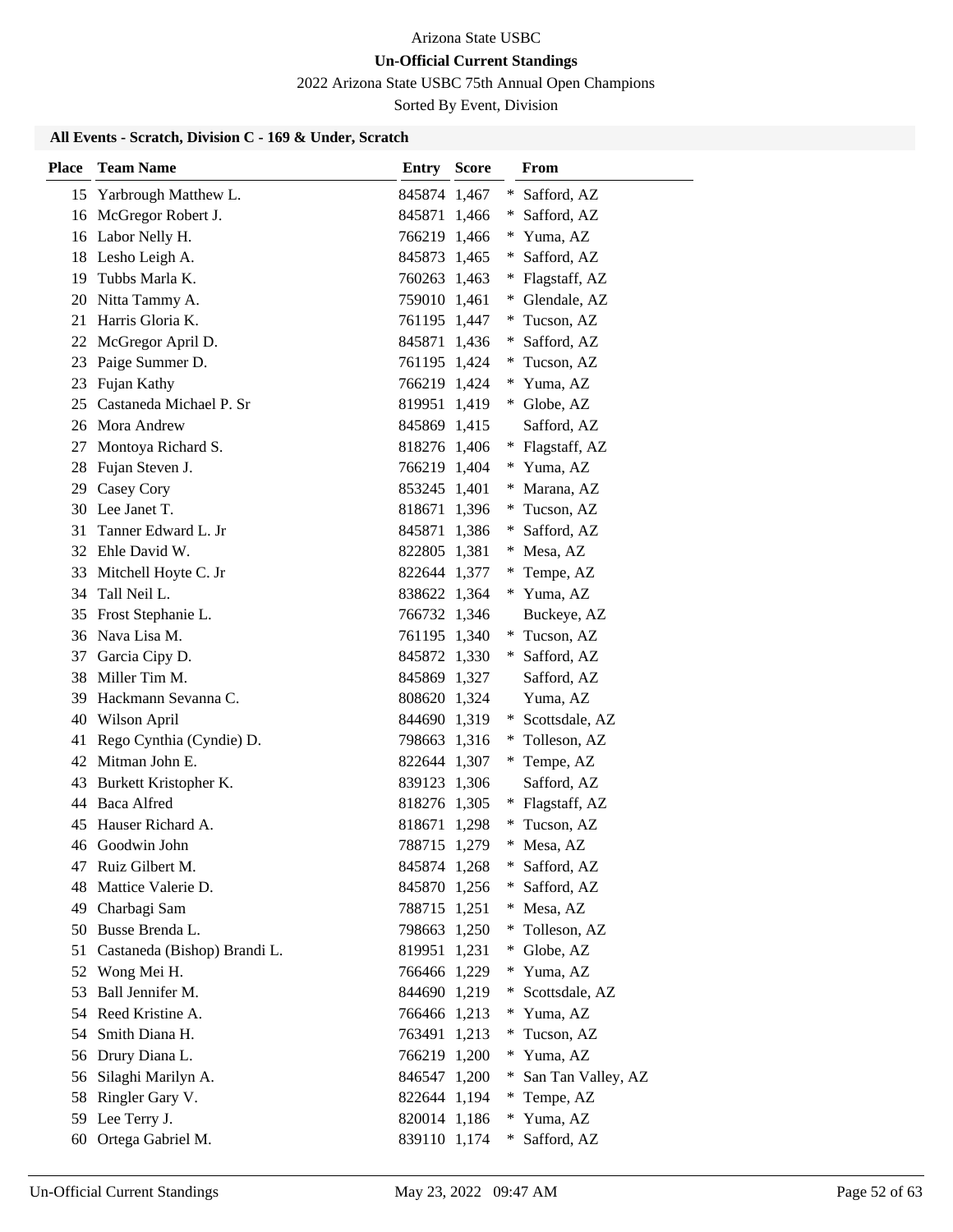Arizona State USBC

**Un-Official Current Standings**

2022 Arizona State USBC 75th Annual Open Champions

Sorted By Event, Division

### All Events - Scratch, Division C - 169 & Under, Scratch

| Place | Team Name | Entry | Score | | From |
|---|---|---|---|---|---|
| 15 | Yarbrough Matthew L. | 845874 | 1,467 | * | Safford, AZ |
| 16 | McGregor Robert J. | 845871 | 1,466 | * | Safford, AZ |
| 16 | Labor Nelly H. | 766219 | 1,466 | * | Yuma, AZ |
| 18 | Lesho Leigh A. | 845873 | 1,465 | * | Safford, AZ |
| 19 | Tubbs Marla K. | 760263 | 1,463 | * | Flagstaff, AZ |
| 20 | Nitta Tammy A. | 759010 | 1,461 | * | Glendale, AZ |
| 21 | Harris Gloria K. | 761195 | 1,447 | * | Tucson, AZ |
| 22 | McGregor April D. | 845871 | 1,436 | * | Safford, AZ |
| 23 | Paige Summer D. | 761195 | 1,424 | * | Tucson, AZ |
| 23 | Fujan Kathy | 766219 | 1,424 | * | Yuma, AZ |
| 25 | Castaneda Michael P. Sr | 819951 | 1,419 | * | Globe, AZ |
| 26 | Mora Andrew | 845869 | 1,415 | | Safford, AZ |
| 27 | Montoya Richard S. | 818276 | 1,406 | * | Flagstaff, AZ |
| 28 | Fujan Steven J. | 766219 | 1,404 | * | Yuma, AZ |
| 29 | Casey Cory | 853245 | 1,401 | * | Marana, AZ |
| 30 | Lee Janet T. | 818671 | 1,396 | * | Tucson, AZ |
| 31 | Tanner Edward L. Jr | 845871 | 1,386 | * | Safford, AZ |
| 32 | Ehle David W. | 822805 | 1,381 | * | Mesa, AZ |
| 33 | Mitchell Hoyte C. Jr | 822644 | 1,377 | * | Tempe, AZ |
| 34 | Tall Neil L. | 838622 | 1,364 | * | Yuma, AZ |
| 35 | Frost Stephanie L. | 766732 | 1,346 | | Buckeye, AZ |
| 36 | Nava Lisa M. | 761195 | 1,340 | * | Tucson, AZ |
| 37 | Garcia Cipy D. | 845872 | 1,330 | * | Safford, AZ |
| 38 | Miller Tim M. | 845869 | 1,327 | | Safford, AZ |
| 39 | Hackmann Sevanna C. | 808620 | 1,324 | | Yuma, AZ |
| 40 | Wilson April | 844690 | 1,319 | * | Scottsdale, AZ |
| 41 | Rego Cynthia (Cyndie) D. | 798663 | 1,316 | * | Tolleson, AZ |
| 42 | Mitman John E. | 822644 | 1,307 | * | Tempe, AZ |
| 43 | Burkett Kristopher K. | 839123 | 1,306 | | Safford, AZ |
| 44 | Baca Alfred | 818276 | 1,305 | * | Flagstaff, AZ |
| 45 | Hauser Richard A. | 818671 | 1,298 | * | Tucson, AZ |
| 46 | Goodwin John | 788715 | 1,279 | * | Mesa, AZ |
| 47 | Ruiz Gilbert M. | 845874 | 1,268 | * | Safford, AZ |
| 48 | Mattice Valerie D. | 845870 | 1,256 | * | Safford, AZ |
| 49 | Charbagi Sam | 788715 | 1,251 | * | Mesa, AZ |
| 50 | Busse Brenda L. | 798663 | 1,250 | * | Tolleson, AZ |
| 51 | Castaneda (Bishop) Brandi L. | 819951 | 1,231 | * | Globe, AZ |
| 52 | Wong Mei H. | 766466 | 1,229 | * | Yuma, AZ |
| 53 | Ball Jennifer M. | 844690 | 1,219 | * | Scottsdale, AZ |
| 54 | Reed Kristine A. | 766466 | 1,213 | * | Yuma, AZ |
| 54 | Smith Diana H. | 763491 | 1,213 | * | Tucson, AZ |
| 56 | Drury Diana L. | 766219 | 1,200 | * | Yuma, AZ |
| 56 | Silaghi Marilyn A. | 846547 | 1,200 | * | San Tan Valley, AZ |
| 58 | Ringler Gary V. | 822644 | 1,194 | * | Tempe, AZ |
| 59 | Lee Terry J. | 820014 | 1,186 | * | Yuma, AZ |
| 60 | Ortega Gabriel M. | 839110 | 1,174 | * | Safford, AZ |

Un-Official Current Standings May 23, 2022 09:47 AM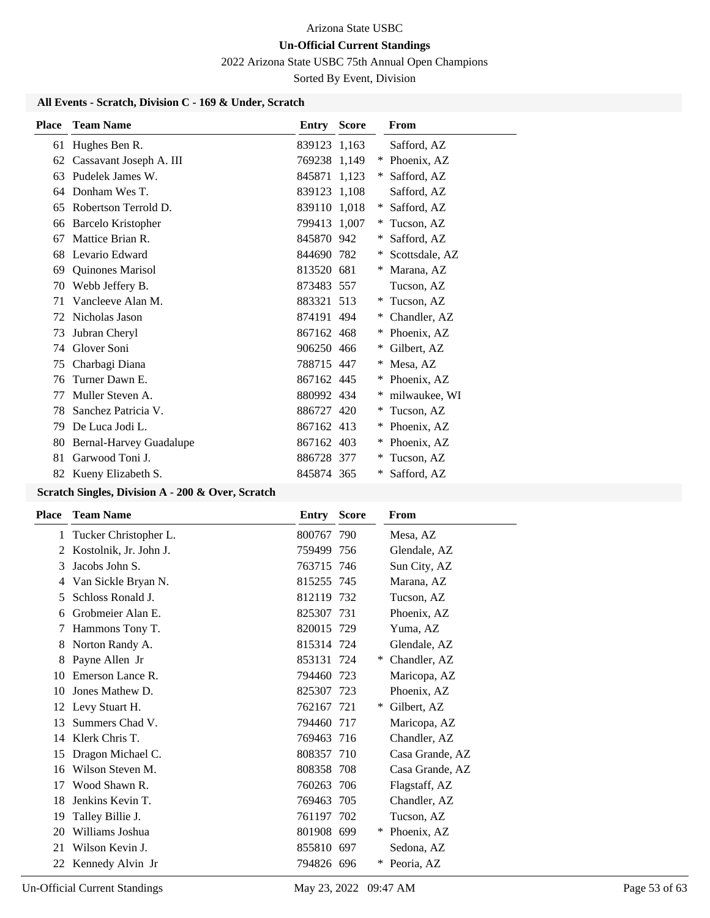Arizona State USBC

**Un-Official Current Standings**

2022 Arizona State USBC 75th Annual Open Champions

Sorted By Event, Division

### All Events - Scratch, Division C - 169 & Under, Scratch

| Place | Team Name | Entry | Score | | From |
|---|---|---|---|---|---|
| 61 | Hughes Ben R. | 839123 | 1,163 | | Safford, AZ |
| 62 | Cassavant Joseph A. III | 769238 | 1,149 | * | Phoenix, AZ |
| 63 | Pudelek James W. | 845871 | 1,123 | * | Safford, AZ |
| 64 | Donham Wes T. | 839123 | 1,108 | | Safford, AZ |
| 65 | Robertson Terrold D. | 839110 | 1,018 | * | Safford, AZ |
| 66 | Barcelo Kristopher | 799413 | 1,007 | * | Tucson, AZ |
| 67 | Mattice Brian R. | 845870 | 942 | * | Safford, AZ |
| 68 | Levario Edward | 844690 | 782 | * | Scottsdale, AZ |
| 69 | Quinones Marisol | 813520 | 681 | * | Marana, AZ |
| 70 | Webb Jeffery B. | 873483 | 557 | | Tucson, AZ |
| 71 | Vancleeve Alan M. | 883321 | 513 | * | Tucson, AZ |
| 72 | Nicholas Jason | 874191 | 494 | * | Chandler, AZ |
| 73 | Jubran Cheryl | 867162 | 468 | * | Phoenix, AZ |
| 74 | Glover Soni | 906250 | 466 | * | Gilbert, AZ |
| 75 | Charbagi Diana | 788715 | 447 | * | Mesa, AZ |
| 76 | Turner Dawn E. | 867162 | 445 | * | Phoenix, AZ |
| 77 | Muller Steven A. | 880992 | 434 | * | milwaukee, WI |
| 78 | Sanchez Patricia V. | 886727 | 420 | * | Tucson, AZ |
| 79 | De Luca Jodi L. | 867162 | 413 | * | Phoenix, AZ |
| 80 | Bernal-Harvey Guadalupe | 867162 | 403 | * | Phoenix, AZ |
| 81 | Garwood Toni J. | 886728 | 377 | * | Tucson, AZ |
| 82 | Kueny Elizabeth S. | 845874 | 365 | * | Safford, AZ |

### Scratch Singles, Division A - 200 & Over, Scratch

| Place | Team Name | Entry | Score | | From |
|---|---|---|---|---|---|
| 1 | Tucker Christopher L. | 800767 | 790 | | Mesa, AZ |
| 2 | Kostolnik, Jr. John J. | 759499 | 756 | | Glendale, AZ |
| 3 | Jacobs John S. | 763715 | 746 | | Sun City, AZ |
| 4 | Van Sickle Bryan N. | 815255 | 745 | | Marana, AZ |
| 5 | Schloss Ronald J. | 812119 | 732 | | Tucson, AZ |
| 6 | Grobmeier Alan E. | 825307 | 731 | | Phoenix, AZ |
| 7 | Hammons Tony T. | 820015 | 729 | | Yuma, AZ |
| 8 | Norton Randy A. | 815314 | 724 | | Glendale, AZ |
| 8 | Payne Allen Jr | 853131 | 724 | * | Chandler, AZ |
| 10 | Emerson Lance R. | 794460 | 723 | | Maricopa, AZ |
| 10 | Jones Mathew D. | 825307 | 723 | | Phoenix, AZ |
| 12 | Levy Stuart H. | 762167 | 721 | * | Gilbert, AZ |
| 13 | Summers Chad V. | 794460 | 717 | | Maricopa, AZ |
| 14 | Klerk Chris T. | 769463 | 716 | | Chandler, AZ |
| 15 | Dragon Michael C. | 808357 | 710 | | Casa Grande, AZ |
| 16 | Wilson Steven M. | 808358 | 708 | | Casa Grande, AZ |
| 17 | Wood Shawn R. | 760263 | 706 | | Flagstaff, AZ |
| 18 | Jenkins Kevin T. | 769463 | 705 | | Chandler, AZ |
| 19 | Talley Billie J. | 761197 | 702 | | Tucson, AZ |
| 20 | Williams Joshua | 801908 | 699 | * | Phoenix, AZ |
| 21 | Wilson Kevin J. | 855810 | 697 | | Sedona, AZ |
| 22 | Kennedy Alvin Jr | 794826 | 696 | * | Peoria, AZ |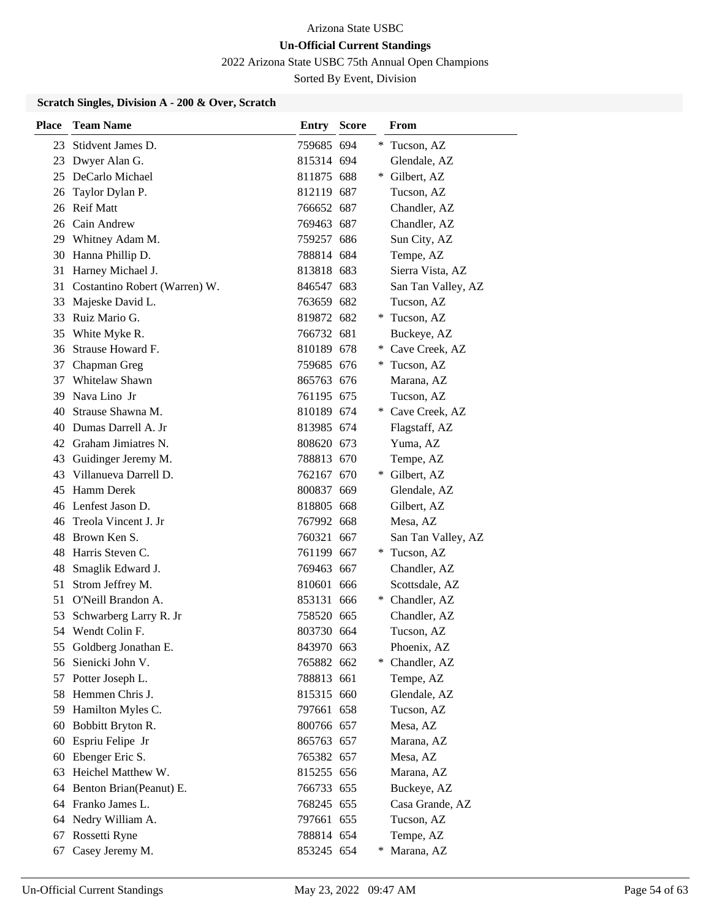Arizona State USBC

**Un-Official Current Standings**

2022 Arizona State USBC 75th Annual Open Champions

Sorted By Event, Division

### Scratch Singles, Division A - 200 & Over, Scratch

| Place | Team Name | Entry | Score | | From |
|---|---|---|---|---|---|
| 23 | Stidvent James D. | 759685 | 694 | * | Tucson, AZ |
| 23 | Dwyer Alan G. | 815314 | 694 | | Glendale, AZ |
| 25 | DeCarlo Michael | 811875 | 688 | * | Gilbert, AZ |
| 26 | Taylor Dylan P. | 812119 | 687 | | Tucson, AZ |
| 26 | Reif Matt | 766652 | 687 | | Chandler, AZ |
| 26 | Cain Andrew | 769463 | 687 | | Chandler, AZ |
| 29 | Whitney Adam M. | 759257 | 686 | | Sun City, AZ |
| 30 | Hanna Phillip D. | 788814 | 684 | | Tempe, AZ |
| 31 | Harney Michael J. | 813818 | 683 | | Sierra Vista, AZ |
| 31 | Costantino Robert (Warren) W. | 846547 | 683 | | San Tan Valley, AZ |
| 33 | Majeske David L. | 763659 | 682 | | Tucson, AZ |
| 33 | Ruiz Mario G. | 819872 | 682 | * | Tucson, AZ |
| 35 | White Myke R. | 766732 | 681 | | Buckeye, AZ |
| 36 | Strause Howard F. | 810189 | 678 | * | Cave Creek, AZ |
| 37 | Chapman Greg | 759685 | 676 | * | Tucson, AZ |
| 37 | Whitelaw Shawn | 865763 | 676 | | Marana, AZ |
| 39 | Nava Lino Jr | 761195 | 675 | | Tucson, AZ |
| 40 | Strause Shawna M. | 810189 | 674 | * | Cave Creek, AZ |
| 40 | Dumas Darrell A. Jr | 813985 | 674 | | Flagstaff, AZ |
| 42 | Graham Jimiatres N. | 808620 | 673 | | Yuma, AZ |
| 43 | Guidinger Jeremy M. | 788813 | 670 | | Tempe, AZ |
| 43 | Villanueva Darrell D. | 762167 | 670 | * | Gilbert, AZ |
| 45 | Hamm Derek | 800837 | 669 | | Glendale, AZ |
| 46 | Lenfest Jason D. | 818805 | 668 | | Gilbert, AZ |
| 46 | Treola Vincent J. Jr | 767992 | 668 | | Mesa, AZ |
| 48 | Brown Ken S. | 760321 | 667 | | San Tan Valley, AZ |
| 48 | Harris Steven C. | 761199 | 667 | * | Tucson, AZ |
| 48 | Smaglik Edward J. | 769463 | 667 | | Chandler, AZ |
| 51 | Strom Jeffrey M. | 810601 | 666 | | Scottsdale, AZ |
| 51 | O'Neill Brandon A. | 853131 | 666 | * | Chandler, AZ |
| 53 | Schwarberg Larry R. Jr | 758520 | 665 | | Chandler, AZ |
| 54 | Wendt Colin F. | 803730 | 664 | | Tucson, AZ |
| 55 | Goldberg Jonathan E. | 843970 | 663 | | Phoenix, AZ |
| 56 | Sienicki John V. | 765882 | 662 | * | Chandler, AZ |
| 57 | Potter Joseph L. | 788813 | 661 | | Tempe, AZ |
| 58 | Hemmen Chris J. | 815315 | 660 | | Glendale, AZ |
| 59 | Hamilton Myles C. | 797661 | 658 | | Tucson, AZ |
| 60 | Bobbitt Bryton R. | 800766 | 657 | | Mesa, AZ |
| 60 | Espriu Felipe Jr | 865763 | 657 | | Marana, AZ |
| 60 | Ebenger Eric S. | 765382 | 657 | | Mesa, AZ |
| 63 | Heichel Matthew W. | 815255 | 656 | | Marana, AZ |
| 64 | Benton Brian(Peanut) E. | 766733 | 655 | | Buckeye, AZ |
| 64 | Franko James L. | 768245 | 655 | | Casa Grande, AZ |
| 64 | Nedry William A. | 797661 | 655 | | Tucson, AZ |
| 67 | Rossetti Ryne | 788814 | 654 | | Tempe, AZ |
| 67 | Casey Jeremy M. | 853245 | 654 | * | Marana, AZ |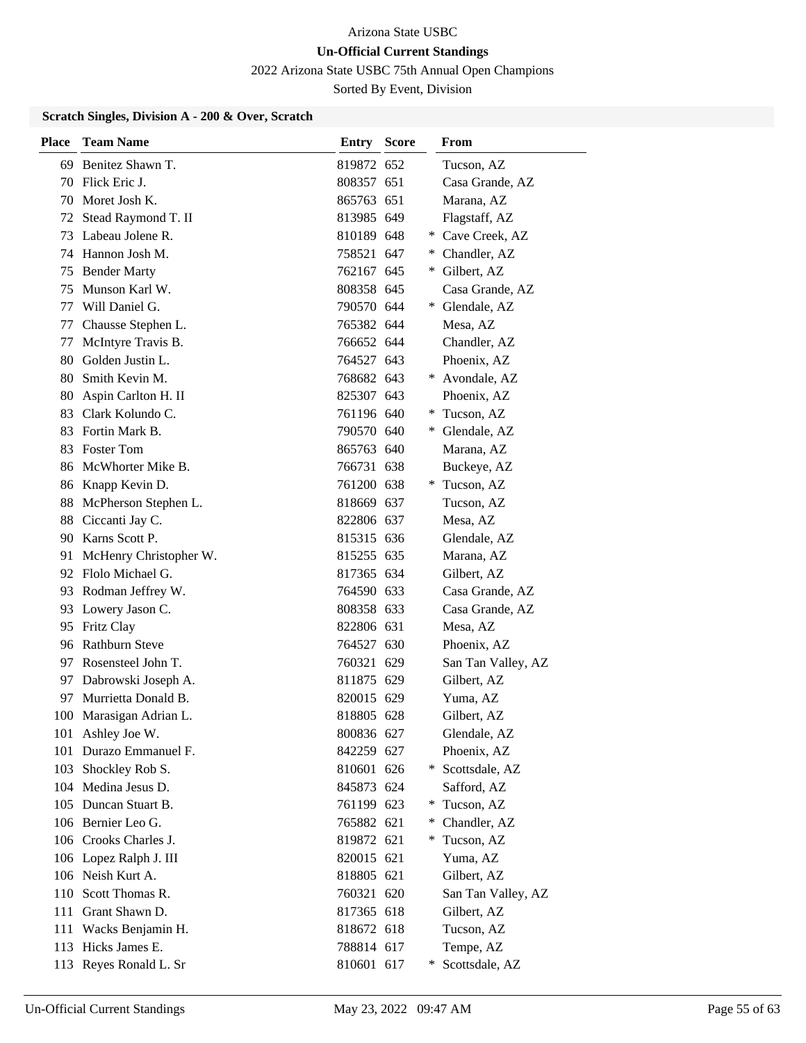Arizona State USBC

**Un-Official Current Standings**

2022 Arizona State USBC 75th Annual Open Champions

Sorted By Event, Division

### Scratch Singles, Division A - 200 & Over, Scratch

| Place | Team Name | Entry | Score | | From |
|---|---|---|---|---|---|
| 69 | Benitez Shawn T. | 819872 | 652 | | Tucson, AZ |
| 70 | Flick Eric J. | 808357 | 651 | | Casa Grande, AZ |
| 70 | Moret Josh K. | 865763 | 651 | | Marana, AZ |
| 72 | Stead Raymond T. II | 813985 | 649 | | Flagstaff, AZ |
| 73 | Labeau Jolene R. | 810189 | 648 | * | Cave Creek, AZ |
| 74 | Hannon Josh M. | 758521 | 647 | * | Chandler, AZ |
| 75 | Bender Marty | 762167 | 645 | * | Gilbert, AZ |
| 75 | Munson Karl W. | 808358 | 645 | | Casa Grande, AZ |
| 77 | Will Daniel G. | 790570 | 644 | * | Glendale, AZ |
| 77 | Chausse Stephen L. | 765382 | 644 | | Mesa, AZ |
| 77 | McIntyre Travis B. | 766652 | 644 | | Chandler, AZ |
| 80 | Golden Justin L. | 764527 | 643 | | Phoenix, AZ |
| 80 | Smith Kevin M. | 768682 | 643 | * | Avondale, AZ |
| 80 | Aspin Carlton H. II | 825307 | 643 | | Phoenix, AZ |
| 83 | Clark Kolundo C. | 761196 | 640 | * | Tucson, AZ |
| 83 | Fortin Mark B. | 790570 | 640 | * | Glendale, AZ |
| 83 | Foster Tom | 865763 | 640 | | Marana, AZ |
| 86 | McWhorter Mike B. | 766731 | 638 | | Buckeye, AZ |
| 86 | Knapp Kevin D. | 761200 | 638 | * | Tucson, AZ |
| 88 | McPherson Stephen L. | 818669 | 637 | | Tucson, AZ |
| 88 | Ciccanti Jay C. | 822806 | 637 | | Mesa, AZ |
| 90 | Karns Scott P. | 815315 | 636 | | Glendale, AZ |
| 91 | McHenry Christopher W. | 815255 | 635 | | Marana, AZ |
| 92 | Flolo Michael G. | 817365 | 634 | | Gilbert, AZ |
| 93 | Rodman Jeffrey W. | 764590 | 633 | | Casa Grande, AZ |
| 93 | Lowery Jason C. | 808358 | 633 | | Casa Grande, AZ |
| 95 | Fritz Clay | 822806 | 631 | | Mesa, AZ |
| 96 | Rathburn Steve | 764527 | 630 | | Phoenix, AZ |
| 97 | Rosensteel John T. | 760321 | 629 | | San Tan Valley, AZ |
| 97 | Dabrowski Joseph A. | 811875 | 629 | | Gilbert, AZ |
| 97 | Murrietta Donald B. | 820015 | 629 | | Yuma, AZ |
| 100 | Marasigan Adrian L. | 818805 | 628 | | Gilbert, AZ |
| 101 | Ashley Joe W. | 800836 | 627 | | Glendale, AZ |
| 101 | Durazo Emmanuel F. | 842259 | 627 | | Phoenix, AZ |
| 103 | Shockley Rob S. | 810601 | 626 | * | Scottsdale, AZ |
| 104 | Medina Jesus D. | 845873 | 624 | | Safford, AZ |
| 105 | Duncan Stuart B. | 761199 | 623 | * | Tucson, AZ |
| 106 | Bernier Leo G. | 765882 | 621 | * | Chandler, AZ |
| 106 | Crooks Charles J. | 819872 | 621 | * | Tucson, AZ |
| 106 | Lopez Ralph J. III | 820015 | 621 | | Yuma, AZ |
| 106 | Neish Kurt A. | 818805 | 621 | | Gilbert, AZ |
| 110 | Scott Thomas R. | 760321 | 620 | | San Tan Valley, AZ |
| 111 | Grant Shawn D. | 817365 | 618 | | Gilbert, AZ |
| 111 | Wacks Benjamin H. | 818672 | 618 | | Tucson, AZ |
| 113 | Hicks James E. | 788814 | 617 | | Tempe, AZ |
| 113 | Reyes Ronald L. Sr | 810601 | 617 | * | Scottsdale, AZ |

Un-Official Current Standings May 23, 2022 09:47 AM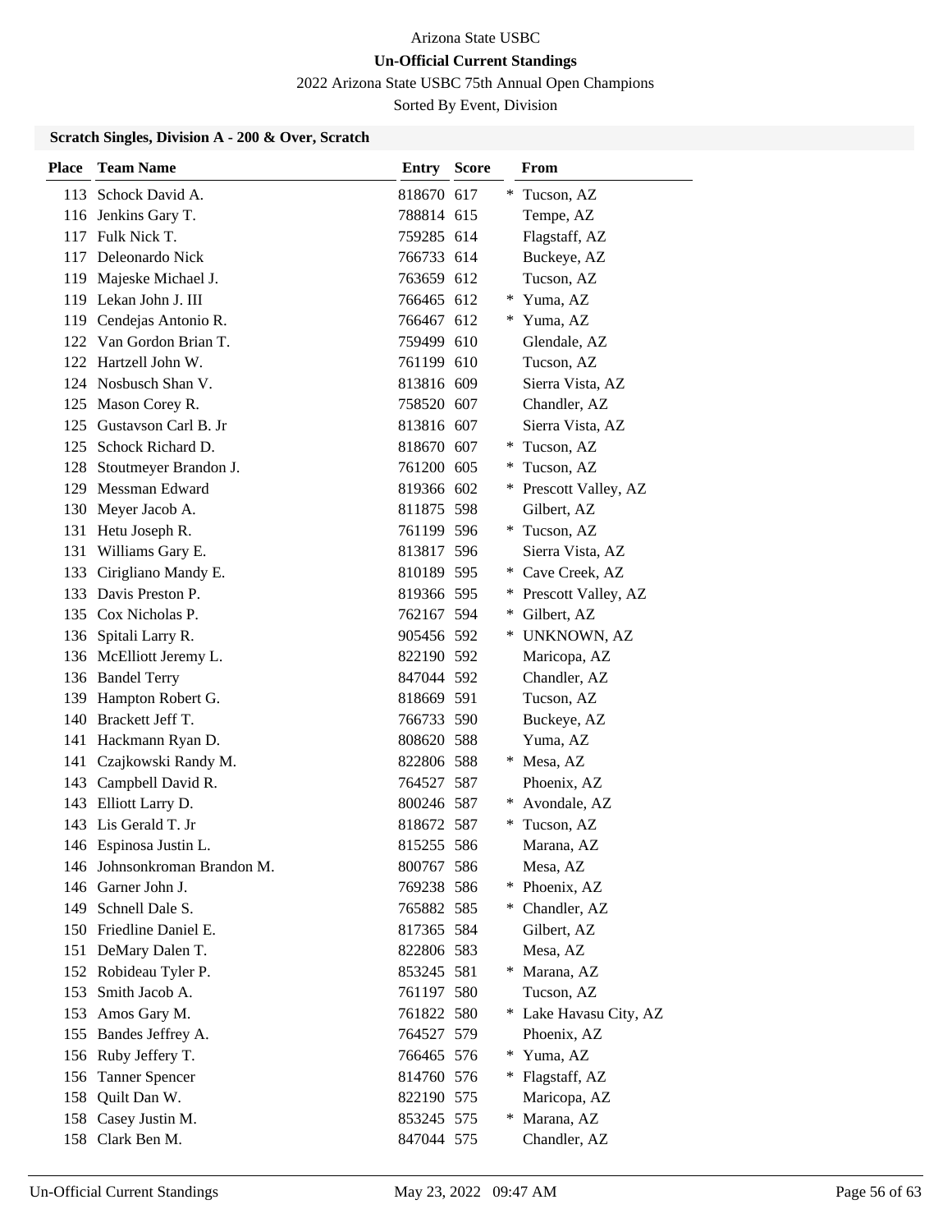Arizona State USBC

**Un-Official Current Standings**

2022 Arizona State USBC 75th Annual Open Champions

Sorted By Event, Division

### Scratch Singles, Division A - 200 & Over, Scratch

| Place | Team Name | Entry | Score | | From |
|---|---|---|---|---|---|
| 113 | Schock David A. | 818670 | 617 | * | Tucson, AZ |
| 116 | Jenkins Gary T. | 788814 | 615 | | Tempe, AZ |
| 117 | Fulk Nick T. | 759285 | 614 | | Flagstaff, AZ |
| 117 | Deleonardo Nick | 766733 | 614 | | Buckeye, AZ |
| 119 | Majeske Michael J. | 763659 | 612 | | Tucson, AZ |
| 119 | Lekan John J. III | 766465 | 612 | * | Yuma, AZ |
| 119 | Cendejas Antonio R. | 766467 | 612 | * | Yuma, AZ |
| 122 | Van Gordon Brian T. | 759499 | 610 | | Glendale, AZ |
| 122 | Hartzell John W. | 761199 | 610 | | Tucson, AZ |
| 124 | Nosbusch Shan V. | 813816 | 609 | | Sierra Vista, AZ |
| 125 | Mason Corey R. | 758520 | 607 | | Chandler, AZ |
| 125 | Gustavson Carl B. Jr | 813816 | 607 | | Sierra Vista, AZ |
| 125 | Schock Richard D. | 818670 | 607 | * | Tucson, AZ |
| 128 | Stoutmeyer Brandon J. | 761200 | 605 | * | Tucson, AZ |
| 129 | Messman Edward | 819366 | 602 | * | Prescott Valley, AZ |
| 130 | Meyer Jacob A. | 811875 | 598 | | Gilbert, AZ |
| 131 | Hetu Joseph R. | 761199 | 596 | * | Tucson, AZ |
| 131 | Williams Gary E. | 813817 | 596 | | Sierra Vista, AZ |
| 133 | Cirigliano Mandy E. | 810189 | 595 | * | Cave Creek, AZ |
| 133 | Davis Preston P. | 819366 | 595 | * | Prescott Valley, AZ |
| 135 | Cox Nicholas P. | 762167 | 594 | * | Gilbert, AZ |
| 136 | Spitali Larry R. | 905456 | 592 | * | UNKNOWN, AZ |
| 136 | McElliott Jeremy L. | 822190 | 592 | | Maricopa, AZ |
| 136 | Bandel Terry | 847044 | 592 | | Chandler, AZ |
| 139 | Hampton Robert G. | 818669 | 591 | | Tucson, AZ |
| 140 | Brackett Jeff T. | 766733 | 590 | | Buckeye, AZ |
| 141 | Hackmann Ryan D. | 808620 | 588 | | Yuma, AZ |
| 141 | Czajkowski Randy M. | 822806 | 588 | * | Mesa, AZ |
| 143 | Campbell David R. | 764527 | 587 | | Phoenix, AZ |
| 143 | Elliott Larry D. | 800246 | 587 | * | Avondale, AZ |
| 143 | Lis Gerald T. Jr | 818672 | 587 | * | Tucson, AZ |
| 146 | Espinosa Justin L. | 815255 | 586 | | Marana, AZ |
| 146 | Johnsonkroman Brandon M. | 800767 | 586 | | Mesa, AZ |
| 146 | Garner John J. | 769238 | 586 | * | Phoenix, AZ |
| 149 | Schnell Dale S. | 765882 | 585 | * | Chandler, AZ |
| 150 | Friedline Daniel E. | 817365 | 584 | | Gilbert, AZ |
| 151 | DeMary Dalen T. | 822806 | 583 | | Mesa, AZ |
| 152 | Robideau Tyler P. | 853245 | 581 | * | Marana, AZ |
| 153 | Smith Jacob A. | 761197 | 580 | | Tucson, AZ |
| 153 | Amos Gary M. | 761822 | 580 | * | Lake Havasu City, AZ |
| 155 | Bandes Jeffrey A. | 764527 | 579 | | Phoenix, AZ |
| 156 | Ruby Jeffery T. | 766465 | 576 | * | Yuma, AZ |
| 156 | Tanner Spencer | 814760 | 576 | * | Flagstaff, AZ |
| 158 | Quilt Dan W. | 822190 | 575 | | Maricopa, AZ |
| 158 | Casey Justin M. | 853245 | 575 | * | Marana, AZ |
| 158 | Clark Ben M. | 847044 | 575 | | Chandler, AZ |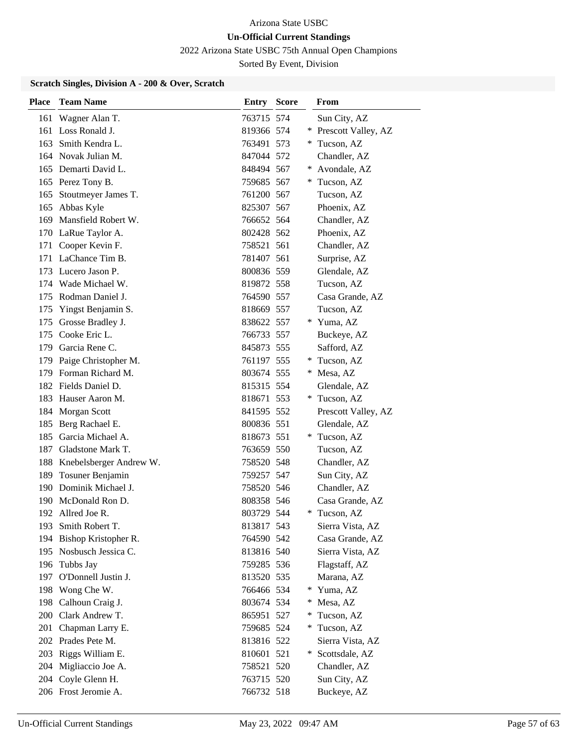Arizona State USBC

**Un-Official Current Standings**

2022 Arizona State USBC 75th Annual Open Champions

Sorted By Event, Division

### Scratch Singles, Division A - 200 & Over, Scratch

| Place | Team Name | Entry | Score | | From |
|---|---|---|---|---|---|
| 161 | Wagner Alan T. | 763715 | 574 | | Sun City, AZ |
| 161 | Loss Ronald J. | 819366 | 574 | * | Prescott Valley, AZ |
| 163 | Smith Kendra L. | 763491 | 573 | * | Tucson, AZ |
| 164 | Novak Julian M. | 847044 | 572 | | Chandler, AZ |
| 165 | Demarti David L. | 848494 | 567 | * | Avondale, AZ |
| 165 | Perez Tony B. | 759685 | 567 | * | Tucson, AZ |
| 165 | Stoutmeyer James T. | 761200 | 567 | | Tucson, AZ |
| 165 | Abbas Kyle | 825307 | 567 | | Phoenix, AZ |
| 169 | Mansfield Robert W. | 766652 | 564 | | Chandler, AZ |
| 170 | LaRue Taylor A. | 802428 | 562 | | Phoenix, AZ |
| 171 | Cooper Kevin F. | 758521 | 561 | | Chandler, AZ |
| 171 | LaChance Tim B. | 781407 | 561 | | Surprise, AZ |
| 173 | Lucero Jason P. | 800836 | 559 | | Glendale, AZ |
| 174 | Wade Michael W. | 819872 | 558 | | Tucson, AZ |
| 175 | Rodman Daniel J. | 764590 | 557 | | Casa Grande, AZ |
| 175 | Yingst Benjamin S. | 818669 | 557 | | Tucson, AZ |
| 175 | Grosse Bradley J. | 838622 | 557 | * | Yuma, AZ |
| 175 | Cooke Eric L. | 766733 | 557 | | Buckeye, AZ |
| 179 | Garcia Rene C. | 845873 | 555 | | Safford, AZ |
| 179 | Paige Christopher M. | 761197 | 555 | * | Tucson, AZ |
| 179 | Forman Richard M. | 803674 | 555 | * | Mesa, AZ |
| 182 | Fields Daniel D. | 815315 | 554 | | Glendale, AZ |
| 183 | Hauser Aaron M. | 818671 | 553 | * | Tucson, AZ |
| 184 | Morgan Scott | 841595 | 552 | | Prescott Valley, AZ |
| 185 | Berg Rachael E. | 800836 | 551 | | Glendale, AZ |
| 185 | Garcia Michael A. | 818673 | 551 | * | Tucson, AZ |
| 187 | Gladstone Mark T. | 763659 | 550 | | Tucson, AZ |
| 188 | Knebelsberger Andrew W. | 758520 | 548 | | Chandler, AZ |
| 189 | Tosuner Benjamin | 759257 | 547 | | Sun City, AZ |
| 190 | Dominik Michael J. | 758520 | 546 | | Chandler, AZ |
| 190 | McDonald Ron D. | 808358 | 546 | | Casa Grande, AZ |
| 192 | Allred Joe R. | 803729 | 544 | * | Tucson, AZ |
| 193 | Smith Robert T. | 813817 | 543 | | Sierra Vista, AZ |
| 194 | Bishop Kristopher R. | 764590 | 542 | | Casa Grande, AZ |
| 195 | Nosbusch Jessica C. | 813816 | 540 | | Sierra Vista, AZ |
| 196 | Tubbs Jay | 759285 | 536 | | Flagstaff, AZ |
| 197 | O'Donnell Justin J. | 813520 | 535 | | Marana, AZ |
| 198 | Wong Che W. | 766466 | 534 | * | Yuma, AZ |
| 198 | Calhoun Craig J. | 803674 | 534 | * | Mesa, AZ |
| 200 | Clark Andrew T. | 865951 | 527 | * | Tucson, AZ |
| 201 | Chapman Larry E. | 759685 | 524 | * | Tucson, AZ |
| 202 | Prades Pete M. | 813816 | 522 | | Sierra Vista, AZ |
| 203 | Riggs William E. | 810601 | 521 | * | Scottsdale, AZ |
| 204 | Migliaccio Joe A. | 758521 | 520 | | Chandler, AZ |
| 204 | Coyle Glenn H. | 763715 | 520 | | Sun City, AZ |
| 206 | Frost Jeromie A. | 766732 | 518 | | Buckeye, AZ |

Un-Official Current Standings May 23, 2022 09:47 AM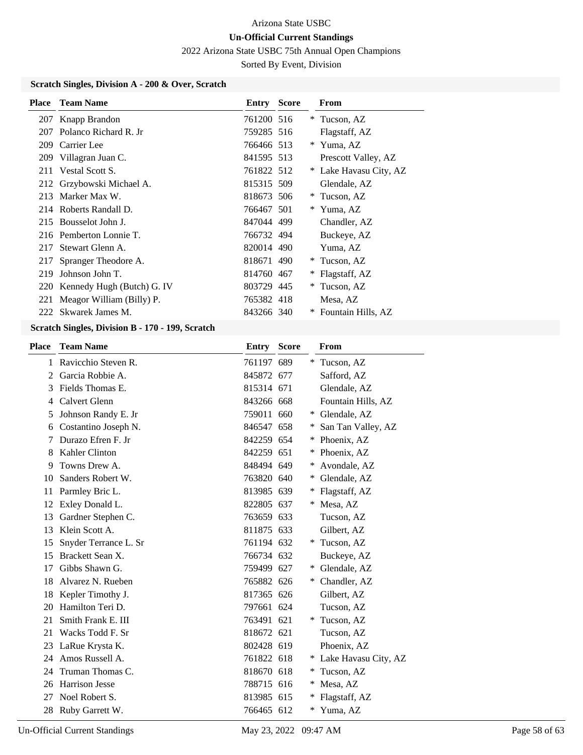Arizona State USBC

**Un-Official Current Standings**

2022 Arizona State USBC 75th Annual Open Champions

Sorted By Event, Division

### Scratch Singles, Division A - 200 & Over, Scratch

| Place | Team Name | Entry | Score | | From |
|---|---|---|---|---|---|
| 207 | Knapp Brandon | 761200 | 516 | * | Tucson, AZ |
| 207 | Polanco Richard R. Jr | 759285 | 516 | | Flagstaff, AZ |
| 209 | Carrier Lee | 766466 | 513 | * | Yuma, AZ |
| 209 | Villagran Juan C. | 841595 | 513 | | Prescott Valley, AZ |
| 211 | Vestal Scott S. | 761822 | 512 | * | Lake Havasu City, AZ |
| 212 | Grzybowski Michael A. | 815315 | 509 | | Glendale, AZ |
| 213 | Marker Max W. | 818673 | 506 | * | Tucson, AZ |
| 214 | Roberts Randall D. | 766467 | 501 | * | Yuma, AZ |
| 215 | Bousselot John J. | 847044 | 499 | | Chandler, AZ |
| 216 | Pemberton Lonnie T. | 766732 | 494 | | Buckeye, AZ |
| 217 | Stewart Glenn A. | 820014 | 490 | | Yuma, AZ |
| 217 | Spranger Theodore A. | 818671 | 490 | * | Tucson, AZ |
| 219 | Johnson John T. | 814760 | 467 | * | Flagstaff, AZ |
| 220 | Kennedy Hugh (Butch) G. IV | 803729 | 445 | * | Tucson, AZ |
| 221 | Meagor William (Billy) P. | 765382 | 418 | | Mesa, AZ |
| 222 | Skwarek James M. | 843266 | 340 | * | Fountain Hills, AZ |

### Scratch Singles, Division B - 170 - 199, Scratch

| Place | Team Name | Entry | Score | | From |
|---|---|---|---|---|---|
| 1 | Ravicchio Steven R. | 761197 | 689 | * | Tucson, AZ |
| 2 | Garcia Robbie A. | 845872 | 677 | | Safford, AZ |
| 3 | Fields Thomas E. | 815314 | 671 | | Glendale, AZ |
| 4 | Calvert Glenn | 843266 | 668 | | Fountain Hills, AZ |
| 5 | Johnson Randy E. Jr | 759011 | 660 | * | Glendale, AZ |
| 6 | Costantino Joseph N. | 846547 | 658 | * | San Tan Valley, AZ |
| 7 | Durazo Efren F. Jr | 842259 | 654 | * | Phoenix, AZ |
| 8 | Kahler Clinton | 842259 | 651 | * | Phoenix, AZ |
| 9 | Towns Drew A. | 848494 | 649 | * | Avondale, AZ |
| 10 | Sanders Robert W. | 763820 | 640 | * | Glendale, AZ |
| 11 | Parmley Bric L. | 813985 | 639 | * | Flagstaff, AZ |
| 12 | Exley Donald L. | 822805 | 637 | * | Mesa, AZ |
| 13 | Gardner Stephen C. | 763659 | 633 | | Tucson, AZ |
| 13 | Klein Scott A. | 811875 | 633 | | Gilbert, AZ |
| 15 | Snyder Terrance L. Sr | 761194 | 632 | * | Tucson, AZ |
| 15 | Brackett Sean X. | 766734 | 632 | | Buckeye, AZ |
| 17 | Gibbs Shawn G. | 759499 | 627 | * | Glendale, AZ |
| 18 | Alvarez N. Rueben | 765882 | 626 | * | Chandler, AZ |
| 18 | Kepler Timothy J. | 817365 | 626 | | Gilbert, AZ |
| 20 | Hamilton Teri D. | 797661 | 624 | | Tucson, AZ |
| 21 | Smith Frank E. III | 763491 | 621 | * | Tucson, AZ |
| 21 | Wacks Todd F. Sr | 818672 | 621 | | Tucson, AZ |
| 23 | LaRue Krysta K. | 802428 | 619 | | Phoenix, AZ |
| 24 | Amos Russell A. | 761822 | 618 | * | Lake Havasu City, AZ |
| 24 | Truman Thomas C. | 818670 | 618 | * | Tucson, AZ |
| 26 | Harrison Jesse | 788715 | 616 | * | Mesa, AZ |
| 27 | Noel Robert S. | 813985 | 615 | * | Flagstaff, AZ |
| 28 | Ruby Garrett W. | 766465 | 612 | * | Yuma, AZ |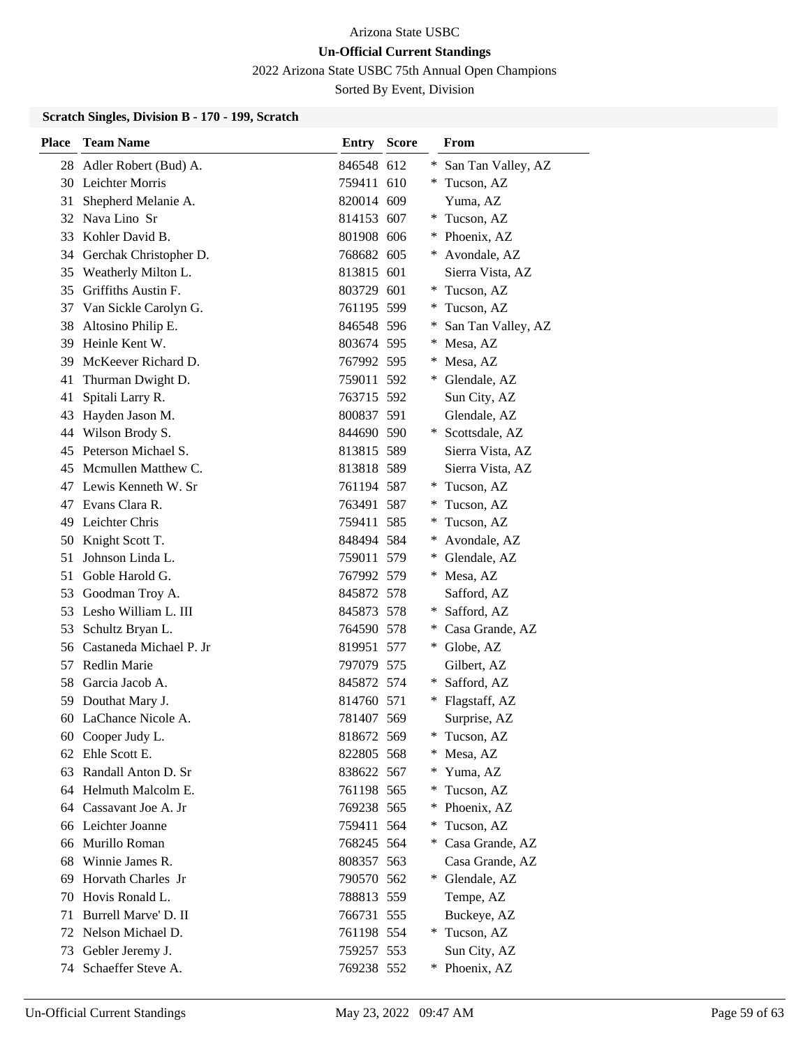Arizona State USBC

**Un-Official Current Standings**

2022 Arizona State USBC 75th Annual Open Champions

Sorted By Event, Division

### Scratch Singles, Division B - 170 - 199, Scratch

| Place | Team Name | Entry | Score | | From |
|---|---|---|---|---|---|
| 28 | Adler Robert (Bud) A. | 846548 | 612 | * | San Tan Valley, AZ |
| 30 | Leichter Morris | 759411 | 610 | * | Tucson, AZ |
| 31 | Shepherd Melanie A. | 820014 | 609 | | Yuma, AZ |
| 32 | Nava Lino Sr | 814153 | 607 | * | Tucson, AZ |
| 33 | Kohler David B. | 801908 | 606 | * | Phoenix, AZ |
| 34 | Gerchak Christopher D. | 768682 | 605 | * | Avondale, AZ |
| 35 | Weatherly Milton L. | 813815 | 601 | | Sierra Vista, AZ |
| 35 | Griffiths Austin F. | 803729 | 601 | * | Tucson, AZ |
| 37 | Van Sickle Carolyn G. | 761195 | 599 | * | Tucson, AZ |
| 38 | Altosino Philip E. | 846548 | 596 | * | San Tan Valley, AZ |
| 39 | Heinle Kent W. | 803674 | 595 | * | Mesa, AZ |
| 39 | McKeever Richard D. | 767992 | 595 | * | Mesa, AZ |
| 41 | Thurman Dwight D. | 759011 | 592 | * | Glendale, AZ |
| 41 | Spitali Larry R. | 763715 | 592 | | Sun City, AZ |
| 43 | Hayden Jason M. | 800837 | 591 | | Glendale, AZ |
| 44 | Wilson Brody S. | 844690 | 590 | * | Scottsdale, AZ |
| 45 | Peterson Michael S. | 813815 | 589 | | Sierra Vista, AZ |
| 45 | Mcmullen Matthew C. | 813818 | 589 | | Sierra Vista, AZ |
| 47 | Lewis Kenneth W. Sr | 761194 | 587 | * | Tucson, AZ |
| 47 | Evans Clara R. | 763491 | 587 | * | Tucson, AZ |
| 49 | Leichter Chris | 759411 | 585 | * | Tucson, AZ |
| 50 | Knight Scott T. | 848494 | 584 | * | Avondale, AZ |
| 51 | Johnson Linda L. | 759011 | 579 | * | Glendale, AZ |
| 51 | Goble Harold G. | 767992 | 579 | * | Mesa, AZ |
| 53 | Goodman Troy A. | 845872 | 578 | | Safford, AZ |
| 53 | Lesho William L. III | 845873 | 578 | * | Safford, AZ |
| 53 | Schultz Bryan L. | 764590 | 578 | * | Casa Grande, AZ |
| 56 | Castaneda Michael P. Jr | 819951 | 577 | * | Globe, AZ |
| 57 | Redlin Marie | 797079 | 575 | | Gilbert, AZ |
| 58 | Garcia Jacob A. | 845872 | 574 | * | Safford, AZ |
| 59 | Douthat Mary J. | 814760 | 571 | * | Flagstaff, AZ |
| 60 | LaChance Nicole A. | 781407 | 569 | | Surprise, AZ |
| 60 | Cooper Judy L. | 818672 | 569 | * | Tucson, AZ |
| 62 | Ehle Scott E. | 822805 | 568 | * | Mesa, AZ |
| 63 | Randall Anton D. Sr | 838622 | 567 | * | Yuma, AZ |
| 64 | Helmuth Malcolm E. | 761198 | 565 | * | Tucson, AZ |
| 64 | Cassavant Joe A. Jr | 769238 | 565 | * | Phoenix, AZ |
| 66 | Leichter Joanne | 759411 | 564 | * | Tucson, AZ |
| 66 | Murillo Roman | 768245 | 564 | * | Casa Grande, AZ |
| 68 | Winnie James R. | 808357 | 563 | | Casa Grande, AZ |
| 69 | Horvath Charles Jr | 790570 | 562 | * | Glendale, AZ |
| 70 | Hovis Ronald L. | 788813 | 559 | | Tempe, AZ |
| 71 | Burrell Marve' D. II | 766731 | 555 | | Buckeye, AZ |
| 72 | Nelson Michael D. | 761198 | 554 | * | Tucson, AZ |
| 73 | Gebler Jeremy J. | 759257 | 553 | | Sun City, AZ |
| 74 | Schaeffer Steve A. | 769238 | 552 | * | Phoenix, AZ |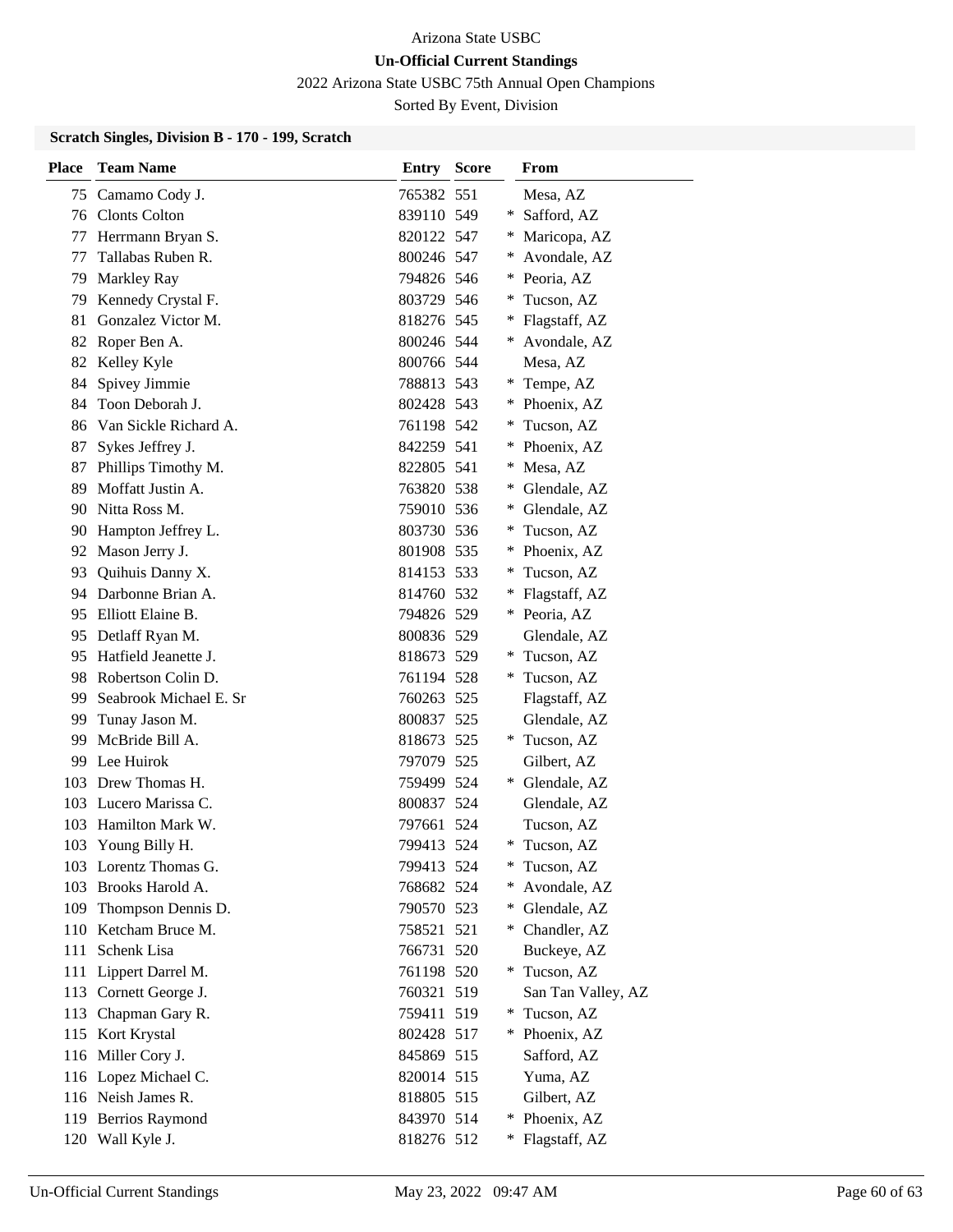Arizona State USBC

**Un-Official Current Standings**

2022 Arizona State USBC 75th Annual Open Champions

Sorted By Event, Division

### Scratch Singles, Division B - 170 - 199, Scratch

| Place | Team Name | Entry | Score | | From |
|---|---|---|---|---|---|
| 75 | Camamo Cody J. | 765382 | 551 | | Mesa, AZ |
| 76 | Clonts Colton | 839110 | 549 | * | Safford, AZ |
| 77 | Herrmann Bryan S. | 820122 | 547 | * | Maricopa, AZ |
| 77 | Tallabas Ruben R. | 800246 | 547 | * | Avondale, AZ |
| 79 | Markley Ray | 794826 | 546 | * | Peoria, AZ |
| 79 | Kennedy Crystal F. | 803729 | 546 | * | Tucson, AZ |
| 81 | Gonzalez Victor M. | 818276 | 545 | * | Flagstaff, AZ |
| 82 | Roper Ben A. | 800246 | 544 | * | Avondale, AZ |
| 82 | Kelley Kyle | 800766 | 544 | | Mesa, AZ |
| 84 | Spivey Jimmie | 788813 | 543 | * | Tempe, AZ |
| 84 | Toon Deborah J. | 802428 | 543 | * | Phoenix, AZ |
| 86 | Van Sickle Richard A. | 761198 | 542 | * | Tucson, AZ |
| 87 | Sykes Jeffrey J. | 842259 | 541 | * | Phoenix, AZ |
| 87 | Phillips Timothy M. | 822805 | 541 | * | Mesa, AZ |
| 89 | Moffatt Justin A. | 763820 | 538 | * | Glendale, AZ |
| 90 | Nitta Ross M. | 759010 | 536 | * | Glendale, AZ |
| 90 | Hampton Jeffrey L. | 803730 | 536 | * | Tucson, AZ |
| 92 | Mason Jerry J. | 801908 | 535 | * | Phoenix, AZ |
| 93 | Quihuis Danny X. | 814153 | 533 | * | Tucson, AZ |
| 94 | Darbonne Brian A. | 814760 | 532 | * | Flagstaff, AZ |
| 95 | Elliott Elaine B. | 794826 | 529 | * | Peoria, AZ |
| 95 | Detlaff Ryan M. | 800836 | 529 | | Glendale, AZ |
| 95 | Hatfield Jeanette J. | 818673 | 529 | * | Tucson, AZ |
| 98 | Robertson Colin D. | 761194 | 528 | * | Tucson, AZ |
| 99 | Seabrook Michael E. Sr | 760263 | 525 | | Flagstaff, AZ |
| 99 | Tunay Jason M. | 800837 | 525 | | Glendale, AZ |
| 99 | McBride Bill A. | 818673 | 525 | * | Tucson, AZ |
| 99 | Lee Huirok | 797079 | 525 | | Gilbert, AZ |
| 103 | Drew Thomas H. | 759499 | 524 | * | Glendale, AZ |
| 103 | Lucero Marissa C. | 800837 | 524 | | Glendale, AZ |
| 103 | Hamilton Mark W. | 797661 | 524 | | Tucson, AZ |
| 103 | Young Billy H. | 799413 | 524 | * | Tucson, AZ |
| 103 | Lorentz Thomas G. | 799413 | 524 | * | Tucson, AZ |
| 103 | Brooks Harold A. | 768682 | 524 | * | Avondale, AZ |
| 109 | Thompson Dennis D. | 790570 | 523 | * | Glendale, AZ |
| 110 | Ketcham Bruce M. | 758521 | 521 | * | Chandler, AZ |
| 111 | Schenk Lisa | 766731 | 520 | | Buckeye, AZ |
| 111 | Lippert Darrel M. | 761198 | 520 | * | Tucson, AZ |
| 113 | Cornett George J. | 760321 | 519 | | San Tan Valley, AZ |
| 113 | Chapman Gary R. | 759411 | 519 | * | Tucson, AZ |
| 115 | Kort Krystal | 802428 | 517 | * | Phoenix, AZ |
| 116 | Miller Cory J. | 845869 | 515 | | Safford, AZ |
| 116 | Lopez Michael C. | 820014 | 515 | | Yuma, AZ |
| 116 | Neish James R. | 818805 | 515 | | Gilbert, AZ |
| 119 | Berrios Raymond | 843970 | 514 | * | Phoenix, AZ |
| 120 | Wall Kyle J. | 818276 | 512 | * | Flagstaff, AZ |

Un-Official Current Standings May 23, 2022 09:47 AM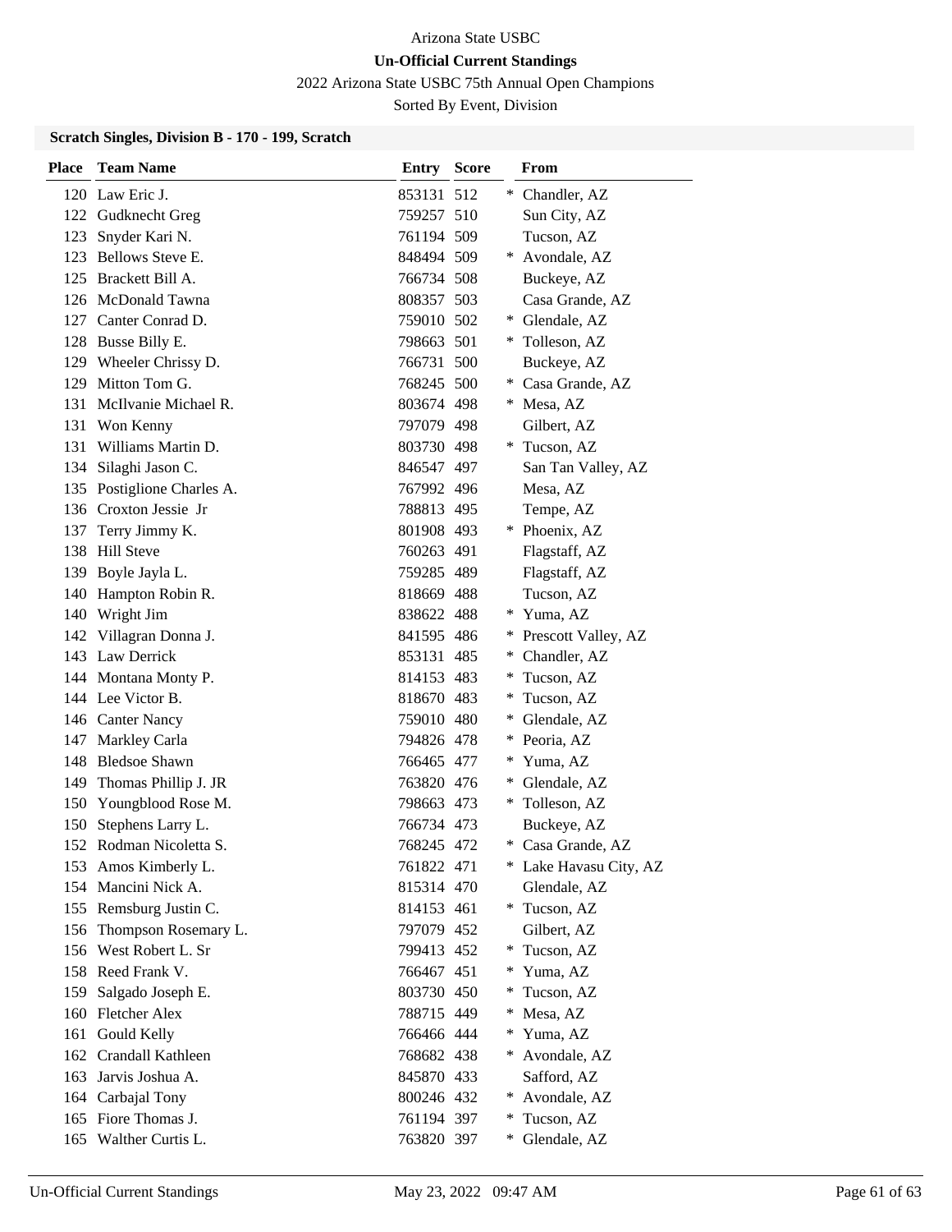Arizona State USBC

**Un-Official Current Standings**

2022 Arizona State USBC 75th Annual Open Champions

Sorted By Event, Division

### Scratch Singles, Division B - 170 - 199, Scratch

| Place | Team Name | Entry | Score | | From |
|---|---|---|---|---|---|
| 120 | Law Eric J. | 853131 | 512 | * | Chandler, AZ |
| 122 | Gudknecht Greg | 759257 | 510 | | Sun City, AZ |
| 123 | Snyder Kari N. | 761194 | 509 | | Tucson, AZ |
| 123 | Bellows Steve E. | 848494 | 509 | * | Avondale, AZ |
| 125 | Brackett Bill A. | 766734 | 508 | | Buckeye, AZ |
| 126 | McDonald Tawna | 808357 | 503 | | Casa Grande, AZ |
| 127 | Canter Conrad D. | 759010 | 502 | * | Glendale, AZ |
| 128 | Busse Billy E. | 798663 | 501 | * | Tolleson, AZ |
| 129 | Wheeler Chrissy D. | 766731 | 500 | | Buckeye, AZ |
| 129 | Mitton Tom G. | 768245 | 500 | * | Casa Grande, AZ |
| 131 | McIlvanie Michael R. | 803674 | 498 | * | Mesa, AZ |
| 131 | Won Kenny | 797079 | 498 | | Gilbert, AZ |
| 131 | Williams Martin D. | 803730 | 498 | * | Tucson, AZ |
| 134 | Silaghi Jason C. | 846547 | 497 | | San Tan Valley, AZ |
| 135 | Postiglione Charles A. | 767992 | 496 | | Mesa, AZ |
| 136 | Croxton Jessie Jr | 788813 | 495 | | Tempe, AZ |
| 137 | Terry Jimmy K. | 801908 | 493 | * | Phoenix, AZ |
| 138 | Hill Steve | 760263 | 491 | | Flagstaff, AZ |
| 139 | Boyle Jayla L. | 759285 | 489 | | Flagstaff, AZ |
| 140 | Hampton Robin R. | 818669 | 488 | | Tucson, AZ |
| 140 | Wright Jim | 838622 | 488 | * | Yuma, AZ |
| 142 | Villagran Donna J. | 841595 | 486 | * | Prescott Valley, AZ |
| 143 | Law Derrick | 853131 | 485 | * | Chandler, AZ |
| 144 | Montana Monty P. | 814153 | 483 | * | Tucson, AZ |
| 144 | Lee Victor B. | 818670 | 483 | * | Tucson, AZ |
| 146 | Canter Nancy | 759010 | 480 | * | Glendale, AZ |
| 147 | Markley Carla | 794826 | 478 | * | Peoria, AZ |
| 148 | Bledsoe Shawn | 766465 | 477 | * | Yuma, AZ |
| 149 | Thomas Phillip J. JR | 763820 | 476 | * | Glendale, AZ |
| 150 | Youngblood Rose M. | 798663 | 473 | * | Tolleson, AZ |
| 150 | Stephens Larry L. | 766734 | 473 | | Buckeye, AZ |
| 152 | Rodman Nicoletta S. | 768245 | 472 | * | Casa Grande, AZ |
| 153 | Amos Kimberly L. | 761822 | 471 | * | Lake Havasu City, AZ |
| 154 | Mancini Nick A. | 815314 | 470 | | Glendale, AZ |
| 155 | Remsburg Justin C. | 814153 | 461 | * | Tucson, AZ |
| 156 | Thompson Rosemary L. | 797079 | 452 | | Gilbert, AZ |
| 156 | West Robert L. Sr | 799413 | 452 | * | Tucson, AZ |
| 158 | Reed Frank V. | 766467 | 451 | * | Yuma, AZ |
| 159 | Salgado Joseph E. | 803730 | 450 | * | Tucson, AZ |
| 160 | Fletcher Alex | 788715 | 449 | * | Mesa, AZ |
| 161 | Gould Kelly | 766466 | 444 | * | Yuma, AZ |
| 162 | Crandall Kathleen | 768682 | 438 | * | Avondale, AZ |
| 163 | Jarvis Joshua A. | 845870 | 433 | | Safford, AZ |
| 164 | Carbajal Tony | 800246 | 432 | * | Avondale, AZ |
| 165 | Fiore Thomas J. | 761194 | 397 | * | Tucson, AZ |
| 165 | Walther Curtis L. | 763820 | 397 | * | Glendale, AZ |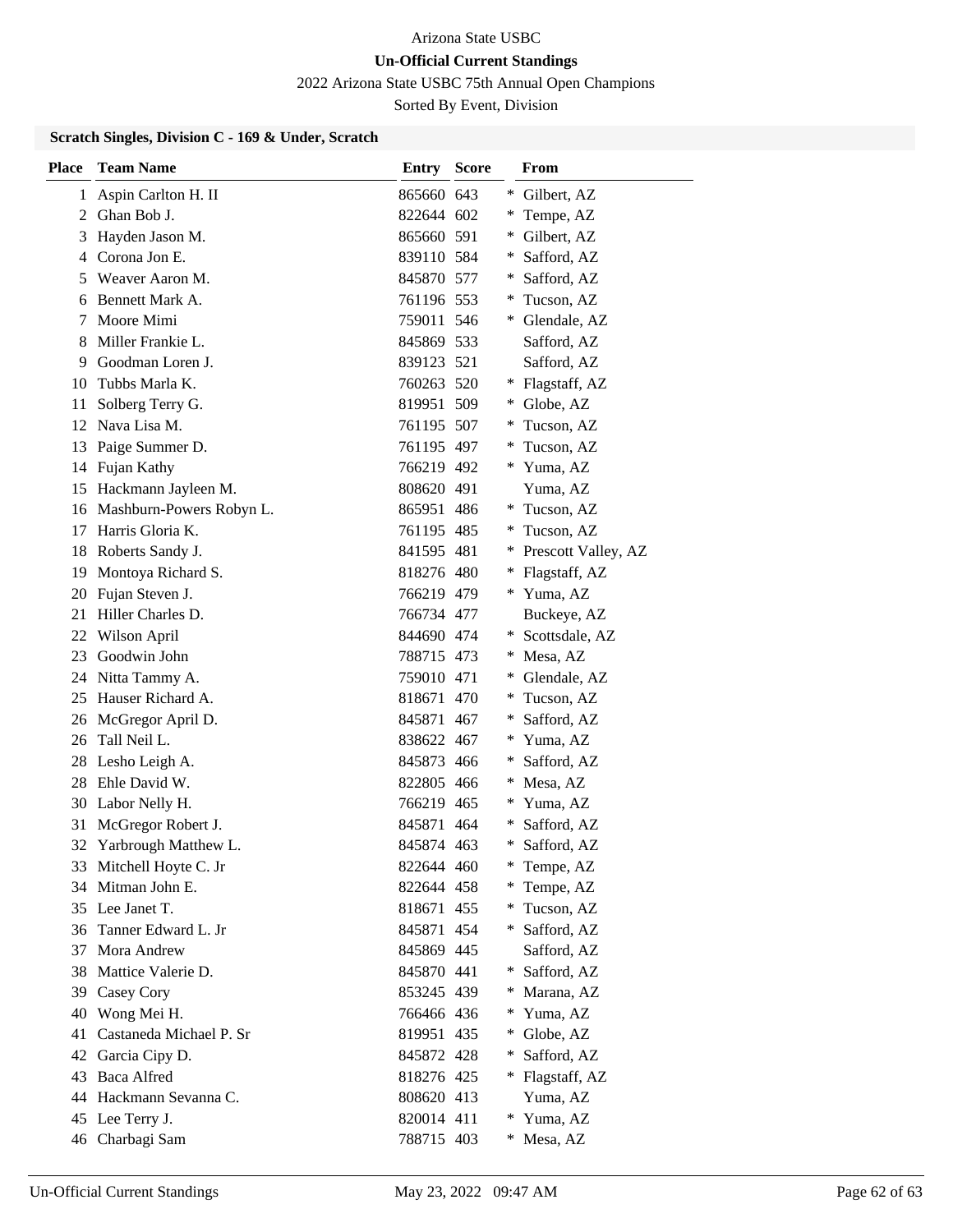Arizona State USBC

**Un-Official Current Standings**

2022 Arizona State USBC 75th Annual Open Champions

Sorted By Event, Division

### Scratch Singles, Division C - 169 & Under, Scratch

| Place | Team Name | Entry | Score | | From |
|---|---|---|---|---|---|
| 1 | Aspin Carlton H. II | 865660 | 643 | * | Gilbert, AZ |
| 2 | Ghan Bob J. | 822644 | 602 | * | Tempe, AZ |
| 3 | Hayden Jason M. | 865660 | 591 | * | Gilbert, AZ |
| 4 | Corona Jon E. | 839110 | 584 | * | Safford, AZ |
| 5 | Weaver Aaron M. | 845870 | 577 | * | Safford, AZ |
| 6 | Bennett Mark A. | 761196 | 553 | * | Tucson, AZ |
| 7 | Moore Mimi | 759011 | 546 | * | Glendale, AZ |
| 8 | Miller Frankie L. | 845869 | 533 | | Safford, AZ |
| 9 | Goodman Loren J. | 839123 | 521 | | Safford, AZ |
| 10 | Tubbs Marla K. | 760263 | 520 | * | Flagstaff, AZ |
| 11 | Solberg Terry G. | 819951 | 509 | * | Globe, AZ |
| 12 | Nava Lisa M. | 761195 | 507 | * | Tucson, AZ |
| 13 | Paige Summer D. | 761195 | 497 | * | Tucson, AZ |
| 14 | Fujan Kathy | 766219 | 492 | * | Yuma, AZ |
| 15 | Hackmann Jayleen M. | 808620 | 491 | | Yuma, AZ |
| 16 | Mashburn-Powers Robyn L. | 865951 | 486 | * | Tucson, AZ |
| 17 | Harris Gloria K. | 761195 | 485 | * | Tucson, AZ |
| 18 | Roberts Sandy J. | 841595 | 481 | * | Prescott Valley, AZ |
| 19 | Montoya Richard S. | 818276 | 480 | * | Flagstaff, AZ |
| 20 | Fujan Steven J. | 766219 | 479 | * | Yuma, AZ |
| 21 | Hiller Charles D. | 766734 | 477 | | Buckeye, AZ |
| 22 | Wilson April | 844690 | 474 | * | Scottsdale, AZ |
| 23 | Goodwin John | 788715 | 473 | * | Mesa, AZ |
| 24 | Nitta Tammy A. | 759010 | 471 | * | Glendale, AZ |
| 25 | Hauser Richard A. | 818671 | 470 | * | Tucson, AZ |
| 26 | McGregor April D. | 845871 | 467 | * | Safford, AZ |
| 26 | Tall Neil L. | 838622 | 467 | * | Yuma, AZ |
| 28 | Lesho Leigh A. | 845873 | 466 | * | Safford, AZ |
| 28 | Ehle David W. | 822805 | 466 | * | Mesa, AZ |
| 30 | Labor Nelly H. | 766219 | 465 | * | Yuma, AZ |
| 31 | McGregor Robert J. | 845871 | 464 | * | Safford, AZ |
| 32 | Yarbrough Matthew L. | 845874 | 463 | * | Safford, AZ |
| 33 | Mitchell Hoyte C. Jr | 822644 | 460 | * | Tempe, AZ |
| 34 | Mitman John E. | 822644 | 458 | * | Tempe, AZ |
| 35 | Lee Janet T. | 818671 | 455 | * | Tucson, AZ |
| 36 | Tanner Edward L. Jr | 845871 | 454 | * | Safford, AZ |
| 37 | Mora Andrew | 845869 | 445 | | Safford, AZ |
| 38 | Mattice Valerie D. | 845870 | 441 | * | Safford, AZ |
| 39 | Casey Cory | 853245 | 439 | * | Marana, AZ |
| 40 | Wong Mei H. | 766466 | 436 | * | Yuma, AZ |
| 41 | Castaneda Michael P. Sr | 819951 | 435 | * | Globe, AZ |
| 42 | Garcia Cipy D. | 845872 | 428 | * | Safford, AZ |
| 43 | Baca Alfred | 818276 | 425 | * | Flagstaff, AZ |
| 44 | Hackmann Sevanna C. | 808620 | 413 | | Yuma, AZ |
| 45 | Lee Terry J. | 820014 | 411 | * | Yuma, AZ |
| 46 | Charbagi Sam | 788715 | 403 | * | Mesa, AZ |

Un-Official Current Standings May 23, 2022 09:47 AM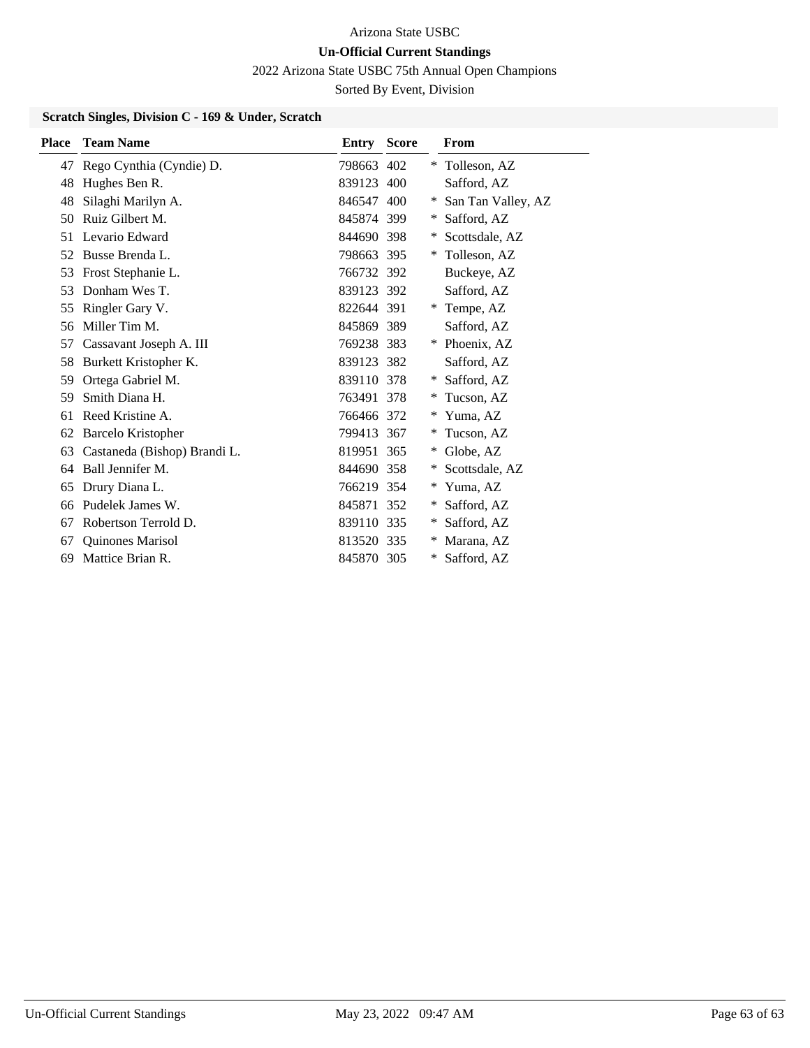Arizona State USBC

**Un-Official Current Standings**

2022 Arizona State USBC 75th Annual Open Champions

Sorted By Event, Division

### Scratch Singles, Division C - 169 & Under, Scratch

| Place | Team Name | Entry | Score | | From |
|---|---|---|---|---|---|
| 47 | Rego Cynthia (Cyndie) D. | 798663 | 402 | * | Tolleson, AZ |
| 48 | Hughes Ben R. | 839123 | 400 | | Safford, AZ |
| 48 | Silaghi Marilyn A. | 846547 | 400 | * | San Tan Valley, AZ |
| 50 | Ruiz Gilbert M. | 845874 | 399 | * | Safford, AZ |
| 51 | Levario Edward | 844690 | 398 | * | Scottsdale, AZ |
| 52 | Busse Brenda L. | 798663 | 395 | * | Tolleson, AZ |
| 53 | Frost Stephanie L. | 766732 | 392 | | Buckeye, AZ |
| 53 | Donham Wes T. | 839123 | 392 | | Safford, AZ |
| 55 | Ringler Gary V. | 822644 | 391 | * | Tempe, AZ |
| 56 | Miller Tim M. | 845869 | 389 | | Safford, AZ |
| 57 | Cassavant Joseph A. III | 769238 | 383 | * | Phoenix, AZ |
| 58 | Burkett Kristopher K. | 839123 | 382 | | Safford, AZ |
| 59 | Ortega Gabriel M. | 839110 | 378 | * | Safford, AZ |
| 59 | Smith Diana H. | 763491 | 378 | * | Tucson, AZ |
| 61 | Reed Kristine A. | 766466 | 372 | * | Yuma, AZ |
| 62 | Barcelo Kristopher | 799413 | 367 | * | Tucson, AZ |
| 63 | Castaneda (Bishop) Brandi L. | 819951 | 365 | * | Globe, AZ |
| 64 | Ball Jennifer M. | 844690 | 358 | * | Scottsdale, AZ |
| 65 | Drury Diana L. | 766219 | 354 | * | Yuma, AZ |
| 66 | Pudelek James W. | 845871 | 352 | * | Safford, AZ |
| 67 | Robertson Terrold D. | 839110 | 335 | * | Safford, AZ |
| 67 | Quinones Marisol | 813520 | 335 | * | Marana, AZ |
| 69 | Mattice Brian R. | 845870 | 305 | * | Safford, AZ |